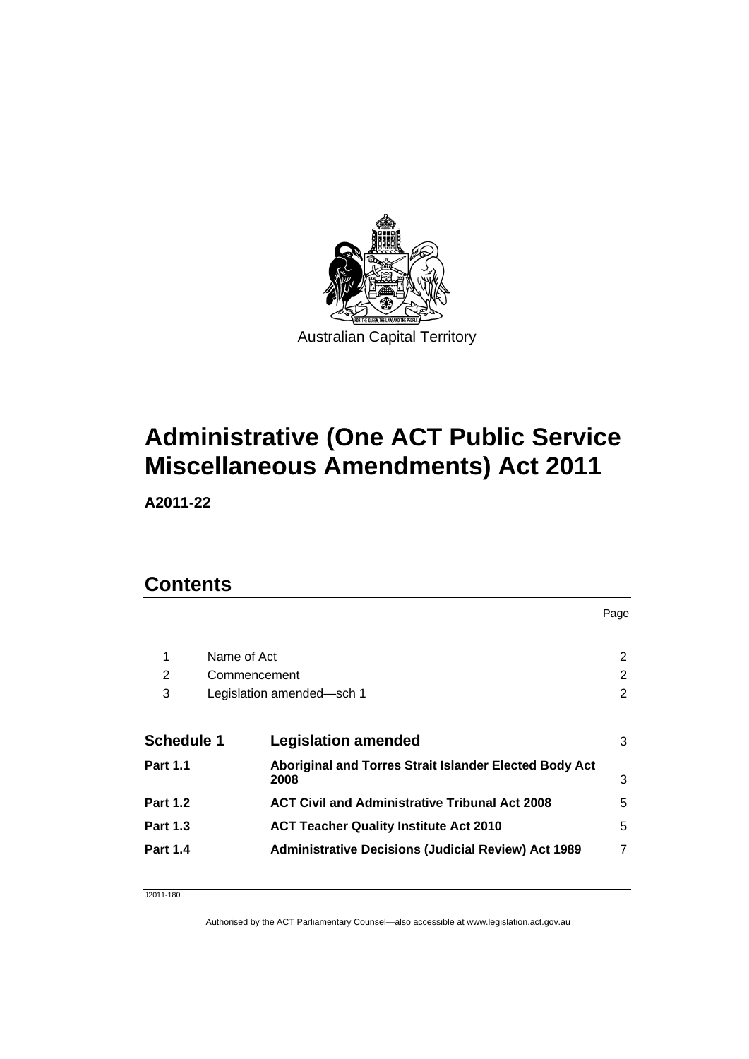Australian Capital Territory

# Administrative (One ACT Public Service Miscellaneous Amendments) Act 2011

**A2011-22**

## Contents

| | | Page |
|---|---|---|
| 1 | Name of Act | 2 |
| 2 | Commencement | 2 |
| 3 | Legislation amended—sch 1 | 2 |
| **Schedule 1** | **Legislation amended** | 3 |
| **Part 1.1** | **Aboriginal and Torres Strait Islander Elected Body Act 2008** | 3 |
| **Part 1.2** | **ACT Civil and Administrative Tribunal Act 2008** | 5 |
| **Part 1.3** | **ACT Teacher Quality Institute Act 2010** | 5 |
| **Part 1.4** | **Administrative Decisions (Judicial Review) Act 1989** | 7 |

J2011-180

Authorised by the ACT Parliamentary Counsel—also accessible at www.legislation.act.gov.au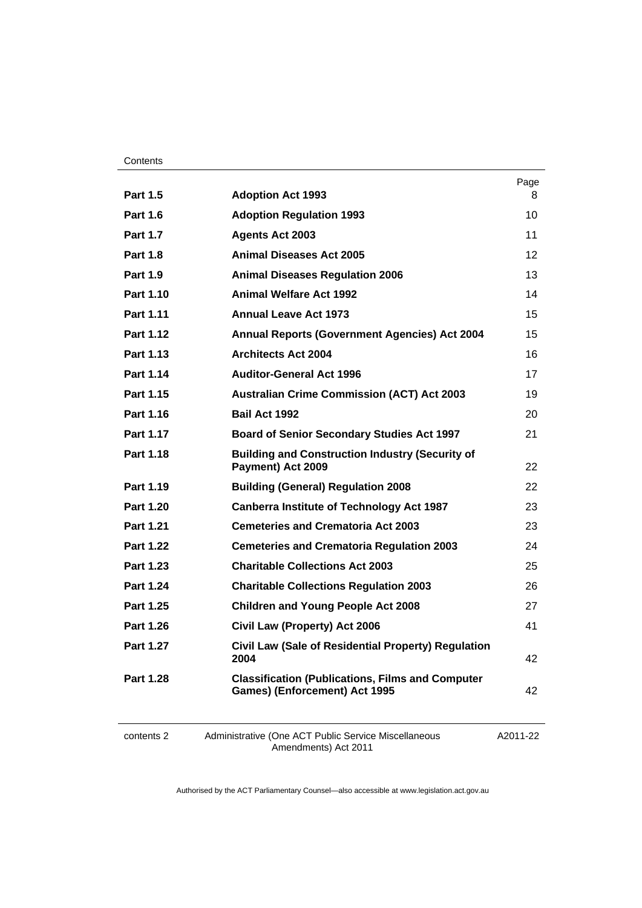| | | Page |
|---|---|---|
| **Part 1.5** | **Adoption Act 1993** | 8 |
| **Part 1.6** | **Adoption Regulation 1993** | 10 |
| **Part 1.7** | **Agents Act 2003** | 11 |
| **Part 1.8** | **Animal Diseases Act 2005** | 12 |
| **Part 1.9** | **Animal Diseases Regulation 2006** | 13 |
| **Part 1.10** | **Animal Welfare Act 1992** | 14 |
| **Part 1.11** | **Annual Leave Act 1973** | 15 |
| **Part 1.12** | **Annual Reports (Government Agencies) Act 2004** | 15 |
| **Part 1.13** | **Architects Act 2004** | 16 |
| **Part 1.14** | **Auditor-General Act 1996** | 17 |
| **Part 1.15** | **Australian Crime Commission (ACT) Act 2003** | 19 |
| **Part 1.16** | **Bail Act 1992** | 20 |
| **Part 1.17** | **Board of Senior Secondary Studies Act 1997** | 21 |
| **Part 1.18** | **Building and Construction Industry (Security of Payment) Act 2009** | 22 |
| **Part 1.19** | **Building (General) Regulation 2008** | 22 |
| **Part 1.20** | **Canberra Institute of Technology Act 1987** | 23 |
| **Part 1.21** | **Cemeteries and Crematoria Act 2003** | 23 |
| **Part 1.22** | **Cemeteries and Crematoria Regulation 2003** | 24 |
| **Part 1.23** | **Charitable Collections Act 2003** | 25 |
| **Part 1.24** | **Charitable Collections Regulation 2003** | 26 |
| **Part 1.25** | **Children and Young People Act 2008** | 27 |
| **Part 1.26** | **Civil Law (Property) Act 2006** | 41 |
| **Part 1.27** | **Civil Law (Sale of Residential Property) Regulation 2004** | 42 |
| **Part 1.28** | **Classification (Publications, Films and Computer Games) (Enforcement) Act 1995** | 42 |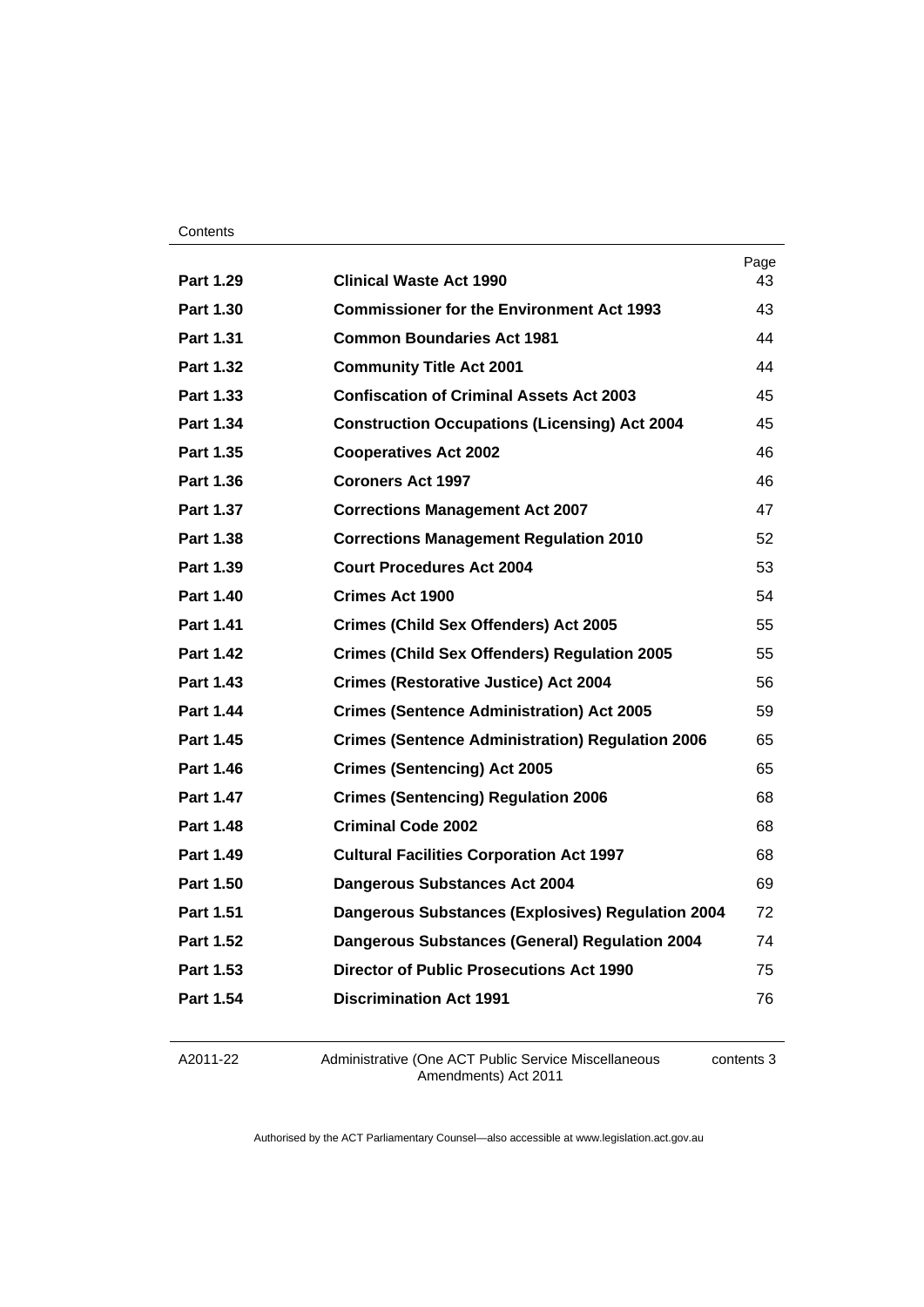| | | Page |
|---|---|---|
| **Part 1.29** | **Clinical Waste Act 1990** | 43 |
| **Part 1.30** | **Commissioner for the Environment Act 1993** | 43 |
| **Part 1.31** | **Common Boundaries Act 1981** | 44 |
| **Part 1.32** | **Community Title Act 2001** | 44 |
| **Part 1.33** | **Confiscation of Criminal Assets Act 2003** | 45 |
| **Part 1.34** | **Construction Occupations (Licensing) Act 2004** | 45 |
| **Part 1.35** | **Cooperatives Act 2002** | 46 |
| **Part 1.36** | **Coroners Act 1997** | 46 |
| **Part 1.37** | **Corrections Management Act 2007** | 47 |
| **Part 1.38** | **Corrections Management Regulation 2010** | 52 |
| **Part 1.39** | **Court Procedures Act 2004** | 53 |
| **Part 1.40** | **Crimes Act 1900** | 54 |
| **Part 1.41** | **Crimes (Child Sex Offenders) Act 2005** | 55 |
| **Part 1.42** | **Crimes (Child Sex Offenders) Regulation 2005** | 55 |
| **Part 1.43** | **Crimes (Restorative Justice) Act 2004** | 56 |
| **Part 1.44** | **Crimes (Sentence Administration) Act 2005** | 59 |
| **Part 1.45** | **Crimes (Sentence Administration) Regulation 2006** | 65 |
| **Part 1.46** | **Crimes (Sentencing) Act 2005** | 65 |
| **Part 1.47** | **Crimes (Sentencing) Regulation 2006** | 68 |
| **Part 1.48** | **Criminal Code 2002** | 68 |
| **Part 1.49** | **Cultural Facilities Corporation Act 1997** | 68 |
| **Part 1.50** | **Dangerous Substances Act 2004** | 69 |
| **Part 1.51** | **Dangerous Substances (Explosives) Regulation 2004** | 72 |
| **Part 1.52** | **Dangerous Substances (General) Regulation 2004** | 74 |
| **Part 1.53** | **Director of Public Prosecutions Act 1990** | 75 |
| **Part 1.54** | **Discrimination Act 1991** | 76 |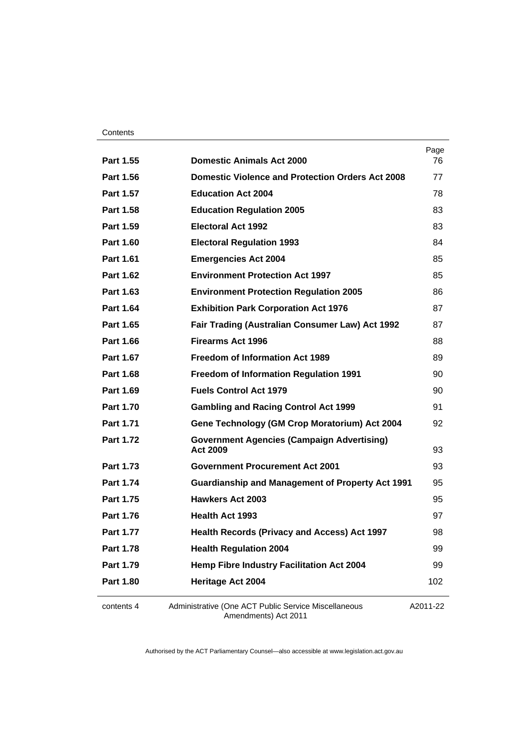| | | Page |
|---|---|---|
| **Part 1.55** | **Domestic Animals Act 2000** | 76 |
| **Part 1.56** | **Domestic Violence and Protection Orders Act 2008** | 77 |
| **Part 1.57** | **Education Act 2004** | 78 |
| **Part 1.58** | **Education Regulation 2005** | 83 |
| **Part 1.59** | **Electoral Act 1992** | 83 |
| **Part 1.60** | **Electoral Regulation 1993** | 84 |
| **Part 1.61** | **Emergencies Act 2004** | 85 |
| **Part 1.62** | **Environment Protection Act 1997** | 85 |
| **Part 1.63** | **Environment Protection Regulation 2005** | 86 |
| **Part 1.64** | **Exhibition Park Corporation Act 1976** | 87 |
| **Part 1.65** | **Fair Trading (Australian Consumer Law) Act 1992** | 87 |
| **Part 1.66** | **Firearms Act 1996** | 88 |
| **Part 1.67** | **Freedom of Information Act 1989** | 89 |
| **Part 1.68** | **Freedom of Information Regulation 1991** | 90 |
| **Part 1.69** | **Fuels Control Act 1979** | 90 |
| **Part 1.70** | **Gambling and Racing Control Act 1999** | 91 |
| **Part 1.71** | **Gene Technology (GM Crop Moratorium) Act 2004** | 92 |
| **Part 1.72** | **Government Agencies (Campaign Advertising) Act 2009** | 93 |
| **Part 1.73** | **Government Procurement Act 2001** | 93 |
| **Part 1.74** | **Guardianship and Management of Property Act 1991** | 95 |
| **Part 1.75** | **Hawkers Act 2003** | 95 |
| **Part 1.76** | **Health Act 1993** | 97 |
| **Part 1.77** | **Health Records (Privacy and Access) Act 1997** | 98 |
| **Part 1.78** | **Health Regulation 2004** | 99 |
| **Part 1.79** | **Hemp Fibre Industry Facilitation Act 2004** | 99 |
| **Part 1.80** | **Heritage Act 2004** | 102 |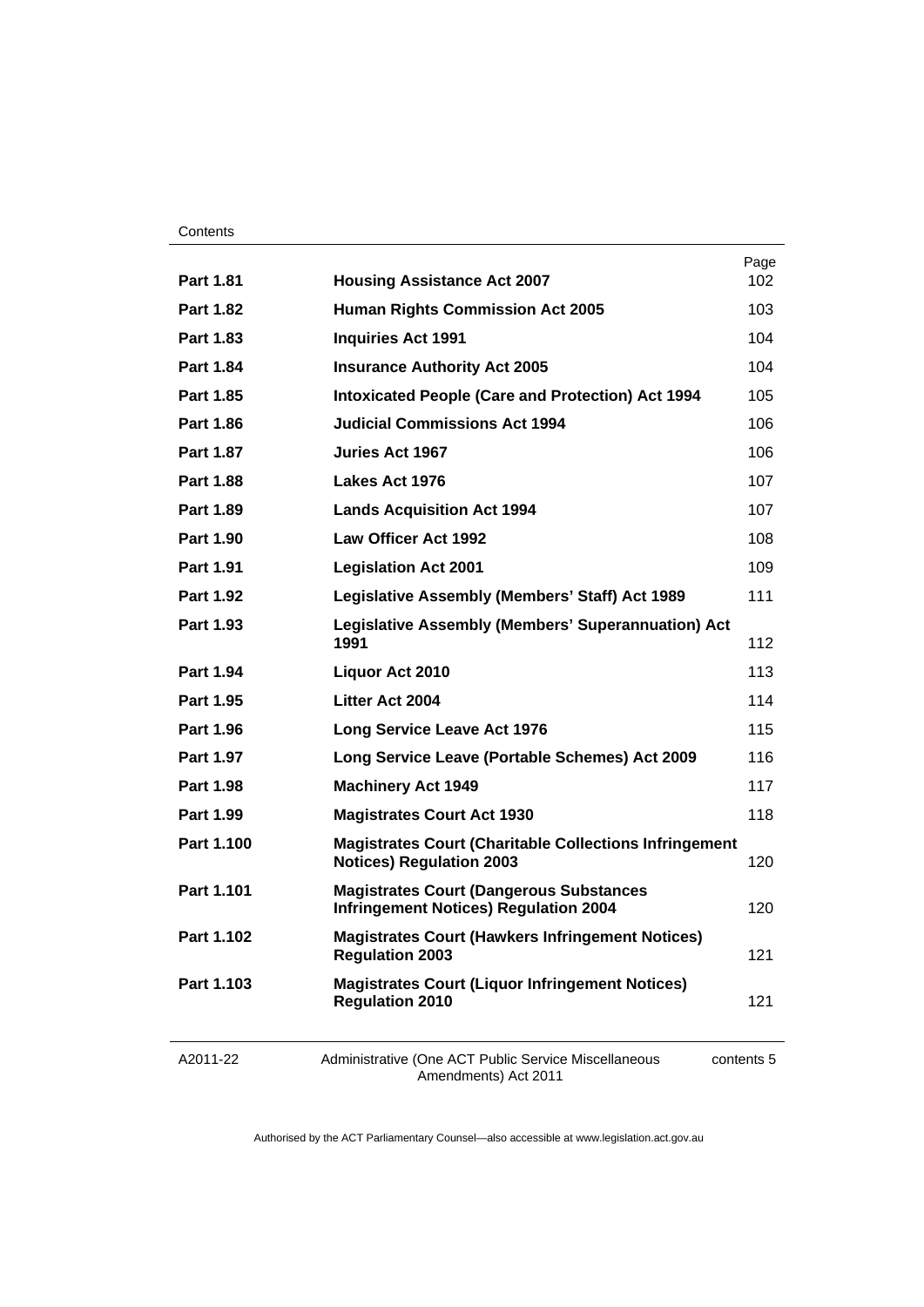| | | Page |
|---|---|---|
| **Part 1.81** | **Housing Assistance Act 2007** | 102 |
| **Part 1.82** | **Human Rights Commission Act 2005** | 103 |
| **Part 1.83** | **Inquiries Act 1991** | 104 |
| **Part 1.84** | **Insurance Authority Act 2005** | 104 |
| **Part 1.85** | **Intoxicated People (Care and Protection) Act 1994** | 105 |
| **Part 1.86** | **Judicial Commissions Act 1994** | 106 |
| **Part 1.87** | **Juries Act 1967** | 106 |
| **Part 1.88** | **Lakes Act 1976** | 107 |
| **Part 1.89** | **Lands Acquisition Act 1994** | 107 |
| **Part 1.90** | **Law Officer Act 1992** | 108 |
| **Part 1.91** | **Legislation Act 2001** | 109 |
| **Part 1.92** | **Legislative Assembly (Members' Staff) Act 1989** | 111 |
| **Part 1.93** | **Legislative Assembly (Members' Superannuation) Act 1991** | 112 |
| **Part 1.94** | **Liquor Act 2010** | 113 |
| **Part 1.95** | **Litter Act 2004** | 114 |
| **Part 1.96** | **Long Service Leave Act 1976** | 115 |
| **Part 1.97** | **Long Service Leave (Portable Schemes) Act 2009** | 116 |
| **Part 1.98** | **Machinery Act 1949** | 117 |
| **Part 1.99** | **Magistrates Court Act 1930** | 118 |
| **Part 1.100** | **Magistrates Court (Charitable Collections Infringement Notices) Regulation 2003** | 120 |
| **Part 1.101** | **Magistrates Court (Dangerous Substances Infringement Notices) Regulation 2004** | 120 |
| **Part 1.102** | **Magistrates Court (Hawkers Infringement Notices) Regulation 2003** | 121 |
| **Part 1.103** | **Magistrates Court (Liquor Infringement Notices) Regulation 2010** | 121 |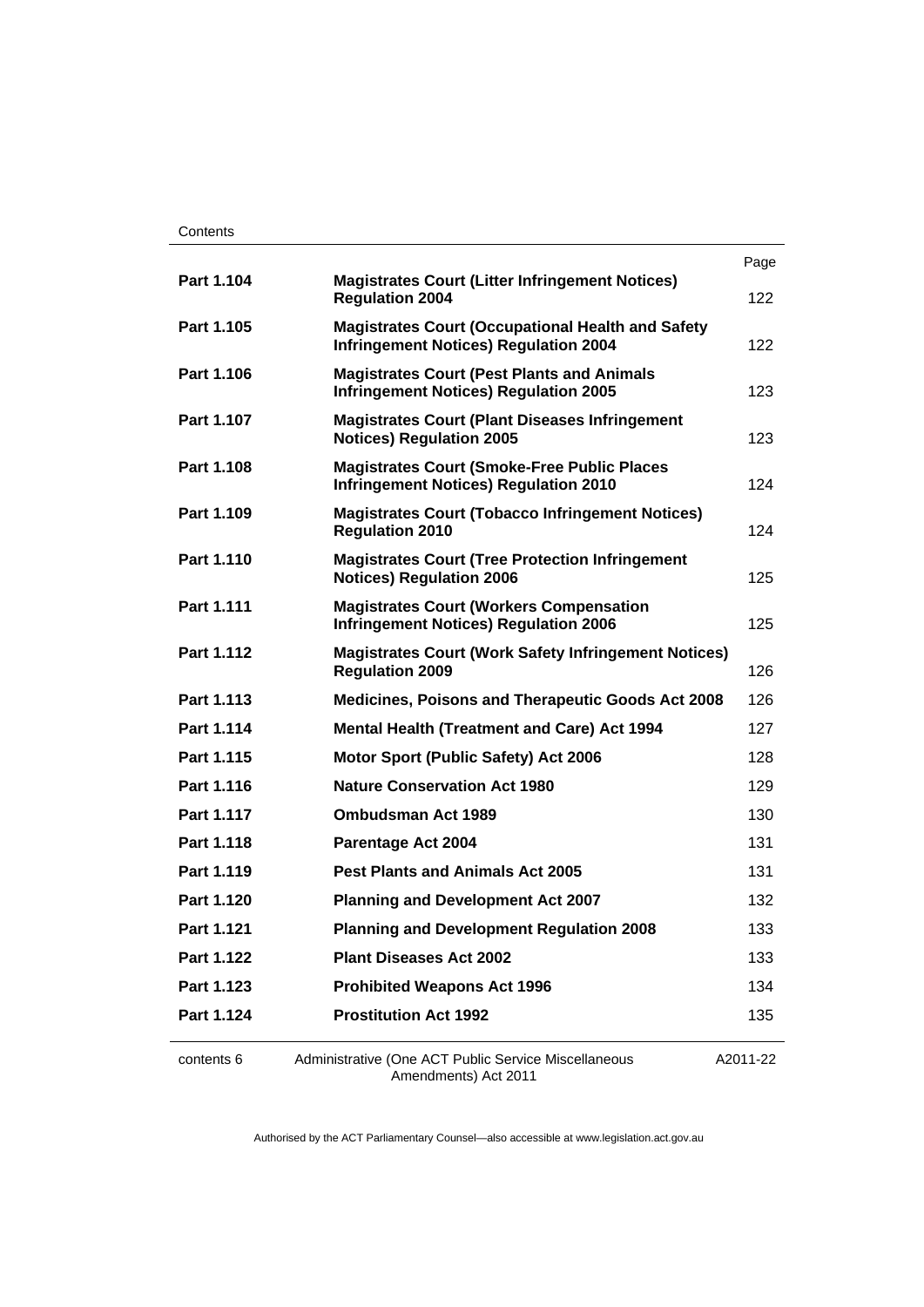| | | Page |
|---|---|---|
| **Part 1.104** | **Magistrates Court (Litter Infringement Notices) Regulation 2004** | 122 |
| **Part 1.105** | **Magistrates Court (Occupational Health and Safety Infringement Notices) Regulation 2004** | 122 |
| **Part 1.106** | **Magistrates Court (Pest Plants and Animals Infringement Notices) Regulation 2005** | 123 |
| **Part 1.107** | **Magistrates Court (Plant Diseases Infringement Notices) Regulation 2005** | 123 |
| **Part 1.108** | **Magistrates Court (Smoke-Free Public Places Infringement Notices) Regulation 2010** | 124 |
| **Part 1.109** | **Magistrates Court (Tobacco Infringement Notices) Regulation 2010** | 124 |
| **Part 1.110** | **Magistrates Court (Tree Protection Infringement Notices) Regulation 2006** | 125 |
| **Part 1.111** | **Magistrates Court (Workers Compensation Infringement Notices) Regulation 2006** | 125 |
| **Part 1.112** | **Magistrates Court (Work Safety Infringement Notices) Regulation 2009** | 126 |
| **Part 1.113** | **Medicines, Poisons and Therapeutic Goods Act 2008** | 126 |
| **Part 1.114** | **Mental Health (Treatment and Care) Act 1994** | 127 |
| **Part 1.115** | **Motor Sport (Public Safety) Act 2006** | 128 |
| **Part 1.116** | **Nature Conservation Act 1980** | 129 |
| **Part 1.117** | **Ombudsman Act 1989** | 130 |
| **Part 1.118** | **Parentage Act 2004** | 131 |
| **Part 1.119** | **Pest Plants and Animals Act 2005** | 131 |
| **Part 1.120** | **Planning and Development Act 2007** | 132 |
| **Part 1.121** | **Planning and Development Regulation 2008** | 133 |
| **Part 1.122** | **Plant Diseases Act 2002** | 133 |
| **Part 1.123** | **Prohibited Weapons Act 1996** | 134 |
| **Part 1.124** | **Prostitution Act 1992** | 135 |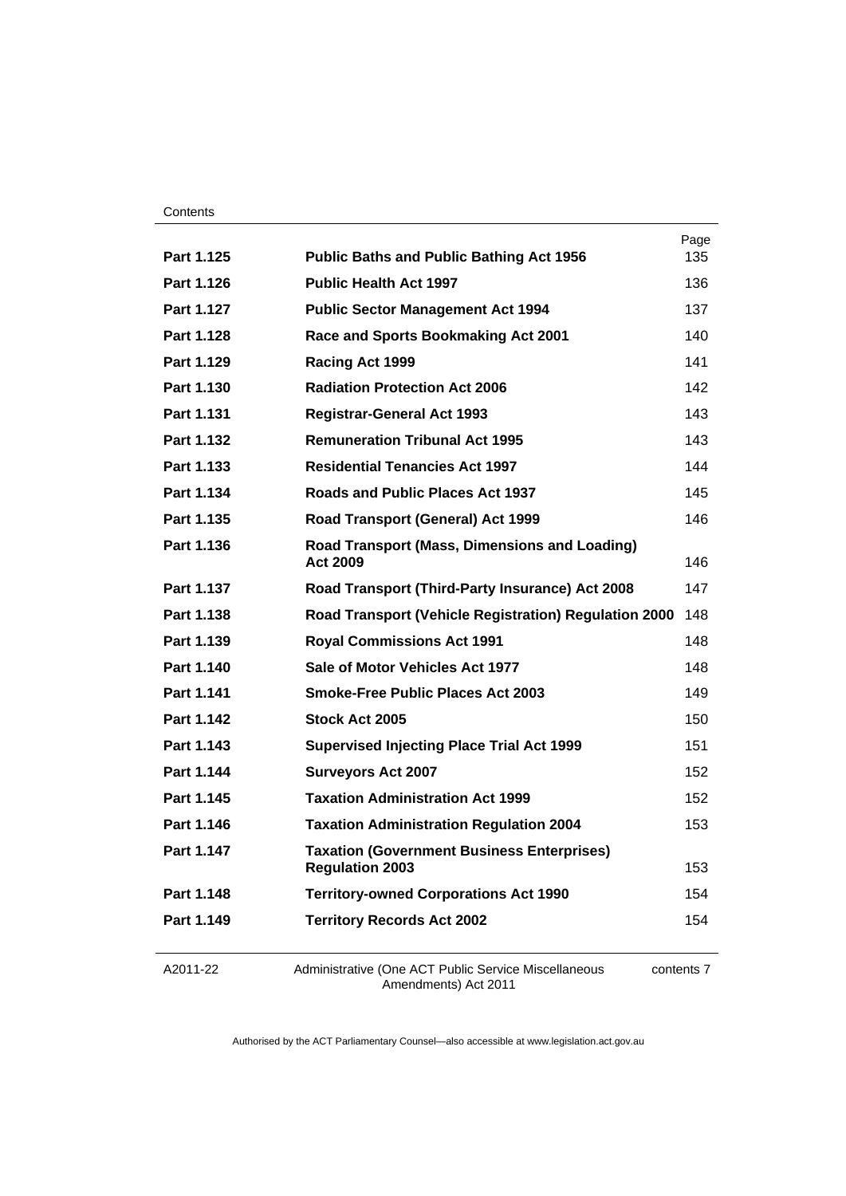| | | Page |
|---|---|---|
| **Part 1.125** | **Public Baths and Public Bathing Act 1956** | 135 |
| **Part 1.126** | **Public Health Act 1997** | 136 |
| **Part 1.127** | **Public Sector Management Act 1994** | 137 |
| **Part 1.128** | **Race and Sports Bookmaking Act 2001** | 140 |
| **Part 1.129** | **Racing Act 1999** | 141 |
| **Part 1.130** | **Radiation Protection Act 2006** | 142 |
| **Part 1.131** | **Registrar-General Act 1993** | 143 |
| **Part 1.132** | **Remuneration Tribunal Act 1995** | 143 |
| **Part 1.133** | **Residential Tenancies Act 1997** | 144 |
| **Part 1.134** | **Roads and Public Places Act 1937** | 145 |
| **Part 1.135** | **Road Transport (General) Act 1999** | 146 |
| **Part 1.136** | **Road Transport (Mass, Dimensions and Loading) Act 2009** | 146 |
| **Part 1.137** | **Road Transport (Third-Party Insurance) Act 2008** | 147 |
| **Part 1.138** | **Road Transport (Vehicle Registration) Regulation 2000** | 148 |
| **Part 1.139** | **Royal Commissions Act 1991** | 148 |
| **Part 1.140** | **Sale of Motor Vehicles Act 1977** | 148 |
| **Part 1.141** | **Smoke-Free Public Places Act 2003** | 149 |
| **Part 1.142** | **Stock Act 2005** | 150 |
| **Part 1.143** | **Supervised Injecting Place Trial Act 1999** | 151 |
| **Part 1.144** | **Surveyors Act 2007** | 152 |
| **Part 1.145** | **Taxation Administration Act 1999** | 152 |
| **Part 1.146** | **Taxation Administration Regulation 2004** | 153 |
| **Part 1.147** | **Taxation (Government Business Enterprises) Regulation 2003** | 153 |
| **Part 1.148** | **Territory-owned Corporations Act 1990** | 154 |
| **Part 1.149** | **Territory Records Act 2002** | 154 |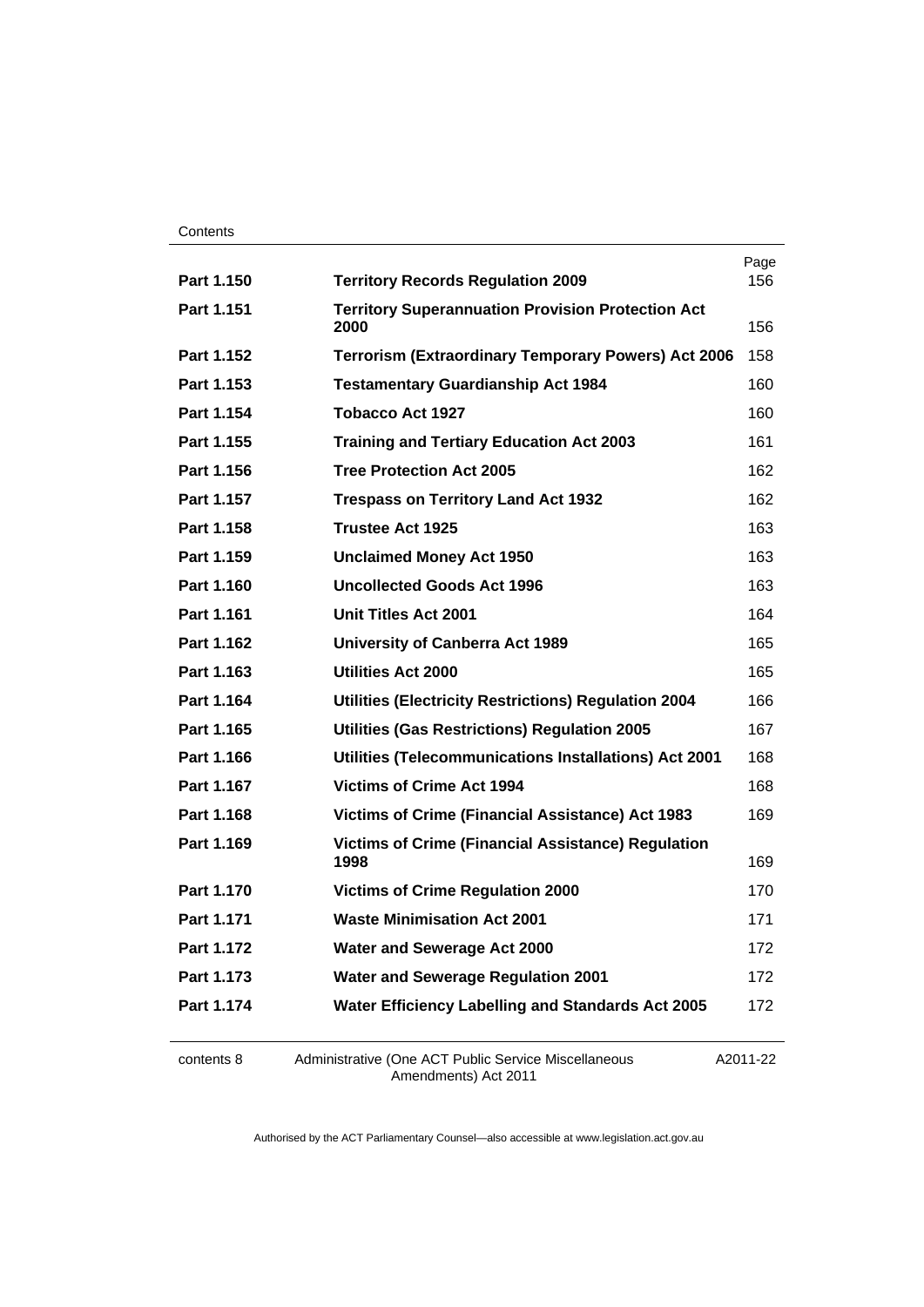| | | Page |
|---|---|---|
| Part 1.150 | **Territory Records Regulation 2009** | 156 |
| Part 1.151 | **Territory Superannuation Provision Protection Act 2000** | 156 |
| Part 1.152 | **Terrorism (Extraordinary Temporary Powers) Act 2006** | 158 |
| Part 1.153 | **Testamentary Guardianship Act 1984** | 160 |
| Part 1.154 | **Tobacco Act 1927** | 160 |
| Part 1.155 | **Training and Tertiary Education Act 2003** | 161 |
| Part 1.156 | **Tree Protection Act 2005** | 162 |
| Part 1.157 | **Trespass on Territory Land Act 1932** | 162 |
| Part 1.158 | **Trustee Act 1925** | 163 |
| Part 1.159 | **Unclaimed Money Act 1950** | 163 |
| Part 1.160 | **Uncollected Goods Act 1996** | 163 |
| Part 1.161 | **Unit Titles Act 2001** | 164 |
| Part 1.162 | **University of Canberra Act 1989** | 165 |
| Part 1.163 | **Utilities Act 2000** | 165 |
| Part 1.164 | **Utilities (Electricity Restrictions) Regulation 2004** | 166 |
| Part 1.165 | **Utilities (Gas Restrictions) Regulation 2005** | 167 |
| Part 1.166 | **Utilities (Telecommunications Installations) Act 2001** | 168 |
| Part 1.167 | **Victims of Crime Act 1994** | 168 |
| Part 1.168 | **Victims of Crime (Financial Assistance) Act 1983** | 169 |
| Part 1.169 | **Victims of Crime (Financial Assistance) Regulation 1998** | 169 |
| Part 1.170 | **Victims of Crime Regulation 2000** | 170 |
| Part 1.171 | **Waste Minimisation Act 2001** | 171 |
| Part 1.172 | **Water and Sewerage Act 2000** | 172 |
| Part 1.173 | **Water and Sewerage Regulation 2001** | 172 |
| Part 1.174 | **Water Efficiency Labelling and Standards Act 2005** | 172 |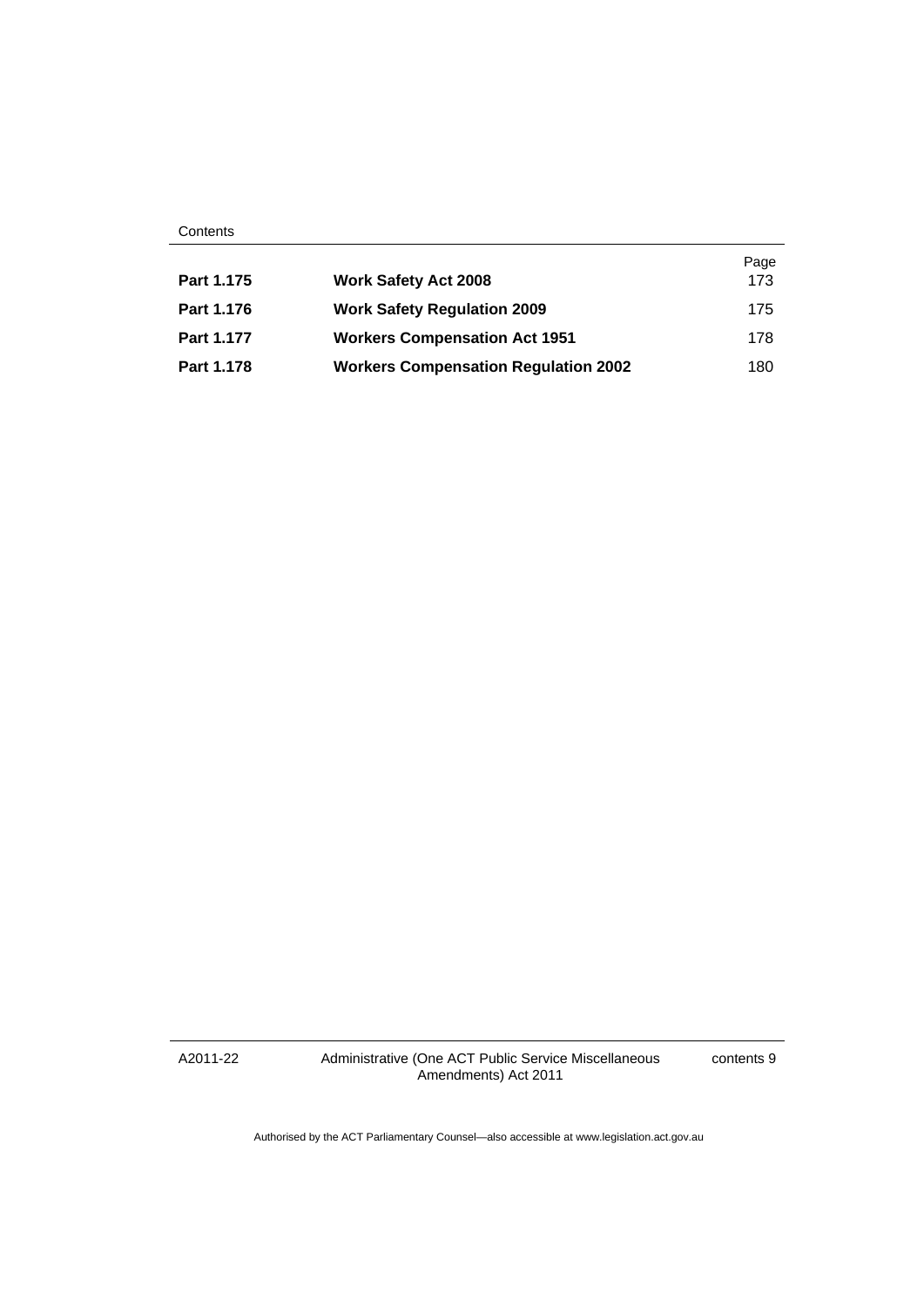| | | Page |
|---|---|---|
| **Part 1.175** | **Work Safety Act 2008** | 173 |
| **Part 1.176** | **Work Safety Regulation 2009** | 175 |
| **Part 1.177** | **Workers Compensation Act 1951** | 178 |
| **Part 1.178** | **Workers Compensation Regulation 2002** | 180 |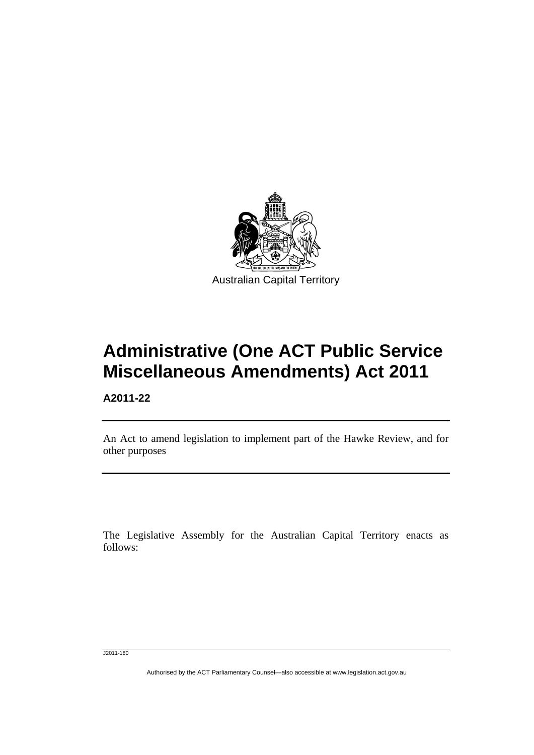Australian Capital Territory

# Administrative (One ACT Public Service Miscellaneous Amendments) Act 2011

**A2011-22**

An Act to amend legislation to implement part of the Hawke Review, and for other purposes

The Legislative Assembly for the Australian Capital Territory enacts as follows: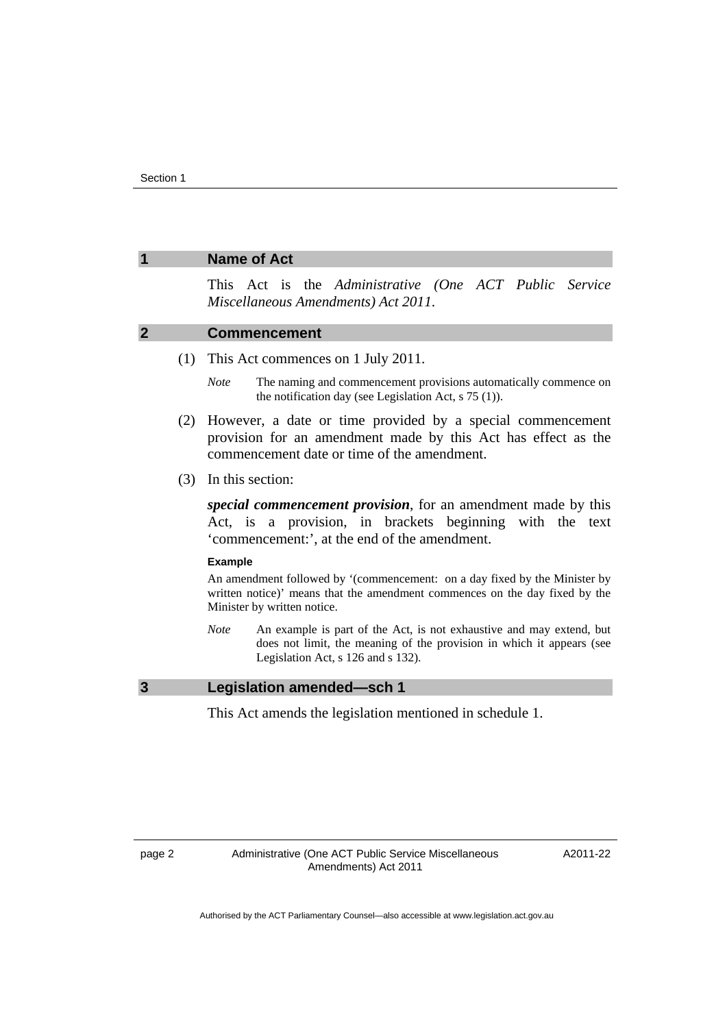## 1 Name of Act

This Act is the *Administrative (One ACT Public Service Miscellaneous Amendments) Act 2011*.

## 2 Commencement

(1) This Act commences on 1 July 2011.

*Note* The naming and commencement provisions automatically commence on the notification day (see Legislation Act, s 75 (1)).

(2) However, a date or time provided by a special commencement provision for an amendment made by this Act has effect as the commencement date or time of the amendment.

(3) In this section:

***special commencement provision***, for an amendment made by this Act, is a provision, in brackets beginning with the text 'commencement:', at the end of the amendment.

**Example**

An amendment followed by '(commencement: on a day fixed by the Minister by written notice)' means that the amendment commences on the day fixed by the Minister by written notice.

*Note* An example is part of the Act, is not exhaustive and may extend, but does not limit, the meaning of the provision in which it appears (see Legislation Act, s 126 and s 132).

## 3 Legislation amended—sch 1

This Act amends the legislation mentioned in schedule 1.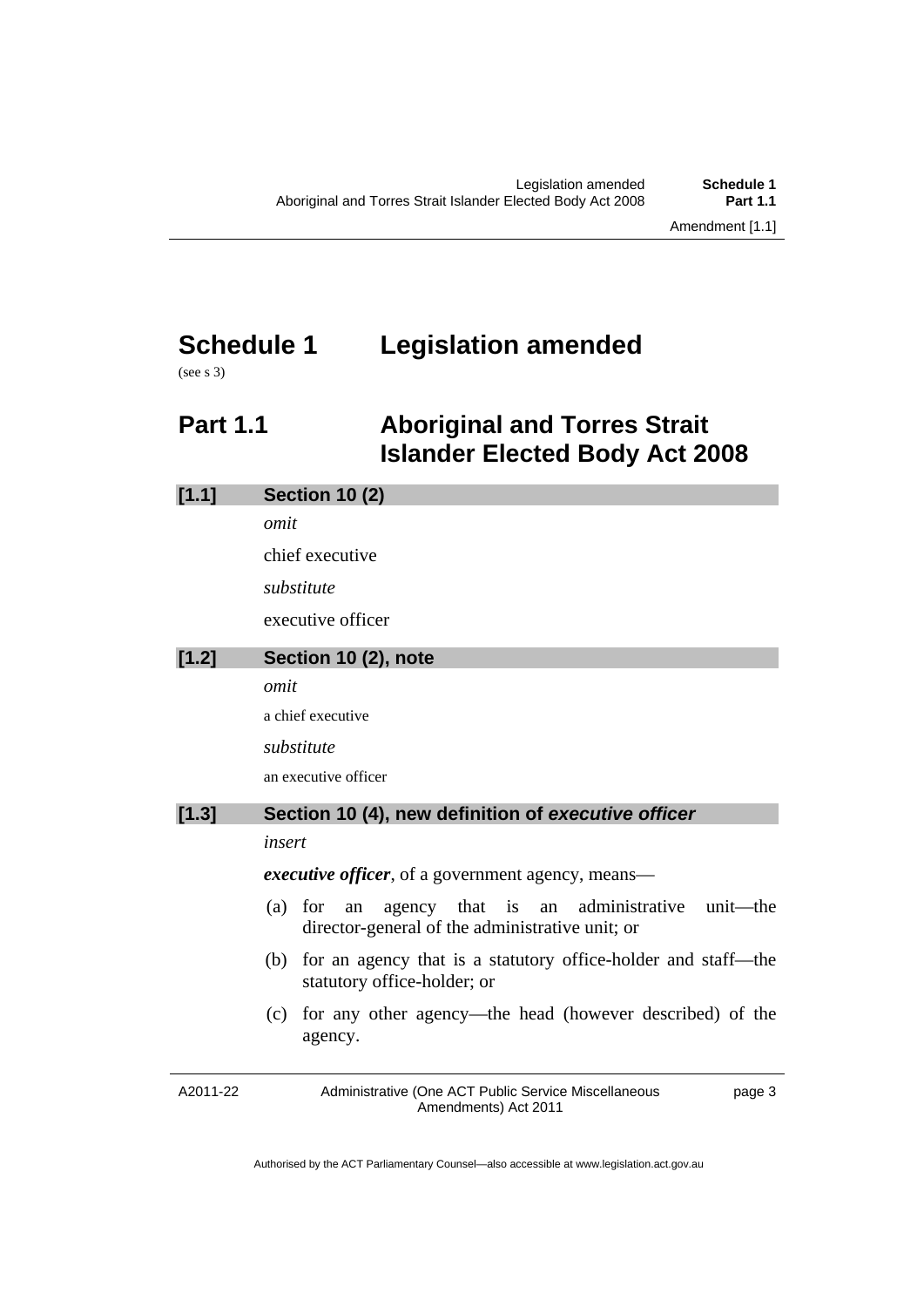# Schedule 1 Legislation amended

(see s 3)

## Part 1.1 Aboriginal and Torres Strait Islander Elected Body Act 2008

### [1.1] Section 10 (2)

*omit*

chief executive

*substitute*

executive officer

### [1.2] Section 10 (2), note

*omit*

a chief executive

*substitute*

an executive officer

### [1.3] Section 10 (4), new definition of *executive officer*

*insert*

***executive officer***, of a government agency, means—

(a) for an agency that is an administrative unit—the director-general of the administrative unit; or

(b) for an agency that is a statutory office-holder and staff—the statutory office-holder; or

(c) for any other agency—the head (however described) of the agency.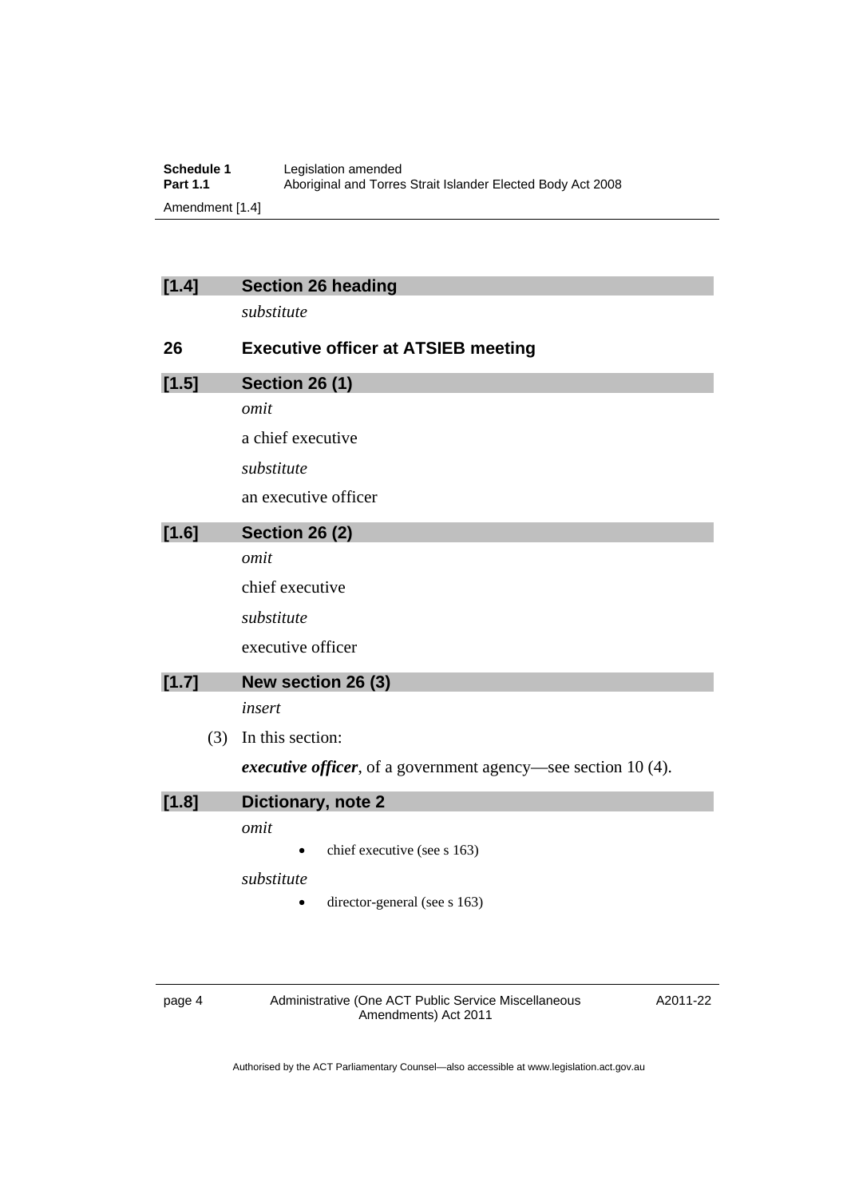**[1.4] Section 26 heading**

*substitute*

**26 Executive officer at ATSIEB meeting**

**[1.5] Section 26 (1)**

*omit*

a chief executive

*substitute*

an executive officer

**[1.6] Section 26 (2)**

*omit*

chief executive

*substitute*

executive officer

**[1.7] New section 26 (3)**

*insert*

(3) In this section:

***executive officer***, of a government agency—see section 10 (4).

**[1.8] Dictionary, note 2**

*omit*

- chief executive (see s 163)

*substitute*

- director-general (see s 163)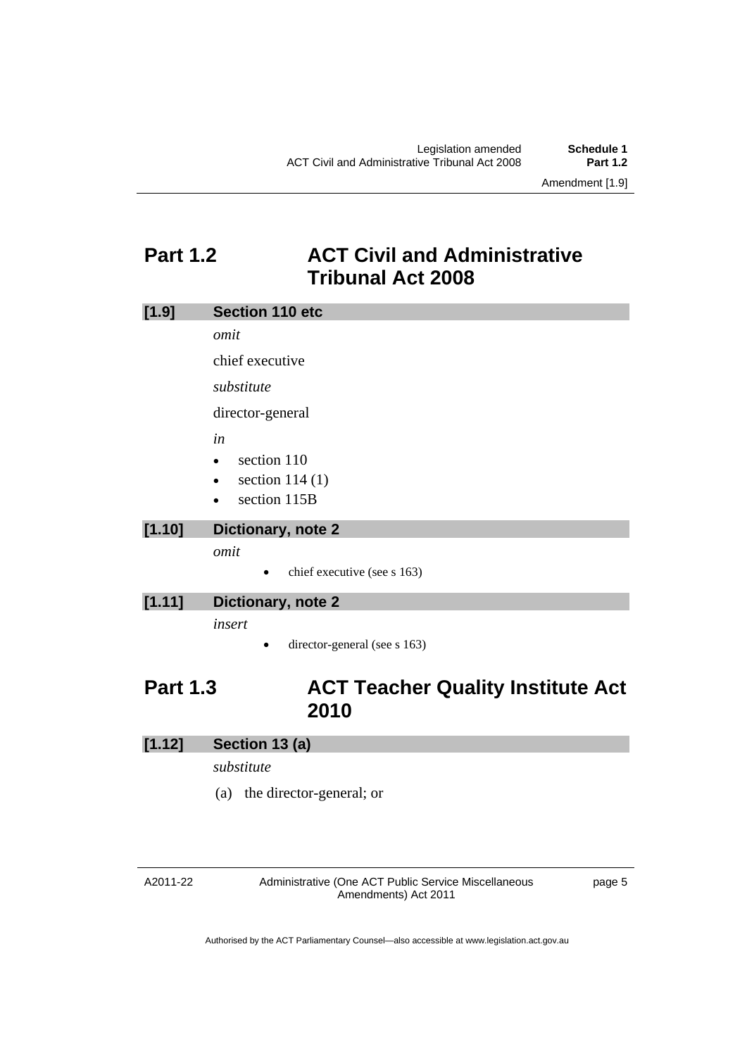## Part 1.2 ACT Civil and Administrative Tribunal Act 2008

**[1.9] Section 110 etc**

*omit*

chief executive

*substitute*

director-general

*in*

- section 110
- section 114 (1)
- section 115B

**[1.10] Dictionary, note 2**

*omit*

- chief executive (see s 163)

**[1.11] Dictionary, note 2**

*insert*

- director-general (see s 163)

## Part 1.3 ACT Teacher Quality Institute Act 2010

**[1.12] Section 13 (a)**

*substitute*

(a) the director-general; or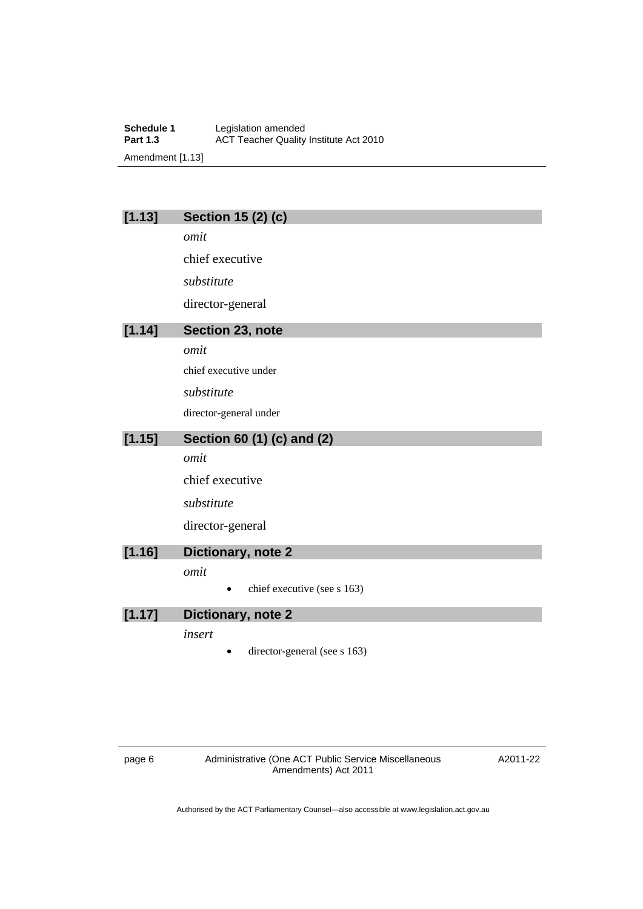### [1.13] Section 15 (2) (c)

*omit*

chief executive

*substitute*

director-general

### [1.14] Section 23, note

*omit*

chief executive under

*substitute*

director-general under

### [1.15] Section 60 (1) (c) and (2)

*omit*

chief executive

*substitute*

director-general

### [1.16] Dictionary, note 2

*omit*

- chief executive (see s 163)

### [1.17] Dictionary, note 2

*insert*

- director-general (see s 163)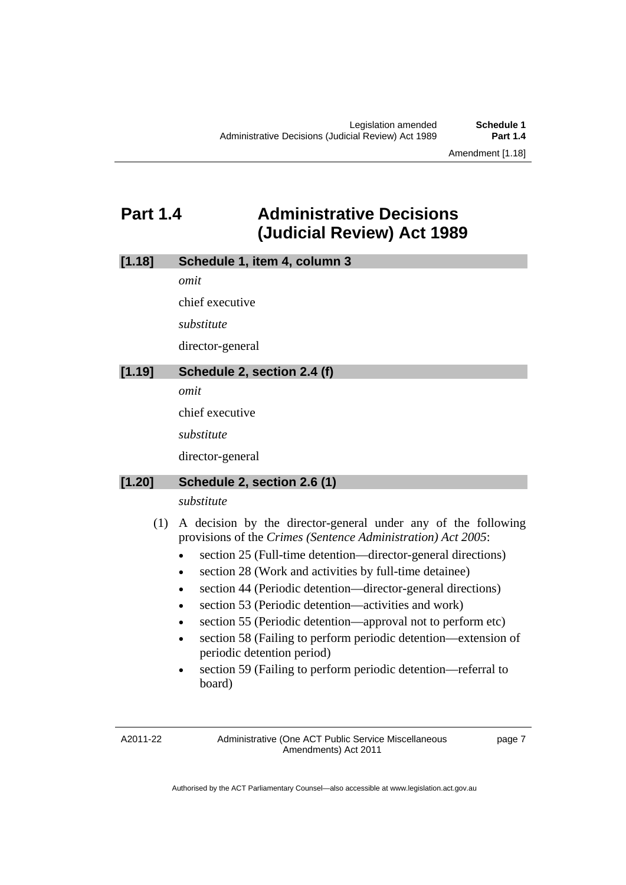# Part 1.4 Administrative Decisions (Judicial Review) Act 1989

### [1.18] Schedule 1, item 4, column 3

*omit*

chief executive

*substitute*

director-general

### [1.19] Schedule 2, section 2.4 (f)

*omit*

chief executive

*substitute*

director-general

### [1.20] Schedule 2, section 2.6 (1)

*substitute*

(1) A decision by the director-general under any of the following provisions of the *Crimes (Sentence Administration) Act 2005*:

- section 25 (Full-time detention—director-general directions)
- section 28 (Work and activities by full-time detainee)
- section 44 (Periodic detention—director-general directions)
- section 53 (Periodic detention—activities and work)
- section 55 (Periodic detention—approval not to perform etc)
- section 58 (Failing to perform periodic detention—extension of periodic detention period)
- section 59 (Failing to perform periodic detention—referral to board)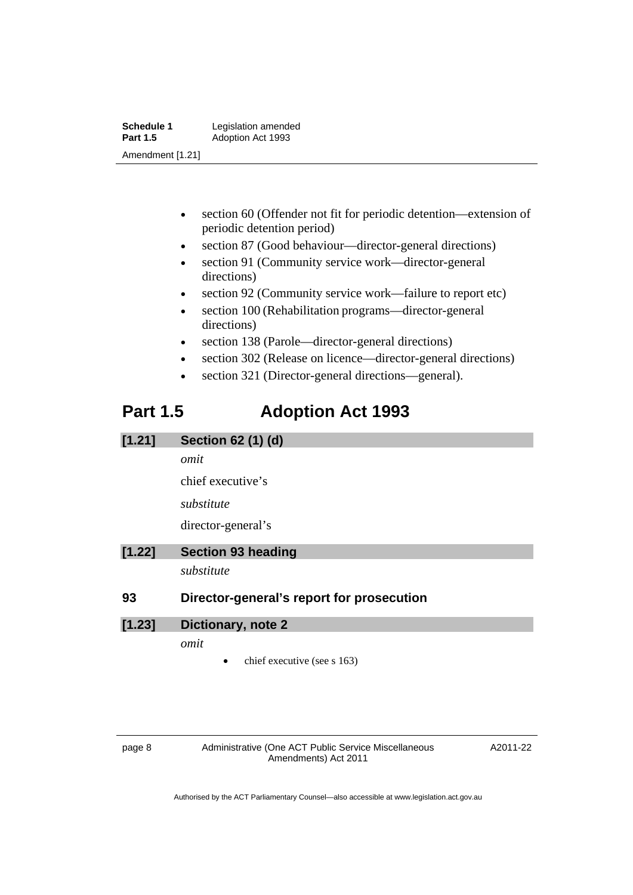- section 60 (Offender not fit for periodic detention—extension of periodic detention period)
- section 87 (Good behaviour—director-general directions)
- section 91 (Community service work—director-general directions)
- section 92 (Community service work—failure to report etc)
- section 100 (Rehabilitation programs—director-general directions)
- section 138 (Parole—director-general directions)
- section 302 (Release on licence—director-general directions)
- section 321 (Director-general directions—general).

# Part 1.5 Adoption Act 1993

### [1.21] Section 62 (1) (d)

*omit*

chief executive's

*substitute*

director-general's

### [1.22] Section 93 heading

*substitute*

### 93 Director-general's report for prosecution

### [1.23] Dictionary, note 2

*omit*

- chief executive (see s 163)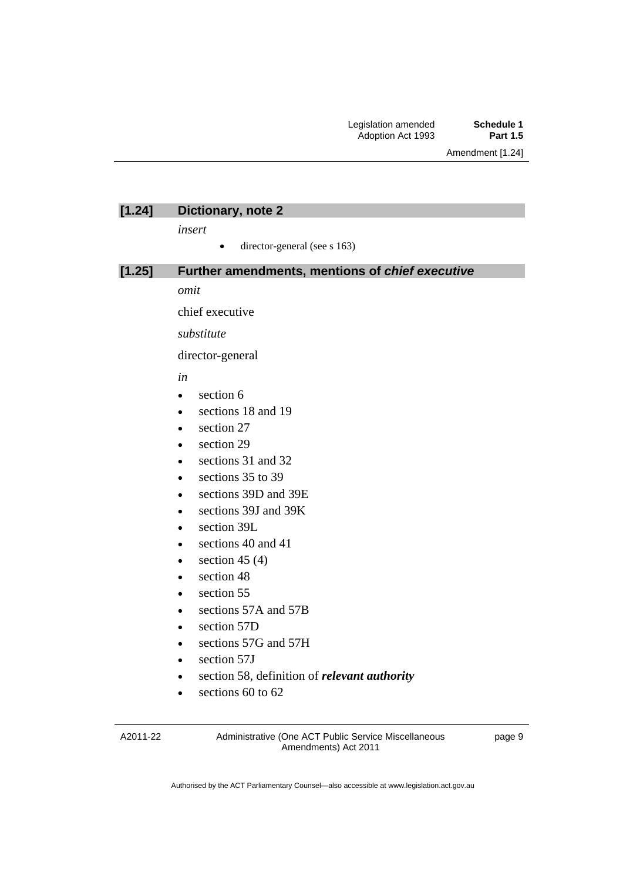### [1.24] Dictionary, note 2

*insert*

- director-general (see s 163)

### [1.25] Further amendments, mentions of *chief executive*

*omit*

chief executive

*substitute*

director-general

*in*

- section 6
- sections 18 and 19
- section 27
- section 29
- sections 31 and 32
- sections 35 to 39
- sections 39D and 39E
- sections 39J and 39K
- section 39L
- sections 40 and 41
- section 45 (4)
- section 48
- section 55
- sections 57A and 57B
- section 57D
- sections 57G and 57H
- section 57J
- section 58, definition of ***relevant authority***
- sections 60 to 62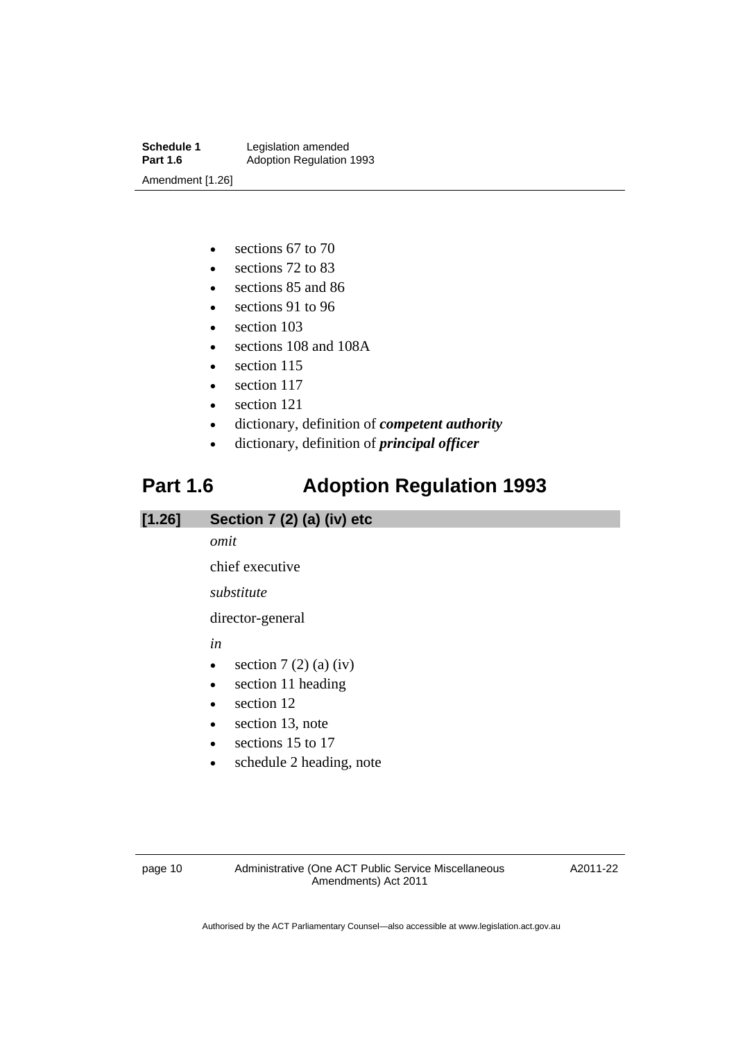- sections 67 to 70
- sections 72 to 83
- sections 85 and 86
- sections 91 to 96
- section 103
- sections 108 and 108A
- section 115
- section 117
- section 121
- dictionary, definition of ***competent authority***
- dictionary, definition of ***principal officer***

# Part 1.6 Adoption Regulation 1993

## [1.26] Section 7 (2) (a) (iv) etc

*omit*

chief executive

*substitute*

director-general

*in*

- section 7 (2) (a) (iv)
- section 11 heading
- section 12
- section 13, note
- sections 15 to 17
- schedule 2 heading, note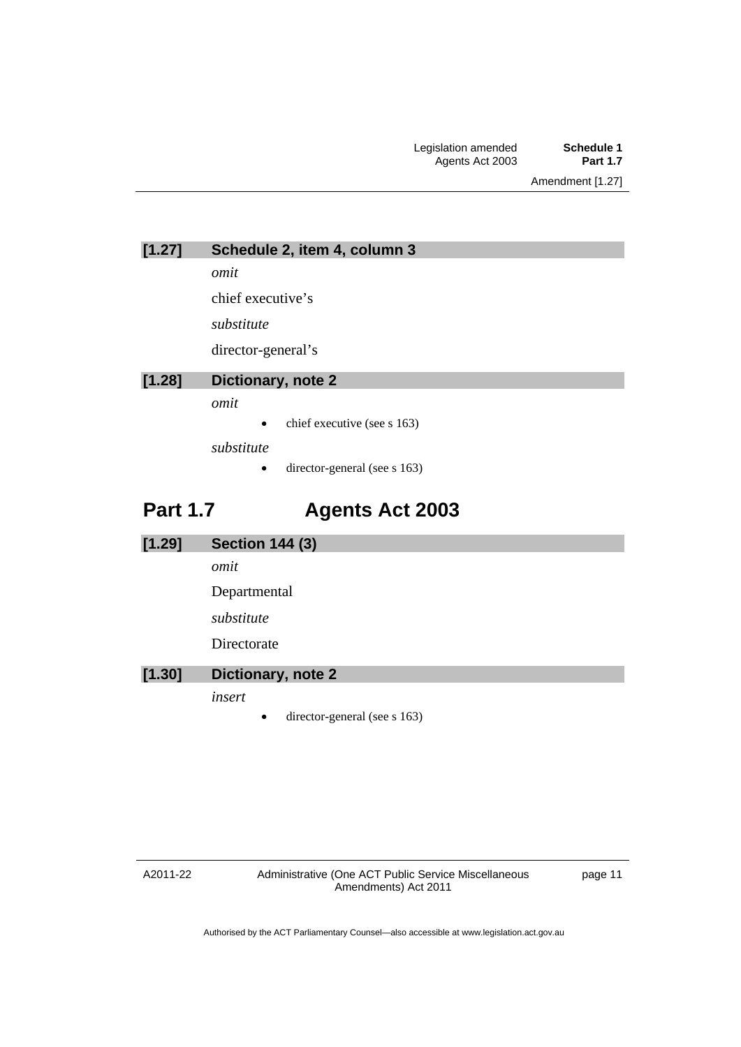### [1.27] Schedule 2, item 4, column 3

*omit*

chief executive's

*substitute*

director-general's

### [1.28] Dictionary, note 2

*omit*

- chief executive (see s 163)

*substitute*

- director-general (see s 163)

## Part 1.7 Agents Act 2003

### [1.29] Section 144 (3)

*omit*

Departmental

*substitute*

Directorate

### [1.30] Dictionary, note 2

*insert*

- director-general (see s 163)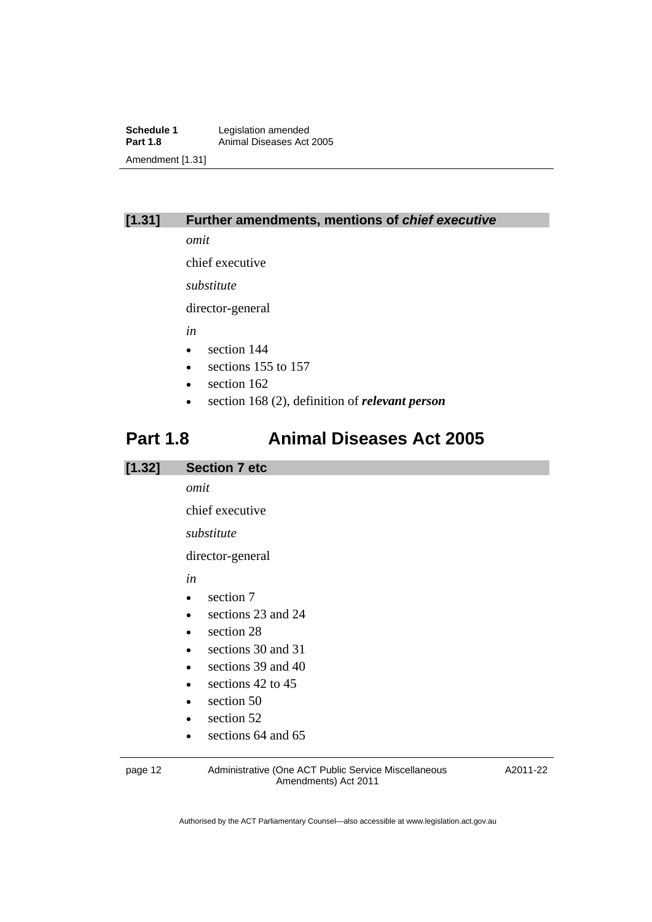### [1.31] Further amendments, mentions of ***chief executive***

*omit*

chief executive

*substitute*

director-general

*in*

- section 144
- sections 155 to 157
- section 162
- section 168 (2), definition of ***relevant person***

## Part 1.8 Animal Diseases Act 2005

### [1.32] Section 7 etc

*omit*

chief executive

*substitute*

director-general

*in*

- section 7
- sections 23 and 24
- section 28
- sections 30 and 31
- sections 39 and 40
- sections 42 to 45
- section 50
- section 52
- sections 64 and 65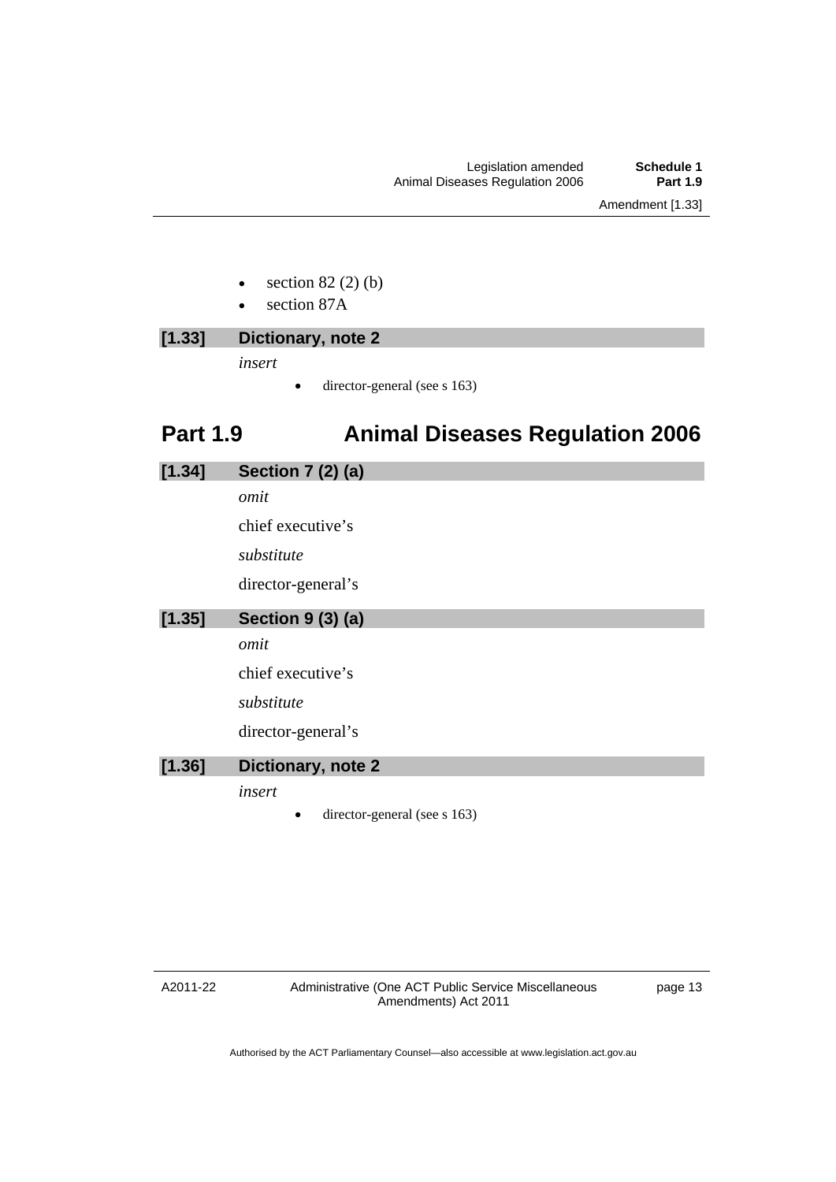- section 82 (2) (b)
- section 87A

**[1.33] Dictionary, note 2**

*insert*

- director-general (see s 163)

## Part 1.9 Animal Diseases Regulation 2006

**[1.34] Section 7 (2) (a)**

*omit*

chief executive’s

*substitute*

director-general’s

**[1.35] Section 9 (3) (a)**

*omit*

chief executive’s

*substitute*

director-general’s

**[1.36] Dictionary, note 2**

*insert*

- director-general (see s 163)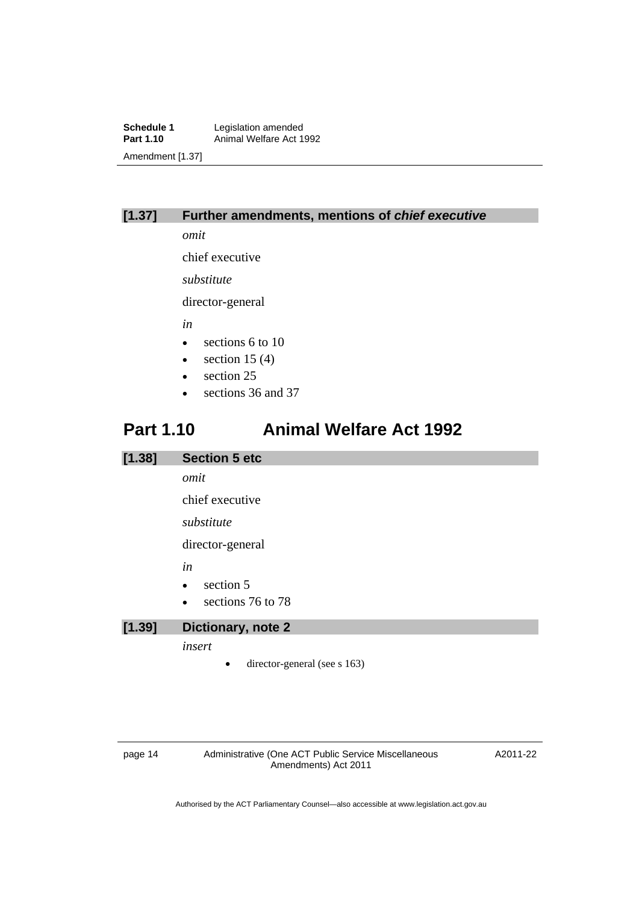### [1.37] Further amendments, mentions of ***chief executive***

*omit*

chief executive

*substitute*

director-general

*in*

- sections 6 to 10
- section 15 (4)
- section 25
- sections 36 and 37

## Part 1.10 Animal Welfare Act 1992

### [1.38] Section 5 etc

*omit*

chief executive

*substitute*

director-general

*in*

- section 5
- sections 76 to 78

### [1.39] Dictionary, note 2

*insert*

- director-general (see s 163)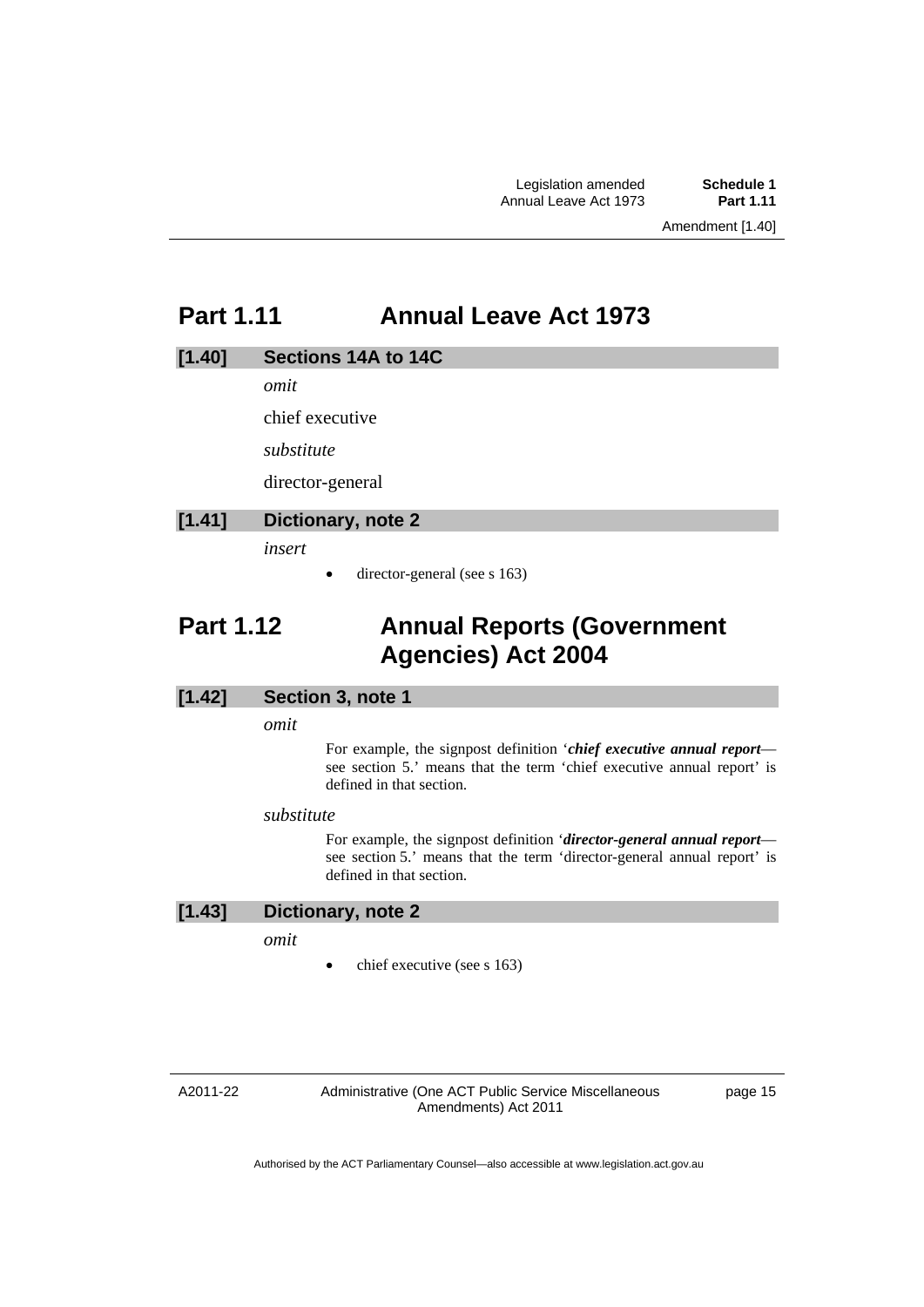## Part 1.11 Annual Leave Act 1973

### [1.40] Sections 14A to 14C

*omit*

chief executive

*substitute*

director-general

### [1.41] Dictionary, note 2

*insert*

- director-general (see s 163)

## Part 1.12 Annual Reports (Government Agencies) Act 2004

### [1.42] Section 3, note 1

*omit*

For example, the signpost definition '***chief executive annual report***—see section 5.' means that the term 'chief executive annual report' is defined in that section.

*substitute*

For example, the signpost definition '***director-general annual report***—see section 5.' means that the term 'director-general annual report' is defined in that section.

### [1.43] Dictionary, note 2

*omit*

- chief executive (see s 163)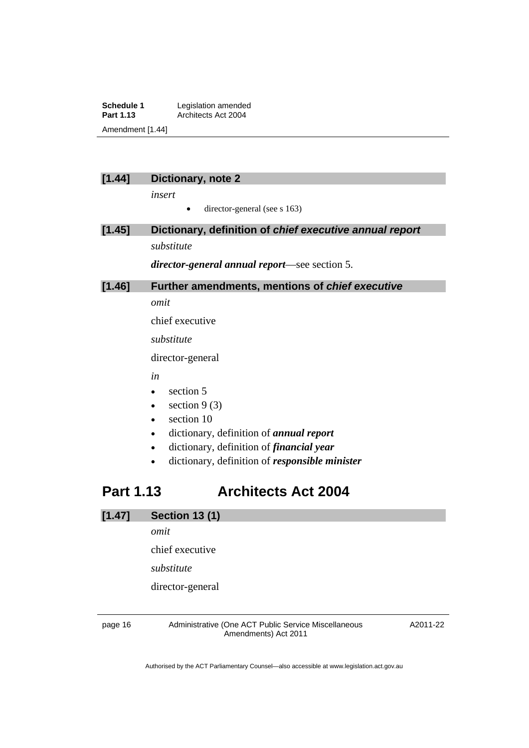### [1.44] Dictionary, note 2

*insert*

- director-general (see s 163)

### [1.45] Dictionary, definition of *chief executive annual report*

*substitute*

***director-general annual report***—see section 5.

### [1.46] Further amendments, mentions of *chief executive*

*omit*

chief executive

*substitute*

director-general

*in*

- section 5
- section 9 (3)
- section 10
- dictionary, definition of ***annual report***
- dictionary, definition of ***financial year***
- dictionary, definition of ***responsible minister***

## Part 1.13 Architects Act 2004

### [1.47] Section 13 (1)

*omit*

chief executive

*substitute*

director-general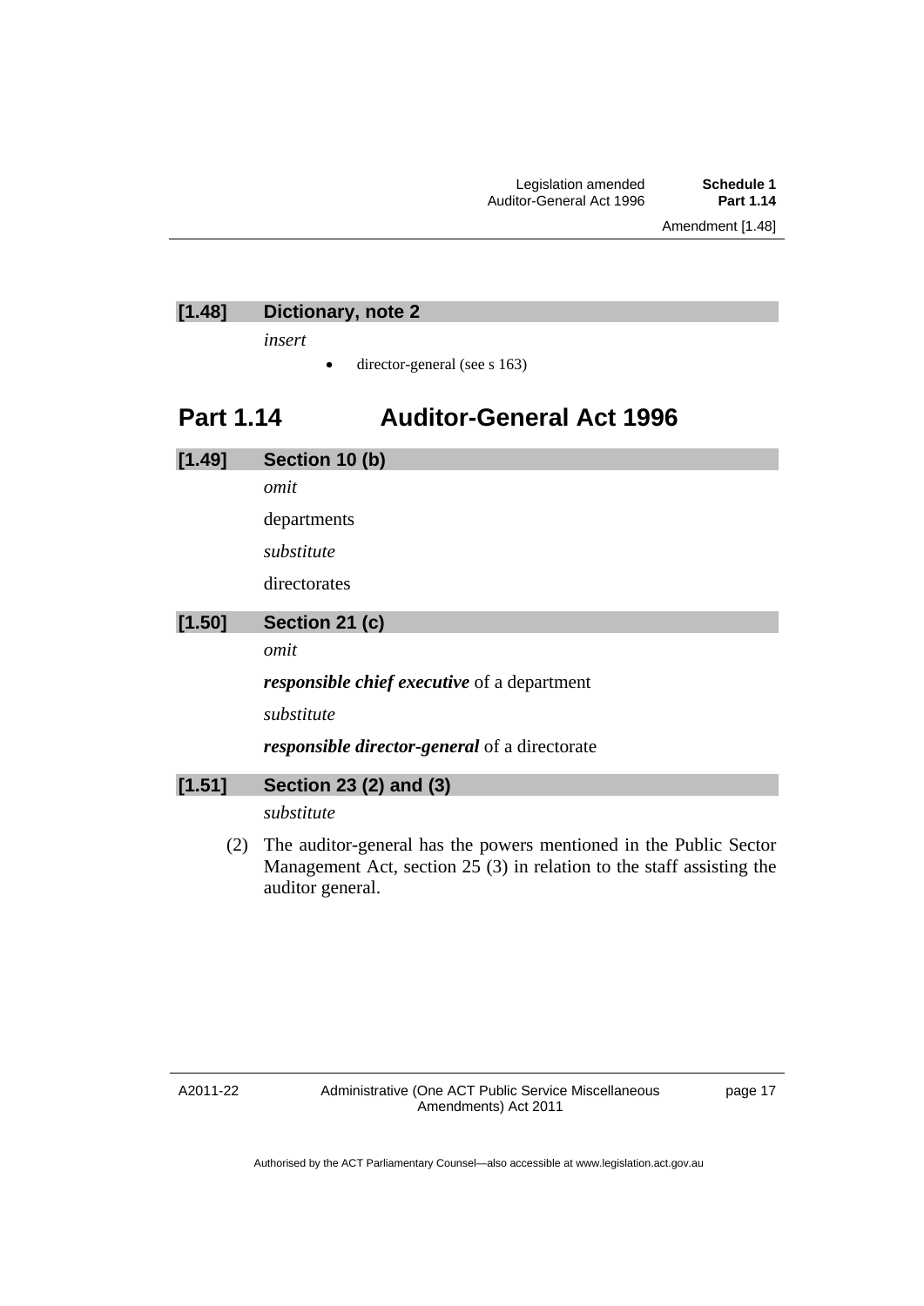### [1.48] Dictionary, note 2

*insert*

- director-general (see s 163)

## Part 1.14 Auditor-General Act 1996

### [1.49] Section 10 (b)

*omit*

departments

*substitute*

directorates

### [1.50] Section 21 (c)

*omit*

***responsible chief executive*** of a department

*substitute*

***responsible director-general*** of a directorate

### [1.51] Section 23 (2) and (3)

*substitute*

(2) The auditor-general has the powers mentioned in the Public Sector Management Act, section 25 (3) in relation to the staff assisting the auditor general.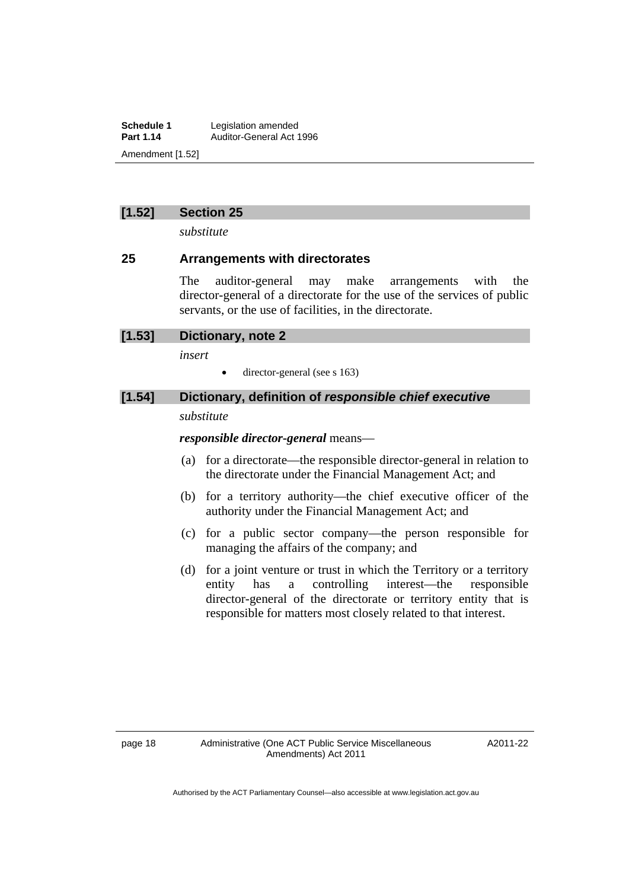## [1.52] Section 25

*substitute*

### 25 Arrangements with directorates

The auditor-general may make arrangements with the director-general of a directorate for the use of the services of public servants, or the use of facilities, in the directorate.

## [1.53] Dictionary, note 2

*insert*

- director-general (see s 163)

## [1.54] Dictionary, definition of *responsible chief executive*

*substitute*

***responsible director-general*** means—

(a) for a directorate—the responsible director-general in relation to the directorate under the Financial Management Act; and

(b) for a territory authority—the chief executive officer of the authority under the Financial Management Act; and

(c) for a public sector company—the person responsible for managing the affairs of the company; and

(d) for a joint venture or trust in which the Territory or a territory entity has a controlling interest—the responsible director-general of the directorate or territory entity that is responsible for matters most closely related to that interest.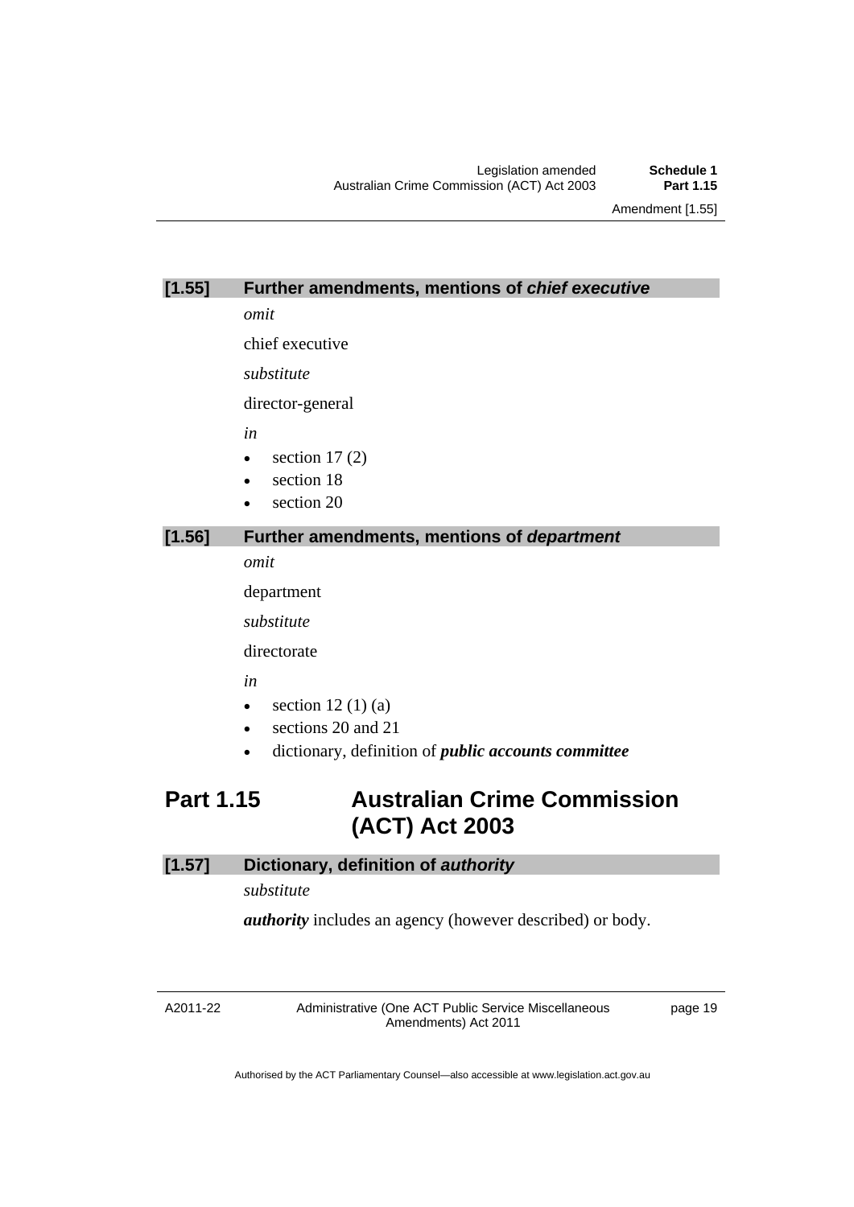### [1.55] Further amendments, mentions of *chief executive*

*omit*

chief executive

*substitute*

director-general

*in*

- section 17 (2)
- section 18
- section 20

### [1.56] Further amendments, mentions of *department*

*omit*

department

*substitute*

directorate

*in*

- section 12 (1) (a)
- sections 20 and 21
- dictionary, definition of ***public accounts committee***

## Part 1.15 Australian Crime Commission (ACT) Act 2003

### [1.57] Dictionary, definition of *authority*

*substitute*

***authority*** includes an agency (however described) or body.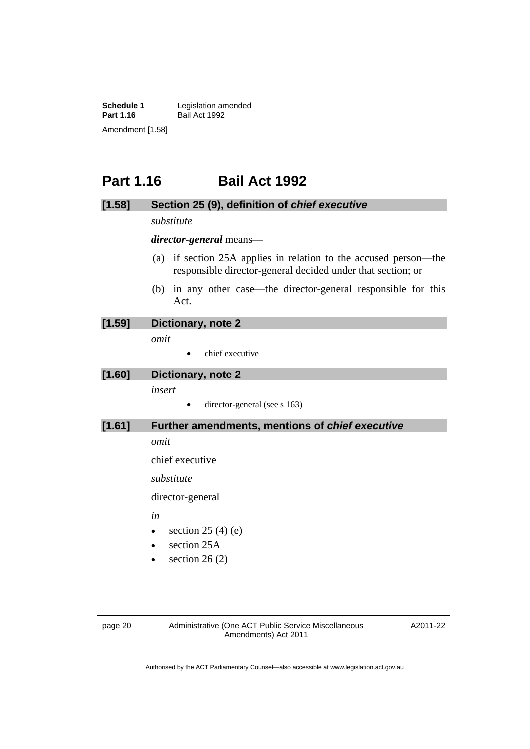# Part 1.16 Bail Act 1992

### [1.58] Section 25 (9), definition of *chief executive*

*substitute*

***director-general*** means—

(a) if section 25A applies in relation to the accused person—the responsible director-general decided under that section; or

(b) in any other case—the director-general responsible for this Act.

### [1.59] Dictionary, note 2

*omit*

- chief executive

### [1.60] Dictionary, note 2

*insert*

- director-general (see s 163)

### [1.61] Further amendments, mentions of *chief executive*

*omit*

chief executive

*substitute*

director-general

*in*

- section 25 (4) (e)
- section 25A
- section 26 (2)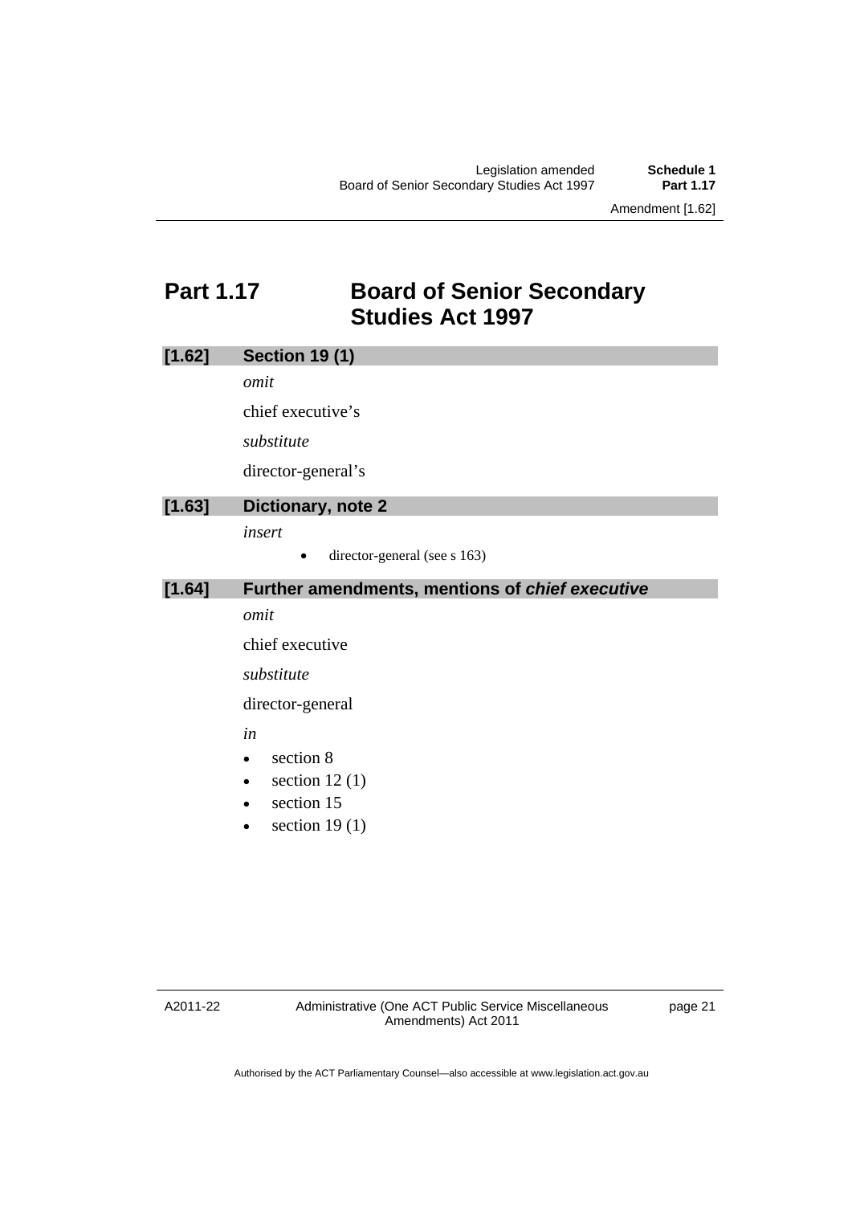## Part 1.17 Board of Senior Secondary Studies Act 1997

### [1.62] Section 19 (1)

*omit*

chief executive's

*substitute*

director-general's

### [1.63] Dictionary, note 2

*insert*

- director-general (see s 163)

### [1.64] Further amendments, mentions of *chief executive*

*omit*

chief executive

*substitute*

director-general

*in*

- section 8
- section 12 (1)
- section 15
- section 19 (1)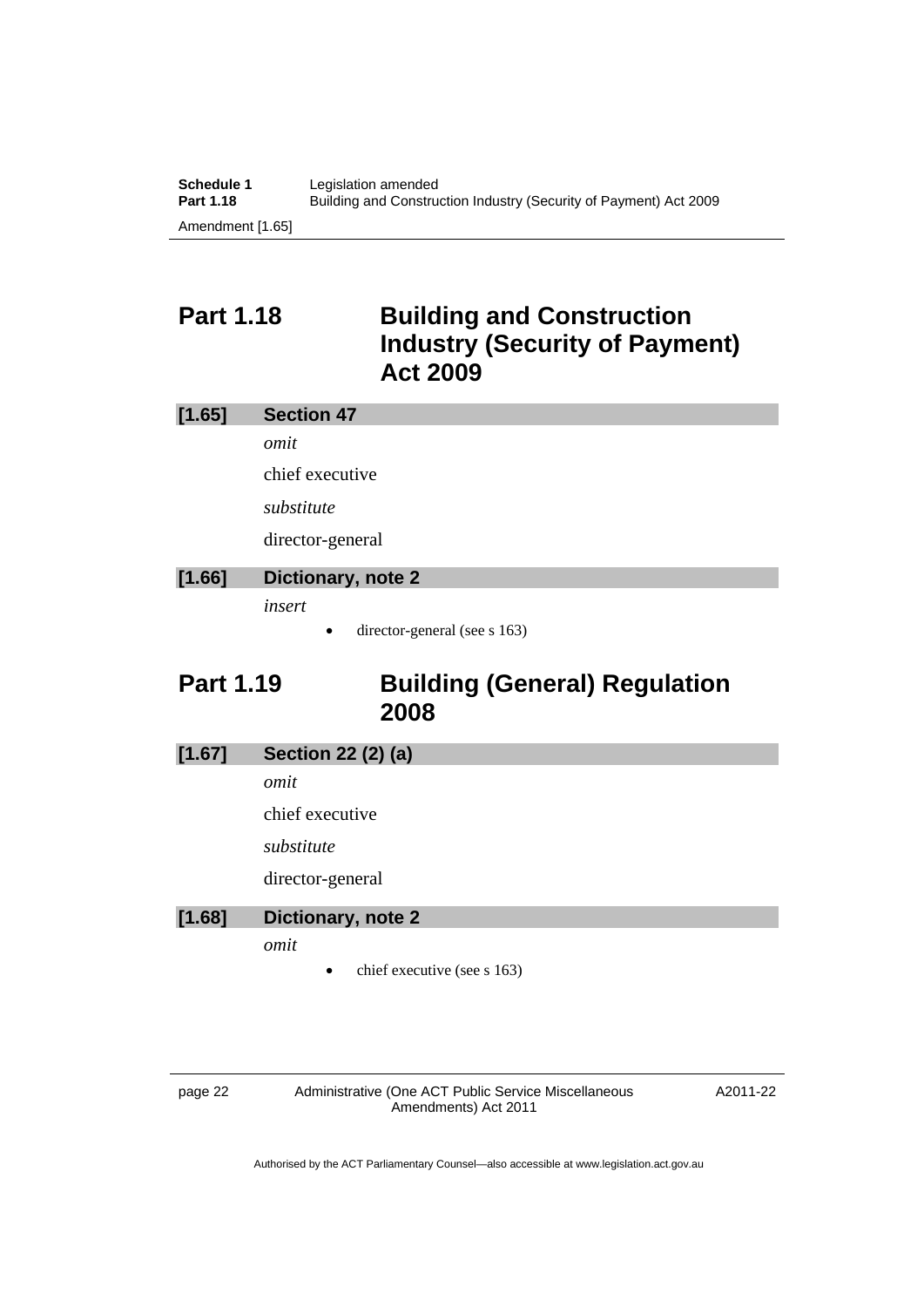## Part 1.18 Building and Construction Industry (Security of Payment) Act 2009

### [1.65] Section 47

*omit*

chief executive

*substitute*

director-general

### [1.66] Dictionary, note 2

*insert*

- director-general (see s 163)

## Part 1.19 Building (General) Regulation 2008

### [1.67] Section 22 (2) (a)

*omit*

chief executive

*substitute*

director-general

### [1.68] Dictionary, note 2

*omit*

- chief executive (see s 163)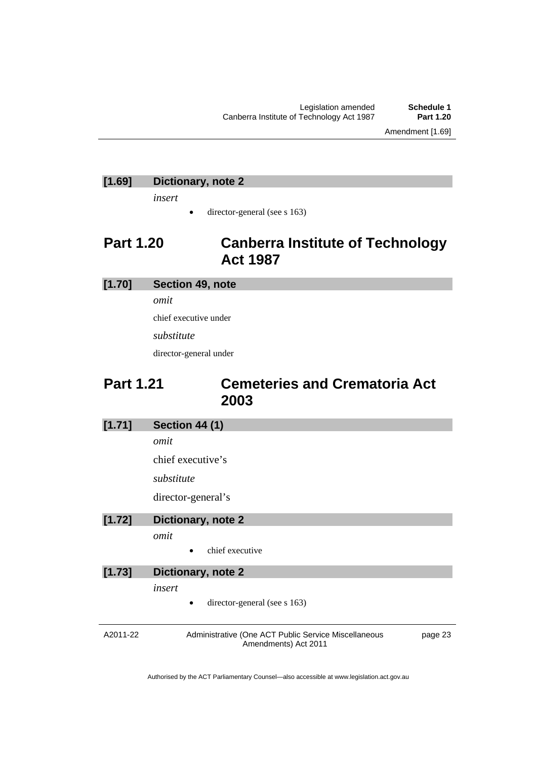### [1.69] Dictionary, note 2

*insert*

- director-general (see s 163)

## Part 1.20 Canberra Institute of Technology Act 1987

### [1.70] Section 49, note

*omit*

chief executive under

*substitute*

director-general under

## Part 1.21 Cemeteries and Crematoria Act 2003

### [1.71] Section 44 (1)

*omit*

chief executive's

*substitute*

director-general's

### [1.72] Dictionary, note 2

*omit*

- chief executive

### [1.73] Dictionary, note 2

*insert*

- director-general (see s 163)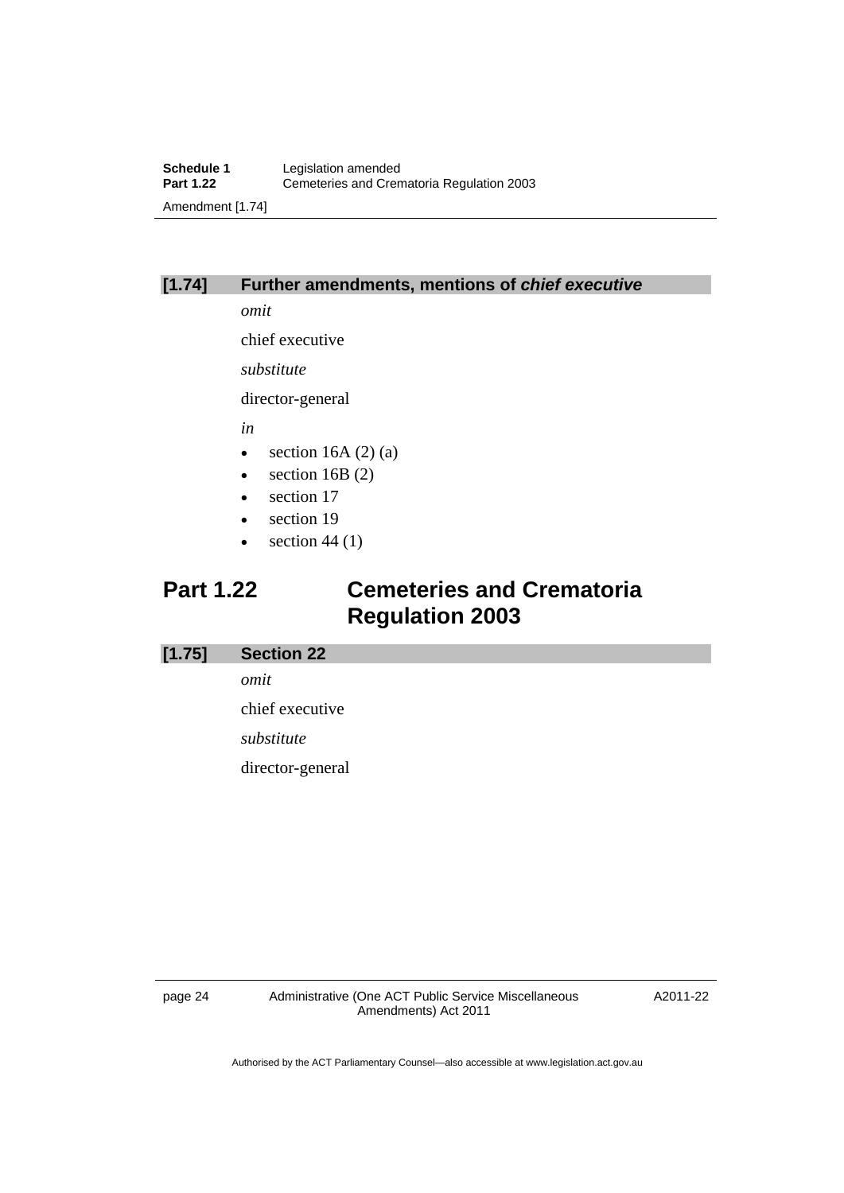### [1.74] Further amendments, mentions of ***chief executive***

*omit*

chief executive

*substitute*

director-general

*in*

- section 16A (2) (a)
- section 16B (2)
- section 17
- section 19
- section 44 (1)

## Part 1.22 Cemeteries and Crematoria Regulation 2003

### [1.75] Section 22

*omit*

chief executive

*substitute*

director-general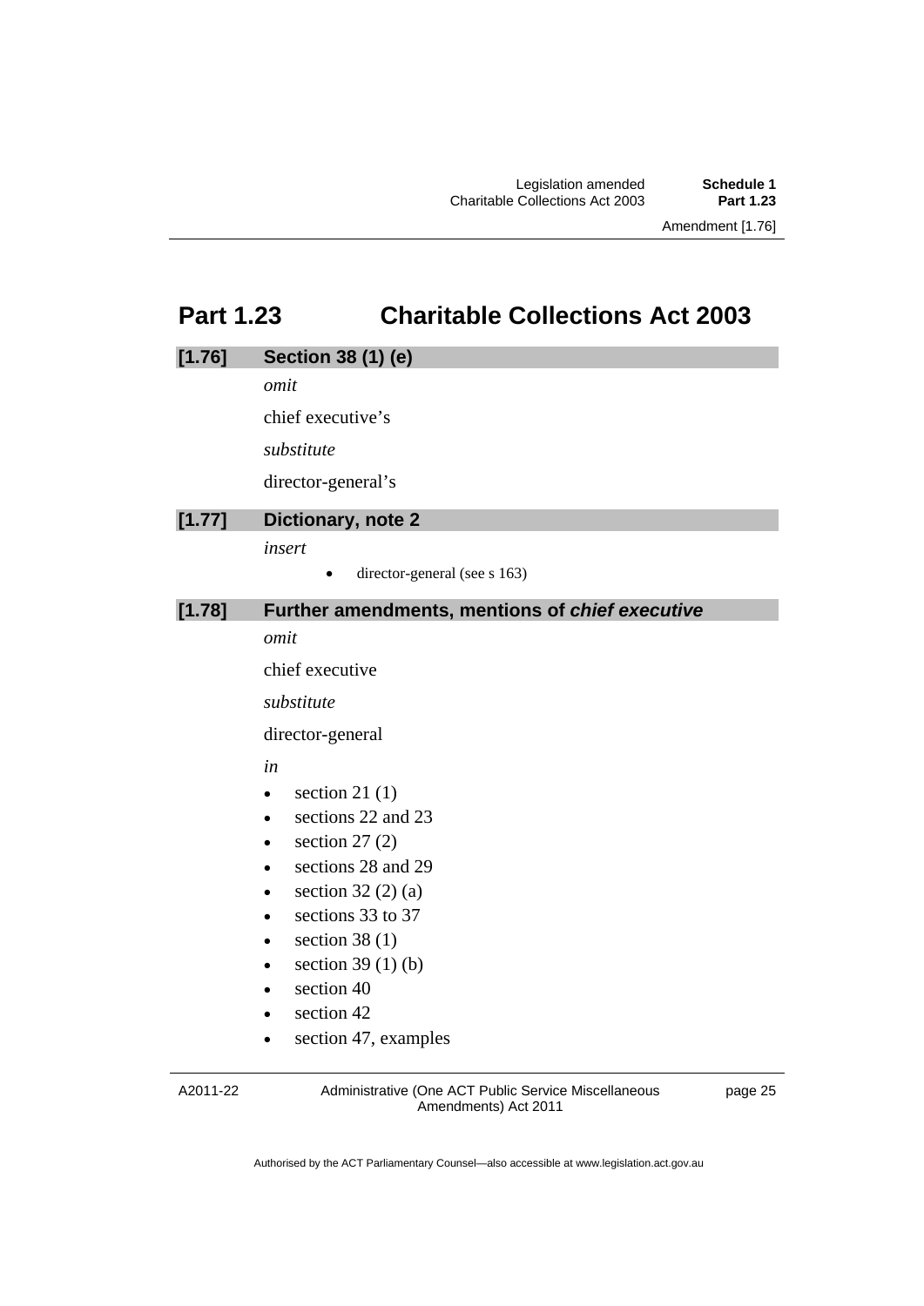## Part 1.23 Charitable Collections Act 2003

### [1.76] Section 38 (1) (e)

*omit*

chief executive's

*substitute*

director-general's

### [1.77] Dictionary, note 2

*insert*

- director-general (see s 163)

### [1.78] Further amendments, mentions of ***chief executive***

*omit*

chief executive

*substitute*

director-general

*in*

- section 21 (1)
- sections 22 and 23
- section 27 (2)
- sections 28 and 29
- section 32 (2) (a)
- sections 33 to 37
- section 38 (1)
- section 39 (1) (b)
- section 40
- section 42
- section 47, examples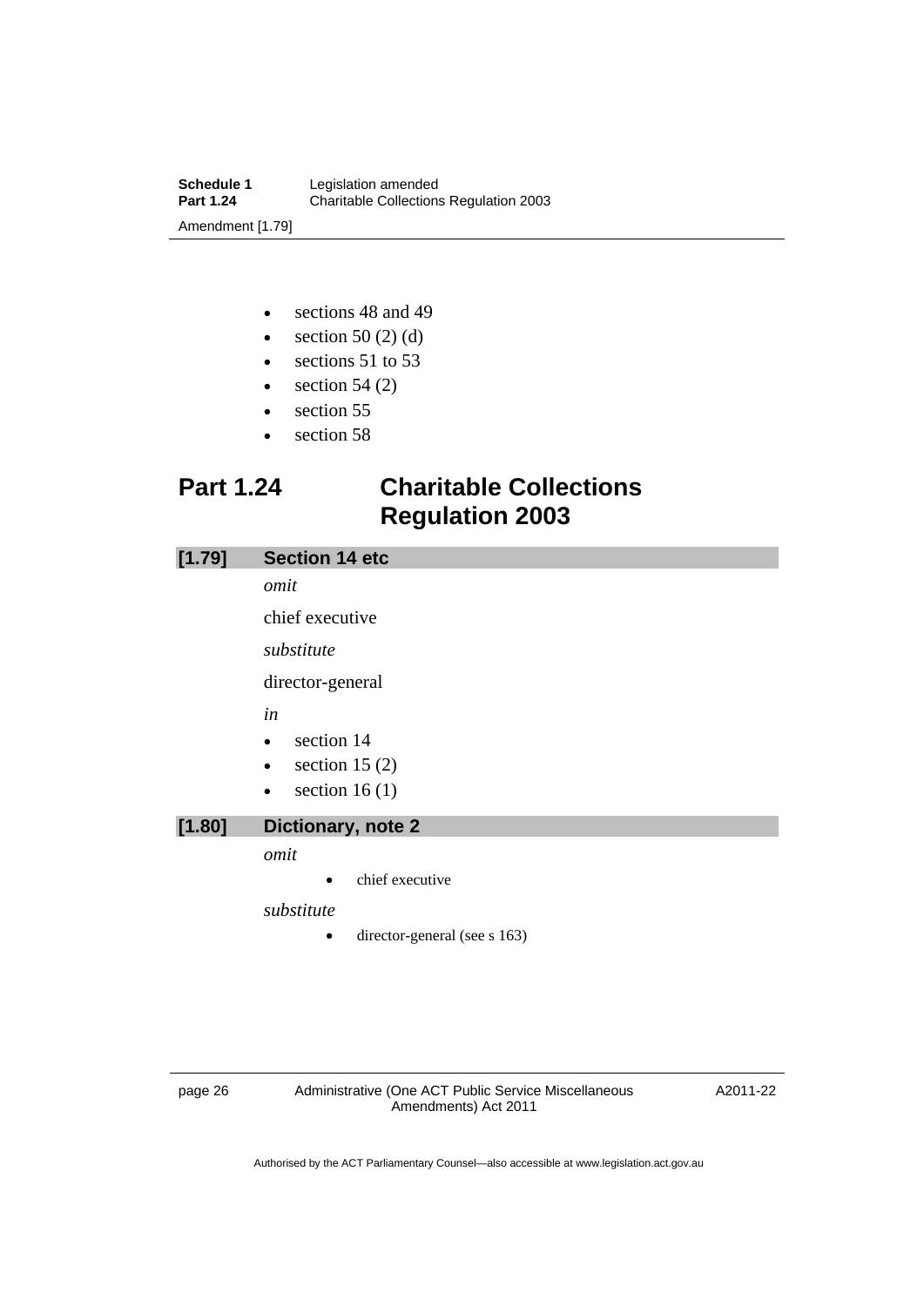- sections 48 and 49
- section 50 (2) (d)
- sections 51 to 53
- section 54 (2)
- section 55
- section 58

## Part 1.24 Charitable Collections Regulation 2003

### [1.79] Section 14 etc

*omit*

chief executive

*substitute*

director-general

*in*

- section 14
- section 15 (2)
- section 16 (1)

### [1.80] Dictionary, note 2

*omit*

- chief executive

*substitute*

- director-general (see s 163)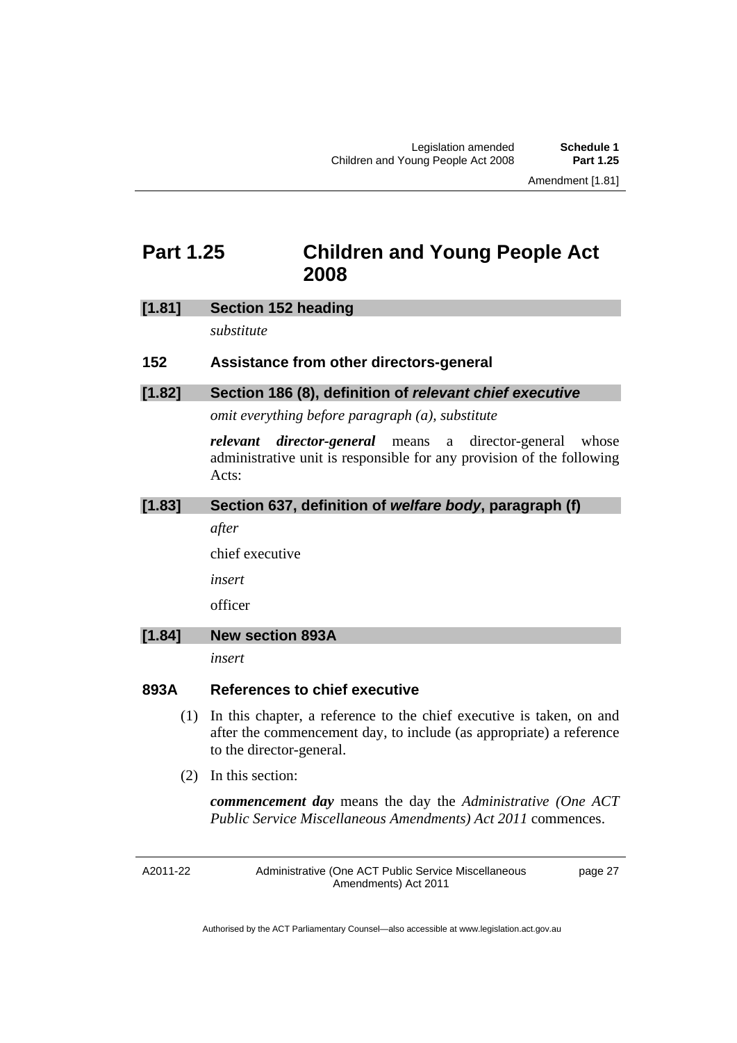## Part 1.25 Children and Young People Act 2008

### [1.81] Section 152 heading

*substitute*

### 152 Assistance from other directors-general

### [1.82] Section 186 (8), definition of *relevant chief executive*

*omit everything before paragraph (a), substitute*

***relevant director-general*** means a director-general whose administrative unit is responsible for any provision of the following Acts:

### [1.83] Section 637, definition of *welfare body*, paragraph (f)

*after*

chief executive

*insert*

officer

### [1.84] New section 893A

*insert*

### 893A References to chief executive

(1) In this chapter, a reference to the chief executive is taken, on and after the commencement day, to include (as appropriate) a reference to the director-general.

(2) In this section:

***commencement day*** means the day the *Administrative (One ACT Public Service Miscellaneous Amendments) Act 2011* commences.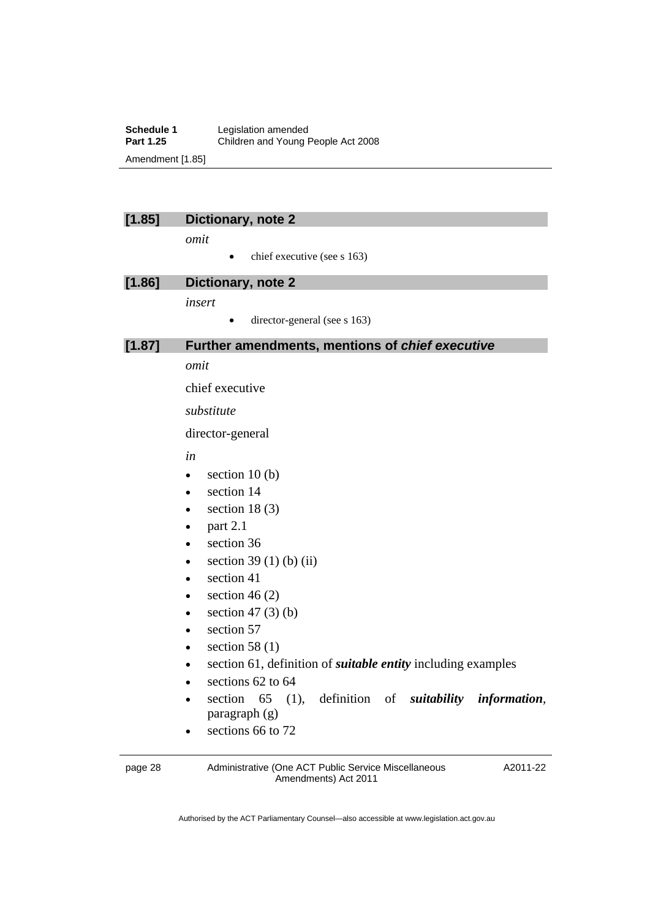### [1.85] Dictionary, note 2

*omit*

- chief executive (see s 163)

### [1.86] Dictionary, note 2

*insert*

- director-general (see s 163)

### [1.87] Further amendments, mentions of ***chief executive***

*omit*

chief executive

*substitute*

director-general

*in*

- section 10 (b)
- section 14
- section 18 (3)
- part 2.1
- section 36
- section 39 (1) (b) (ii)
- section 41
- section 46 (2)
- section 47 (3) (b)
- section 57
- section 58 (1)
- section 61, definition of ***suitable entity*** including examples
- sections 62 to 64
- section 65 (1), definition of ***suitability information***, paragraph (g)
- sections 66 to 72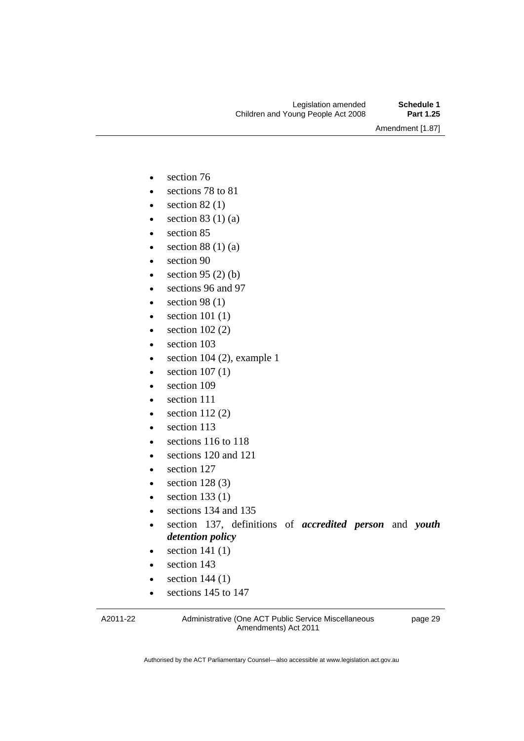- section 76
- sections 78 to 81
- section 82 (1)
- section 83 (1) (a)
- section 85
- section 88 (1) (a)
- section 90
- section 95 (2) (b)
- sections 96 and 97
- section 98 (1)
- section 101 (1)
- section 102 (2)
- section 103
- section 104 (2), example 1
- section 107 (1)
- section 109
- section 111
- section 112 (2)
- section 113
- sections 116 to 118
- sections 120 and 121
- section 127
- section 128 (3)
- section 133 (1)
- sections 134 and 135
- section 137, definitions of ***accredited person*** and ***youth detention policy***
- section 141 (1)
- section 143
- section 144 (1)
- sections 145 to 147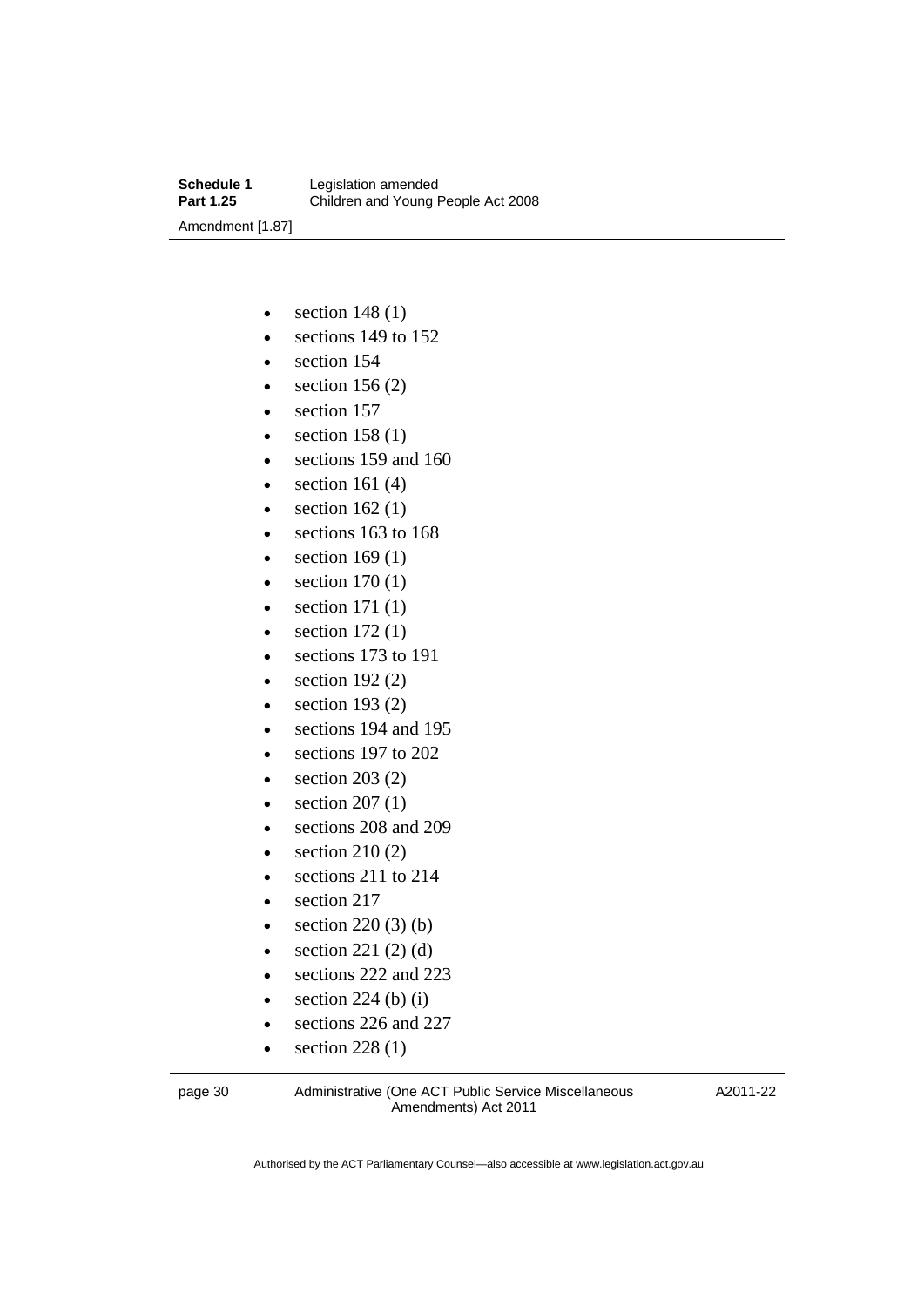- section 148 (1)
- sections 149 to 152
- section 154
- section 156 (2)
- section 157
- section 158 (1)
- sections 159 and 160
- section 161 (4)
- section 162 (1)
- sections 163 to 168
- section 169 (1)
- section 170 (1)
- section 171 (1)
- section 172 (1)
- sections 173 to 191
- section 192 (2)
- section 193 (2)
- sections 194 and 195
- sections 197 to 202
- section 203 (2)
- section 207 (1)
- sections 208 and 209
- section 210 (2)
- sections 211 to 214
- section 217
- section 220 (3) (b)
- section 221 (2) (d)
- sections 222 and 223
- section 224 (b) (i)
- sections 226 and 227
- section 228 (1)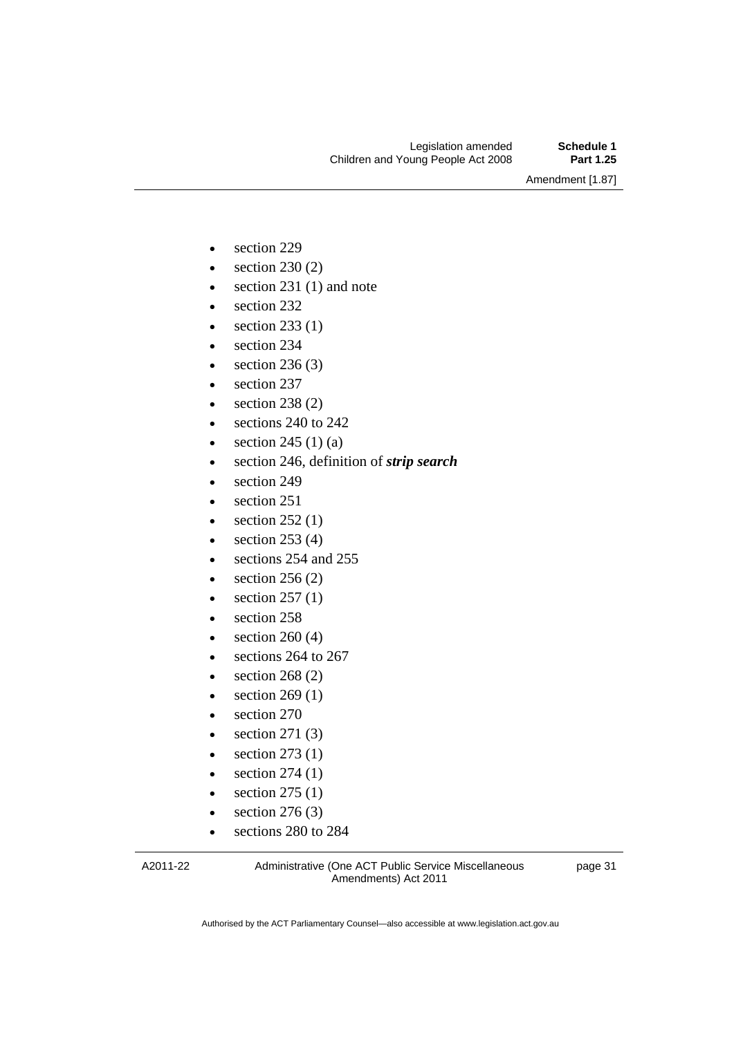- section 229
- section 230 (2)
- section 231 (1) and note
- section 232
- section 233 (1)
- section 234
- section 236 (3)
- section 237
- section 238 (2)
- sections 240 to 242
- section 245 (1) (a)
- section 246, definition of ***strip search***
- section 249
- section 251
- section 252 (1)
- section 253 (4)
- sections 254 and 255
- section 256 (2)
- section 257 (1)
- section 258
- section 260 (4)
- sections 264 to 267
- section 268 (2)
- section 269 (1)
- section 270
- section 271 (3)
- section 273 (1)
- section 274 (1)
- section 275 (1)
- section 276 (3)
- sections 280 to 284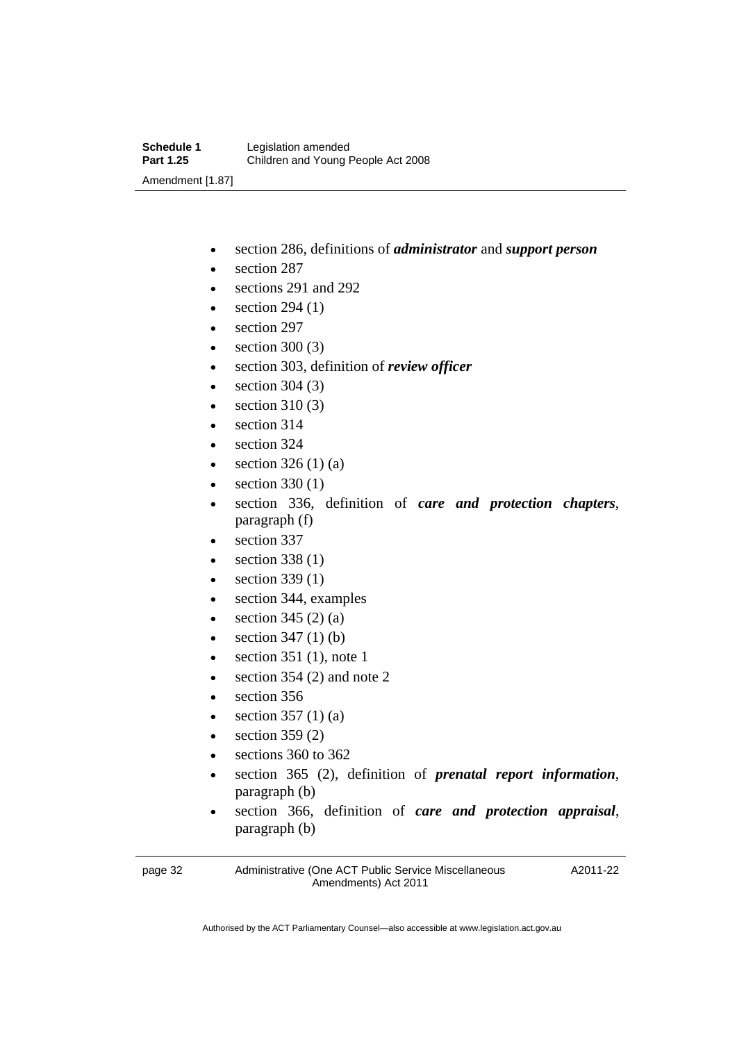- section 286, definitions of ***administrator*** and ***support person***
- section 287
- sections 291 and 292
- section 294 (1)
- section 297
- section 300 (3)
- section 303, definition of ***review officer***
- section 304 (3)
- section 310 (3)
- section 314
- section 324
- section 326 (1) (a)
- section 330 (1)
- section 336, definition of ***care and protection chapters***, paragraph (f)
- section 337
- section 338 (1)
- section 339 (1)
- section 344, examples
- section 345 (2) (a)
- section 347 (1) (b)
- section 351 (1), note 1
- section 354 (2) and note 2
- section 356
- section 357 (1) (a)
- section 359 (2)
- sections 360 to 362
- section 365 (2), definition of ***prenatal report information***, paragraph (b)
- section 366, definition of ***care and protection appraisal***, paragraph (b)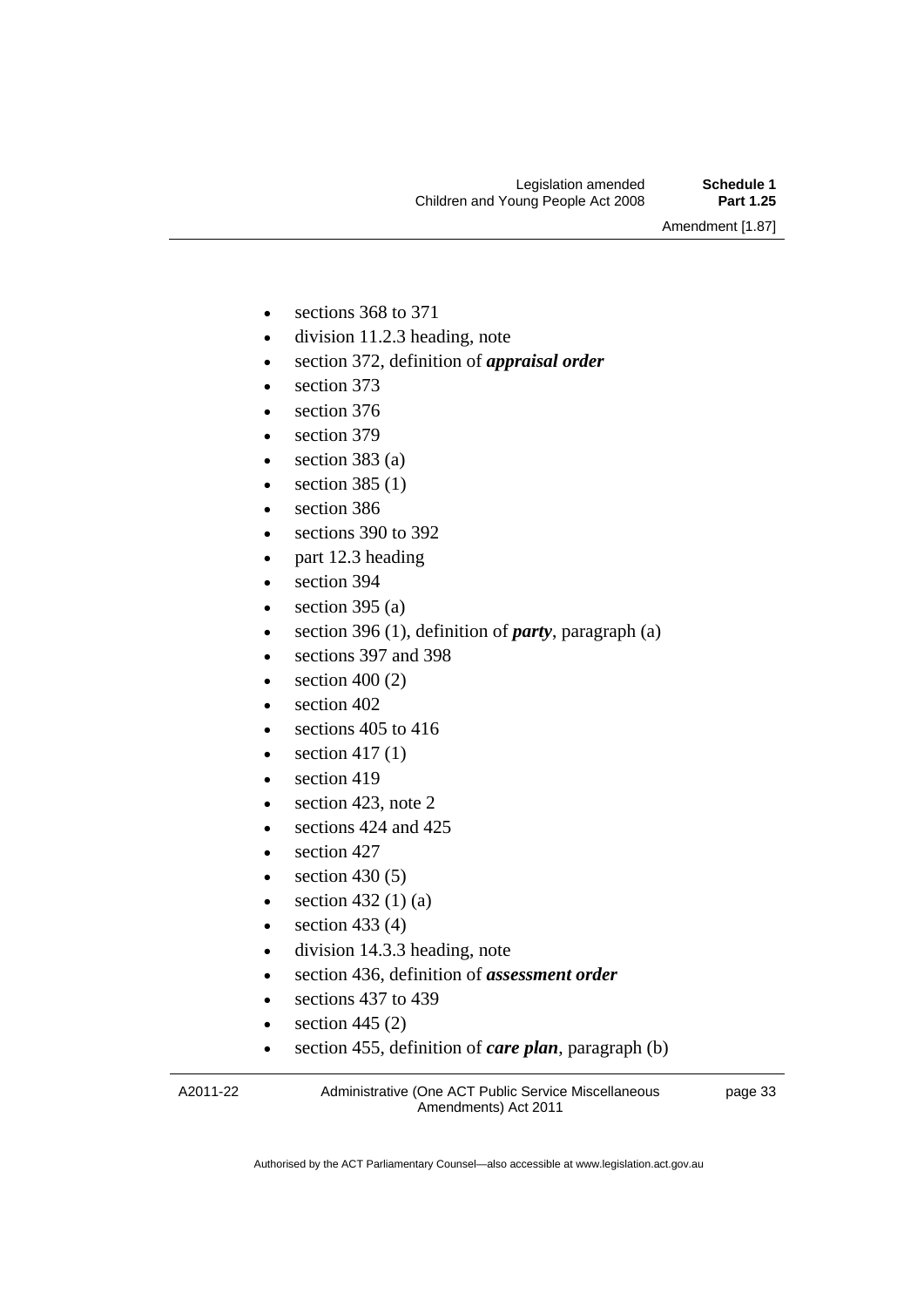- sections 368 to 371
- division 11.2.3 heading, note
- section 372, definition of ***appraisal order***
- section 373
- section 376
- section 379
- section 383 (a)
- section 385 (1)
- section 386
- sections 390 to 392
- part 12.3 heading
- section 394
- section 395 (a)
- section 396 (1), definition of ***party***, paragraph (a)
- sections 397 and 398
- section 400 (2)
- section 402
- sections 405 to 416
- section 417 (1)
- section 419
- section 423, note 2
- sections 424 and 425
- section 427
- section 430 (5)
- section 432 (1) (a)
- section 433 (4)
- division 14.3.3 heading, note
- section 436, definition of ***assessment order***
- sections 437 to 439
- section 445 (2)
- section 455, definition of ***care plan***, paragraph (b)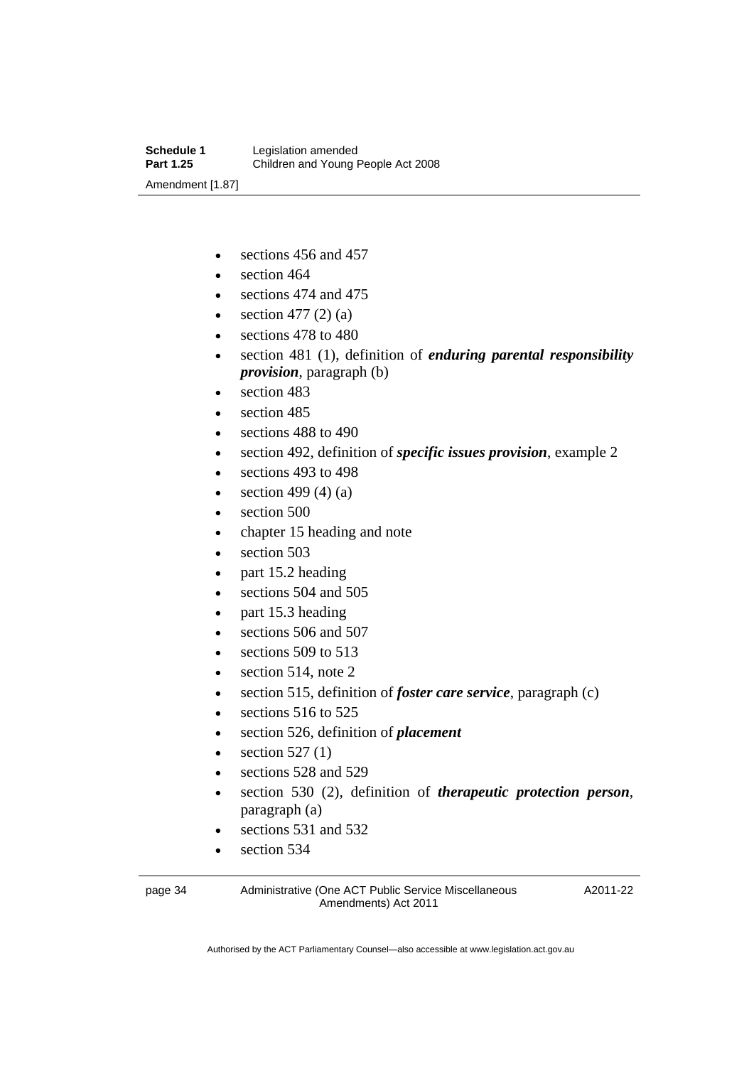- sections 456 and 457
- section 464
- sections 474 and 475
- section 477 (2) (a)
- sections 478 to 480
- section 481 (1), definition of ***enduring parental responsibility provision***, paragraph (b)
- section 483
- section 485
- sections 488 to 490
- section 492, definition of ***specific issues provision***, example 2
- sections 493 to 498
- section 499 (4) (a)
- section 500
- chapter 15 heading and note
- section 503
- part 15.2 heading
- sections 504 and 505
- part 15.3 heading
- sections 506 and 507
- sections 509 to 513
- section 514, note 2
- section 515, definition of ***foster care service***, paragraph (c)
- sections 516 to 525
- section 526, definition of ***placement***
- section 527 (1)
- sections 528 and 529
- section 530 (2), definition of ***therapeutic protection person***, paragraph (a)
- sections 531 and 532
- section 534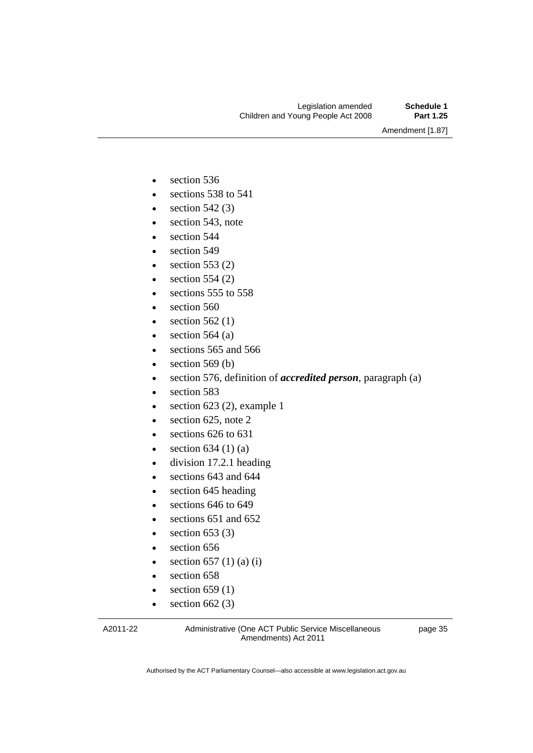- section 536
- sections 538 to 541
- section 542 (3)
- section 543, note
- section 544
- section 549
- section 553 (2)
- section 554 (2)
- sections 555 to 558
- section 560
- section 562 (1)
- section 564 (a)
- sections 565 and 566
- section 569 (b)
- section 576, definition of ***accredited person***, paragraph (a)
- section 583
- section 623 (2), example 1
- section 625, note 2
- sections 626 to 631
- section 634 (1) (a)
- division 17.2.1 heading
- sections 643 and 644
- section 645 heading
- sections 646 to 649
- sections 651 and 652
- section 653 (3)
- section 656
- section 657 (1) (a) (i)
- section 658
- section 659 (1)
- section 662 (3)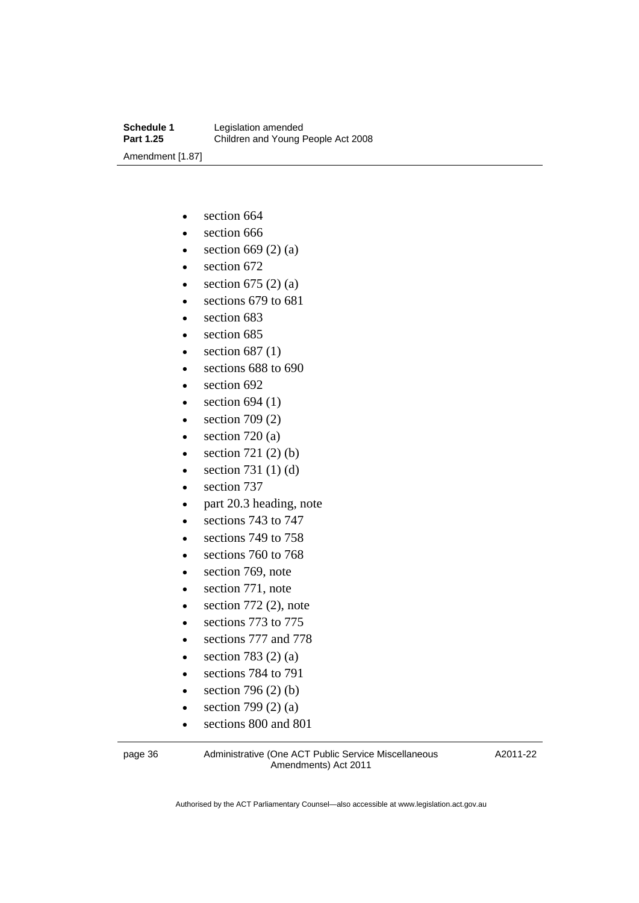- section 664
- section 666
- section 669 (2) (a)
- section 672
- section 675 (2) (a)
- sections 679 to 681
- section 683
- section 685
- section 687 (1)
- sections 688 to 690
- section 692
- section 694 (1)
- section 709 (2)
- section 720 (a)
- section 721 (2) (b)
- section 731 (1) (d)
- section 737
- part 20.3 heading, note
- sections 743 to 747
- sections 749 to 758
- sections 760 to 768
- section 769, note
- section 771, note
- section 772 (2), note
- sections 773 to 775
- sections 777 and 778
- section 783 (2) (a)
- sections 784 to 791
- section 796 (2) (b)
- section 799 (2) (a)
- sections 800 and 801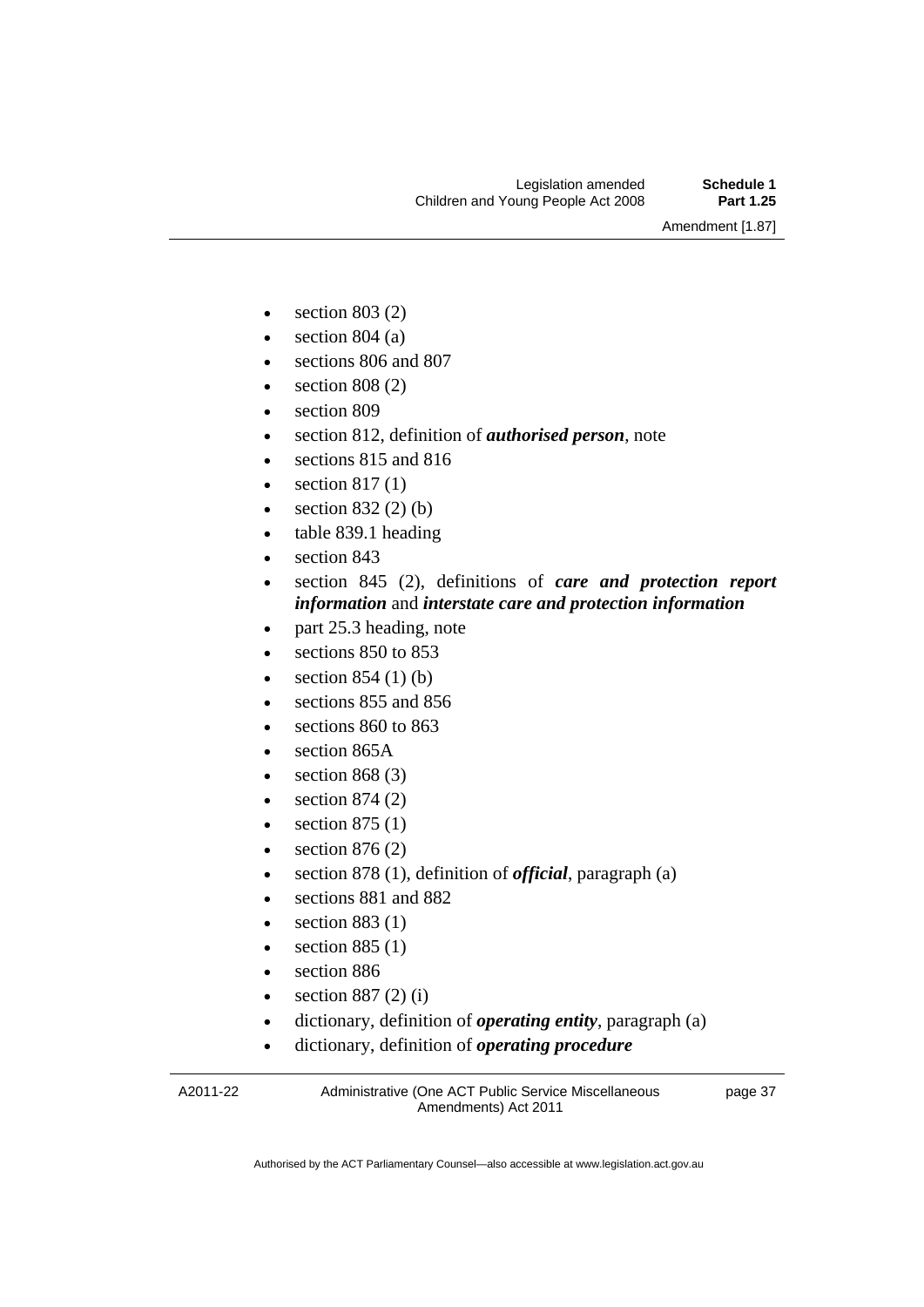- section 803 (2)
- section 804 (a)
- sections 806 and 807
- section 808 (2)
- section 809
- section 812, definition of ***authorised person***, note
- sections 815 and 816
- section 817 (1)
- section 832 (2) (b)
- table 839.1 heading
- section 843
- section 845 (2), definitions of ***care and protection report information*** and ***interstate care and protection information***
- part 25.3 heading, note
- sections 850 to 853
- section 854 (1) (b)
- sections 855 and 856
- sections 860 to 863
- section 865A
- section 868 (3)
- section 874 (2)
- section 875 (1)
- section 876 (2)
- section 878 (1), definition of ***official***, paragraph (a)
- sections 881 and 882
- section 883 (1)
- section 885 (1)
- section 886
- section 887 (2) (i)
- dictionary, definition of ***operating entity***, paragraph (a)
- dictionary, definition of ***operating procedure***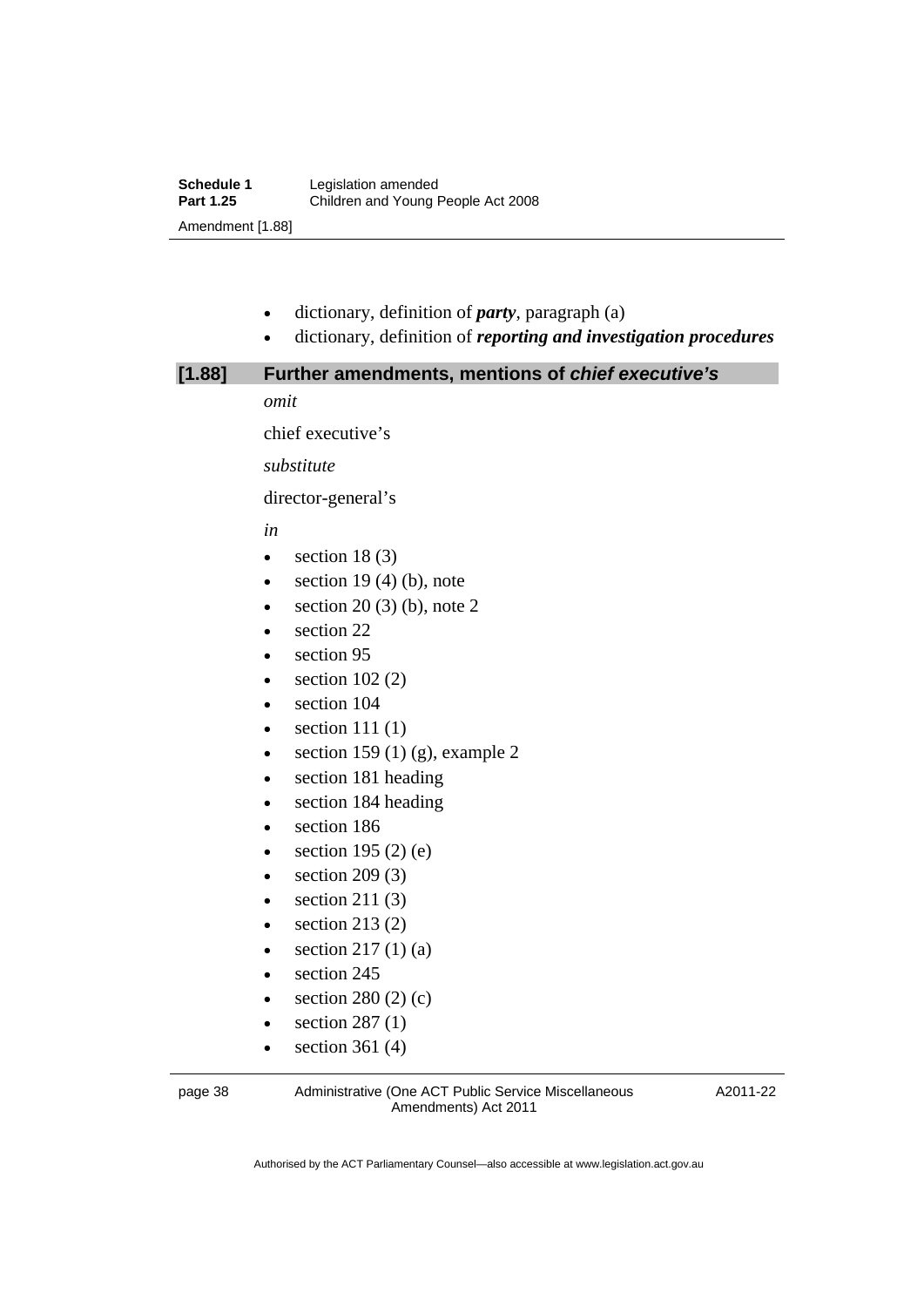- dictionary, definition of ***party***, paragraph (a)
- dictionary, definition of ***reporting and investigation procedures***

## [1.88] Further amendments, mentions of *chief executive's*

*omit*

chief executive's

*substitute*

director-general's

*in*

- section 18 (3)
- section 19 (4) (b), note
- section 20 (3) (b), note 2
- section 22
- section 95
- section 102 (2)
- section 104
- section 111 (1)
- section 159 (1) (g), example 2
- section 181 heading
- section 184 heading
- section 186
- section 195 (2) (e)
- section 209 (3)
- section 211 (3)
- section 213 (2)
- section 217 (1) (a)
- section 245
- section 280 (2) (c)
- section 287 (1)
- section 361 (4)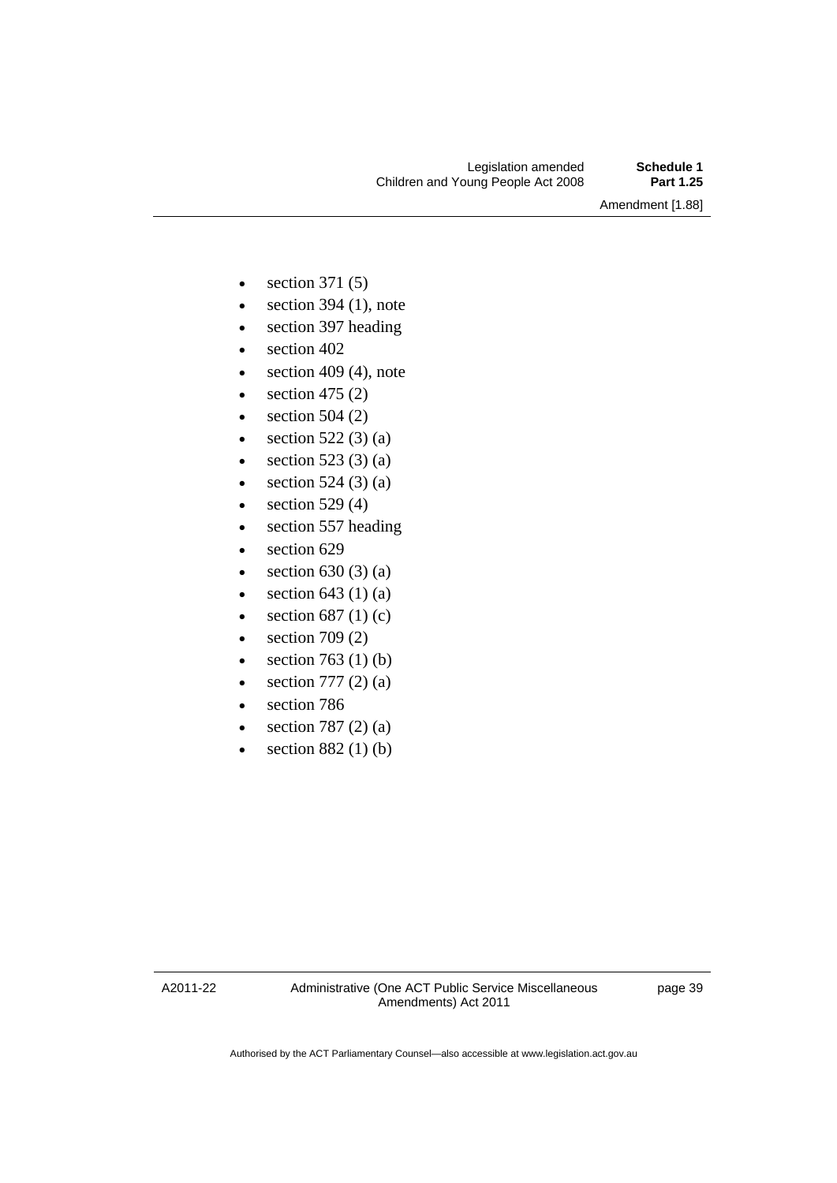- section 371 (5)
- section 394 (1), note
- section 397 heading
- section 402
- section 409 (4), note
- section 475 (2)
- section 504 (2)
- section 522 (3) (a)
- section 523 (3) (a)
- section 524 (3) (a)
- section 529 (4)
- section 557 heading
- section 629
- section 630 (3) (a)
- section 643 (1) (a)
- section 687 (1) (c)
- section 709 (2)
- section 763 (1) (b)
- section 777 (2) (a)
- section 786
- section 787 (2) (a)
- section 882 (1) (b)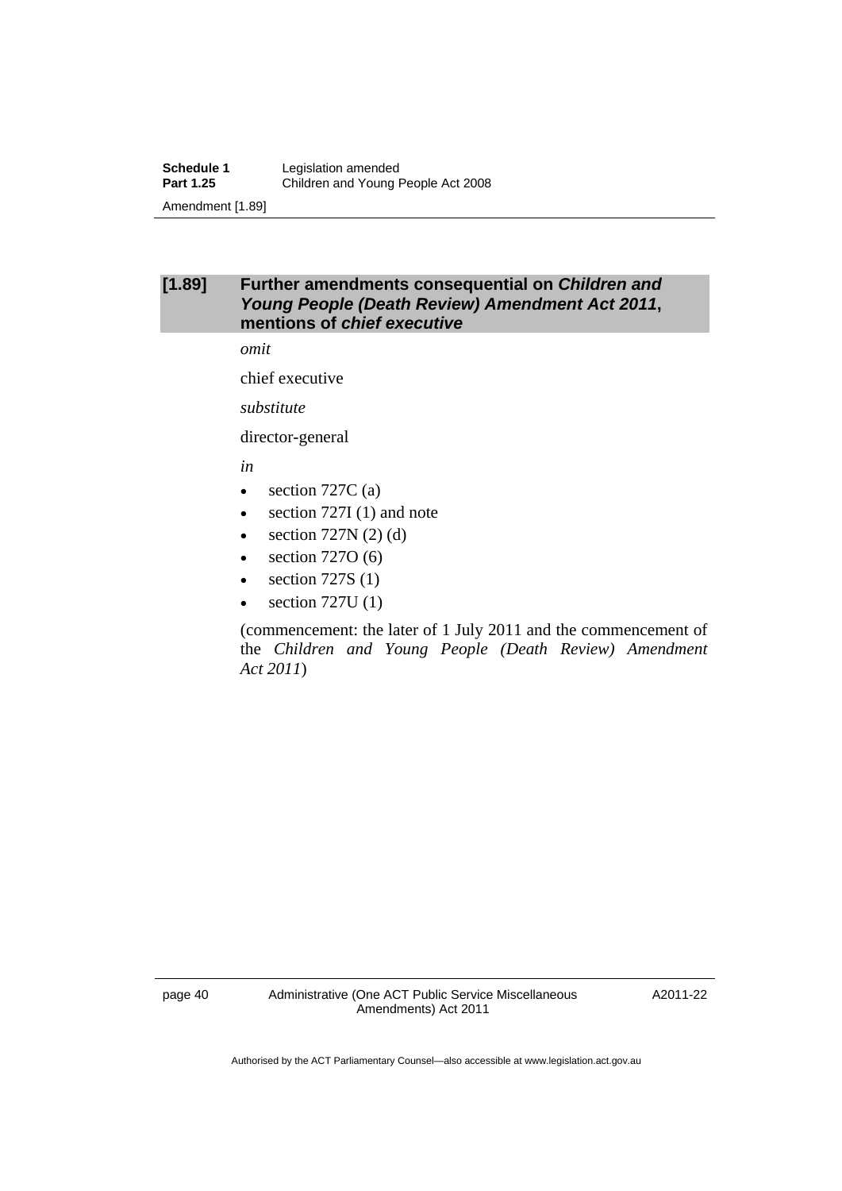### [1.89] Further amendments consequential on *Children and Young People (Death Review) Amendment Act 2011*, mentions of *chief executive*

*omit*

chief executive

*substitute*

director-general

*in*

- section 727C (a)
- section 727I (1) and note
- section 727N (2) (d)
- section 727O (6)
- section 727S (1)
- section 727U (1)

(commencement: the later of 1 July 2011 and the commencement of the *Children and Young People (Death Review) Amendment Act 2011*)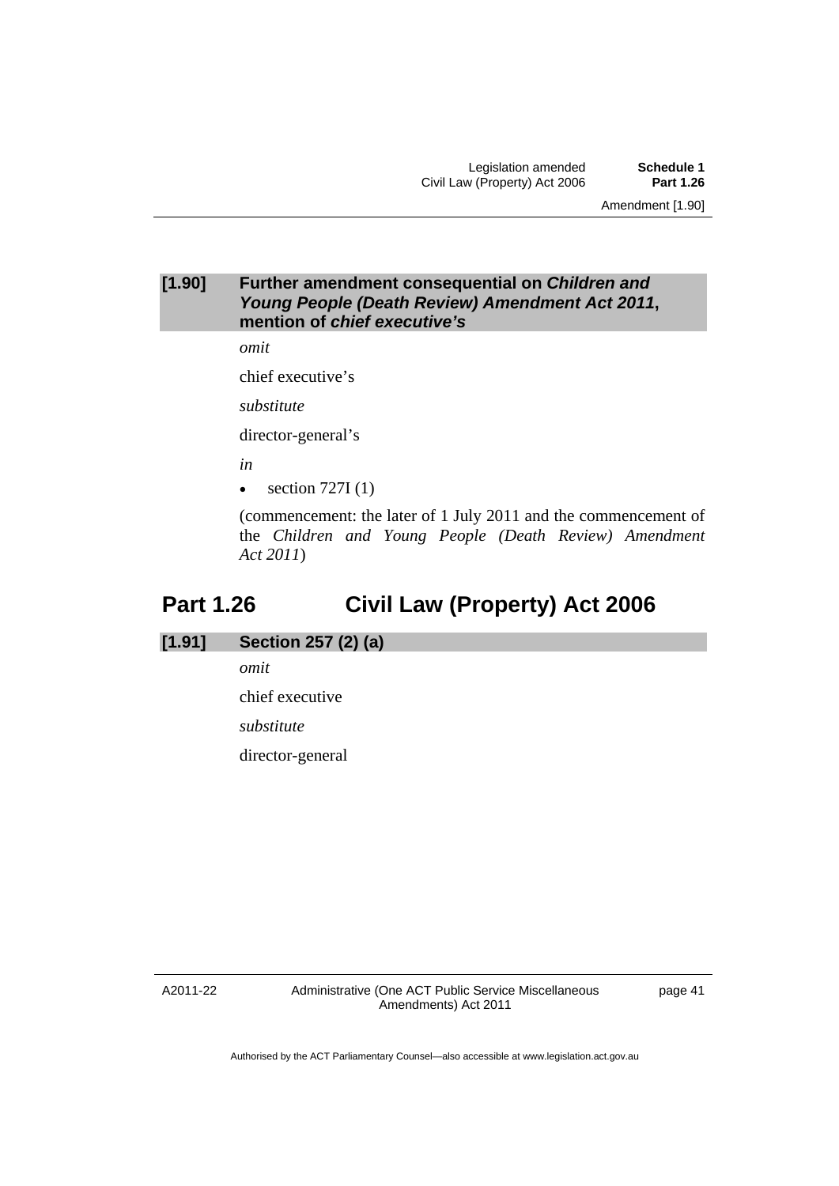### [1.90] Further amendment consequential on *Children and Young People (Death Review) Amendment Act 2011*, mention of *chief executive's*

*omit*

chief executive's

*substitute*

director-general's

*in*

- section 727I (1)

(commencement: the later of 1 July 2011 and the commencement of the *Children and Young People (Death Review) Amendment Act 2011*)

## Part 1.26 Civil Law (Property) Act 2006

### [1.91] Section 257 (2) (a)

*omit*

chief executive

*substitute*

director-general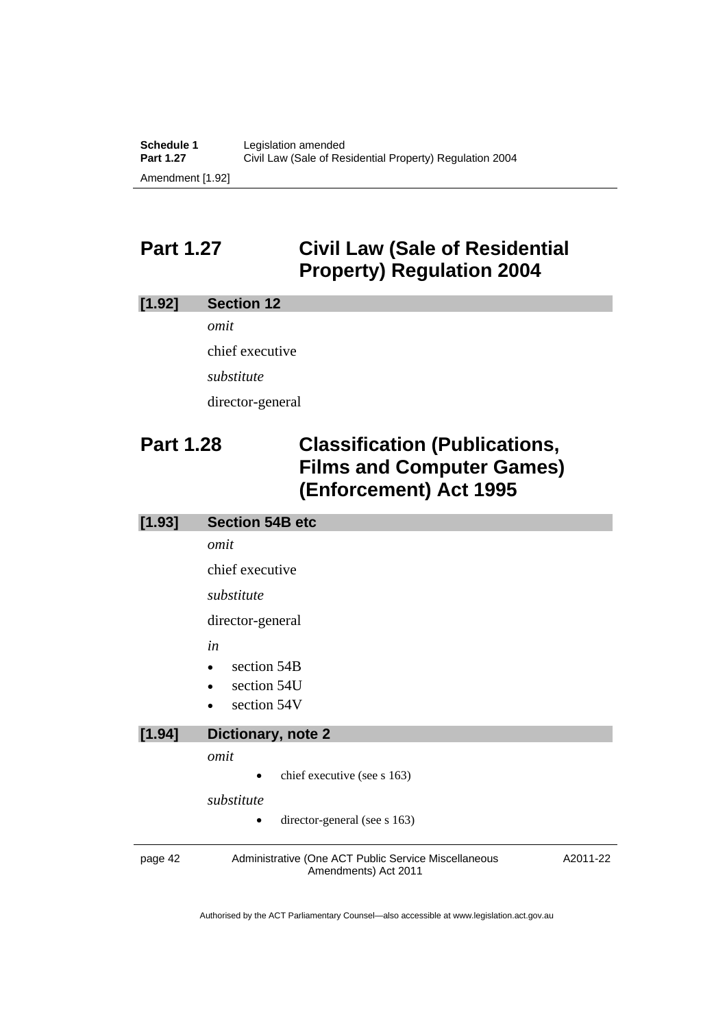## Part 1.27 Civil Law (Sale of Residential Property) Regulation 2004

### [1.92] Section 12

*omit*

chief executive

*substitute*

director-general

## Part 1.28 Classification (Publications, Films and Computer Games) (Enforcement) Act 1995

### [1.93] Section 54B etc

*omit*

chief executive

*substitute*

director-general

*in*

- section 54B
- section 54U
- section 54V

### [1.94] Dictionary, note 2

*omit*

- chief executive (see s 163)

*substitute*

- director-general (see s 163)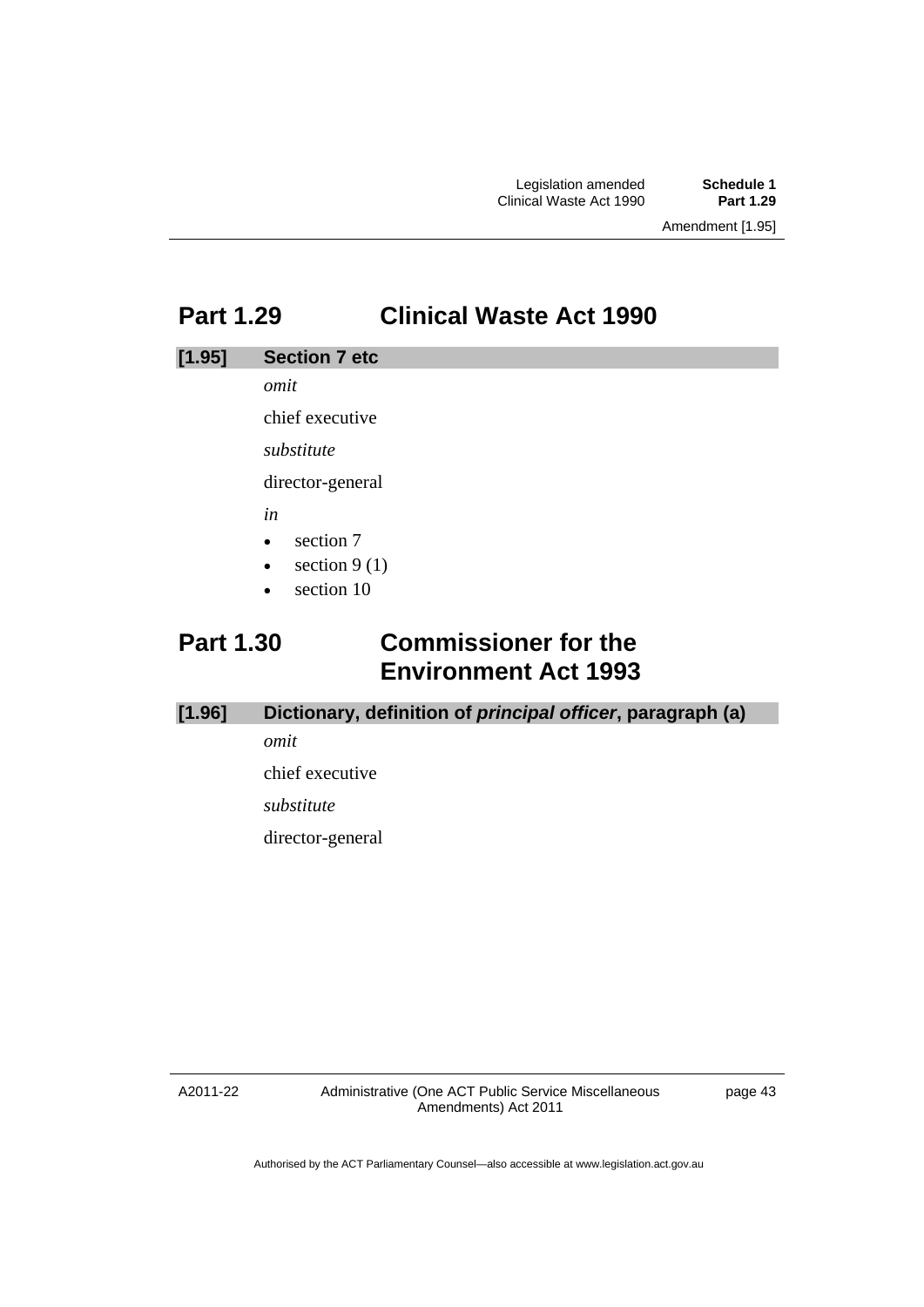## Part 1.29 Clinical Waste Act 1990

### [1.95] Section 7 etc

*omit*

chief executive

*substitute*

director-general

*in*

- section 7
- section 9 (1)
- section 10

## Part 1.30 Commissioner for the Environment Act 1993

### [1.96] Dictionary, definition of *principal officer*, paragraph (a)

*omit*

chief executive

*substitute*

director-general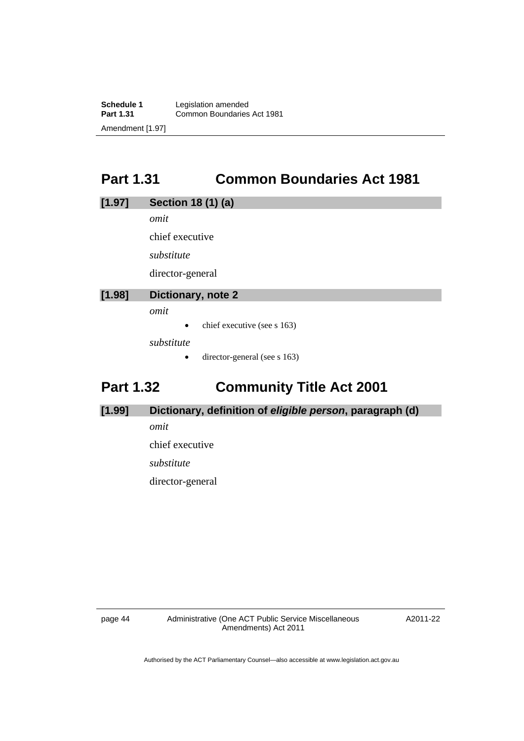## Part 1.31 Common Boundaries Act 1981

### [1.97] Section 18 (1) (a)

*omit*

chief executive

*substitute*

director-general

### [1.98] Dictionary, note 2

*omit*

- chief executive (see s 163)

*substitute*

- director-general (see s 163)

## Part 1.32 Community Title Act 2001

### [1.99] Dictionary, definition of ***eligible person***, paragraph (d)

*omit*

chief executive

*substitute*

director-general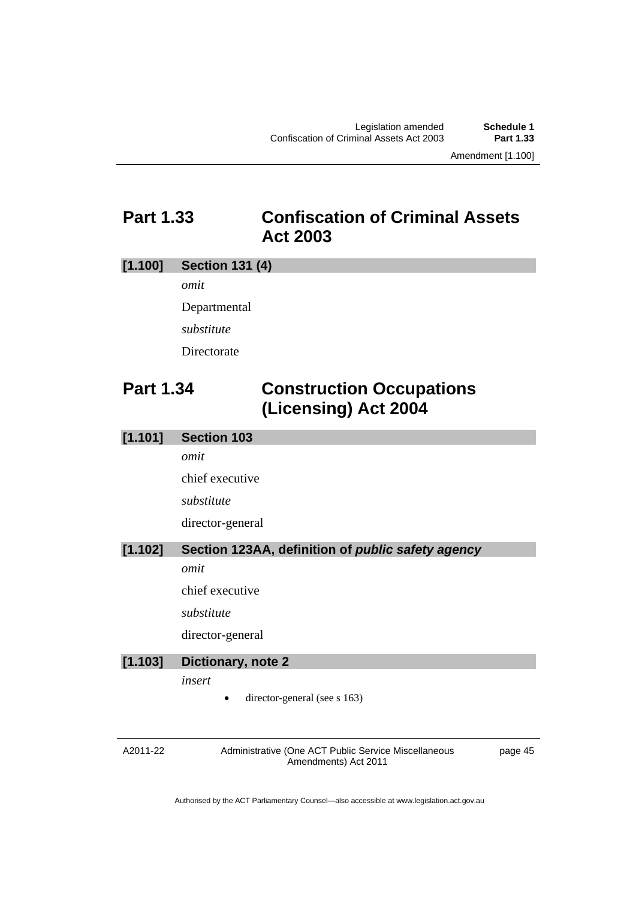## Part 1.33 Confiscation of Criminal Assets Act 2003

**[1.100] Section 131 (4)**

*omit*

Departmental

*substitute*

Directorate

## Part 1.34 Construction Occupations (Licensing) Act 2004

**[1.101] Section 103**

*omit*

chief executive

*substitute*

director-general

**[1.102] Section 123AA, definition of *public safety agency***

*omit*

chief executive

*substitute*

director-general

**[1.103] Dictionary, note 2**

*insert*

- director-general (see s 163)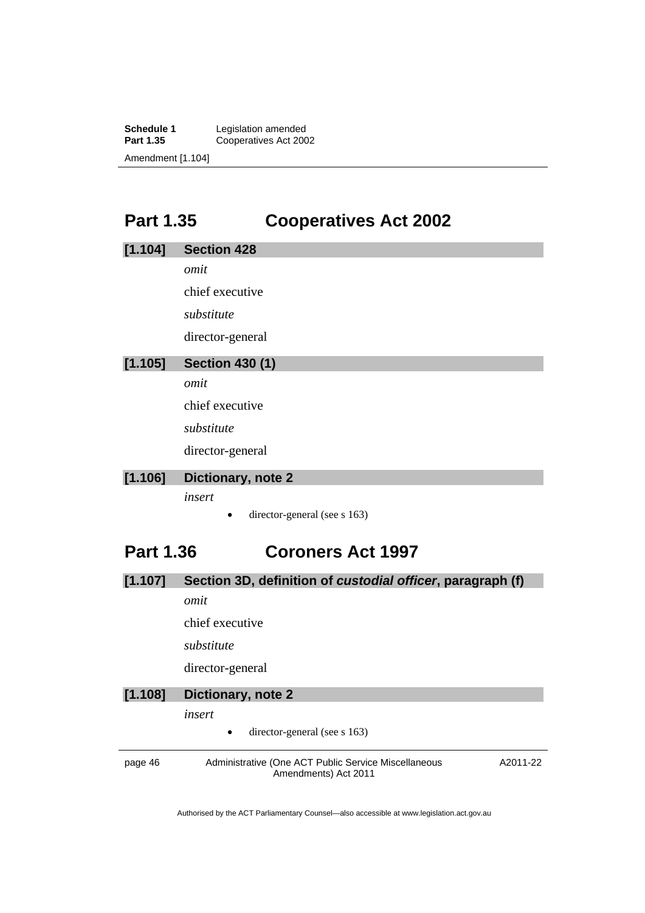## Part 1.35 Cooperatives Act 2002

**[1.104] Section 428**

*omit*

chief executive

*substitute*

director-general

**[1.105] Section 430 (1)**

*omit*

chief executive

*substitute*

director-general

**[1.106] Dictionary, note 2**

*insert*

- director-general (see s 163)

## Part 1.36 Coroners Act 1997

**[1.107] Section 3D, definition of *custodial officer*, paragraph (f)**

*omit*

chief executive

*substitute*

director-general

**[1.108] Dictionary, note 2**

*insert*

- director-general (see s 163)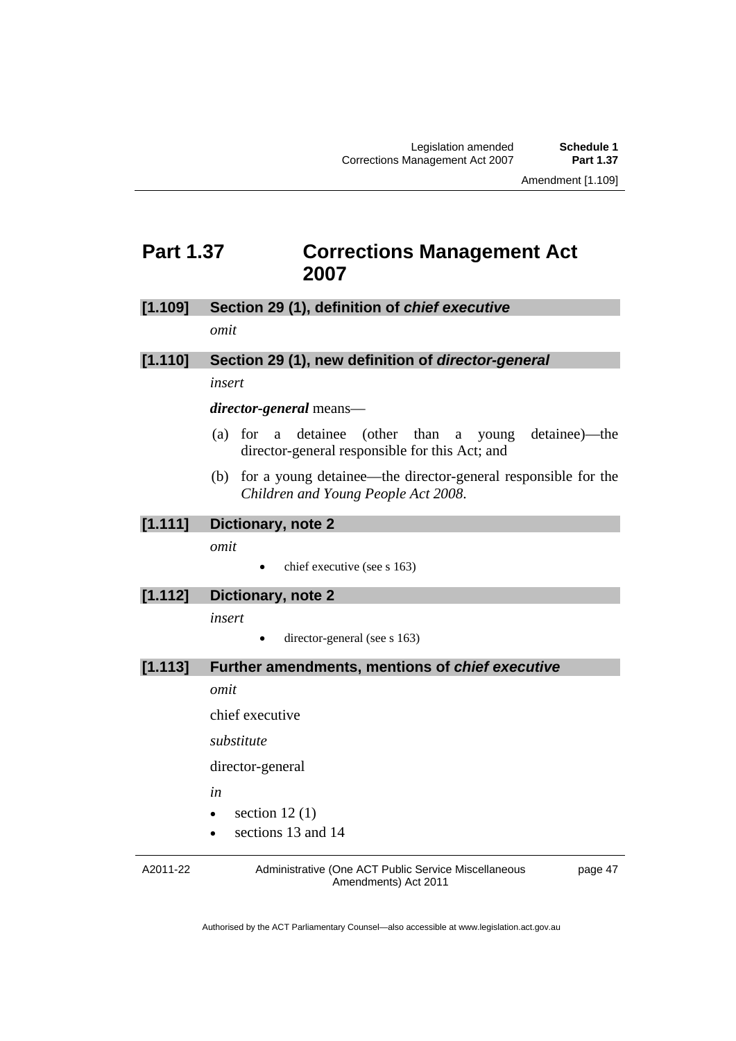# Part 1.37 Corrections Management Act 2007

**[1.109] Section 29 (1), definition of *chief executive***

*omit*

**[1.110] Section 29 (1), new definition of *director-general***

*insert*

***director-general*** means—

(a) for a detainee (other than a young detainee)—the director-general responsible for this Act; and

(b) for a young detainee—the director-general responsible for the *Children and Young People Act 2008*.

**[1.111] Dictionary, note 2**

*omit*

- chief executive (see s 163)

**[1.112] Dictionary, note 2**

*insert*

- director-general (see s 163)

**[1.113] Further amendments, mentions of *chief executive***

*omit*

chief executive

*substitute*

director-general

*in*

- section 12 (1)
- sections 13 and 14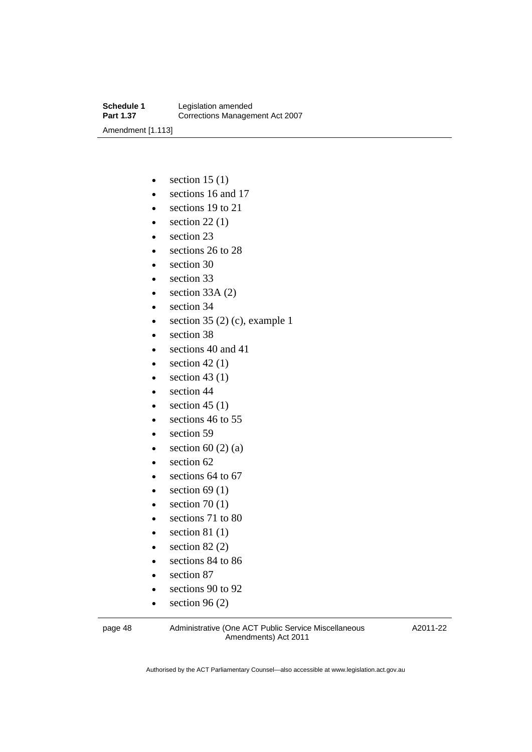- section 15 (1)
- sections 16 and 17
- sections 19 to 21
- section 22 (1)
- section 23
- sections 26 to 28
- section 30
- section 33
- section 33A (2)
- section 34
- section 35 (2) (c), example 1
- section 38
- sections 40 and 41
- section 42 (1)
- section 43 (1)
- section 44
- section 45 (1)
- sections 46 to 55
- section 59
- section 60 (2) (a)
- section 62
- sections 64 to 67
- section 69 (1)
- section 70 (1)
- sections 71 to 80
- section 81 (1)
- section 82 (2)
- sections 84 to 86
- section 87
- sections 90 to 92
- section 96 (2)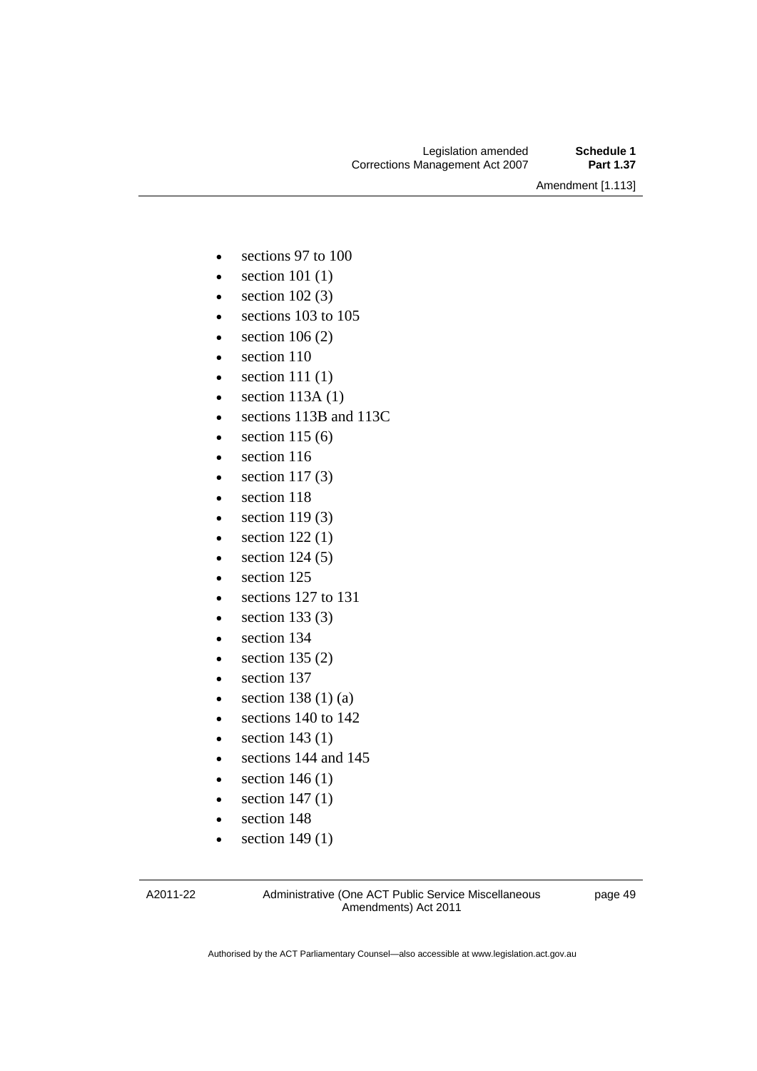- sections 97 to 100
- section 101 (1)
- section 102 (3)
- sections 103 to 105
- section 106 (2)
- section 110
- section 111 (1)
- section 113A (1)
- sections 113B and 113C
- section 115 (6)
- section 116
- section 117 (3)
- section 118
- section 119 (3)
- section 122 (1)
- section 124 (5)
- section 125
- sections 127 to 131
- section 133 (3)
- section 134
- section 135 (2)
- section 137
- section 138 (1) (a)
- sections 140 to 142
- section 143 (1)
- sections 144 and 145
- section 146 (1)
- section 147 (1)
- section 148
- section 149 (1)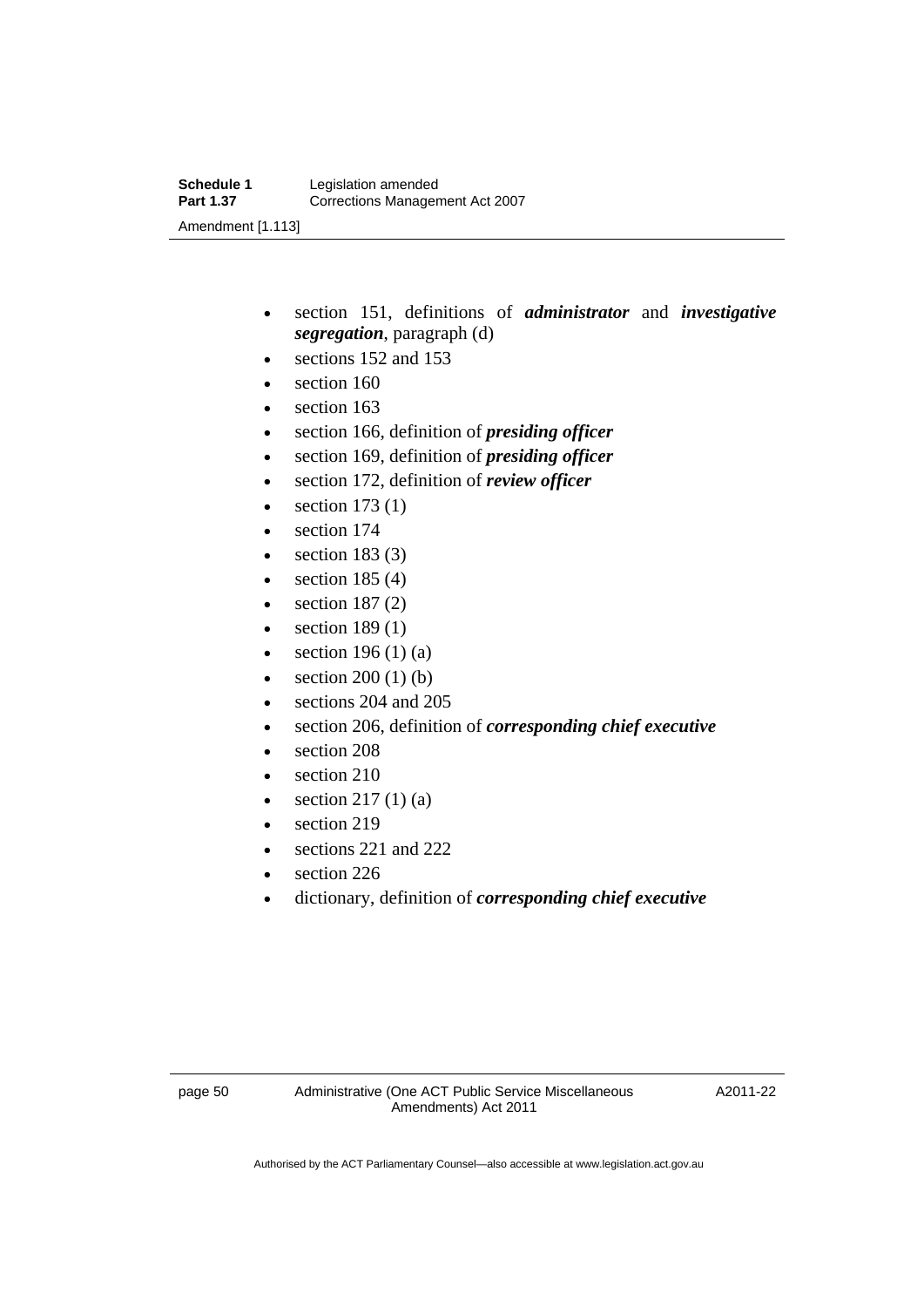- section 151, definitions of ***administrator*** and ***investigative segregation***, paragraph (d)
- sections 152 and 153
- section 160
- section 163
- section 166, definition of ***presiding officer***
- section 169, definition of ***presiding officer***
- section 172, definition of ***review officer***
- section 173 (1)
- section 174
- section 183 (3)
- section 185 (4)
- section 187 (2)
- section 189 (1)
- section 196 (1) (a)
- section 200 (1) (b)
- sections 204 and 205
- section 206, definition of ***corresponding chief executive***
- section 208
- section 210
- section 217 (1) (a)
- section 219
- sections 221 and 222
- section 226
- dictionary, definition of ***corresponding chief executive***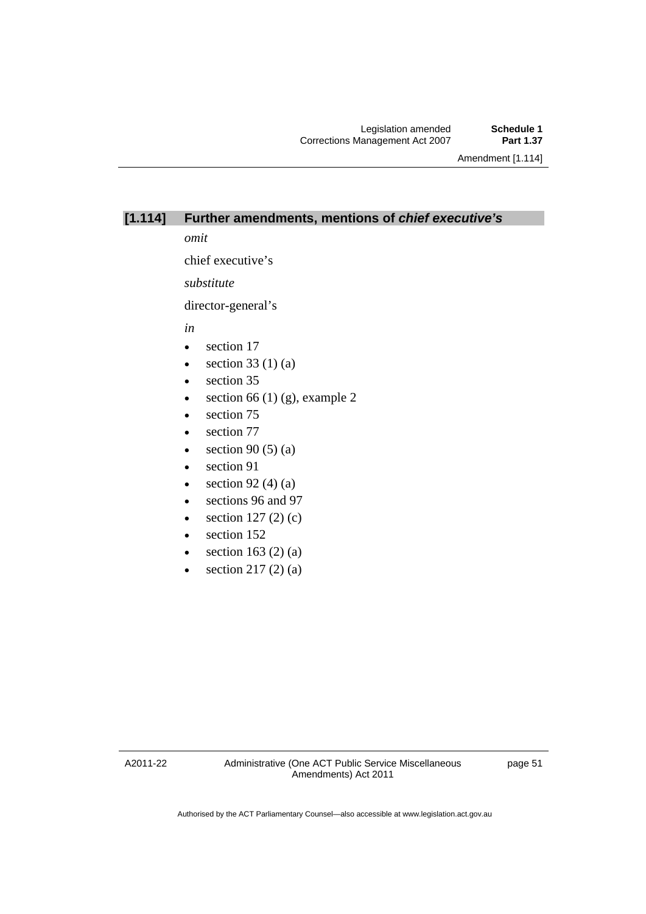## [1.114] Further amendments, mentions of ***chief executive's***

*omit*

chief executive's

*substitute*

director-general's

*in*

- section 17
- section 33 (1) (a)
- section 35
- section 66 (1) (g), example 2
- section 75
- section 77
- section 90 (5) (a)
- section 91
- section 92 (4) (a)
- sections 96 and 97
- section 127 (2) (c)
- section 152
- section 163 (2) (a)
- section 217 (2) (a)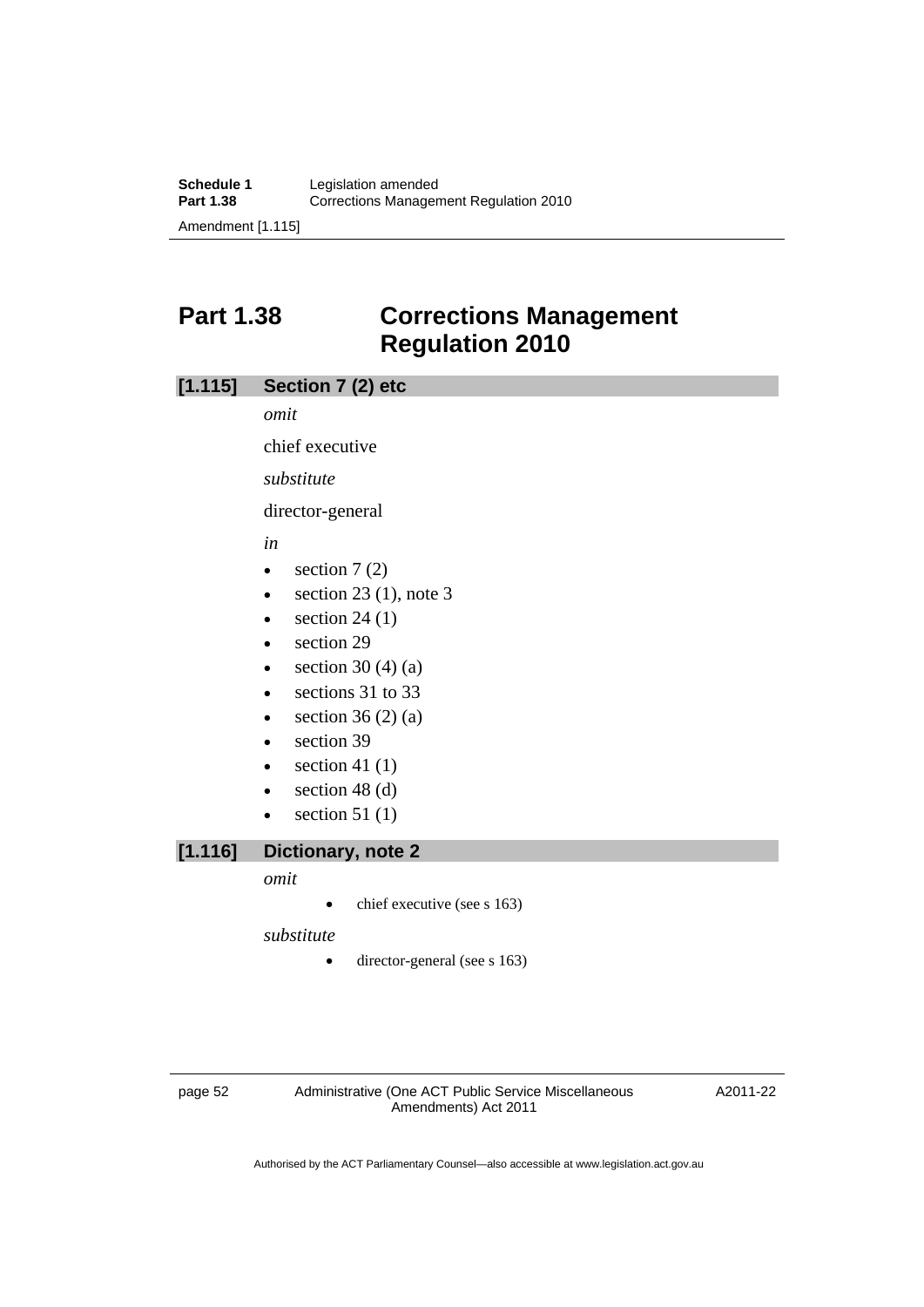# Part 1.38 Corrections Management Regulation 2010

## [1.115] Section 7 (2) etc

*omit*

chief executive

*substitute*

director-general

*in*

- section 7 (2)
- section 23 (1), note 3
- section 24 (1)
- section 29
- section 30 (4) (a)
- sections 31 to 33
- section 36 (2) (a)
- section 39
- section 41 (1)
- section 48 (d)
- section 51 (1)

## [1.116] Dictionary, note 2

*omit*

- chief executive (see s 163)

*substitute*

- director-general (see s 163)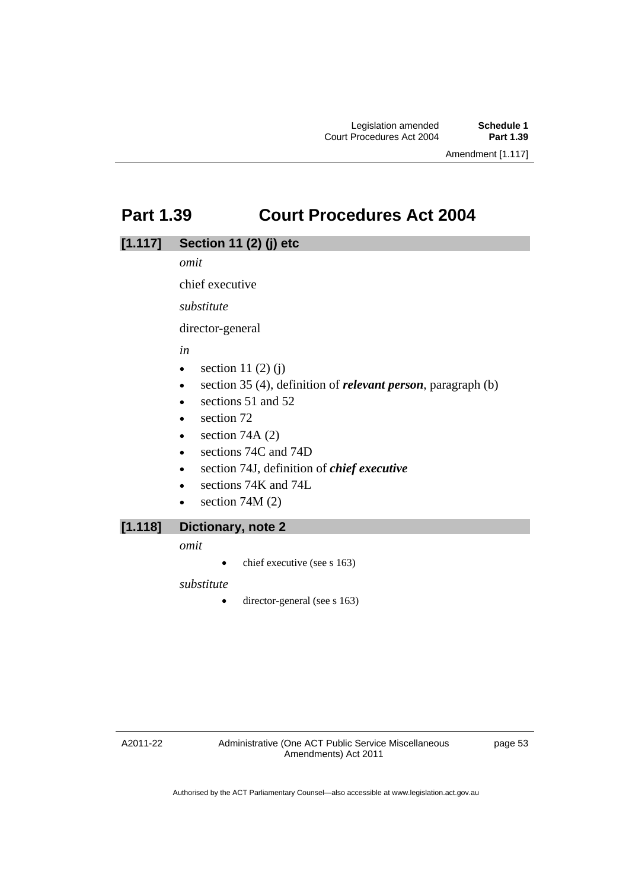## Part 1.39 Court Procedures Act 2004

### [1.117] Section 11 (2) (j) etc

*omit*

chief executive

*substitute*

director-general

*in*

- section 11 (2) (j)
- section 35 (4), definition of ***relevant person***, paragraph (b)
- sections 51 and 52
- section 72
- section 74A (2)
- sections 74C and 74D
- section 74J, definition of ***chief executive***
- sections 74K and 74L
- section 74M (2)

### [1.118] Dictionary, note 2

*omit*

- chief executive (see s 163)

*substitute*

- director-general (see s 163)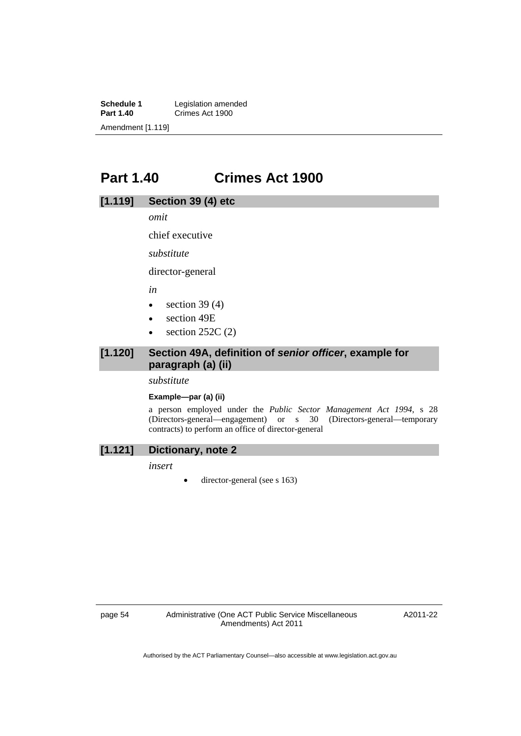# Part 1.40 Crimes Act 1900

## [1.119] Section 39 (4) etc

*omit*

chief executive

*substitute*

director-general

*in*

- section 39 (4)
- section 49E
- section 252C (2)

## [1.120] Section 49A, definition of ***senior officer***, example for paragraph (a) (ii)

*substitute*

**Example—par (a) (ii)**

a person employed under the *Public Sector Management Act 1994*, s 28 (Directors-general—engagement) or s 30 (Directors-general—temporary contracts) to perform an office of director-general

## [1.121] Dictionary, note 2

*insert*

- director-general (see s 163)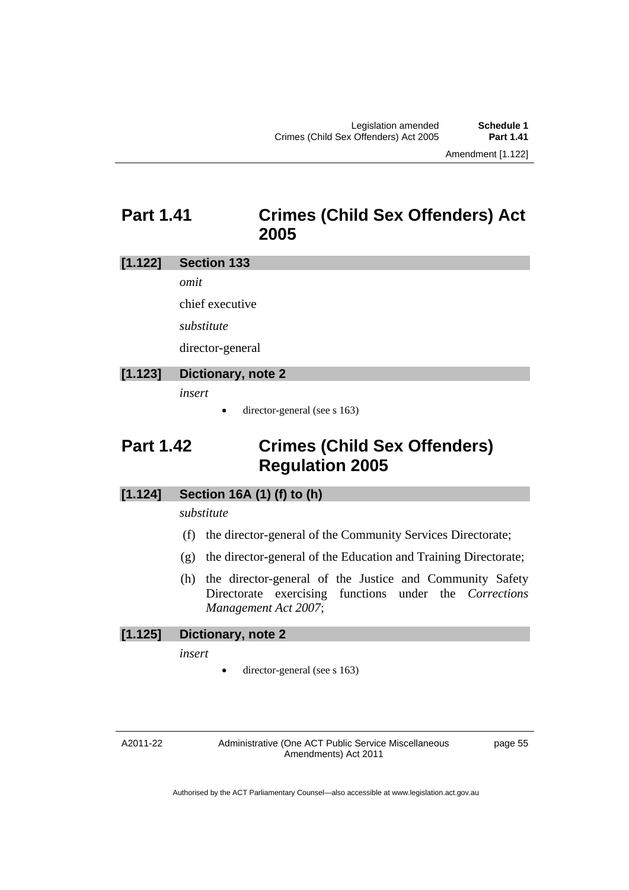## Part 1.41 Crimes (Child Sex Offenders) Act 2005

### [1.122] Section 133

*omit*

chief executive

*substitute*

director-general

### [1.123] Dictionary, note 2

*insert*

- director-general (see s 163)

## Part 1.42 Crimes (Child Sex Offenders) Regulation 2005

### [1.124] Section 16A (1) (f) to (h)

*substitute*

(f) the director-general of the Community Services Directorate;

(g) the director-general of the Education and Training Directorate;

(h) the director-general of the Justice and Community Safety Directorate exercising functions under the *Corrections Management Act 2007*;

### [1.125] Dictionary, note 2

*insert*

- director-general (see s 163)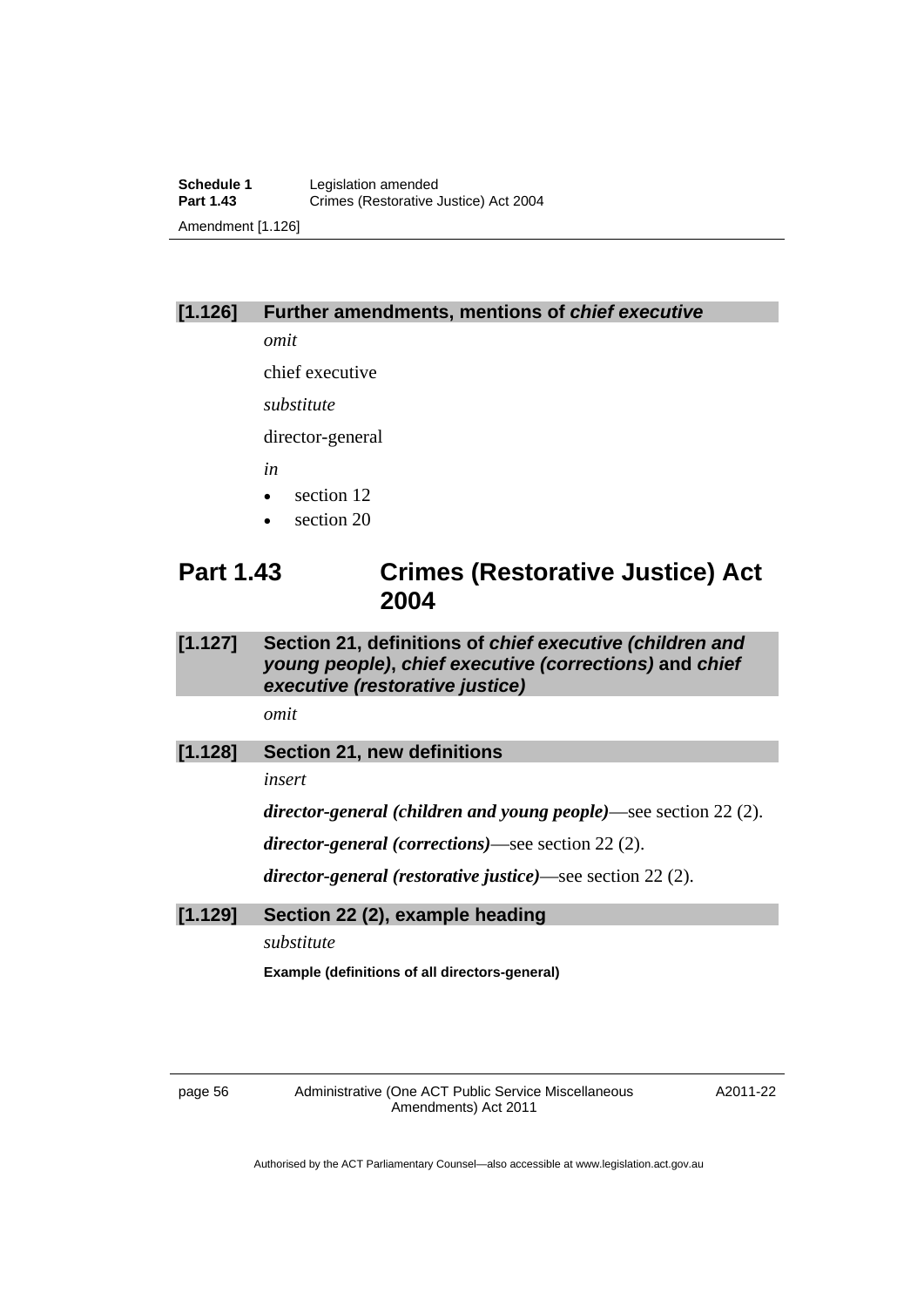### [1.126] Further amendments, mentions of *chief executive*

*omit*

chief executive

*substitute*

director-general

*in*

- section 12
- section 20

## Part 1.43 Crimes (Restorative Justice) Act 2004

### [1.127] Section 21, definitions of *chief executive (children and young people)*, *chief executive (corrections)* and *chief executive (restorative justice)*

*omit*

### [1.128] Section 21, new definitions

*insert*

***director-general (children and young people)***—see section 22 (2).

***director-general (corrections)***—see section 22 (2).

***director-general (restorative justice)***—see section 22 (2).

### [1.129] Section 22 (2), example heading

*substitute*

**Example (definitions of all directors-general)**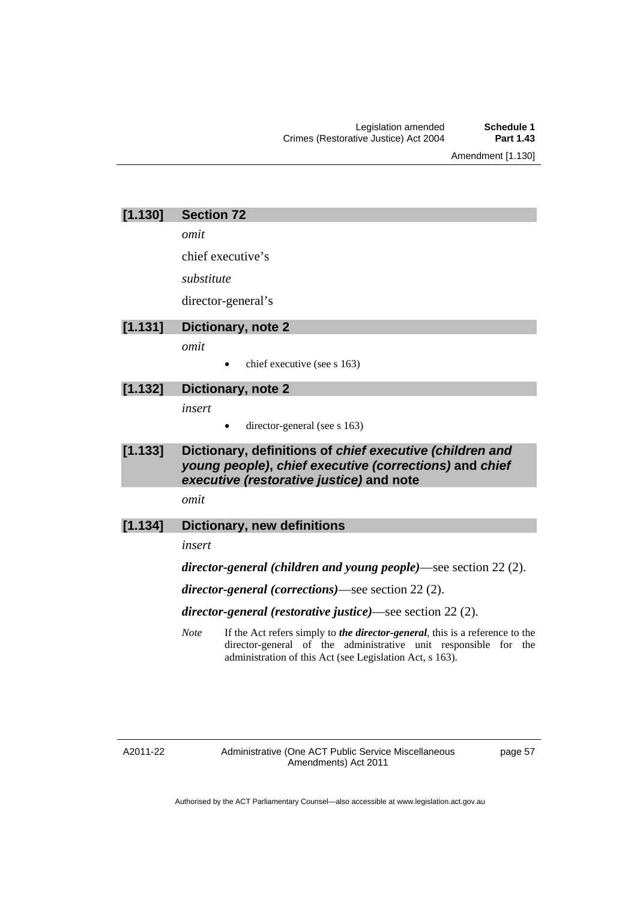### [1.130] Section 72

*omit*

chief executive's

*substitute*

director-general's

### [1.131] Dictionary, note 2

*omit*

- chief executive (see s 163)

### [1.132] Dictionary, note 2

*insert*

- director-general (see s 163)

### [1.133] Dictionary, definitions of *chief executive (children and young people)*, *chief executive (corrections)* and *chief executive (restorative justice)* and note

*omit*

### [1.134] Dictionary, new definitions

*insert*

***director-general (children and young people)***—see section 22 (2).

***director-general (corrections)***—see section 22 (2).

***director-general (restorative justice)***—see section 22 (2).

*Note* If the Act refers simply to ***the director-general***, this is a reference to the director-general of the administrative unit responsible for the administration of this Act (see Legislation Act, s 163).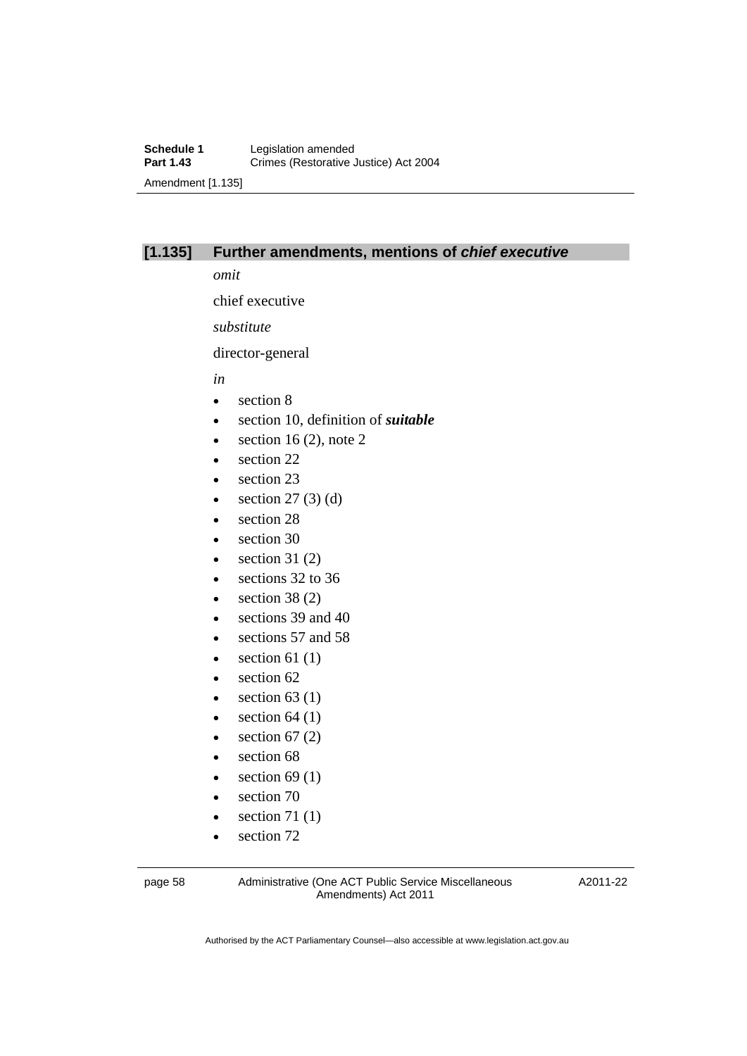### [1.135] Further amendments, mentions of ***chief executive***

*omit*

chief executive

*substitute*

director-general

*in*

- section 8
- section 10, definition of ***suitable***
- section 16 (2), note 2
- section 22
- section 23
- section 27 (3) (d)
- section 28
- section 30
- section 31 (2)
- sections 32 to 36
- section 38 (2)
- sections 39 and 40
- sections 57 and 58
- section 61 (1)
- section 62
- section 63 (1)
- section 64 (1)
- section 67 (2)
- section 68
- section 69 (1)
- section 70
- section 71 (1)
- section 72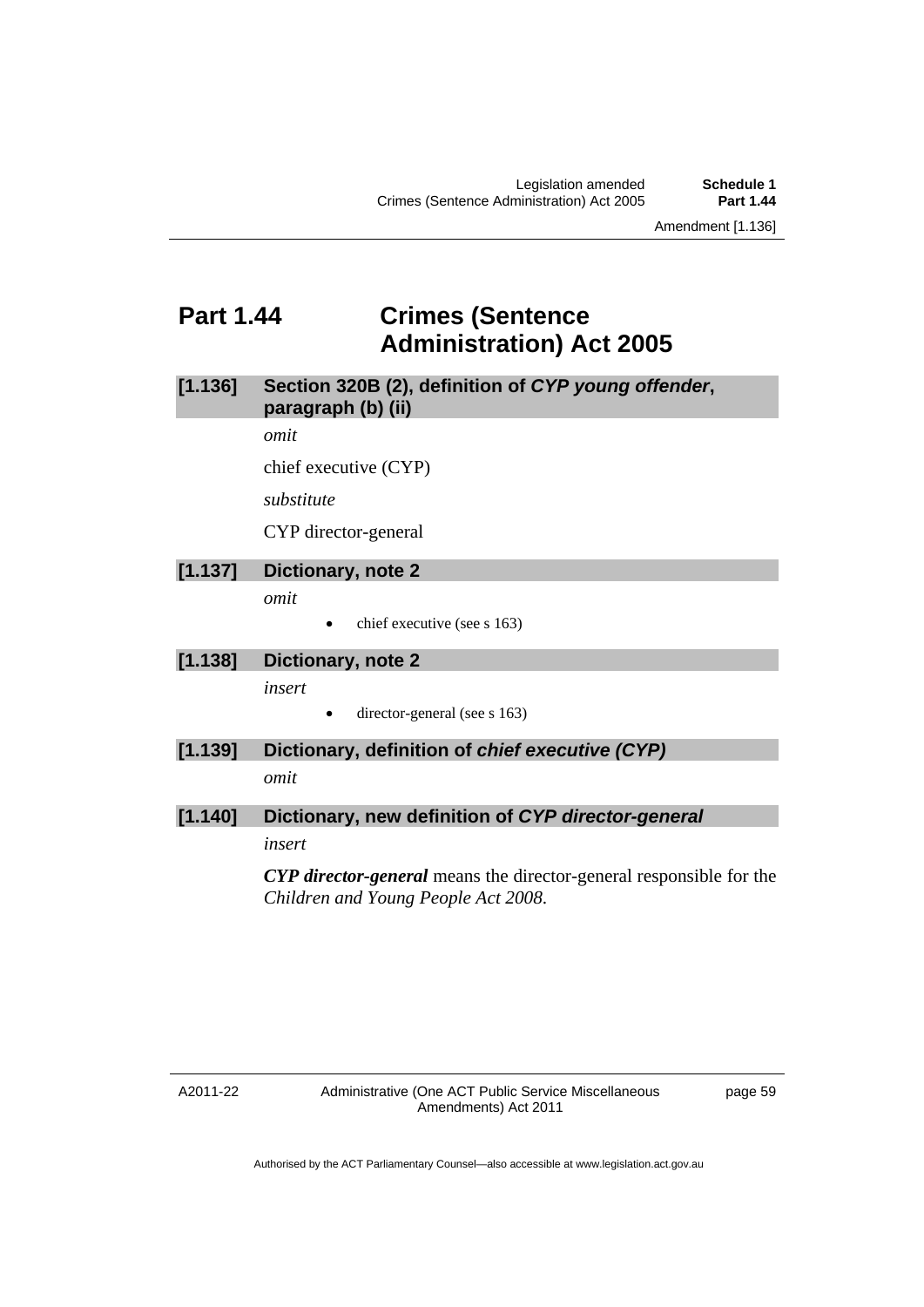## Part 1.44 Crimes (Sentence Administration) Act 2005

### [1.136] Section 320B (2), definition of ***CYP young offender***, paragraph (b) (ii)

*omit*

chief executive (CYP)

*substitute*

CYP director-general

### [1.137] Dictionary, note 2

*omit*

- chief executive (see s 163)

### [1.138] Dictionary, note 2

*insert*

- director-general (see s 163)

### [1.139] Dictionary, definition of ***chief executive (CYP)***

*omit*

### [1.140] Dictionary, new definition of ***CYP director-general***

*insert*

***CYP director-general*** means the director-general responsible for the *Children and Young People Act 2008*.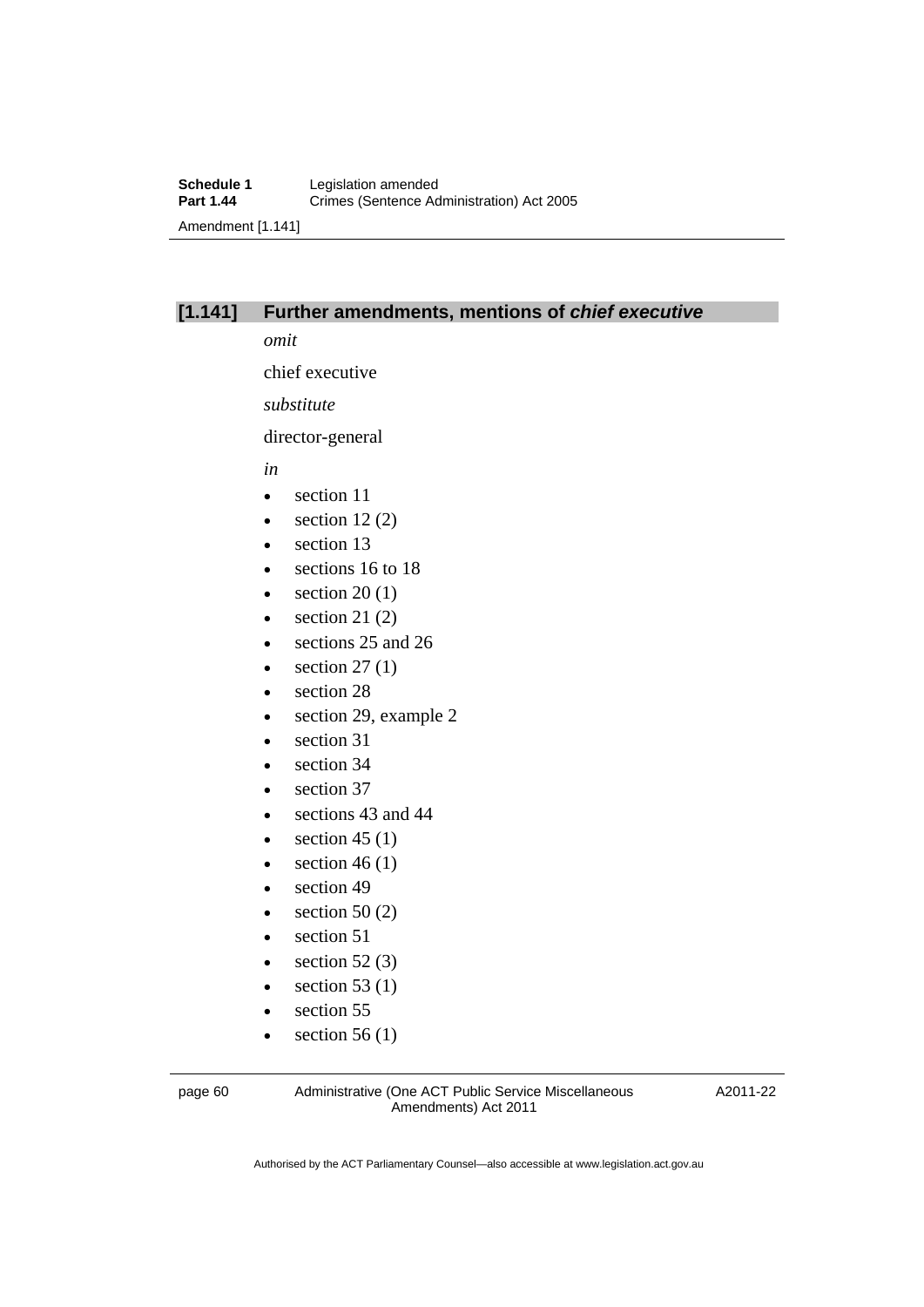## [1.141] Further amendments, mentions of *chief executive*

*omit*

chief executive

*substitute*

director-general

*in*

- section 11
- section 12 (2)
- section 13
- sections 16 to 18
- section 20 (1)
- section 21 (2)
- sections 25 and 26
- section 27 (1)
- section 28
- section 29, example 2
- section 31
- section 34
- section 37
- sections 43 and 44
- section 45 (1)
- section 46 (1)
- section 49
- section 50 (2)
- section 51
- section 52 (3)
- section 53 (1)
- section 55
- section 56 (1)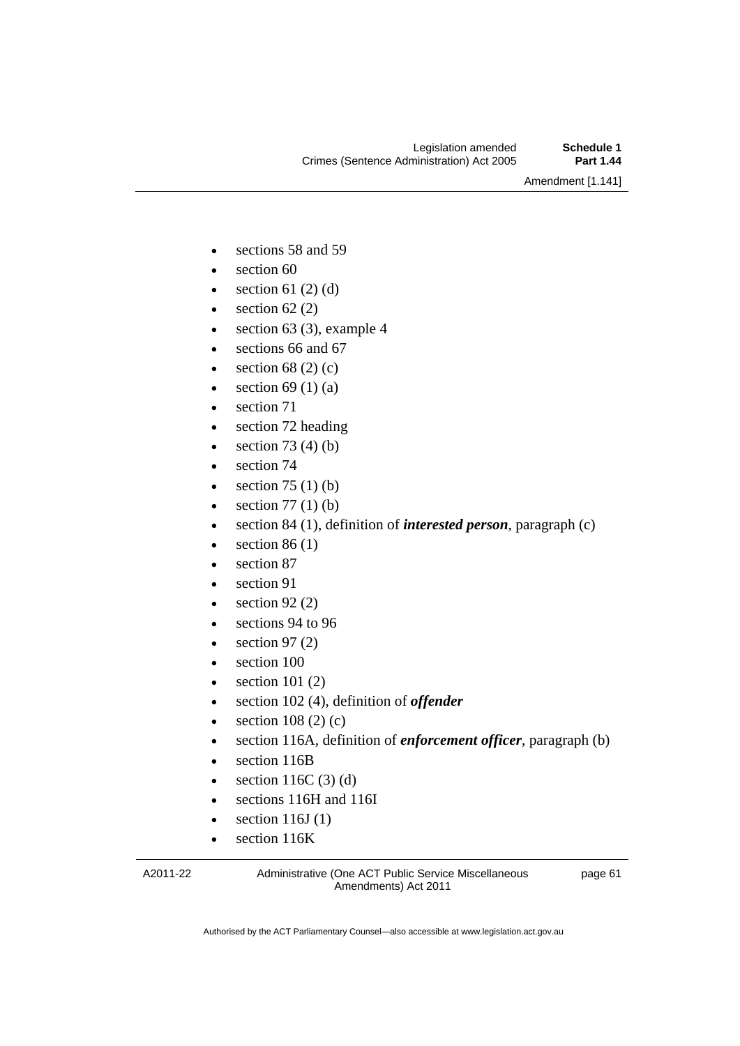- sections 58 and 59
- section 60
- section 61 (2) (d)
- section 62 (2)
- section 63 (3), example 4
- sections 66 and 67
- section 68 (2) (c)
- section 69 (1) (a)
- section 71
- section 72 heading
- section 73 (4) (b)
- section 74
- section 75 (1) (b)
- section 77 (1) (b)
- section 84 (1), definition of ***interested person***, paragraph (c)
- section 86 (1)
- section 87
- section 91
- section 92 (2)
- sections 94 to 96
- section 97 (2)
- section 100
- section 101 (2)
- section 102 (4), definition of ***offender***
- section 108 (2) (c)
- section 116A, definition of ***enforcement officer***, paragraph (b)
- section 116B
- section 116C (3) (d)
- sections 116H and 116I
- section 116J (1)
- section 116K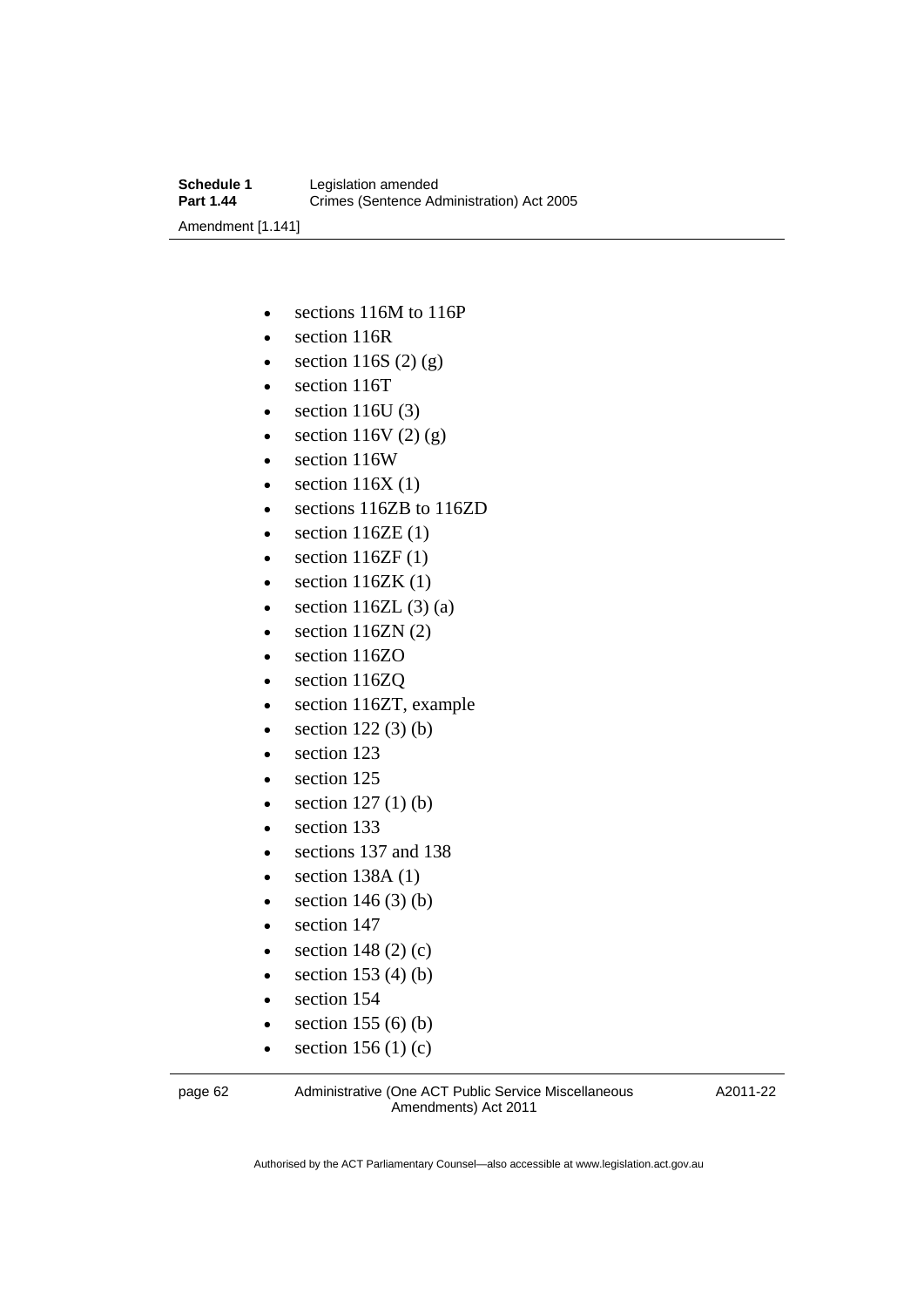- sections 116M to 116P
- section 116R
- section 116S (2) (g)
- section 116T
- section 116U (3)
- section 116V (2) (g)
- section 116W
- section 116X (1)
- sections 116ZB to 116ZD
- section 116ZE (1)
- section 116ZF (1)
- section 116ZK (1)
- section 116ZL (3) (a)
- section 116ZN (2)
- section 116ZO
- section 116ZQ
- section 116ZT, example
- section 122 (3) (b)
- section 123
- section 125
- section 127 (1) (b)
- section 133
- sections 137 and 138
- section 138A (1)
- section 146 (3) (b)
- section 147
- section 148 (2) (c)
- section 153 (4) (b)
- section 154
- section 155 (6) (b)
- section 156 (1) (c)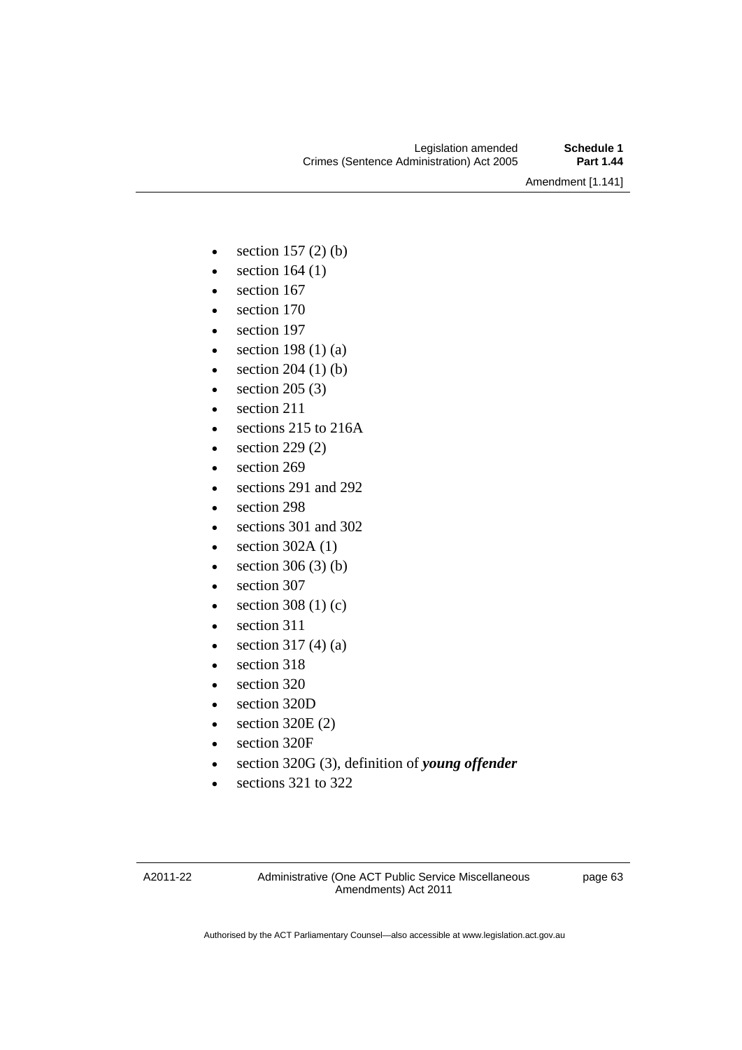- section 157 (2) (b)
- section 164 (1)
- section 167
- section 170
- section 197
- section 198 (1) (a)
- section 204 (1) (b)
- section 205 (3)
- section 211
- sections 215 to 216A
- section 229 (2)
- section 269
- sections 291 and 292
- section 298
- sections 301 and 302
- section 302A (1)
- section 306 (3) (b)
- section 307
- section 308 (1) (c)
- section 311
- section 317 (4) (a)
- section 318
- section 320
- section 320D
- section 320E (2)
- section 320F
- section 320G (3), definition of ***young offender***
- sections 321 to 322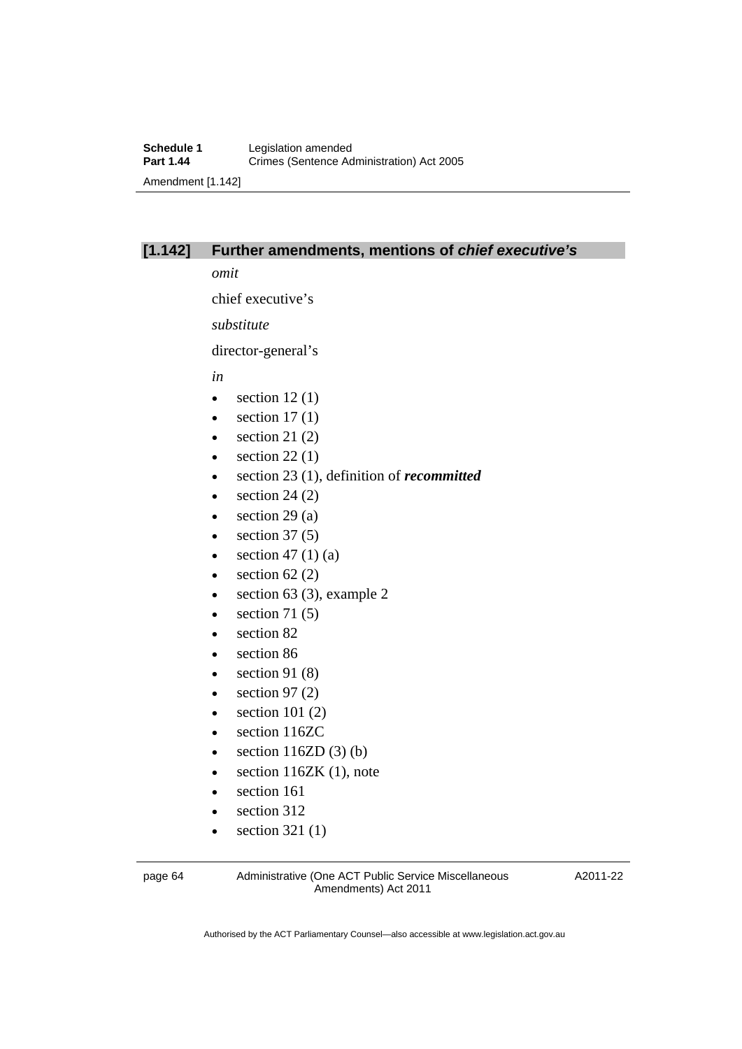## [1.142] Further amendments, mentions of *chief executive's*

*omit*

chief executive's

*substitute*

director-general's

*in*

- section 12 (1)
- section 17 (1)
- section 21 (2)
- section 22 (1)
- section 23 (1), definition of ***recommitted***
- section 24 (2)
- section 29 (a)
- section 37 (5)
- section 47 (1) (a)
- section 62 (2)
- section 63 (3), example 2
- section 71 (5)
- section 82
- section 86
- section 91 (8)
- section 97 (2)
- section 101 (2)
- section 116ZC
- section 116ZD (3) (b)
- section 116ZK (1), note
- section 161
- section 312
- section 321 (1)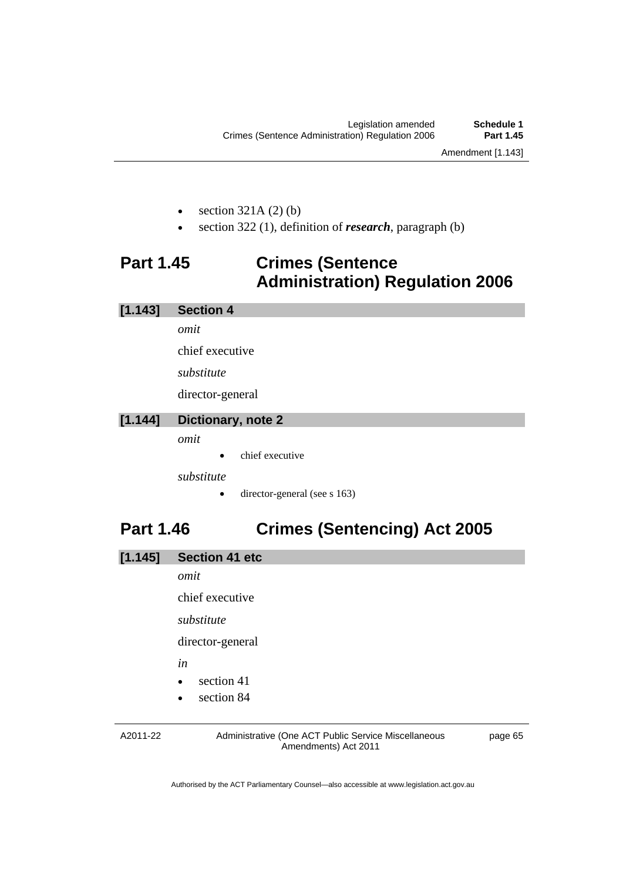- section 321A (2) (b)
- section 322 (1), definition of ***research***, paragraph (b)

## Part 1.45 Crimes (Sentence Administration) Regulation 2006

### [1.143] Section 4

*omit*

chief executive

*substitute*

director-general

### [1.144] Dictionary, note 2

*omit*

- chief executive

*substitute*

- director-general (see s 163)

## Part 1.46 Crimes (Sentencing) Act 2005

### [1.145] Section 41 etc

*omit*

chief executive

*substitute*

director-general

*in*

- section 41
- section 84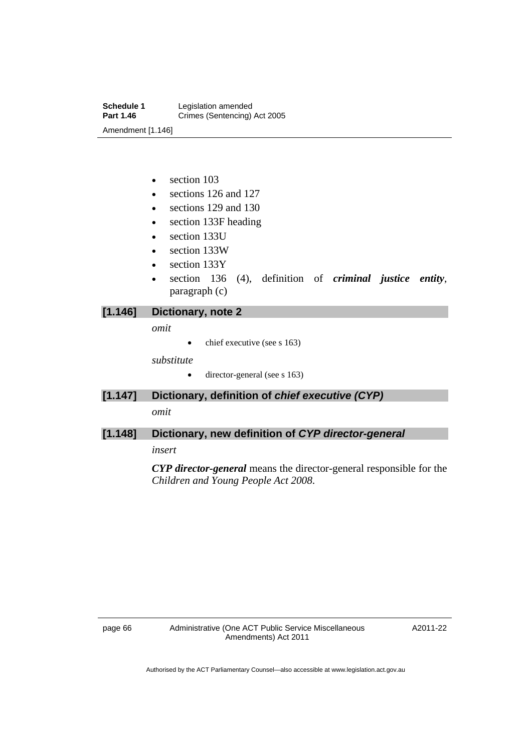- section 103
- sections 126 and 127
- sections 129 and 130
- section 133F heading
- section 133U
- section 133W
- section 133Y
- section 136 (4), definition of ***criminal justice entity***, paragraph (c)

### [1.146] Dictionary, note 2

*omit*

- chief executive (see s 163)

*substitute*

- director-general (see s 163)

### [1.147] Dictionary, definition of *chief executive (CYP)*

*omit*

### [1.148] Dictionary, new definition of *CYP director-general*

*insert*

***CYP director-general*** means the director-general responsible for the *Children and Young People Act 2008*.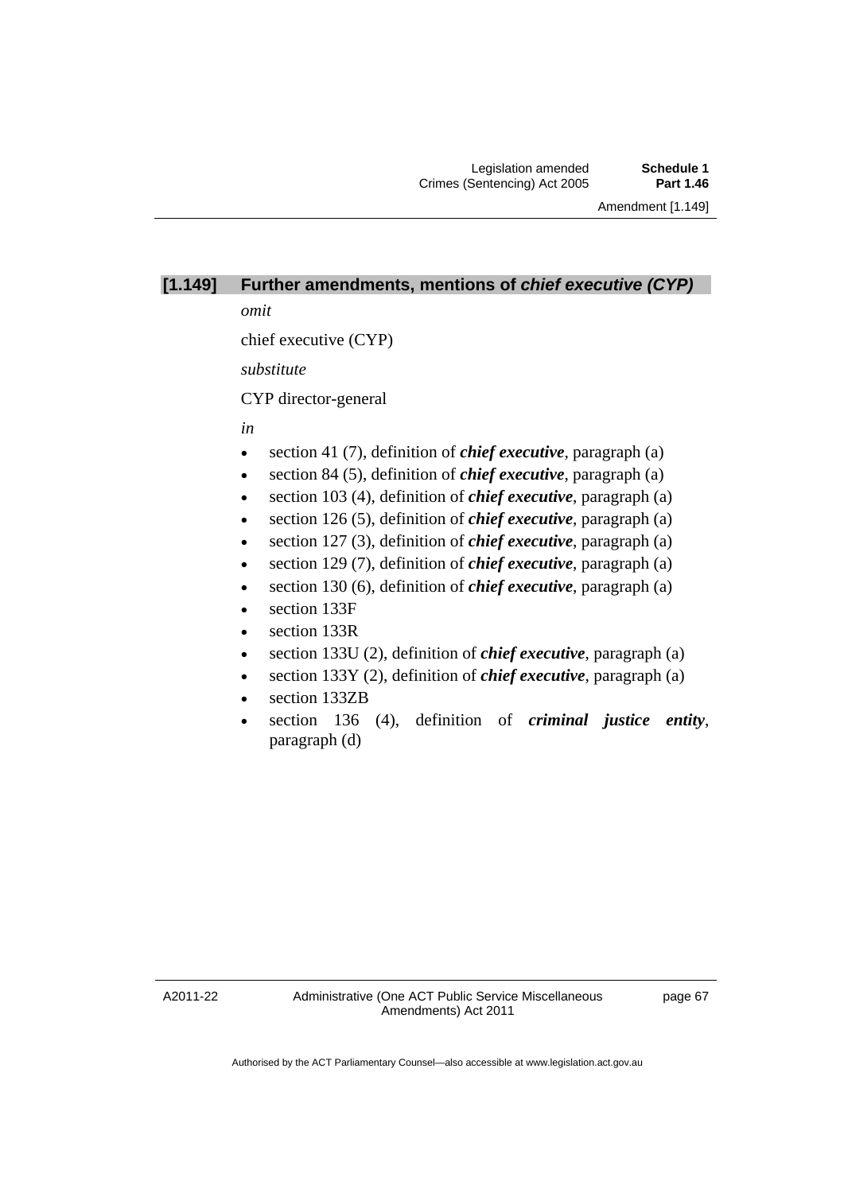## [1.149] Further amendments, mentions of ***chief executive (CYP)***

*omit*

chief executive (CYP)

*substitute*

CYP director-general

*in*

- section 41 (7), definition of ***chief executive***, paragraph (a)
- section 84 (5), definition of ***chief executive***, paragraph (a)
- section 103 (4), definition of ***chief executive***, paragraph (a)
- section 126 (5), definition of ***chief executive***, paragraph (a)
- section 127 (3), definition of ***chief executive***, paragraph (a)
- section 129 (7), definition of ***chief executive***, paragraph (a)
- section 130 (6), definition of ***chief executive***, paragraph (a)
- section 133F
- section 133R
- section 133U (2), definition of ***chief executive***, paragraph (a)
- section 133Y (2), definition of ***chief executive***, paragraph (a)
- section 133ZB
- section 136 (4), definition of ***criminal justice entity***, paragraph (d)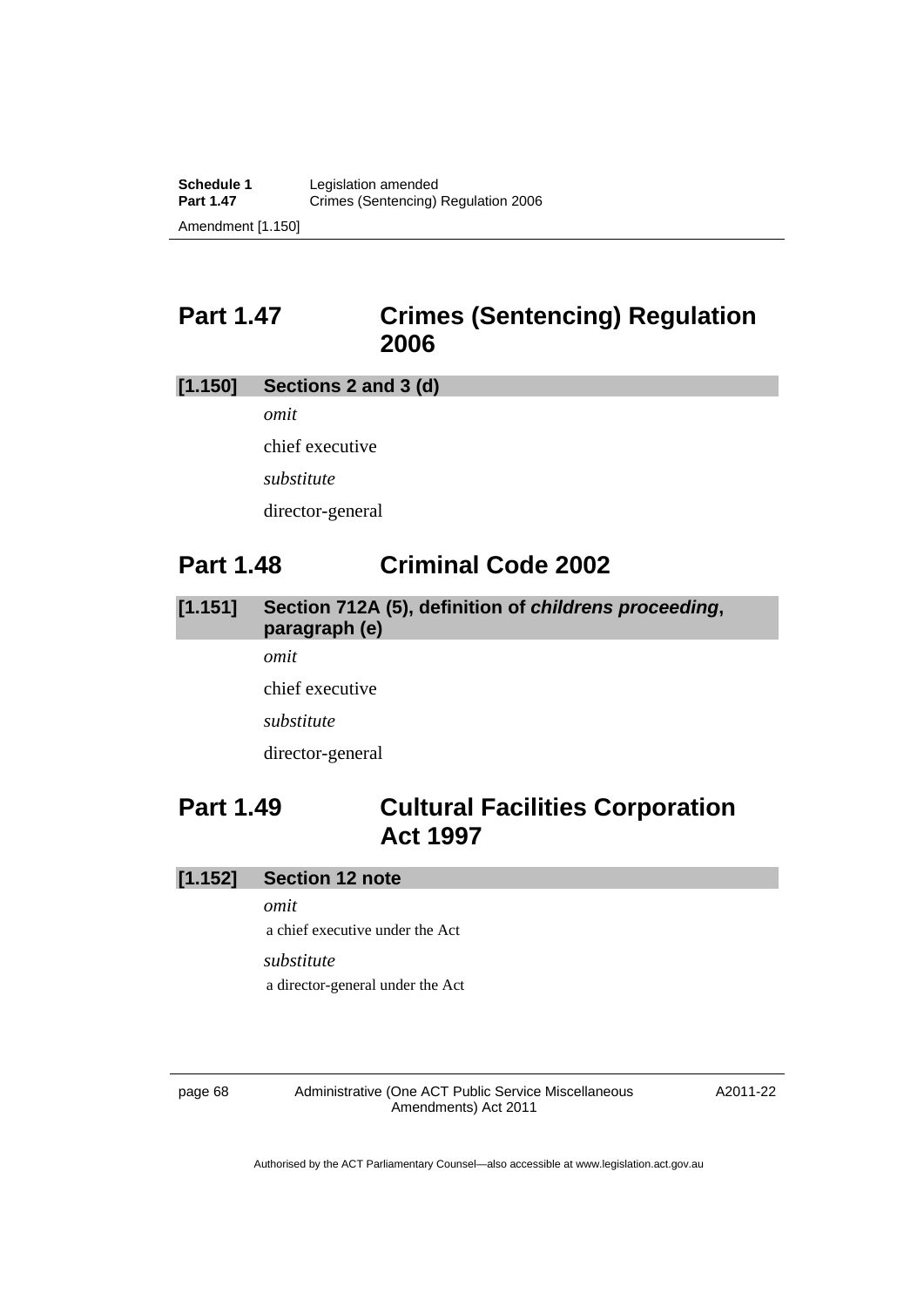## Part 1.47 Crimes (Sentencing) Regulation 2006

### [1.150] Sections 2 and 3 (d)

*omit*

chief executive

*substitute*

director-general

## Part 1.48 Criminal Code 2002

### [1.151] Section 712A (5), definition of *childrens proceeding*, paragraph (e)

*omit*

chief executive

*substitute*

director-general

## Part 1.49 Cultural Facilities Corporation Act 1997

### [1.152] Section 12 note

*omit*

a chief executive under the Act

*substitute*

a director-general under the Act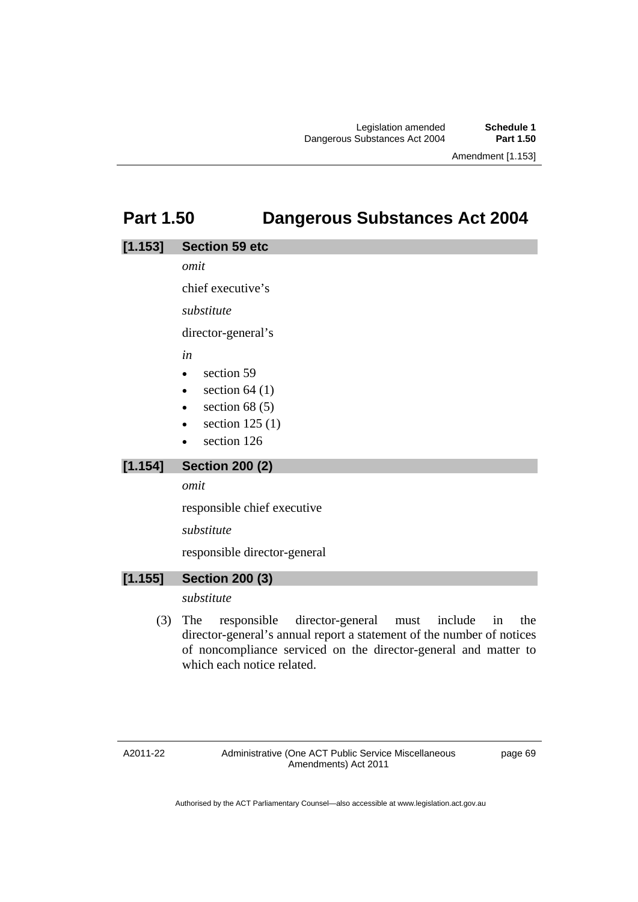# Part 1.50 Dangerous Substances Act 2004

## [1.153] Section 59 etc

*omit*

chief executive's

*substitute*

director-general's

*in*

- section 59
- section 64 (1)
- section 68 (5)
- section 125 (1)
- section 126

## [1.154] Section 200 (2)

*omit*

responsible chief executive

*substitute*

responsible director-general

## [1.155] Section 200 (3)

*substitute*

(3) The responsible director-general must include in the director-general's annual report a statement of the number of notices of noncompliance serviced on the director-general and matter to which each notice related.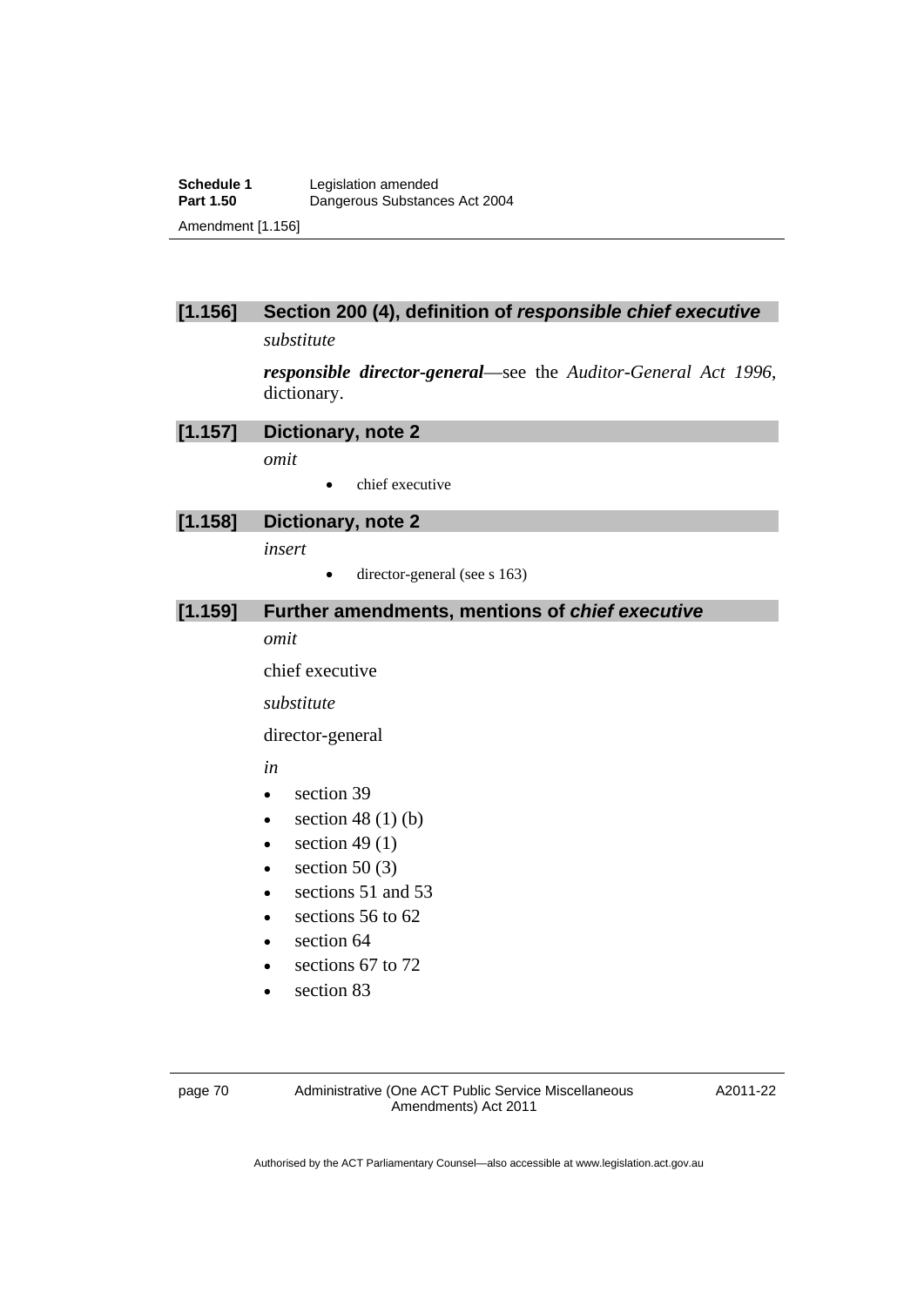### [1.156] Section 200 (4), definition of *responsible chief executive*

*substitute*

***responsible director-general***—see the *Auditor-General Act 1996*, dictionary.

### [1.157] Dictionary, note 2

*omit*

- chief executive

### [1.158] Dictionary, note 2

*insert*

- director-general (see s 163)

### [1.159] Further amendments, mentions of *chief executive*

*omit*

chief executive

*substitute*

director-general

*in*

- section 39
- section 48 (1) (b)
- section 49 (1)
- section 50 (3)
- sections 51 and 53
- sections 56 to 62
- section 64
- sections 67 to 72
- section 83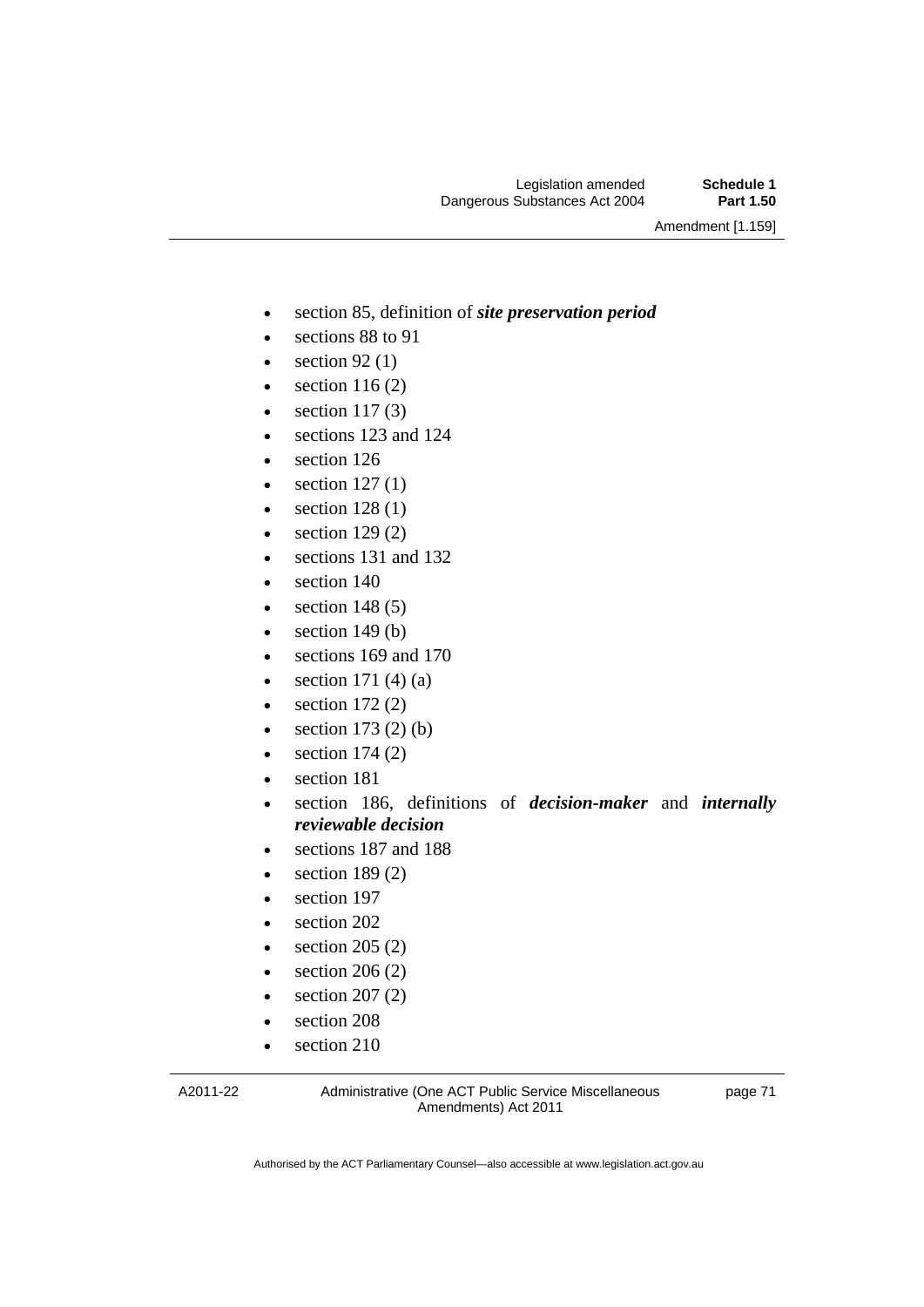- section 85, definition of ***site preservation period***
- sections 88 to 91
- section 92 (1)
- section 116 (2)
- section 117 (3)
- sections 123 and 124
- section 126
- section 127 (1)
- section 128 (1)
- section 129 (2)
- sections 131 and 132
- section 140
- section 148 (5)
- section 149 (b)
- sections 169 and 170
- section 171 (4) (a)
- section 172 (2)
- section 173 (2) (b)
- section 174 (2)
- section 181
- section 186, definitions of ***decision-maker*** and ***internally reviewable decision***
- sections 187 and 188
- section 189 (2)
- section 197
- section 202
- section 205 (2)
- section 206 (2)
- section 207 (2)
- section 208
- section 210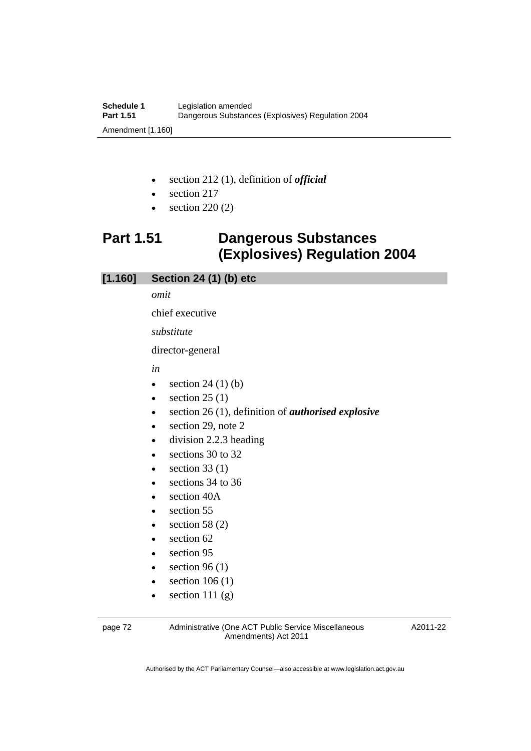- section 212 (1), definition of ***official***
- section 217
- section 220 (2)

# Part 1.51 Dangerous Substances (Explosives) Regulation 2004

## [1.160] Section 24 (1) (b) etc

*omit*

chief executive

*substitute*

director-general

*in*

- section 24 (1) (b)
- section 25 (1)
- section 26 (1), definition of ***authorised explosive***
- section 29, note 2
- division 2.2.3 heading
- sections 30 to 32
- section 33 (1)
- sections 34 to 36
- section 40A
- section 55
- section 58 (2)
- section 62
- section 95
- section 96 (1)
- section 106 (1)
- section 111 (g)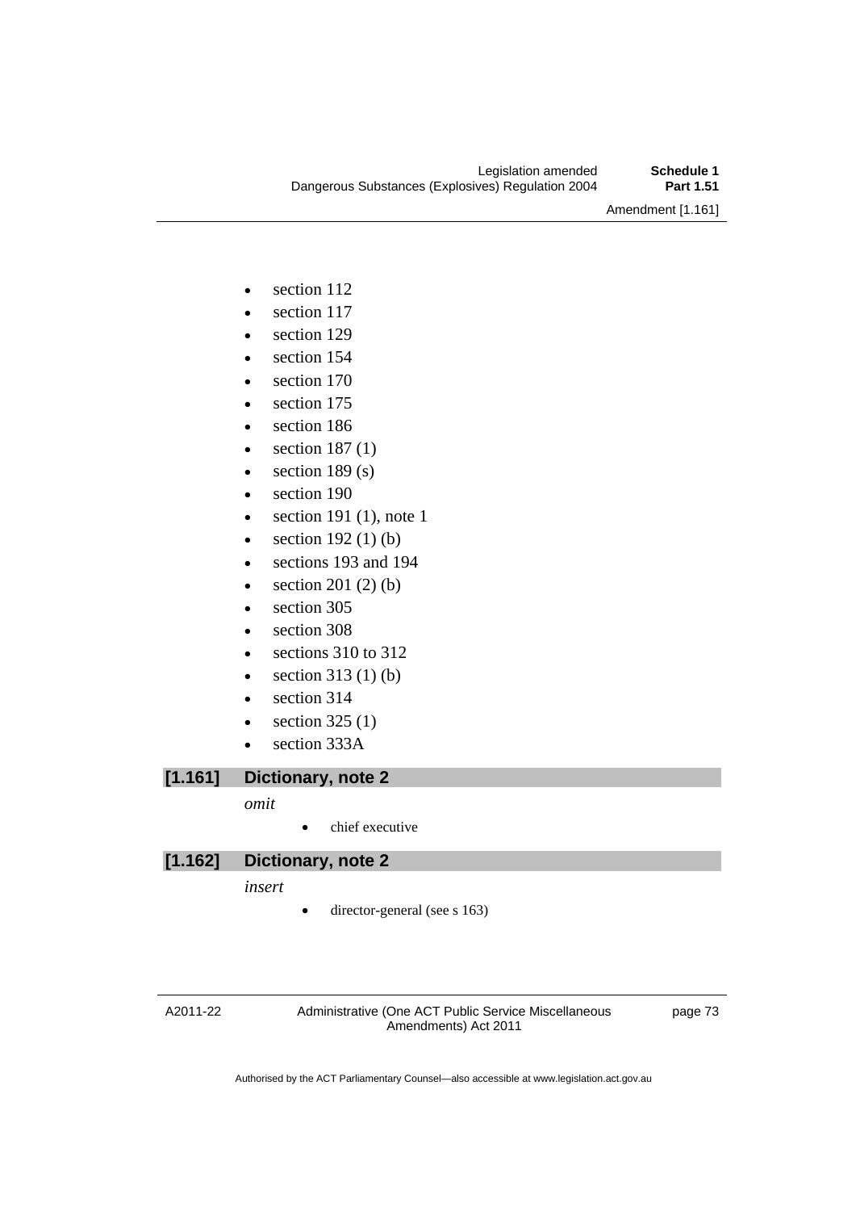- section 112
- section 117
- section 129
- section 154
- section 170
- section 175
- section 186
- section 187 (1)
- section 189 (s)
- section 190
- section 191 (1), note 1
- section 192 (1) (b)
- sections 193 and 194
- section 201 (2) (b)
- section 305
- section 308
- sections 310 to 312
- section 313 (1) (b)
- section 314
- section 325 (1)
- section 333A

### [1.161] Dictionary, note 2

*omit*

- chief executive

### [1.162] Dictionary, note 2

*insert*

- director-general (see s 163)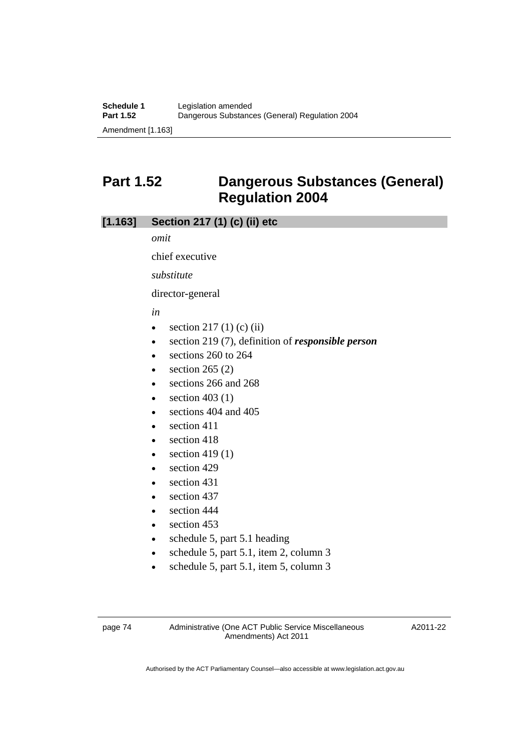## Part 1.52 Dangerous Substances (General) Regulation 2004

### [1.163] Section 217 (1) (c) (ii) etc

*omit*

chief executive

*substitute*

director-general

*in*

- section 217 (1) (c) (ii)
- section 219 (7), definition of ***responsible person***
- sections 260 to 264
- section 265 (2)
- sections 266 and 268
- section 403 (1)
- sections 404 and 405
- section 411
- section 418
- section 419 (1)
- section 429
- section 431
- section 437
- section 444
- section 453
- schedule 5, part 5.1 heading
- schedule 5, part 5.1, item 2, column 3
- schedule 5, part 5.1, item 5, column 3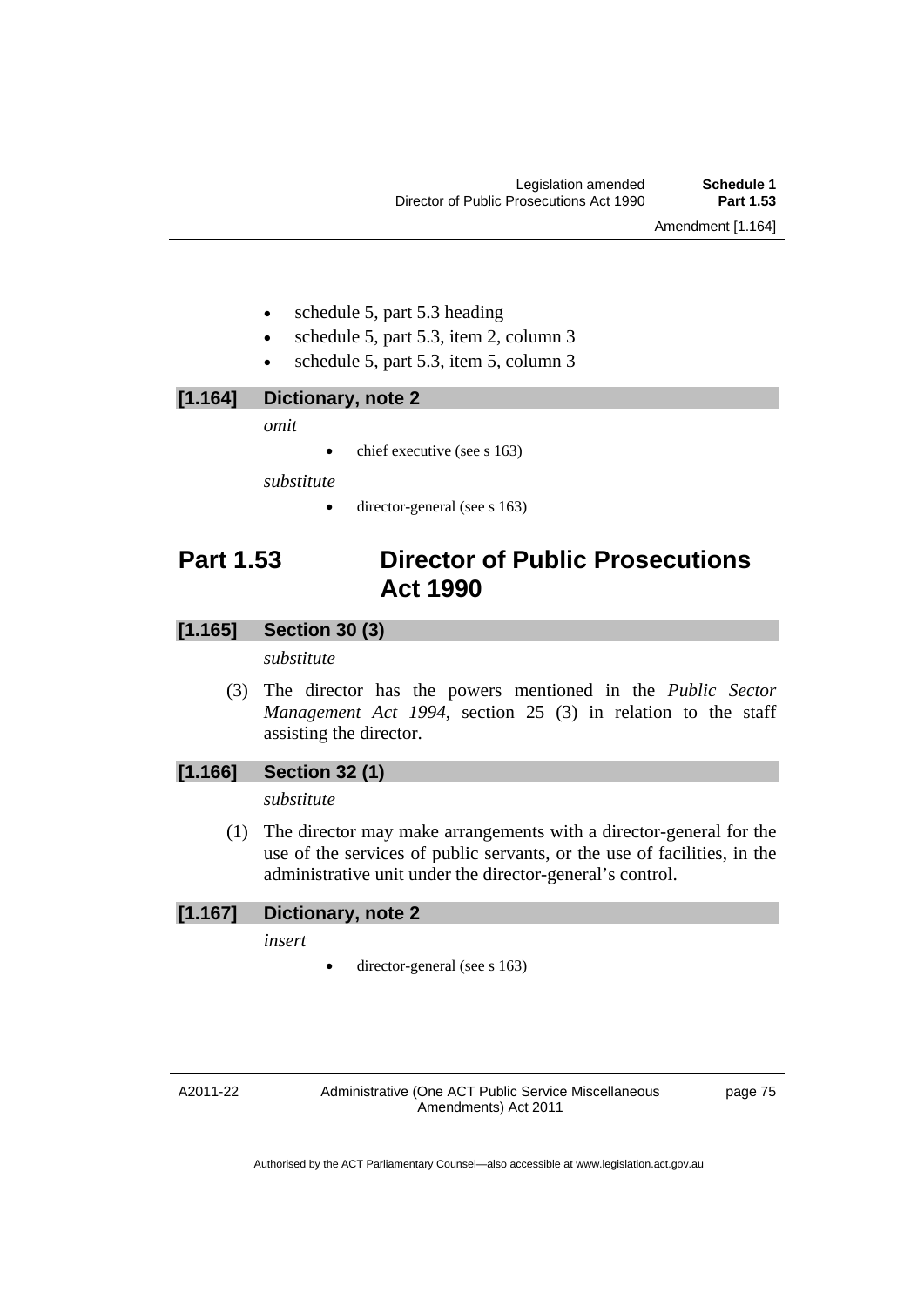- schedule 5, part 5.3 heading
- schedule 5, part 5.3, item 2, column 3
- schedule 5, part 5.3, item 5, column 3

### [1.164] Dictionary, note 2

*omit*

- chief executive (see s 163)

*substitute*

- director-general (see s 163)

## Part 1.53 Director of Public Prosecutions Act 1990

### [1.165] Section 30 (3)

*substitute*

(3) The director has the powers mentioned in the *Public Sector Management Act 1994*, section 25 (3) in relation to the staff assisting the director.

### [1.166] Section 32 (1)

*substitute*

(1) The director may make arrangements with a director-general for the use of the services of public servants, or the use of facilities, in the administrative unit under the director-general's control.

### [1.167] Dictionary, note 2

*insert*

- director-general (see s 163)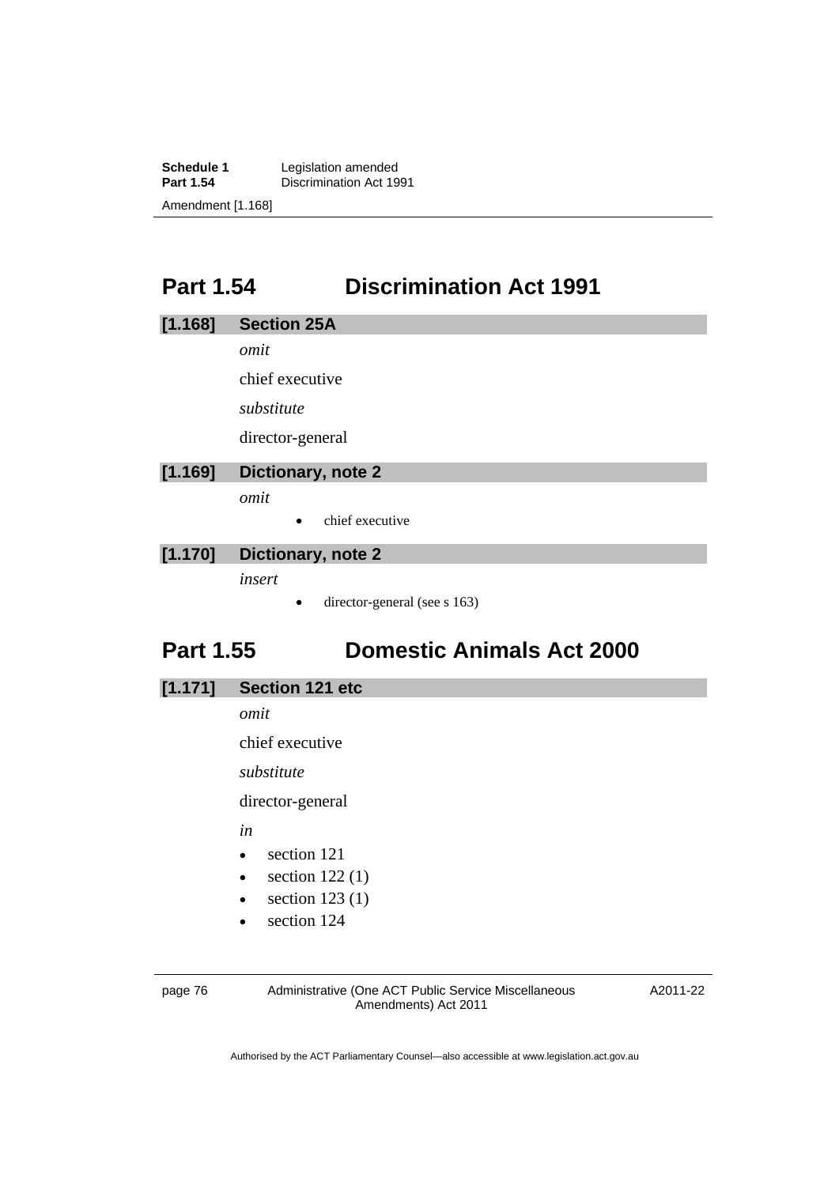## Part 1.54 Discrimination Act 1991

### [1.168] Section 25A

*omit*

chief executive

*substitute*

director-general

### [1.169] Dictionary, note 2

*omit*

- chief executive

### [1.170] Dictionary, note 2

*insert*

- director-general (see s 163)

## Part 1.55 Domestic Animals Act 2000

### [1.171] Section 121 etc

*omit*

chief executive

*substitute*

director-general

*in*

- section 121
- section 122 (1)
- section 123 (1)
- section 124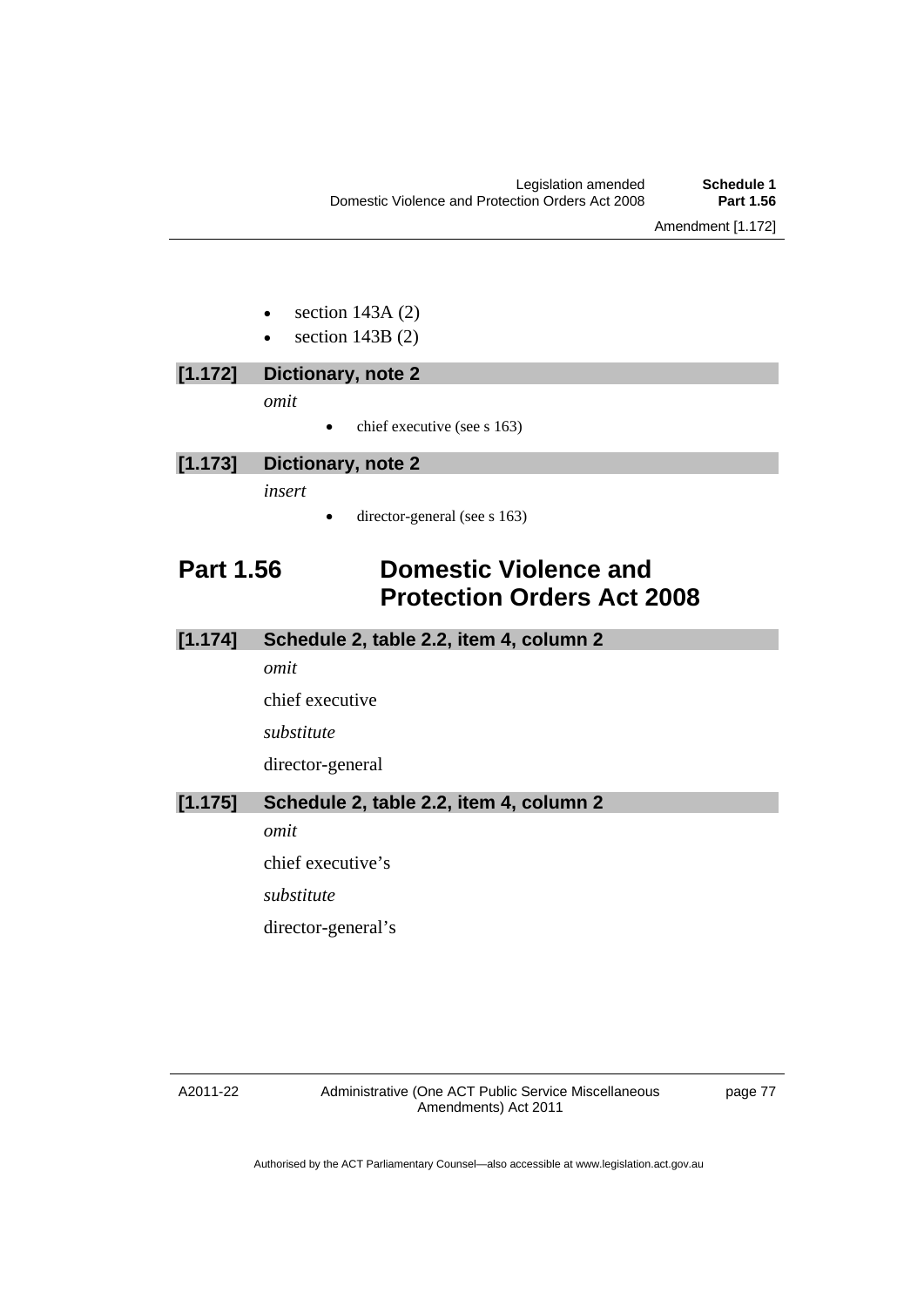- section 143A (2)
- section 143B (2)

**[1.172] Dictionary, note 2**

*omit*

- chief executive (see s 163)

**[1.173] Dictionary, note 2**

*insert*

- director-general (see s 163)

## Part 1.56 Domestic Violence and Protection Orders Act 2008

**[1.174] Schedule 2, table 2.2, item 4, column 2**

*omit*

chief executive

*substitute*

director-general

**[1.175] Schedule 2, table 2.2, item 4, column 2**

*omit*

chief executive's

*substitute*

director-general's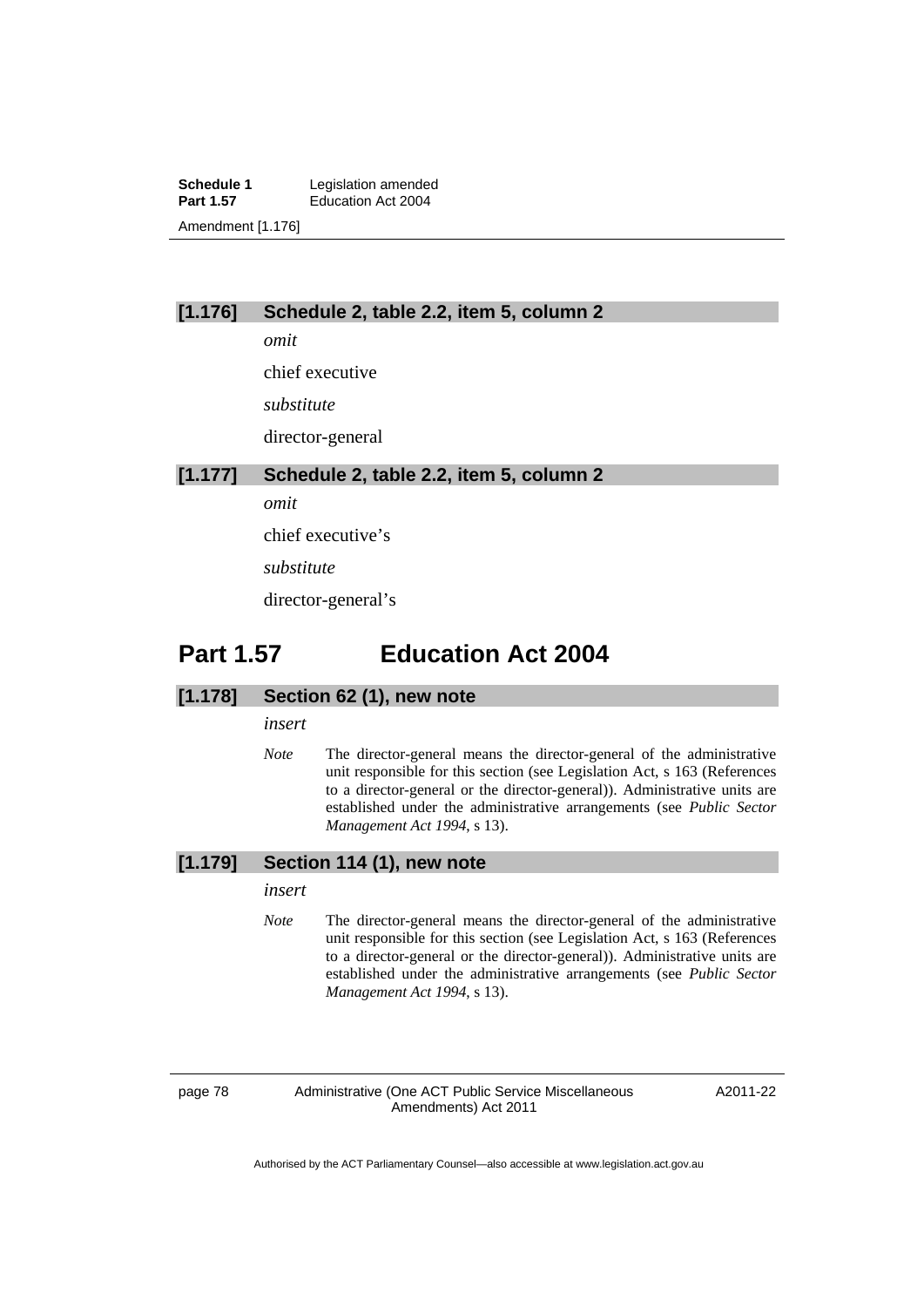### [1.176] Schedule 2, table 2.2, item 5, column 2

*omit*

chief executive

*substitute*

director-general

### [1.177] Schedule 2, table 2.2, item 5, column 2

*omit*

chief executive's

*substitute*

director-general's

## Part 1.57 Education Act 2004

### [1.178] Section 62 (1), new note

*insert*

*Note* The director-general means the director-general of the administrative unit responsible for this section (see Legislation Act, s 163 (References to a director-general or the director-general)). Administrative units are established under the administrative arrangements (see *Public Sector Management Act 1994*, s 13).

### [1.179] Section 114 (1), new note

*insert*

*Note* The director-general means the director-general of the administrative unit responsible for this section (see Legislation Act, s 163 (References to a director-general or the director-general)). Administrative units are established under the administrative arrangements (see *Public Sector Management Act 1994*, s 13).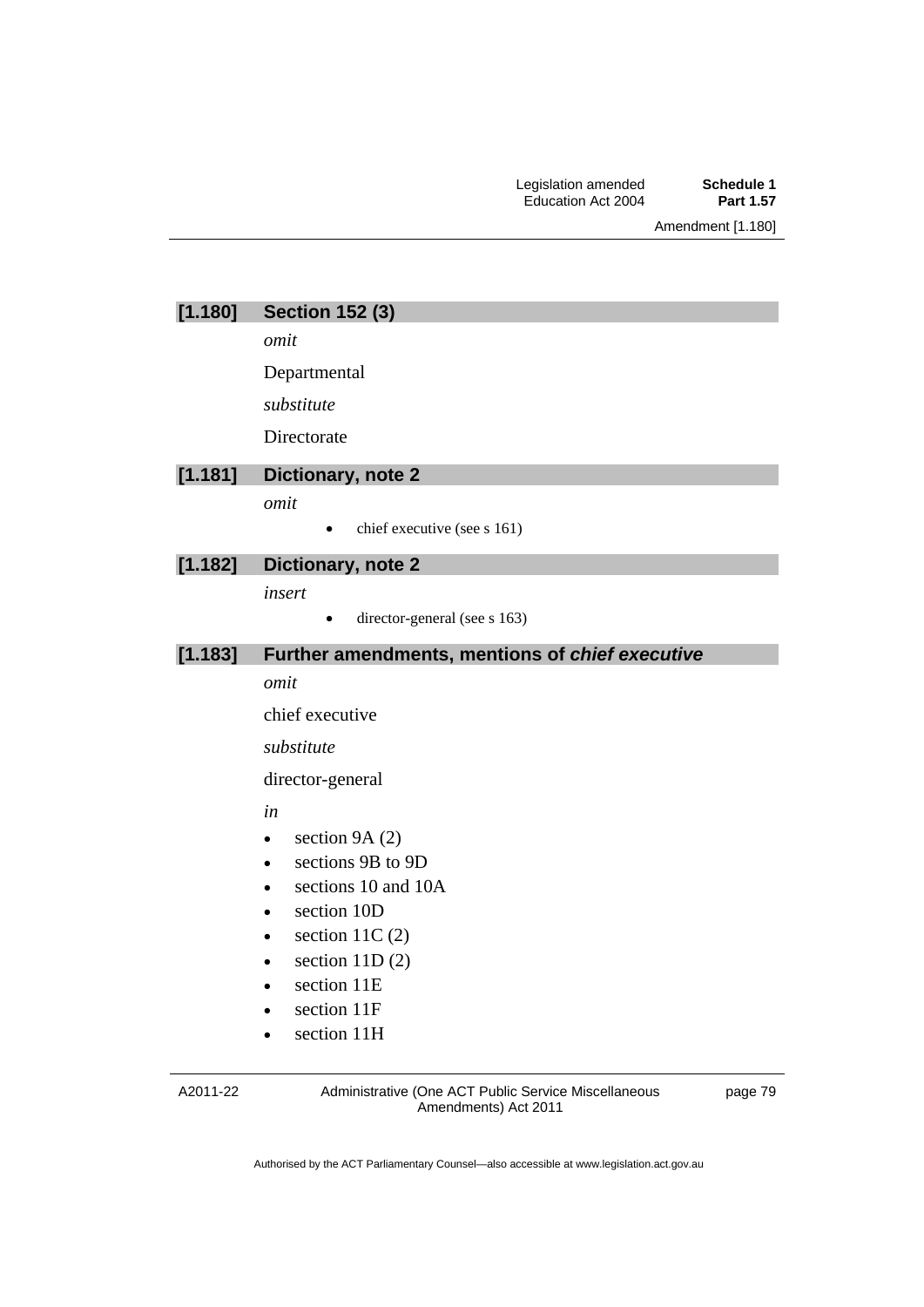### [1.180] Section 152 (3)

*omit*

Departmental

*substitute*

Directorate

### [1.181] Dictionary, note 2

*omit*

- chief executive (see s 161)

### [1.182] Dictionary, note 2

*insert*

- director-general (see s 163)

### [1.183] Further amendments, mentions of *chief executive*

*omit*

chief executive

*substitute*

director-general

*in*

- section 9A (2)
- sections 9B to 9D
- sections 10 and 10A
- section 10D
- section 11C (2)
- section 11D (2)
- section 11E
- section 11F
- section 11H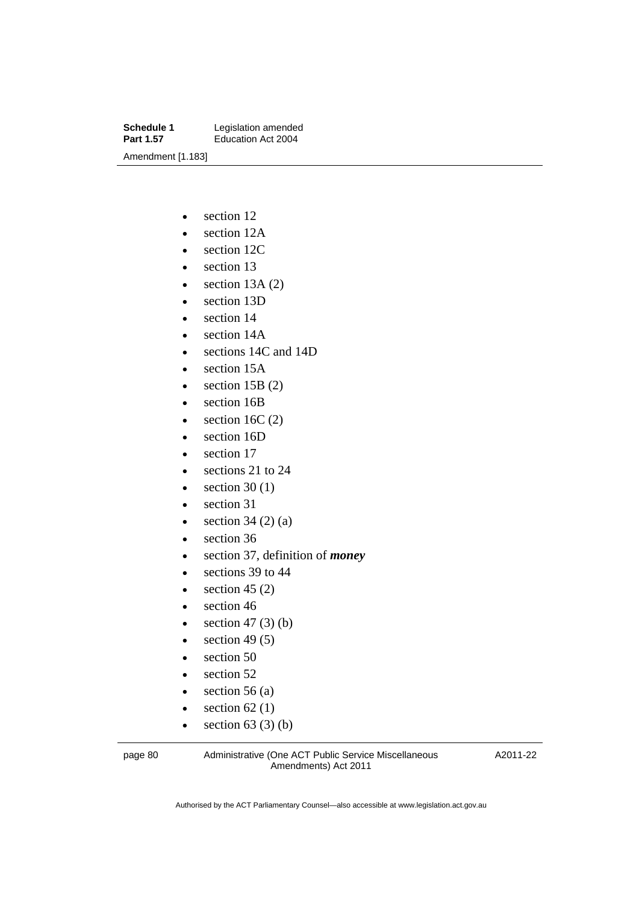- section 12
- section 12A
- section 12C
- section 13
- section 13A (2)
- section 13D
- section 14
- section 14A
- sections 14C and 14D
- section 15A
- section 15B (2)
- section 16B
- section 16C (2)
- section 16D
- section 17
- sections 21 to 24
- section 30 (1)
- section 31
- section 34 (2) (a)
- section 36
- section 37, definition of ***money***
- sections 39 to 44
- section 45 (2)
- section 46
- section 47 (3) (b)
- section 49 (5)
- section 50
- section 52
- section 56 (a)
- section 62 (1)
- section 63 (3) (b)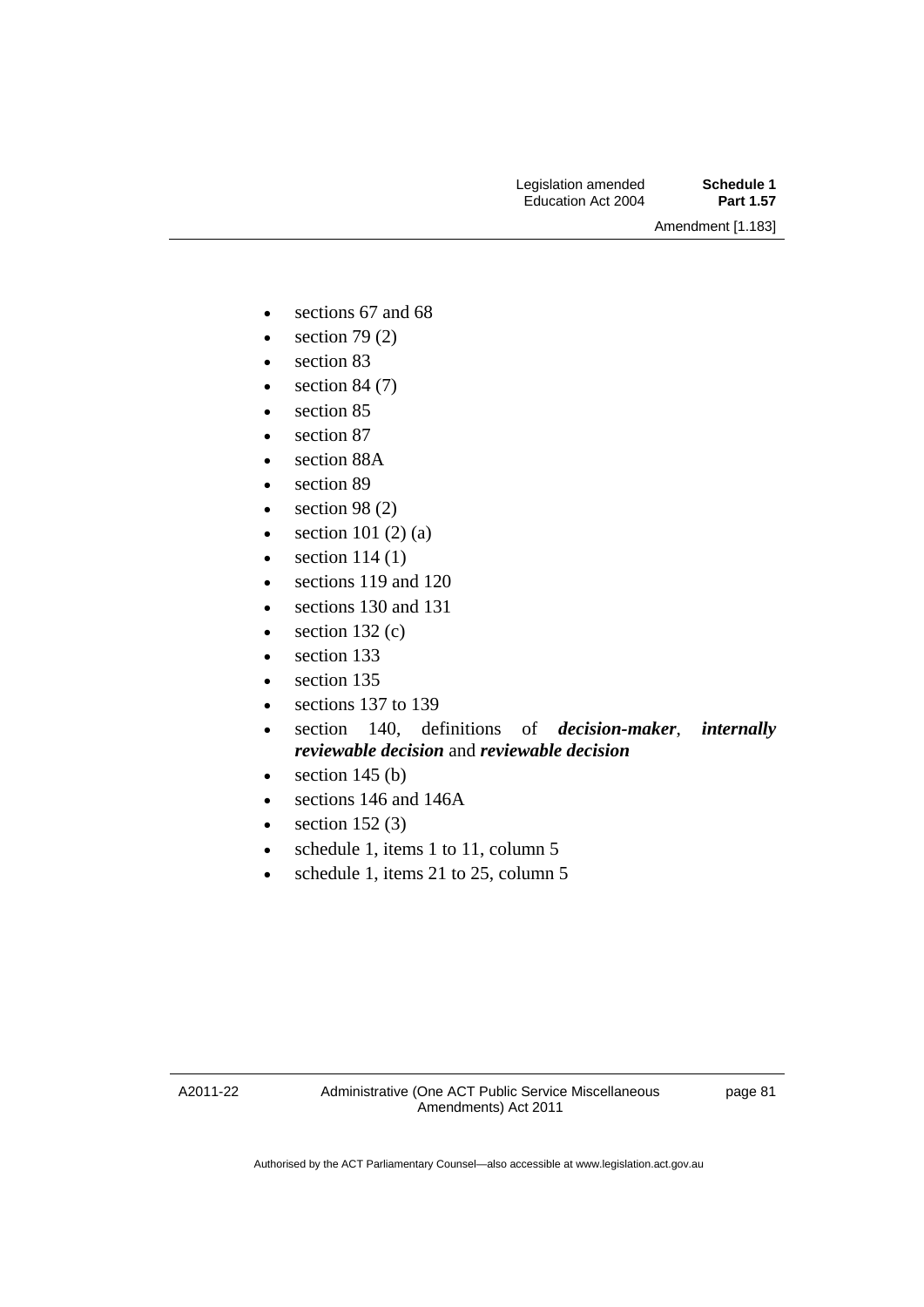- sections 67 and 68
- section 79 (2)
- section 83
- section 84 (7)
- section 85
- section 87
- section 88A
- section 89
- section 98 (2)
- section 101 (2) (a)
- section 114 (1)
- sections 119 and 120
- sections 130 and 131
- section 132 (c)
- section 133
- section 135
- sections 137 to 139
- section 140, definitions of ***decision-maker***, ***internally reviewable decision*** and ***reviewable decision***
- section 145 (b)
- sections 146 and 146A
- section 152 (3)
- schedule 1, items 1 to 11, column 5
- schedule 1, items 21 to 25, column 5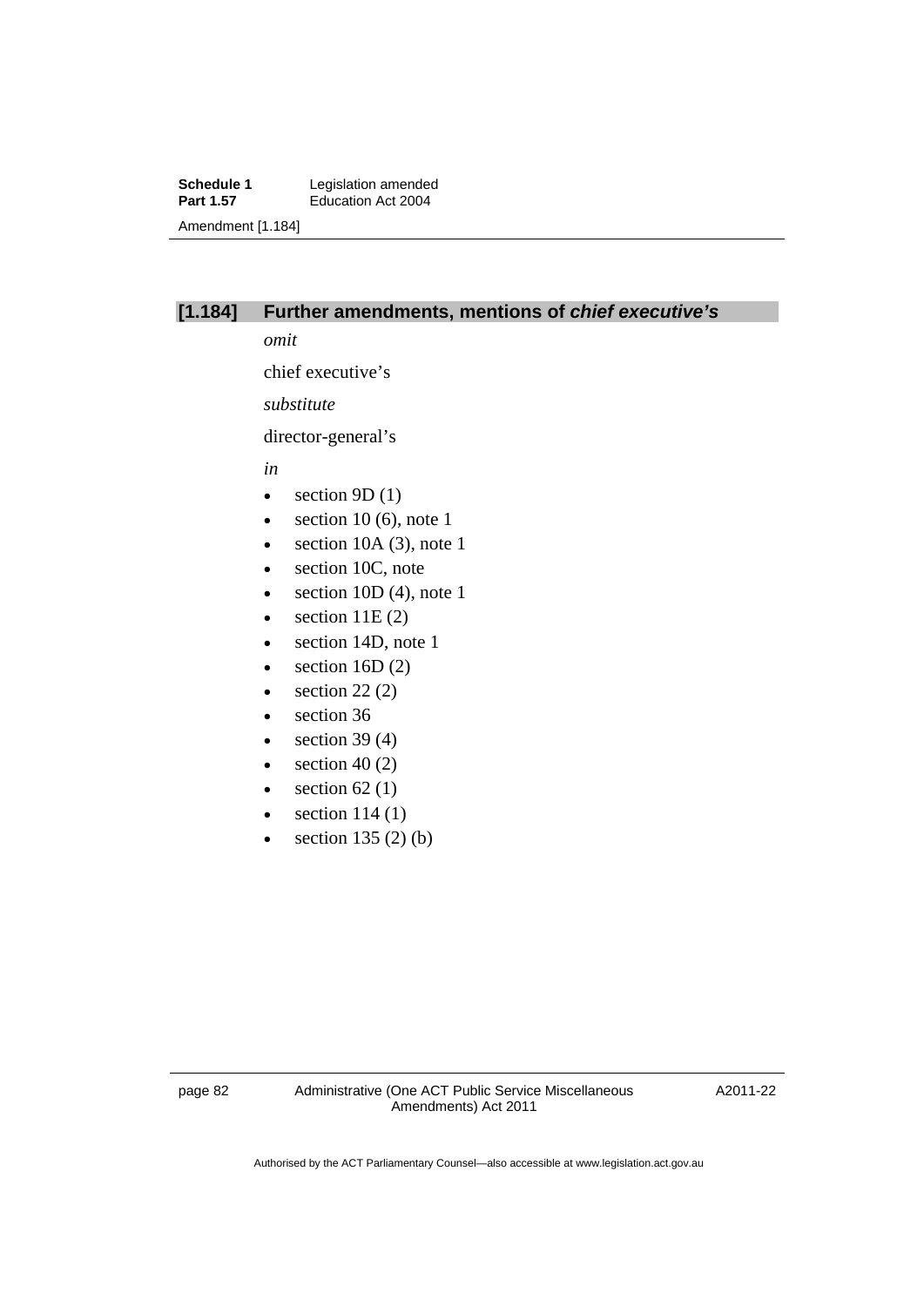## [1.184] Further amendments, mentions of *chief executive's*

*omit*

chief executive's

*substitute*

director-general's

*in*

- section 9D (1)
- section 10 (6), note 1
- section 10A (3), note 1
- section 10C, note
- section 10D (4), note 1
- section 11E (2)
- section 14D, note 1
- section 16D (2)
- section 22 (2)
- section 36
- section 39 (4)
- section 40 (2)
- section 62 (1)
- section 114 (1)
- section 135 (2) (b)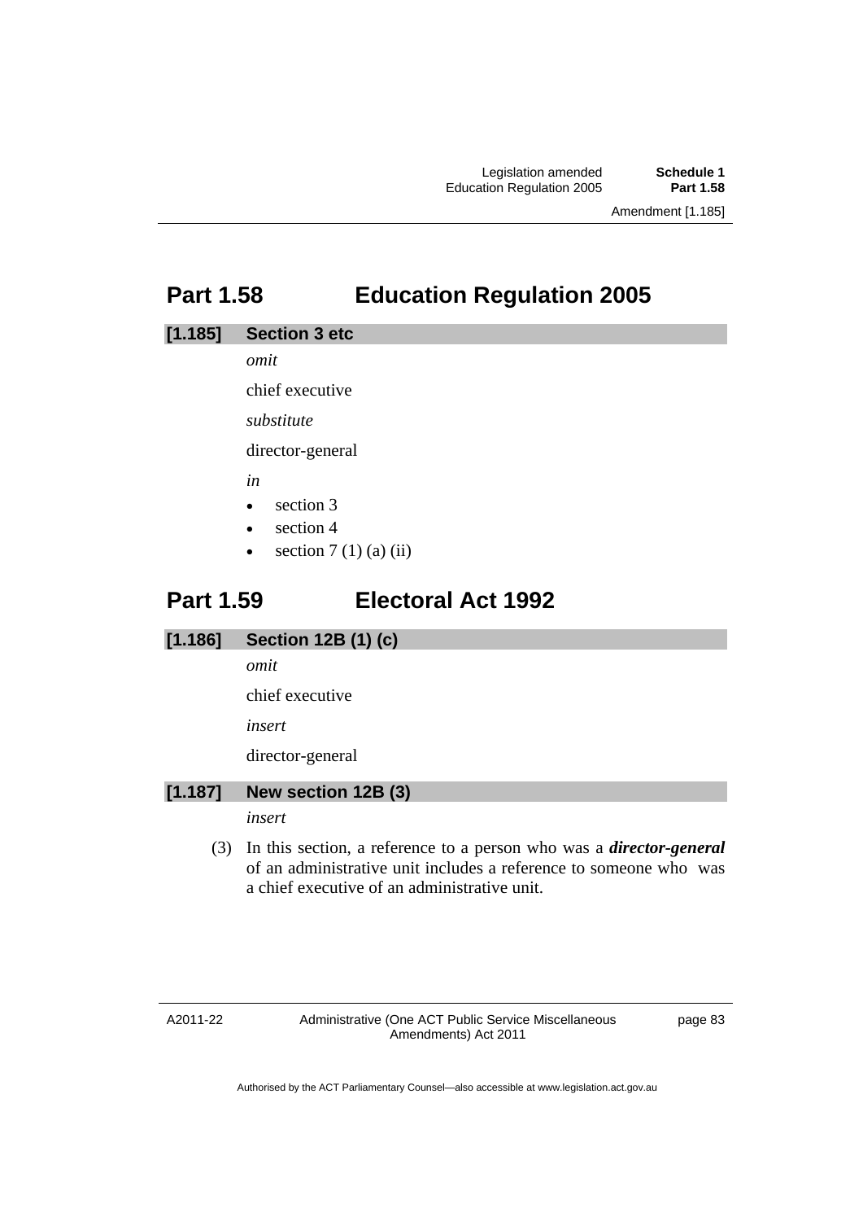## Part 1.58 Education Regulation 2005

### [1.185] Section 3 etc

*omit*

chief executive

*substitute*

director-general

*in*

- section 3
- section 4
- section 7 (1) (a) (ii)

## Part 1.59 Electoral Act 1992

### [1.186] Section 12B (1) (c)

*omit*

chief executive

*insert*

director-general

### [1.187] New section 12B (3)

*insert*

(3) In this section, a reference to a person who was a ***director-general*** of an administrative unit includes a reference to someone who was a chief executive of an administrative unit.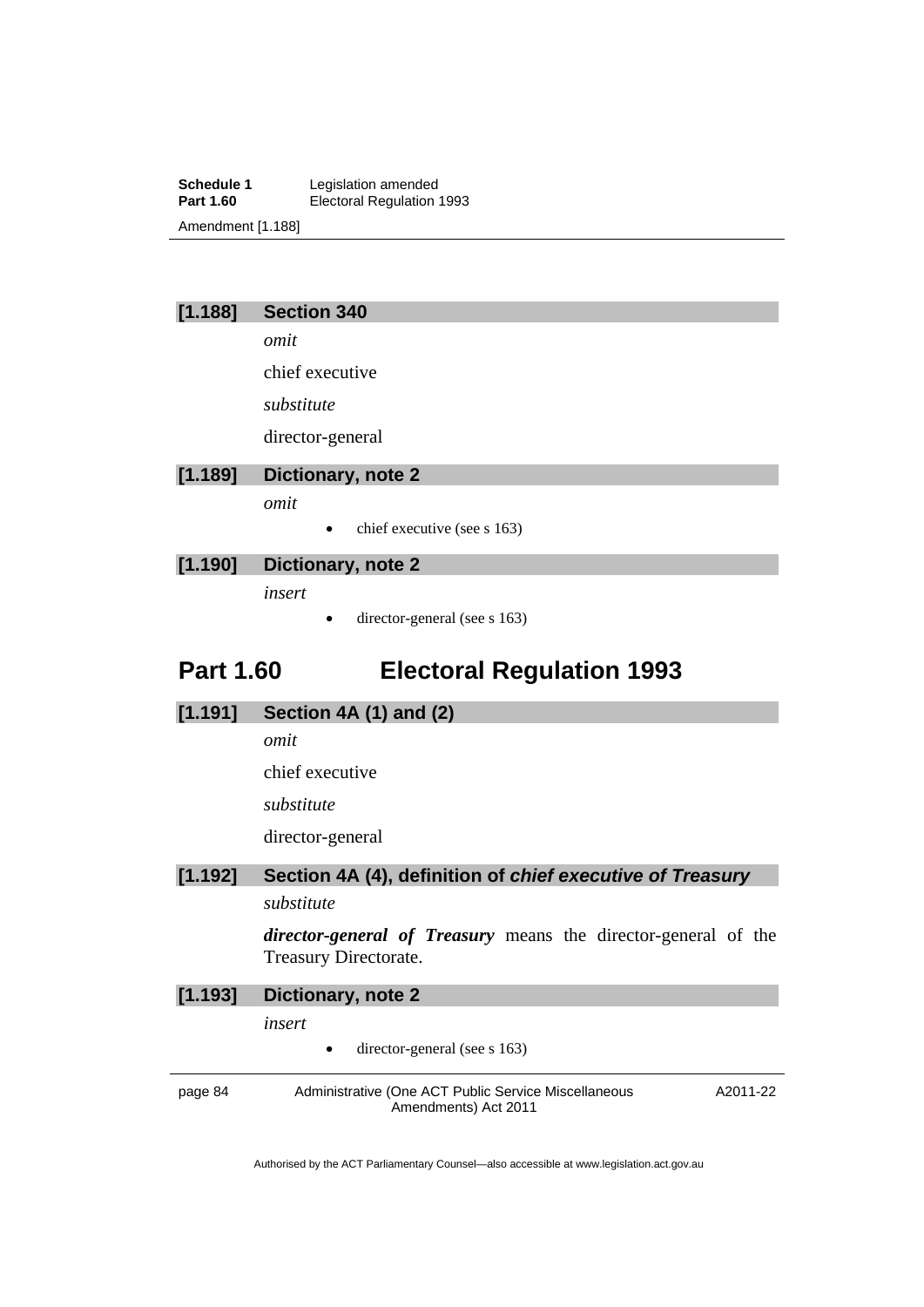### [1.188] Section 340

*omit*

chief executive

*substitute*

director-general

### [1.189] Dictionary, note 2

*omit*

- chief executive (see s 163)

### [1.190] Dictionary, note 2

*insert*

- director-general (see s 163)

## Part 1.60 Electoral Regulation 1993

### [1.191] Section 4A (1) and (2)

*omit*

chief executive

*substitute*

director-general

### [1.192] Section 4A (4), definition of *chief executive of Treasury*

*substitute*

***director-general of Treasury*** means the director-general of the Treasury Directorate.

### [1.193] Dictionary, note 2

*insert*

- director-general (see s 163)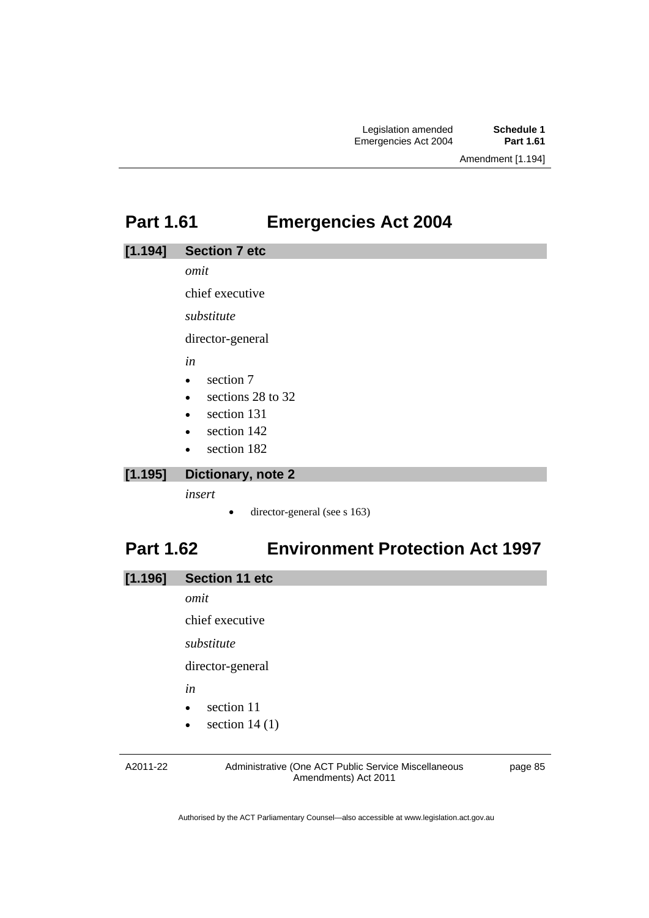## Part 1.61 Emergencies Act 2004

### [1.194] Section 7 etc

*omit*

chief executive

*substitute*

director-general

*in*

- section 7
- sections 28 to 32
- section 131
- section 142
- section 182

### [1.195] Dictionary, note 2

*insert*

- director-general (see s 163)

## Part 1.62 Environment Protection Act 1997

### [1.196] Section 11 etc

*omit*

chief executive

*substitute*

director-general

*in*

- section 11
- section 14 (1)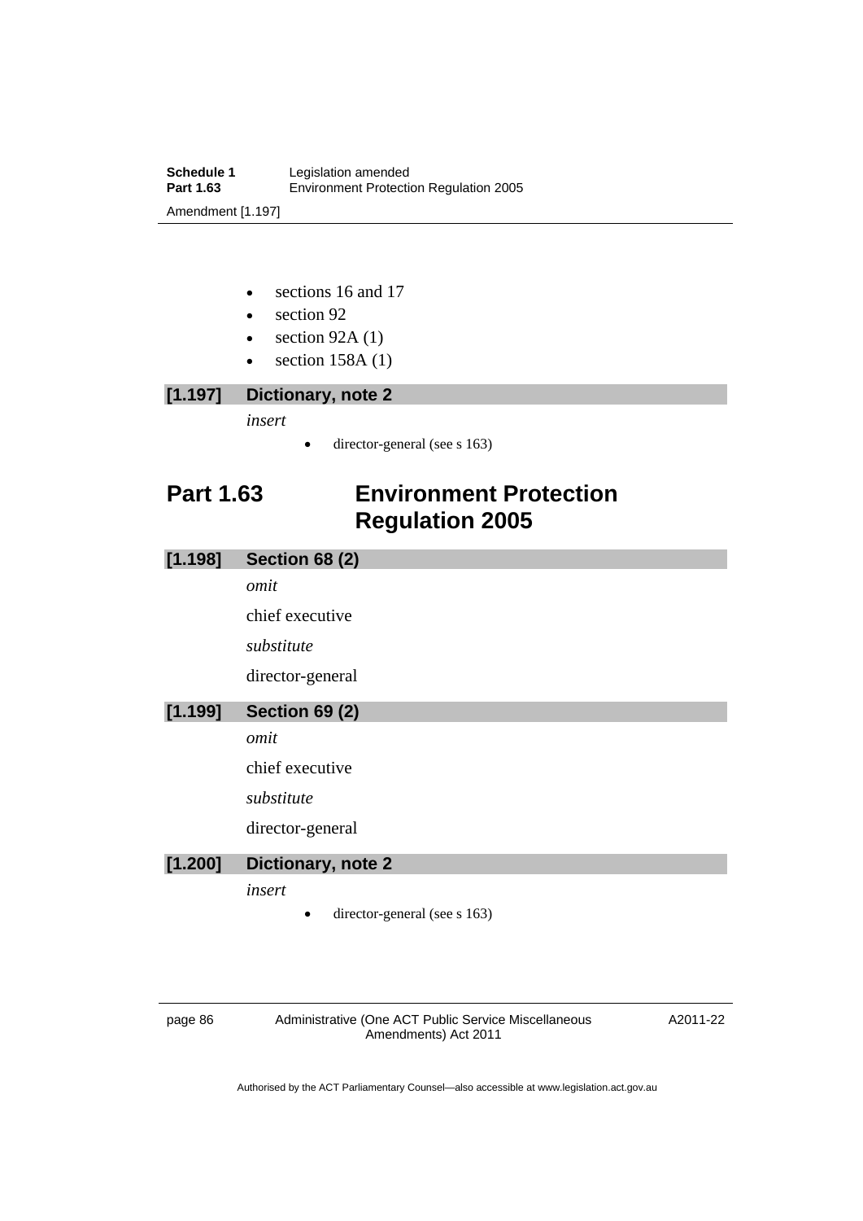- sections 16 and 17
- section 92
- section 92A (1)
- section 158A (1)

### [1.197] Dictionary, note 2

*insert*

- director-general (see s 163)

## Part 1.63 Environment Protection Regulation 2005

### [1.198] Section 68 (2)

*omit*

chief executive

*substitute*

director-general

### [1.199] Section 69 (2)

*omit*

chief executive

*substitute*

director-general

### [1.200] Dictionary, note 2

*insert*

- director-general (see s 163)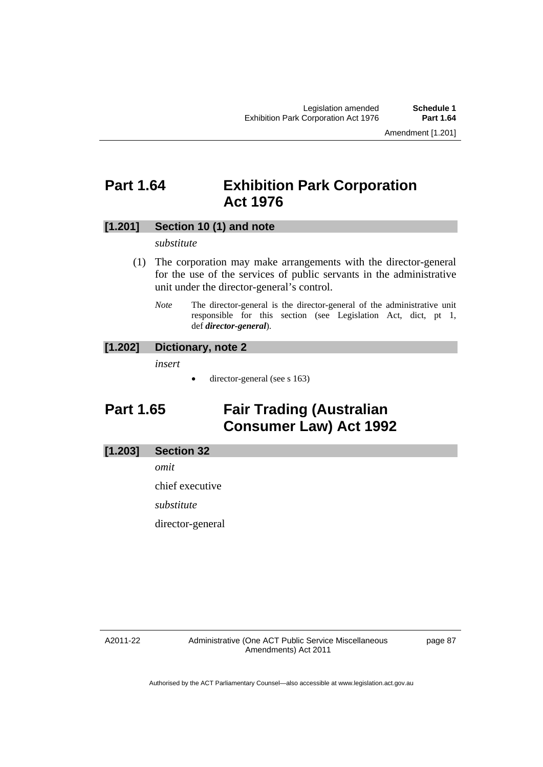## Part 1.64 Exhibition Park Corporation Act 1976

### [1.201] Section 10 (1) and note

*substitute*

(1) The corporation may make arrangements with the director-general for the use of the services of public servants in the administrative unit under the director-general's control.

*Note* The director-general is the director-general of the administrative unit responsible for this section (see Legislation Act, dict, pt 1, def ***director-general***).

### [1.202] Dictionary, note 2

*insert*

- director-general (see s 163)

## Part 1.65 Fair Trading (Australian Consumer Law) Act 1992

### [1.203] Section 32

*omit*

chief executive

*substitute*

director-general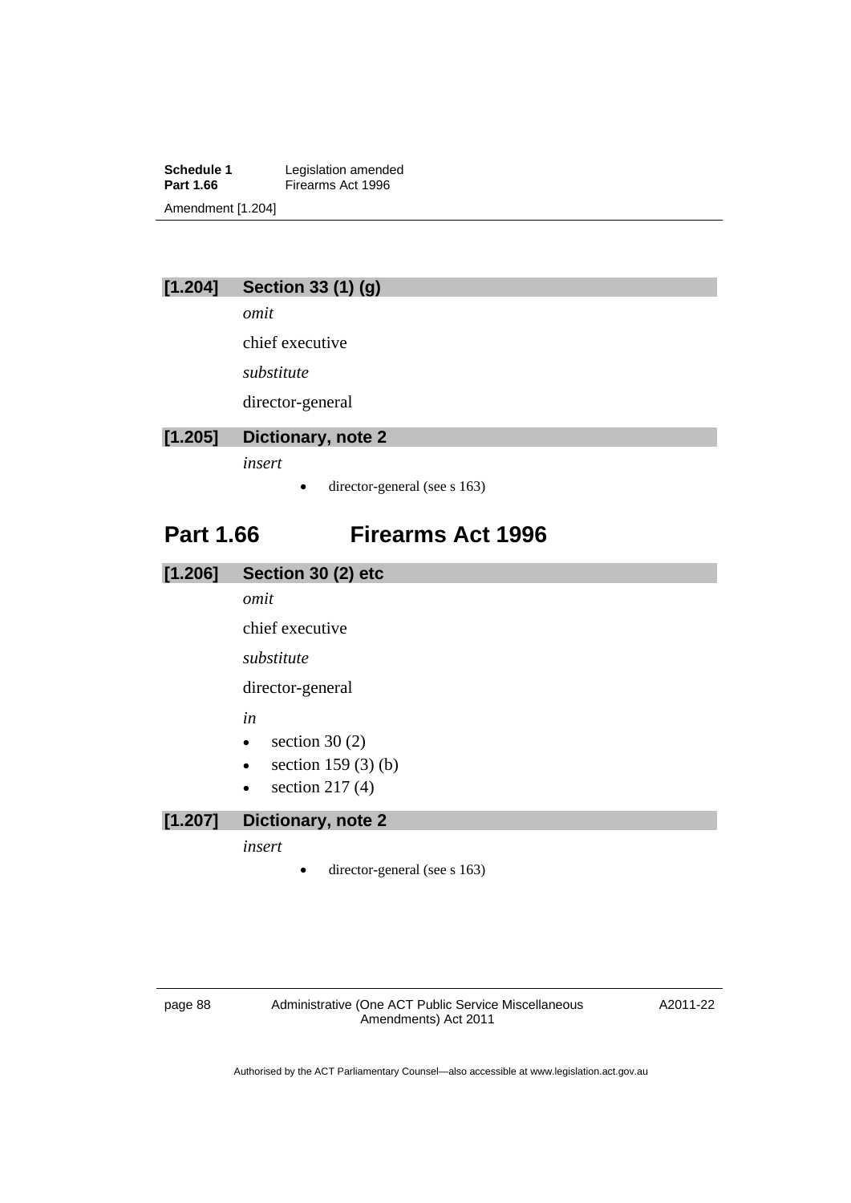### [1.204] Section 33 (1) (g)

*omit*

chief executive

*substitute*

director-general

### [1.205] Dictionary, note 2

*insert*

- director-general (see s 163)

## Part 1.66 Firearms Act 1996

### [1.206] Section 30 (2) etc

*omit*

chief executive

*substitute*

director-general

*in*

- section 30 (2)
- section 159 (3) (b)
- section 217 (4)

### [1.207] Dictionary, note 2

*insert*

- director-general (see s 163)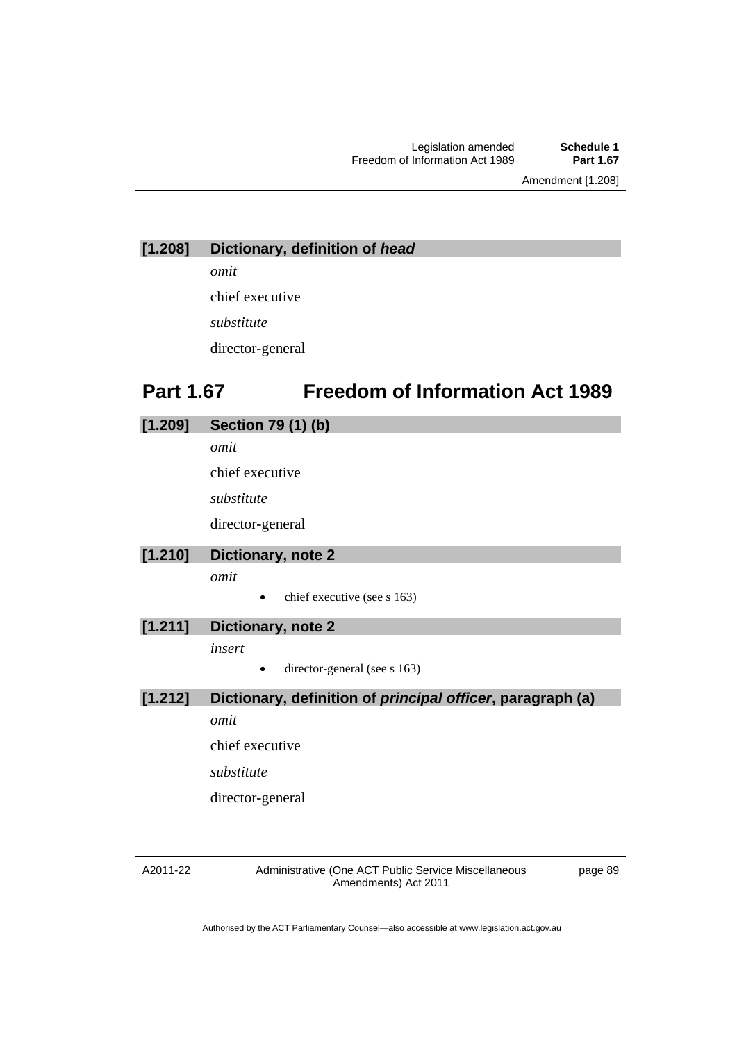### [1.208] Dictionary, definition of *head*

*omit*

chief executive

*substitute*

director-general

## Part 1.67 Freedom of Information Act 1989

### [1.209] Section 79 (1) (b)

*omit*

chief executive

*substitute*

director-general

### [1.210] Dictionary, note 2

*omit*

- chief executive (see s 163)

### [1.211] Dictionary, note 2

*insert*

- director-general (see s 163)

### [1.212] Dictionary, definition of *principal officer*, paragraph (a)

*omit*

chief executive

*substitute*

director-general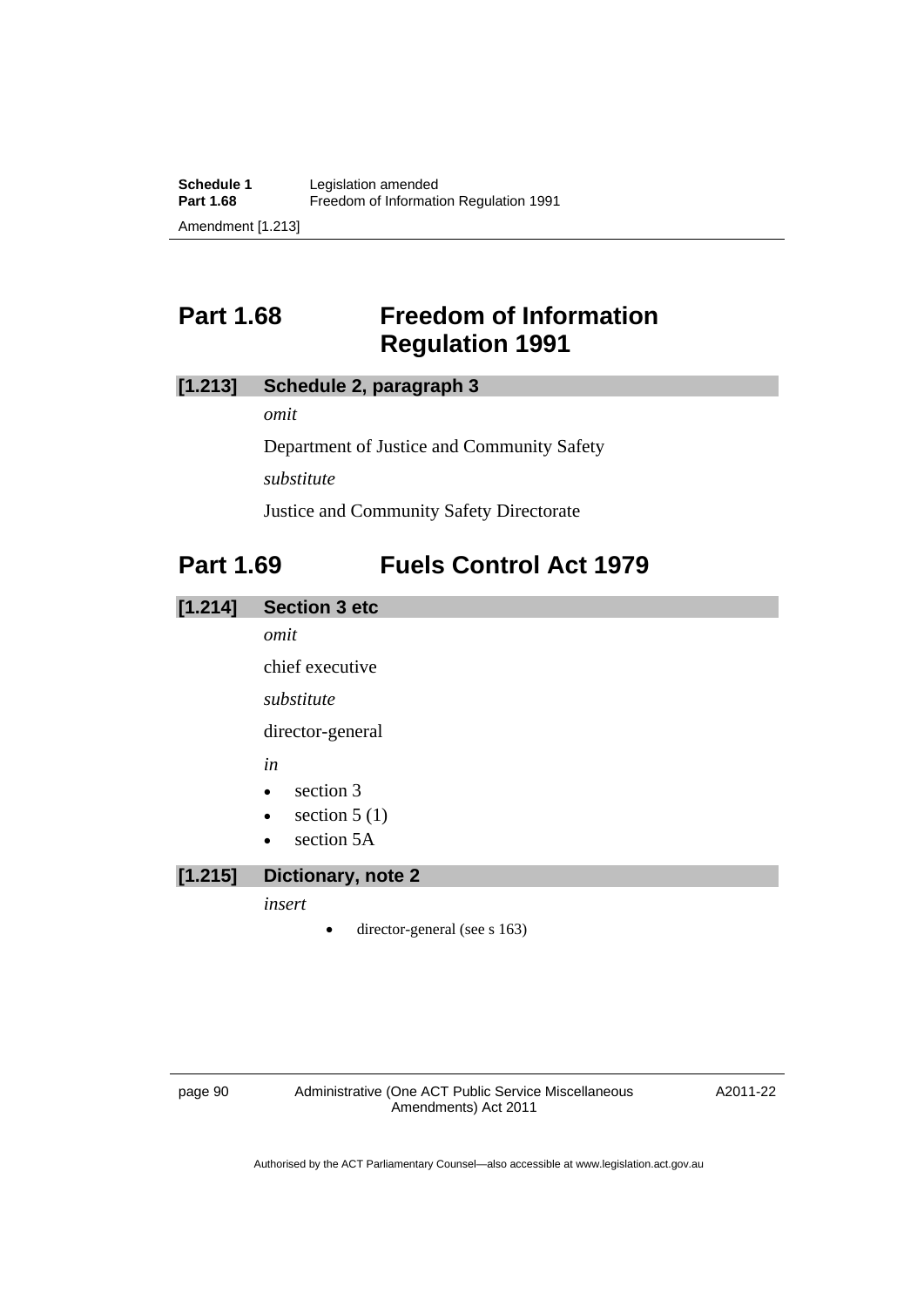## Part 1.68 Freedom of Information Regulation 1991

### [1.213] Schedule 2, paragraph 3

*omit*

Department of Justice and Community Safety

*substitute*

Justice and Community Safety Directorate

## Part 1.69 Fuels Control Act 1979

### [1.214] Section 3 etc

*omit*

chief executive

*substitute*

director-general

*in*

- section 3
- section 5 (1)
- section 5A

### [1.215] Dictionary, note 2

*insert*

- director-general (see s 163)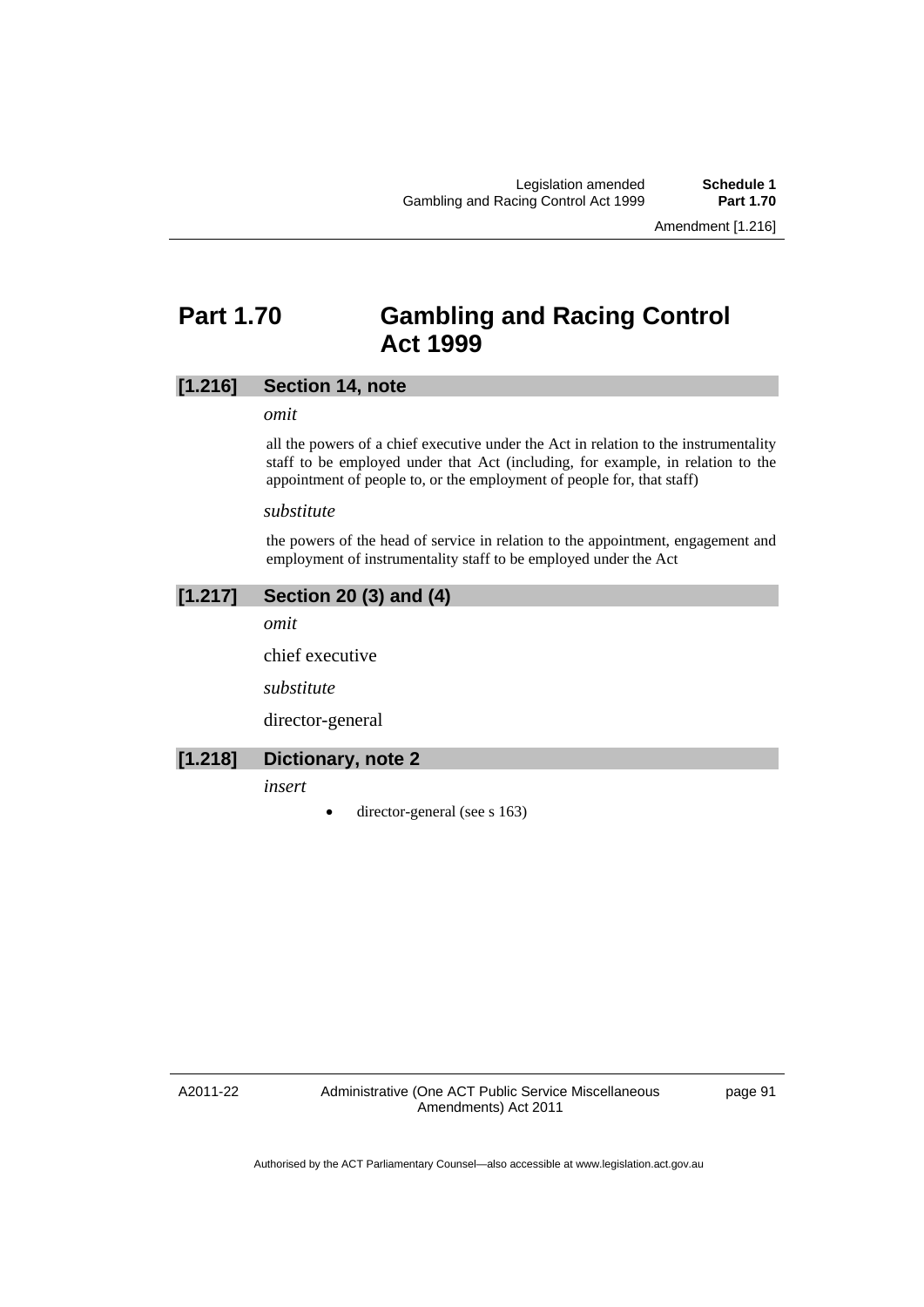# Part 1.70 Gambling and Racing Control Act 1999

## [1.216] Section 14, note

*omit*

all the powers of a chief executive under the Act in relation to the instrumentality staff to be employed under that Act (including, for example, in relation to the appointment of people to, or the employment of people for, that staff)

*substitute*

the powers of the head of service in relation to the appointment, engagement and employment of instrumentality staff to be employed under the Act

## [1.217] Section 20 (3) and (4)

*omit*

chief executive

*substitute*

director-general

## [1.218] Dictionary, note 2

*insert*

- director-general (see s 163)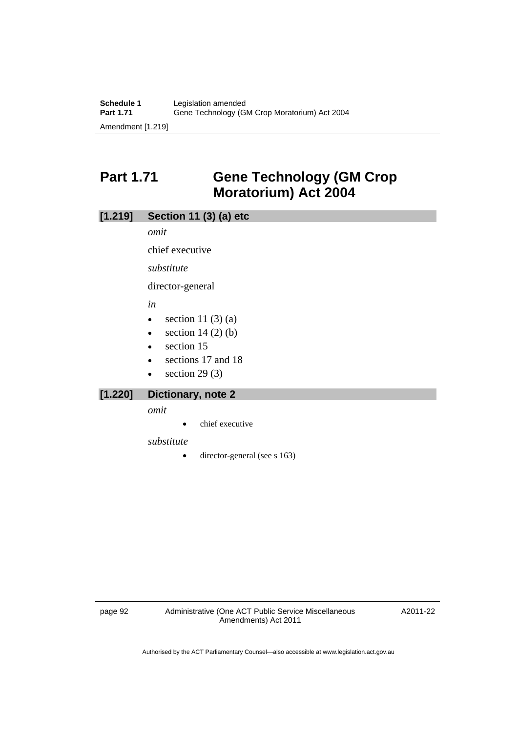## Part 1.71 Gene Technology (GM Crop Moratorium) Act 2004

### [1.219] Section 11 (3) (a) etc

*omit*

chief executive

*substitute*

director-general

*in*

- section 11 (3) (a)
- section 14 (2) (b)
- section 15
- sections 17 and 18
- section 29 (3)

### [1.220] Dictionary, note 2

*omit*

- chief executive

*substitute*

- director-general (see s 163)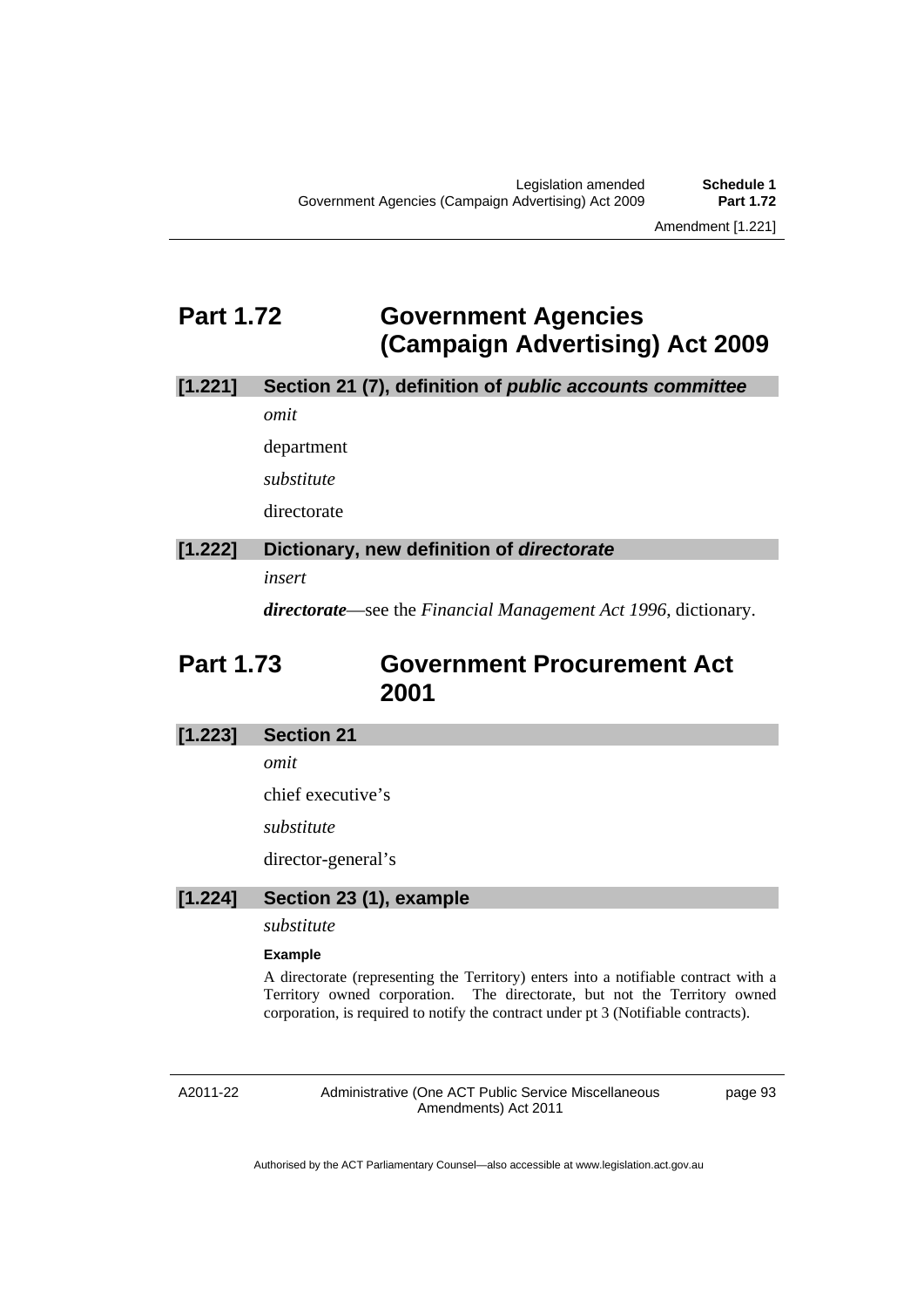## Part 1.72 Government Agencies (Campaign Advertising) Act 2009

### [1.221] Section 21 (7), definition of *public accounts committee*

*omit*

department

*substitute*

directorate

### [1.222] Dictionary, new definition of *directorate*

*insert*

***directorate***—see the *Financial Management Act 1996*, dictionary.

## Part 1.73 Government Procurement Act 2001

### [1.223] Section 21

*omit*

chief executive's

*substitute*

director-general's

### [1.224] Section 23 (1), example

*substitute*

**Example**

A directorate (representing the Territory) enters into a notifiable contract with a Territory owned corporation. The directorate, but not the Territory owned corporation, is required to notify the contract under pt 3 (Notifiable contracts).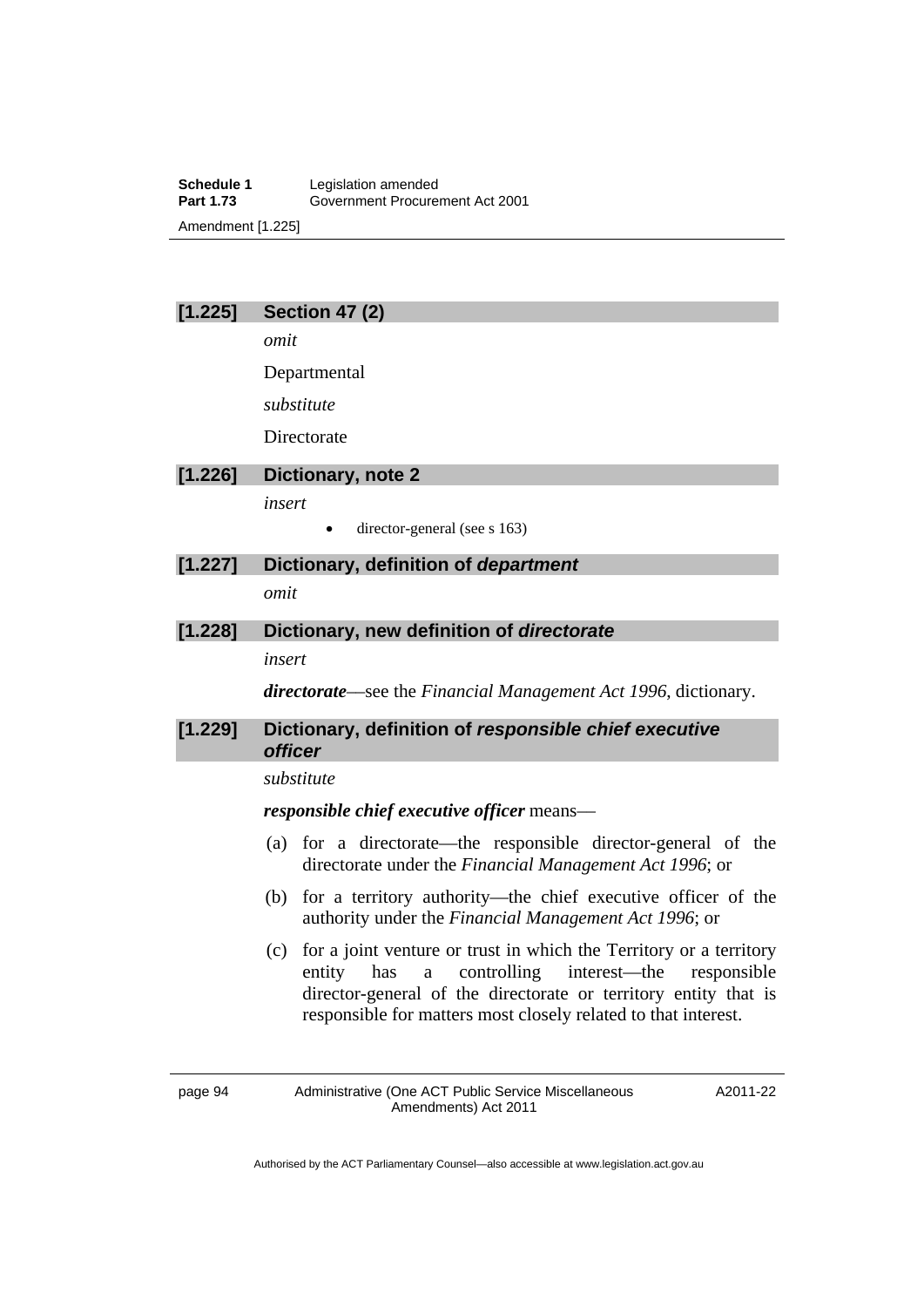### [1.225] Section 47 (2)

*omit*

Departmental

*substitute*

Directorate

### [1.226] Dictionary, note 2

*insert*

- director-general (see s 163)

### [1.227] Dictionary, definition of *department*

*omit*

### [1.228] Dictionary, new definition of *directorate*

*insert*

***directorate***—see the *Financial Management Act 1996*, dictionary.

### [1.229] Dictionary, definition of *responsible chief executive officer*

*substitute*

***responsible chief executive officer*** means—

(a) for a directorate—the responsible director-general of the directorate under the *Financial Management Act 1996*; or

(b) for a territory authority—the chief executive officer of the authority under the *Financial Management Act 1996*; or

(c) for a joint venture or trust in which the Territory or a territory entity has a controlling interest—the responsible director-general of the directorate or territory entity that is responsible for matters most closely related to that interest.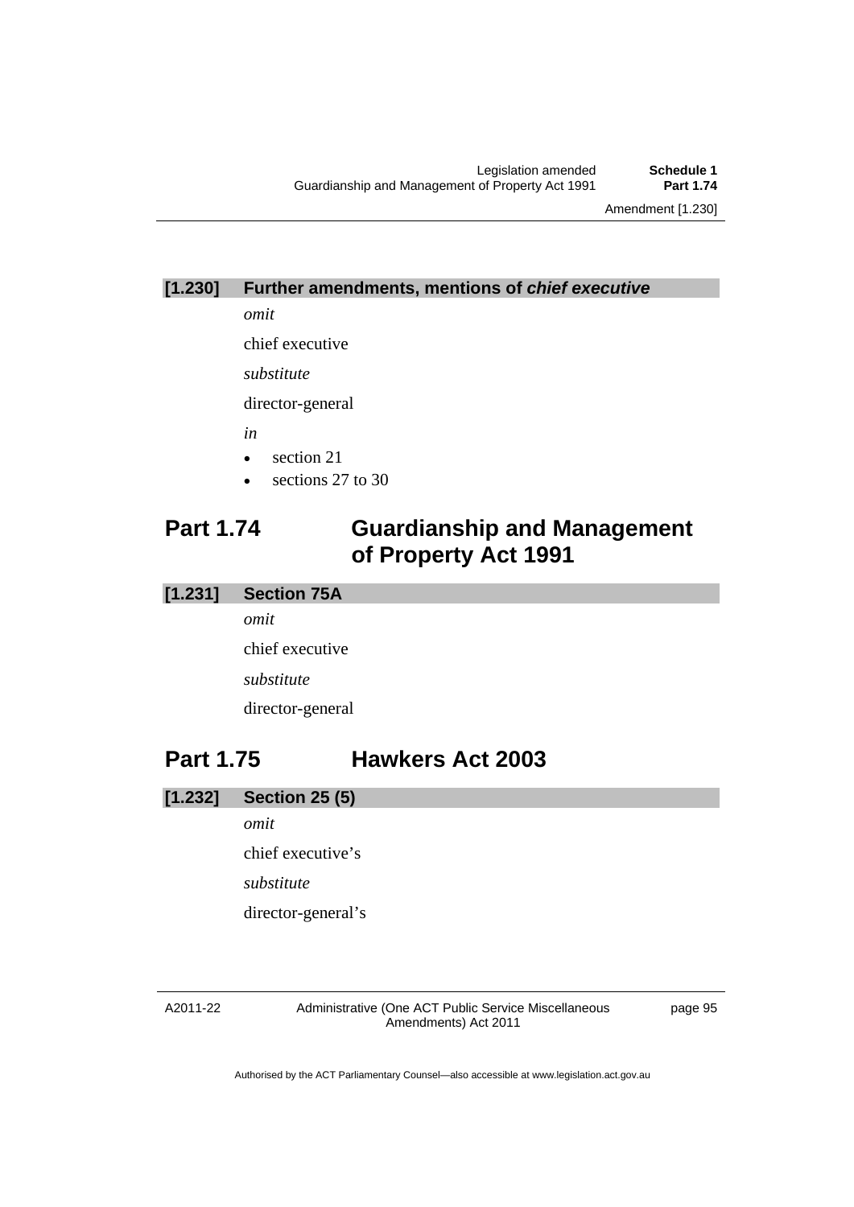### [1.230] Further amendments, mentions of *chief executive*

*omit*

chief executive

*substitute*

director-general

*in*

- section 21
- sections 27 to 30

## Part 1.74 Guardianship and Management of Property Act 1991

### [1.231] Section 75A

*omit*

chief executive

*substitute*

director-general

## Part 1.75 Hawkers Act 2003

### [1.232] Section 25 (5)

*omit*

chief executive's

*substitute*

director-general's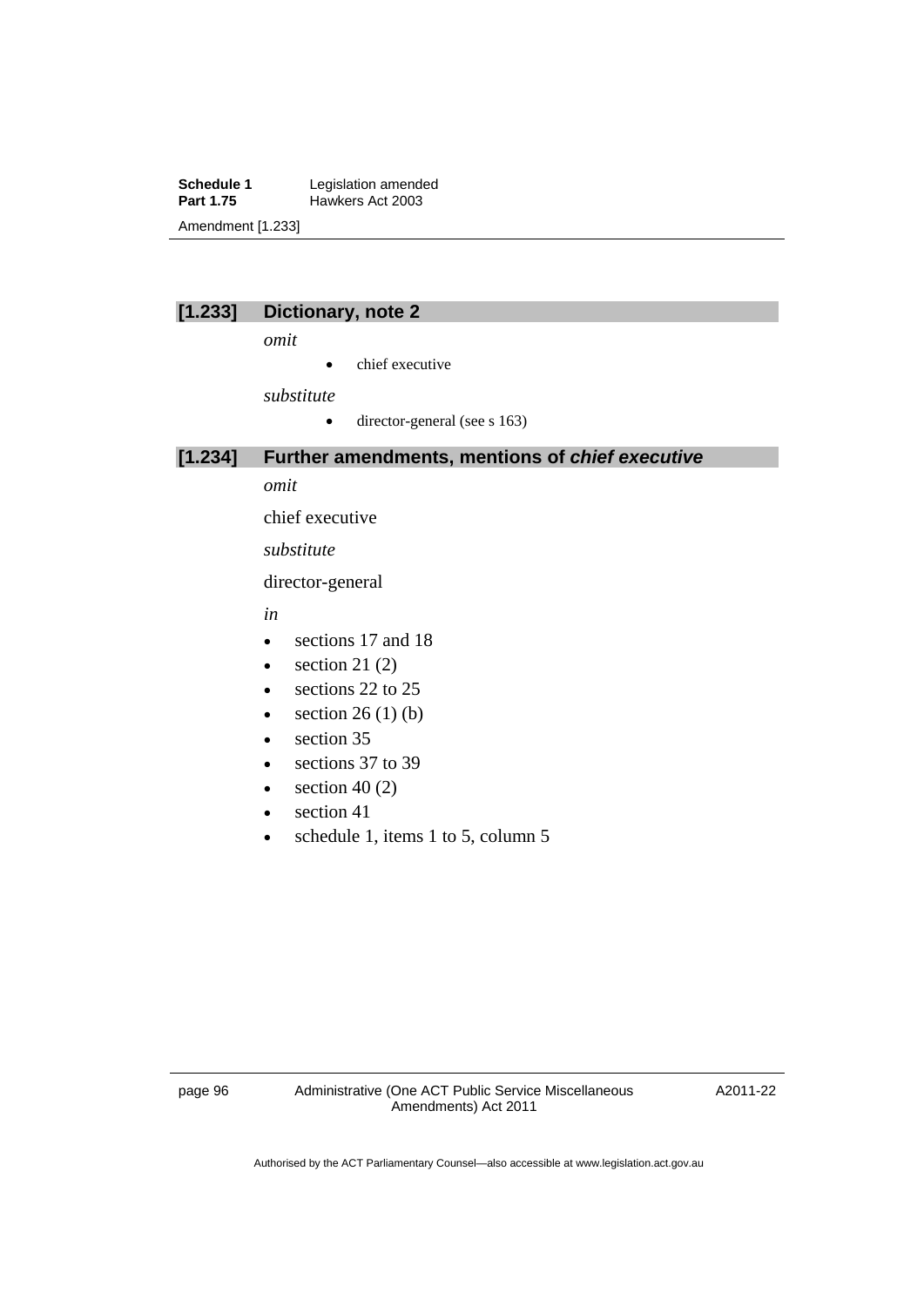### [1.233] Dictionary, note 2

*omit*

- chief executive

*substitute*

- director-general (see s 163)

### [1.234] Further amendments, mentions of ***chief executive***

*omit*

chief executive

*substitute*

director-general

*in*

- sections 17 and 18
- section 21 (2)
- sections 22 to 25
- section 26 (1) (b)
- section 35
- sections 37 to 39
- section 40 (2)
- section 41
- schedule 1, items 1 to 5, column 5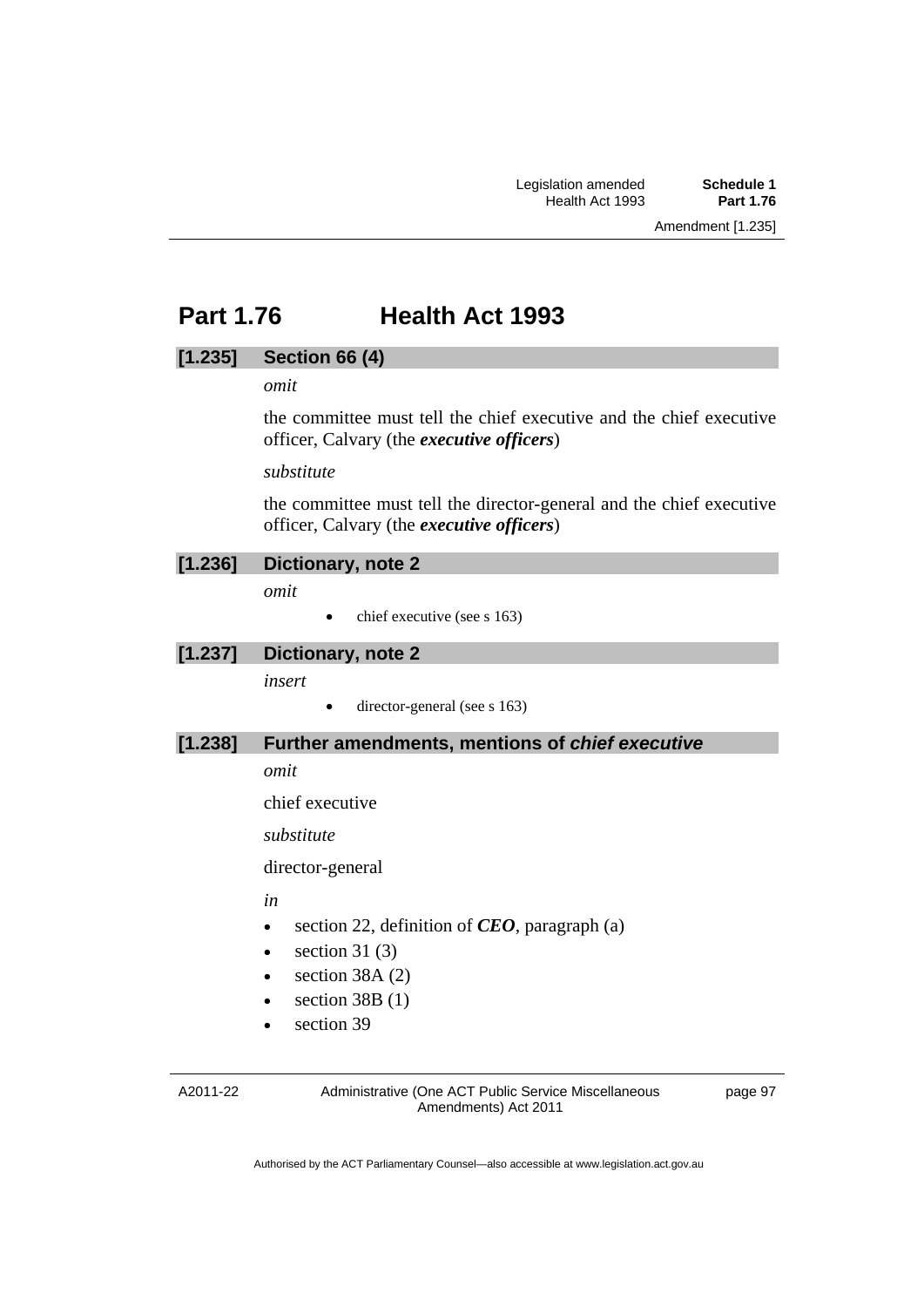## Part 1.76 Health Act 1993

### [1.235] Section 66 (4)

*omit*

the committee must tell the chief executive and the chief executive officer, Calvary (the ***executive officers***)

*substitute*

the committee must tell the director-general and the chief executive officer, Calvary (the ***executive officers***)

### [1.236] Dictionary, note 2

*omit*

- chief executive (see s 163)

### [1.237] Dictionary, note 2

*insert*

- director-general (see s 163)

### [1.238] Further amendments, mentions of *chief executive*

*omit*

chief executive

*substitute*

director-general

*in*

- section 22, definition of ***CEO***, paragraph (a)
- section 31 (3)
- section 38A (2)
- section 38B (1)
- section 39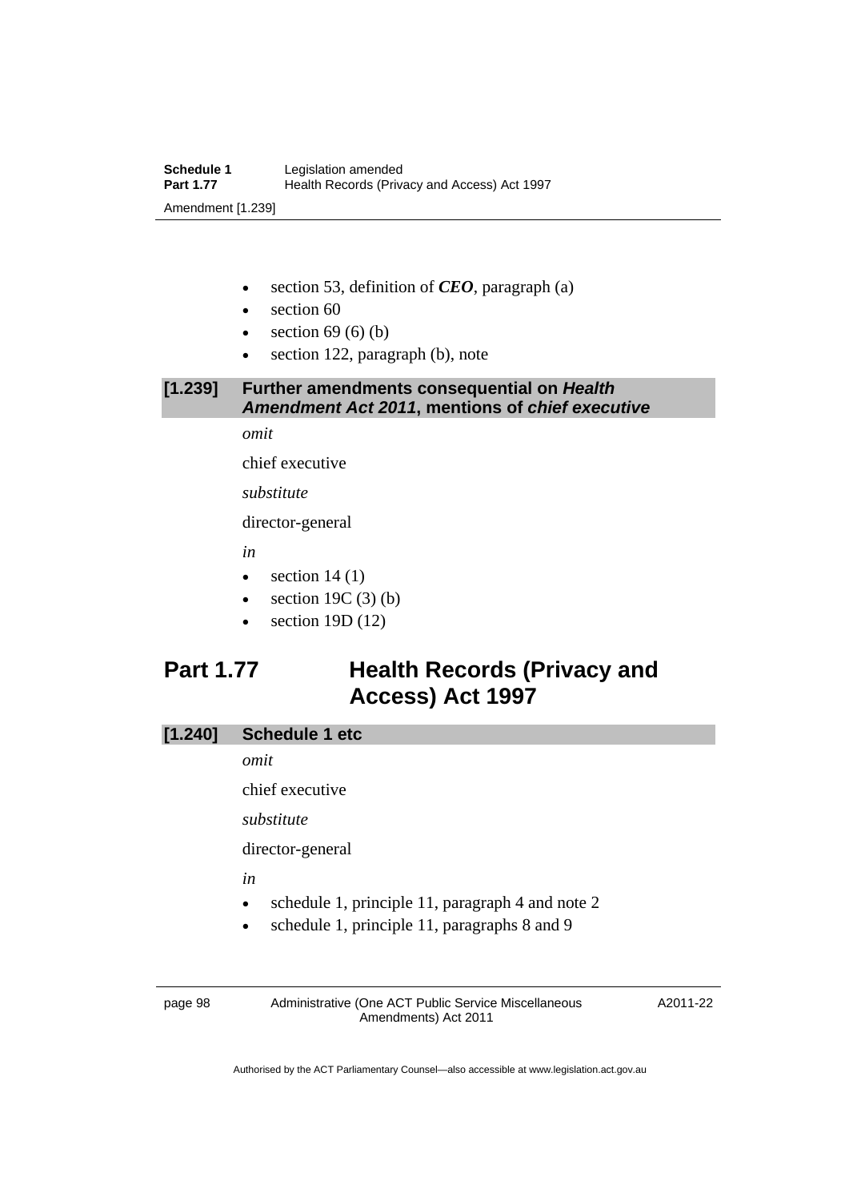- section 53, definition of ***CEO***, paragraph (a)
- section 60
- section 69 (6) (b)
- section 122, paragraph (b), note

### [1.239] Further amendments consequential on *Health Amendment Act 2011*, mentions of *chief executive*

*omit*

chief executive

*substitute*

director-general

*in*

- section 14 (1)
- section 19C (3) (b)
- section 19D (12)

## Part 1.77 Health Records (Privacy and Access) Act 1997

### [1.240] Schedule 1 etc

*omit*

chief executive

*substitute*

director-general

*in*

- schedule 1, principle 11, paragraph 4 and note 2
- schedule 1, principle 11, paragraphs 8 and 9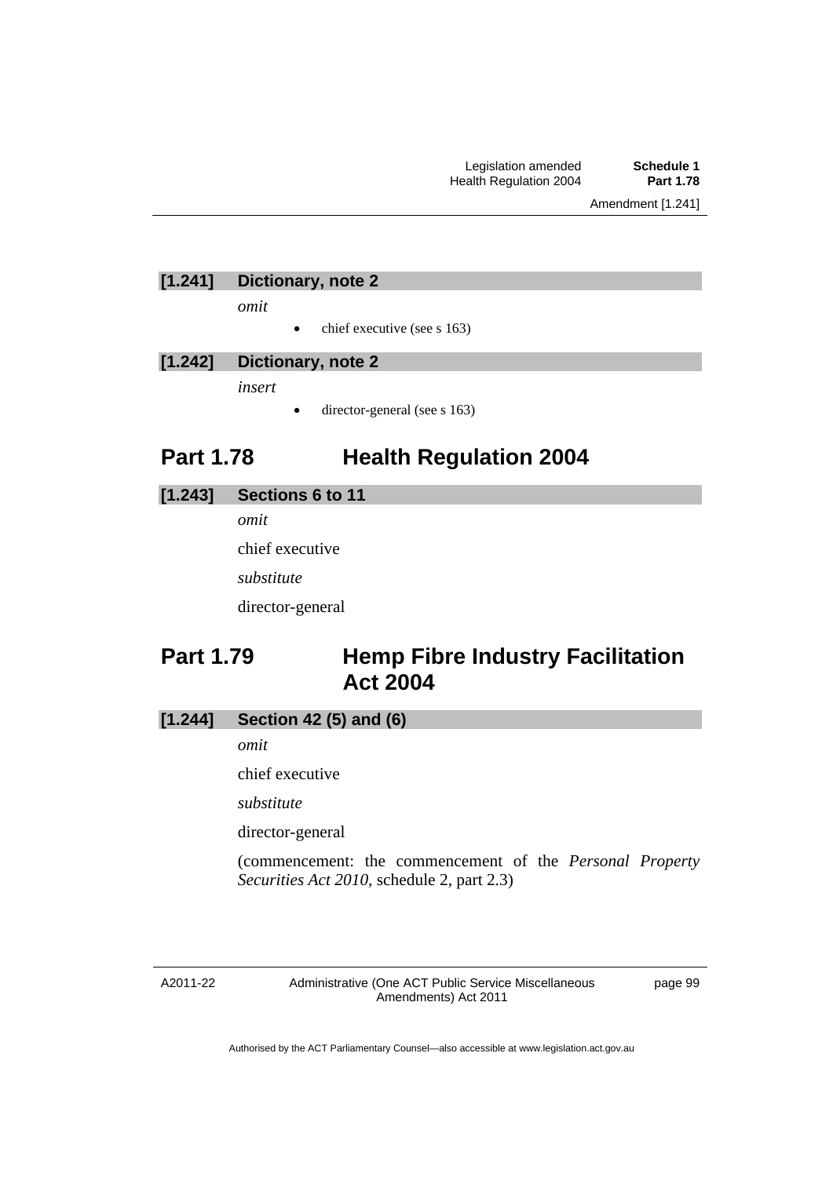### [1.241] Dictionary, note 2

*omit*

- chief executive (see s 163)

### [1.242] Dictionary, note 2

*insert*

- director-general (see s 163)

## Part 1.78 Health Regulation 2004

### [1.243] Sections 6 to 11

*omit*

chief executive

*substitute*

director-general

## Part 1.79 Hemp Fibre Industry Facilitation Act 2004

### [1.244] Section 42 (5) and (6)

*omit*

chief executive

*substitute*

director-general

(commencement: the commencement of the *Personal Property Securities Act 2010*, schedule 2, part 2.3)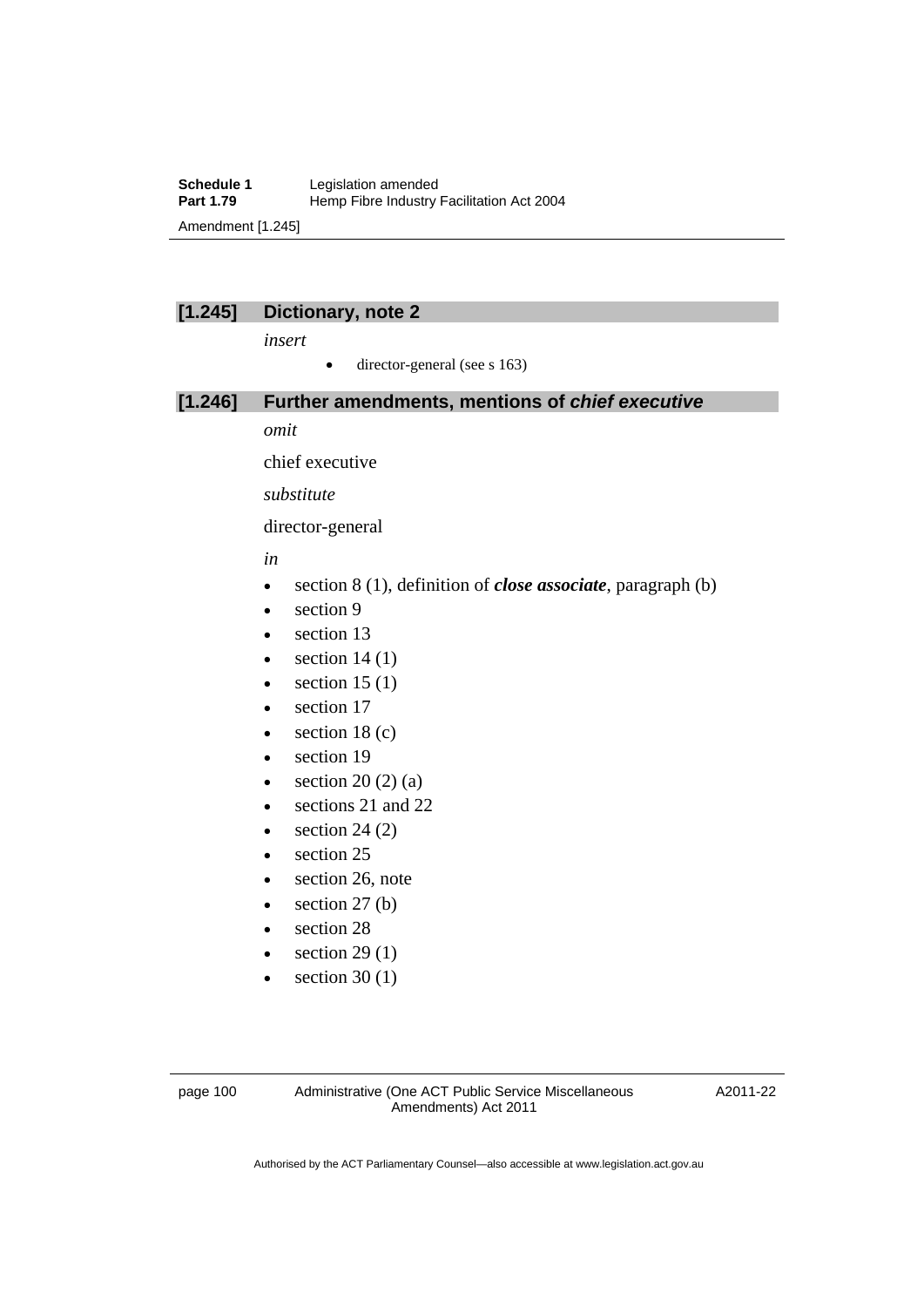## [1.245] Dictionary, note 2

*insert*

- director-general (see s 163)

## [1.246] Further amendments, mentions of ***chief executive***

*omit*

chief executive

*substitute*

director-general

*in*

- section 8 (1), definition of ***close associate***, paragraph (b)
- section 9
- section 13
- section 14 (1)
- section 15 (1)
- section 17
- section 18 (c)
- section 19
- section 20 (2) (a)
- sections 21 and 22
- section 24 (2)
- section 25
- section 26, note
- section 27 (b)
- section 28
- section 29 (1)
- section 30 (1)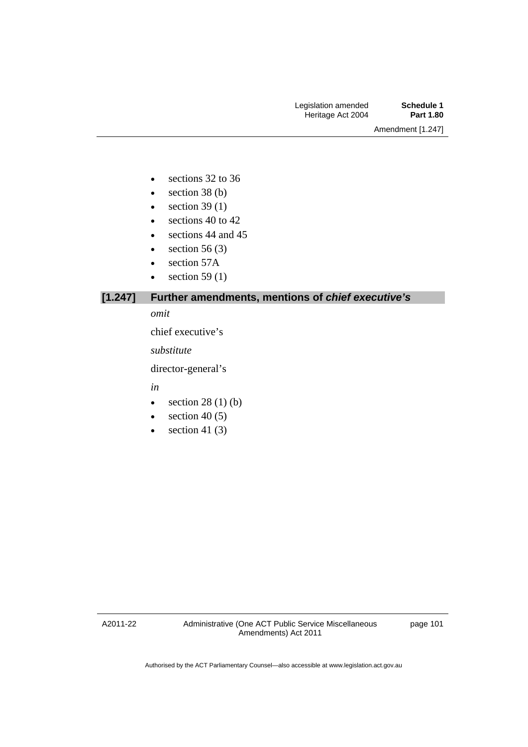- sections 32 to 36
- section 38 (b)
- section 39 (1)
- sections 40 to 42
- sections 44 and 45
- section 56 (3)
- section 57A
- section 59 (1)

## [1.247] Further amendments, mentions of *chief executive's*

*omit*

chief executive's

*substitute*

director-general's

*in*

- section 28 (1) (b)
- section 40 (5)
- section 41 (3)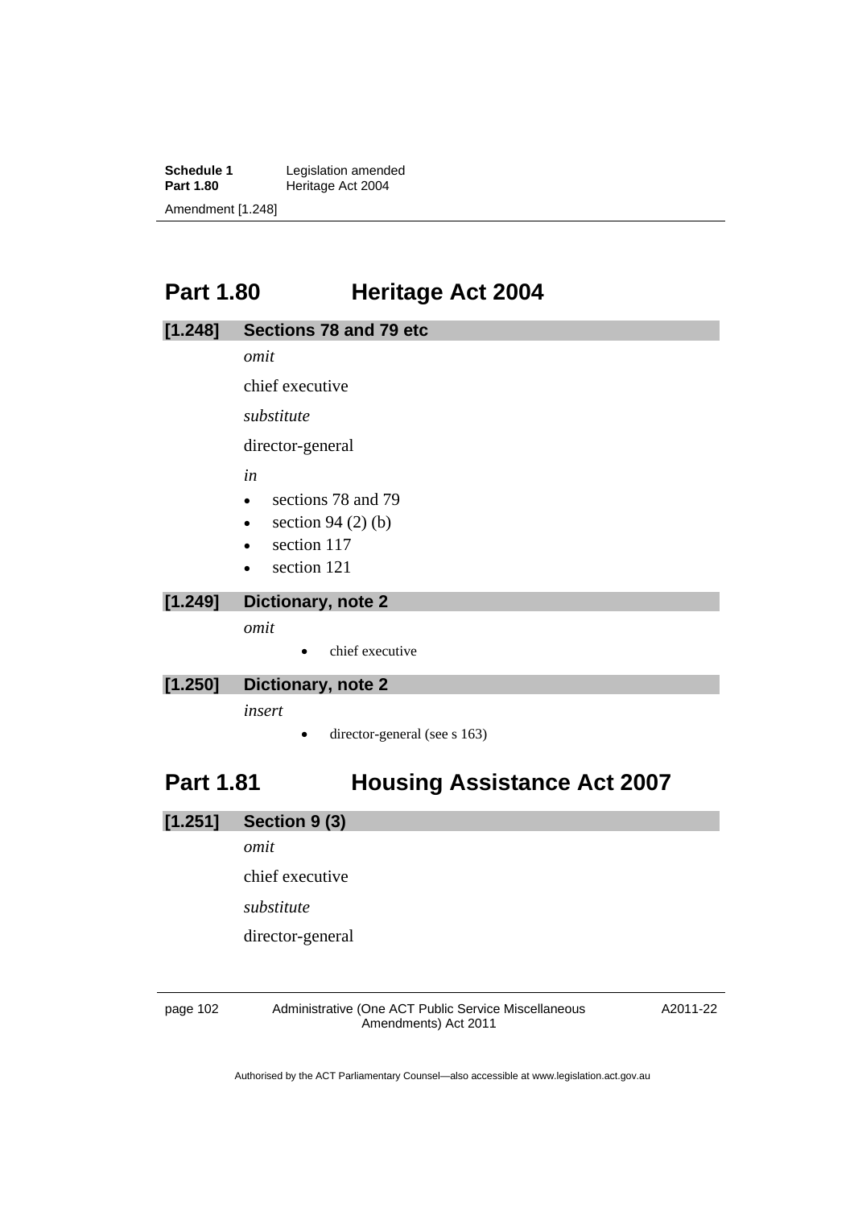## Part 1.80 Heritage Act 2004

**[1.248] Sections 78 and 79 etc**

*omit*

chief executive

*substitute*

director-general

*in*

- sections 78 and 79
- section 94 (2) (b)
- section 117
- section 121

**[1.249] Dictionary, note 2**

*omit*

- chief executive

**[1.250] Dictionary, note 2**

*insert*

- director-general (see s 163)

## Part 1.81 Housing Assistance Act 2007

**[1.251] Section 9 (3)**

*omit*

chief executive

*substitute*

director-general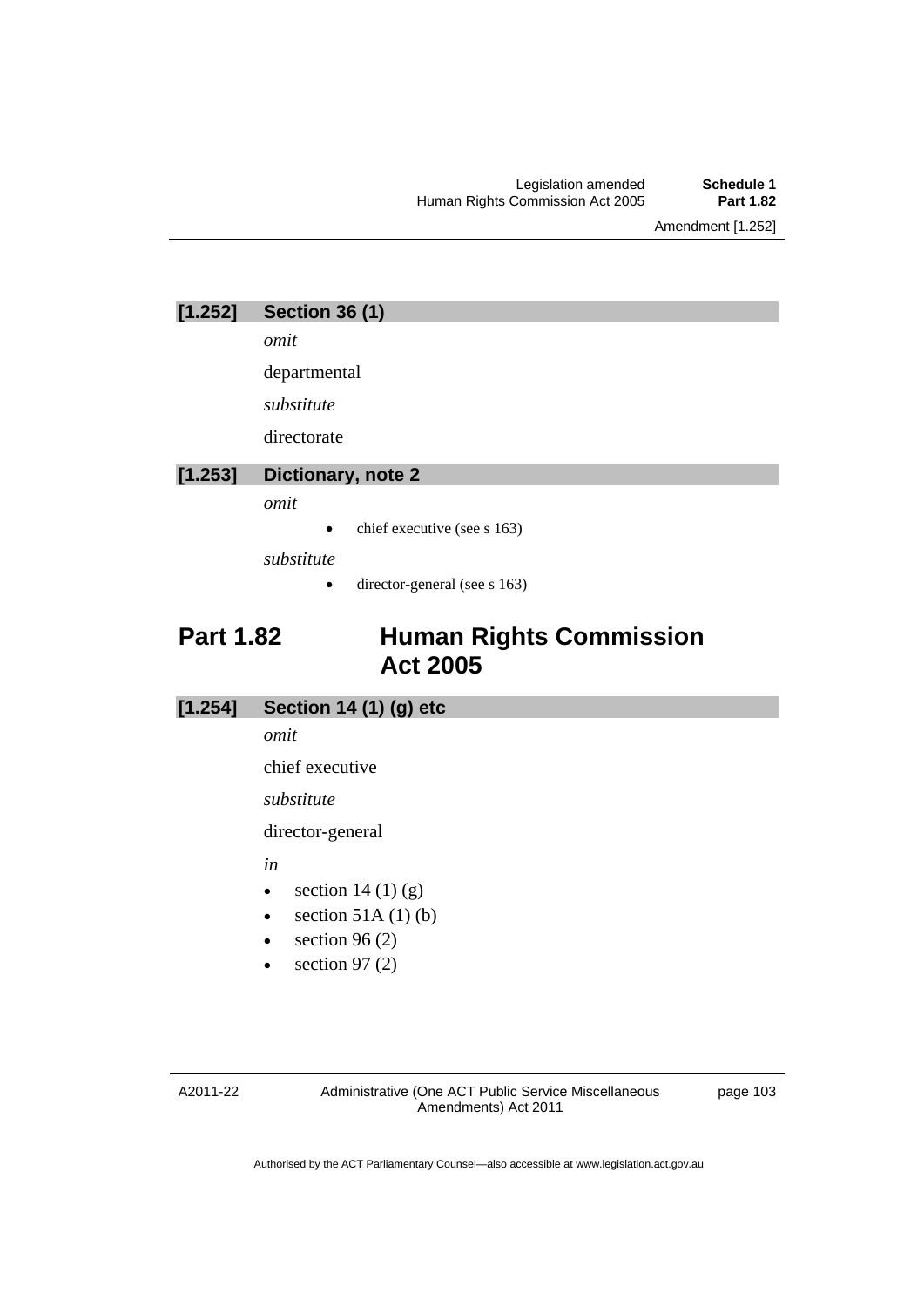### [1.252] Section 36 (1)

*omit*

departmental

*substitute*

directorate

### [1.253] Dictionary, note 2

*omit*

- chief executive (see s 163)

*substitute*

- director-general (see s 163)

## Part 1.82 Human Rights Commission Act 2005

### [1.254] Section 14 (1) (g) etc

*omit*

chief executive

*substitute*

director-general

*in*

- section 14 (1) (g)
- section 51A (1) (b)
- section 96 (2)
- section 97 (2)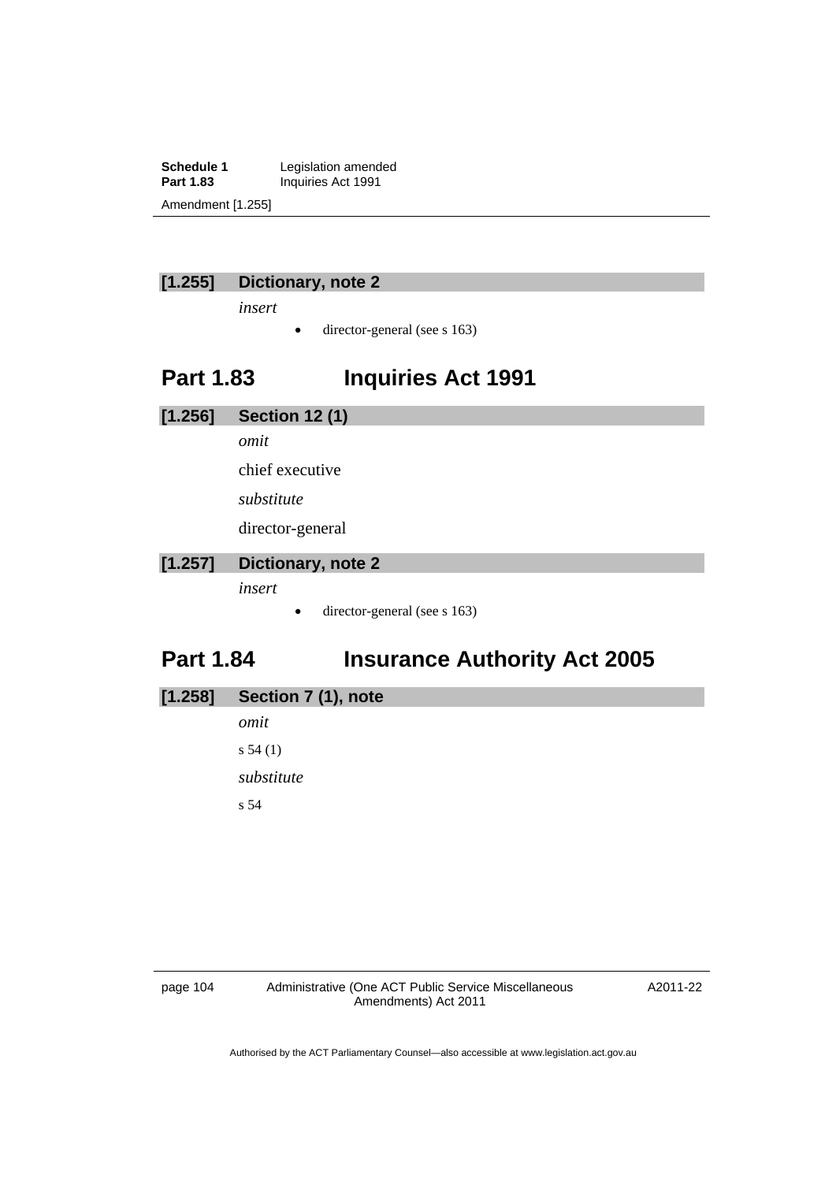### [1.255] Dictionary, note 2

*insert*

- director-general (see s 163)

## Part 1.83 Inquiries Act 1991

### [1.256] Section 12 (1)

*omit*

chief executive

*substitute*

director-general

### [1.257] Dictionary, note 2

*insert*

- director-general (see s 163)

## Part 1.84 Insurance Authority Act 2005

### [1.258] Section 7 (1), note

*omit*

s 54 (1)

*substitute*

s 54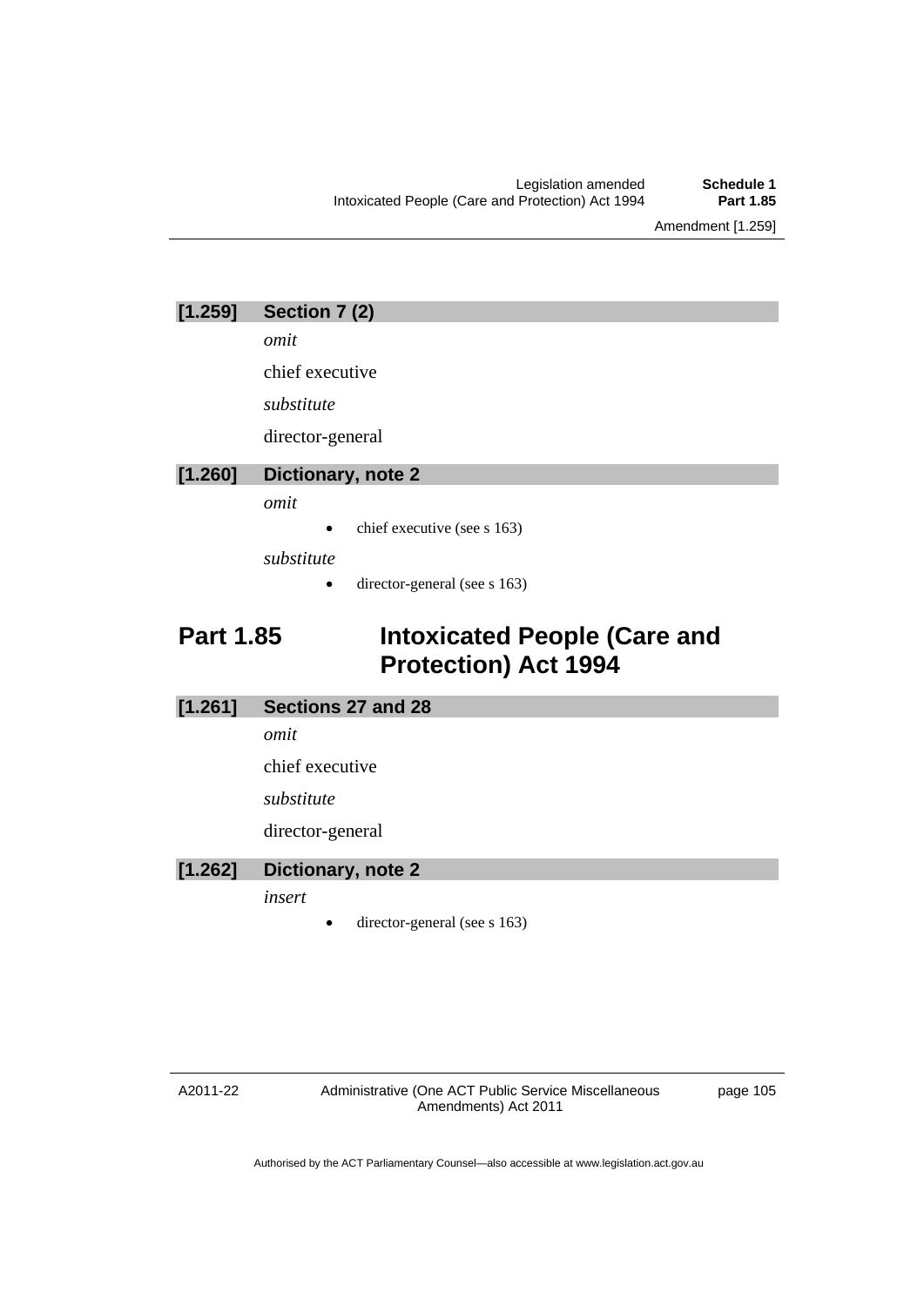### [1.259] Section 7 (2)

*omit*

chief executive

*substitute*

director-general

### [1.260] Dictionary, note 2

*omit*

- chief executive (see s 163)

*substitute*

- director-general (see s 163)

## Part 1.85 Intoxicated People (Care and Protection) Act 1994

### [1.261] Sections 27 and 28

*omit*

chief executive

*substitute*

director-general

### [1.262] Dictionary, note 2

*insert*

- director-general (see s 163)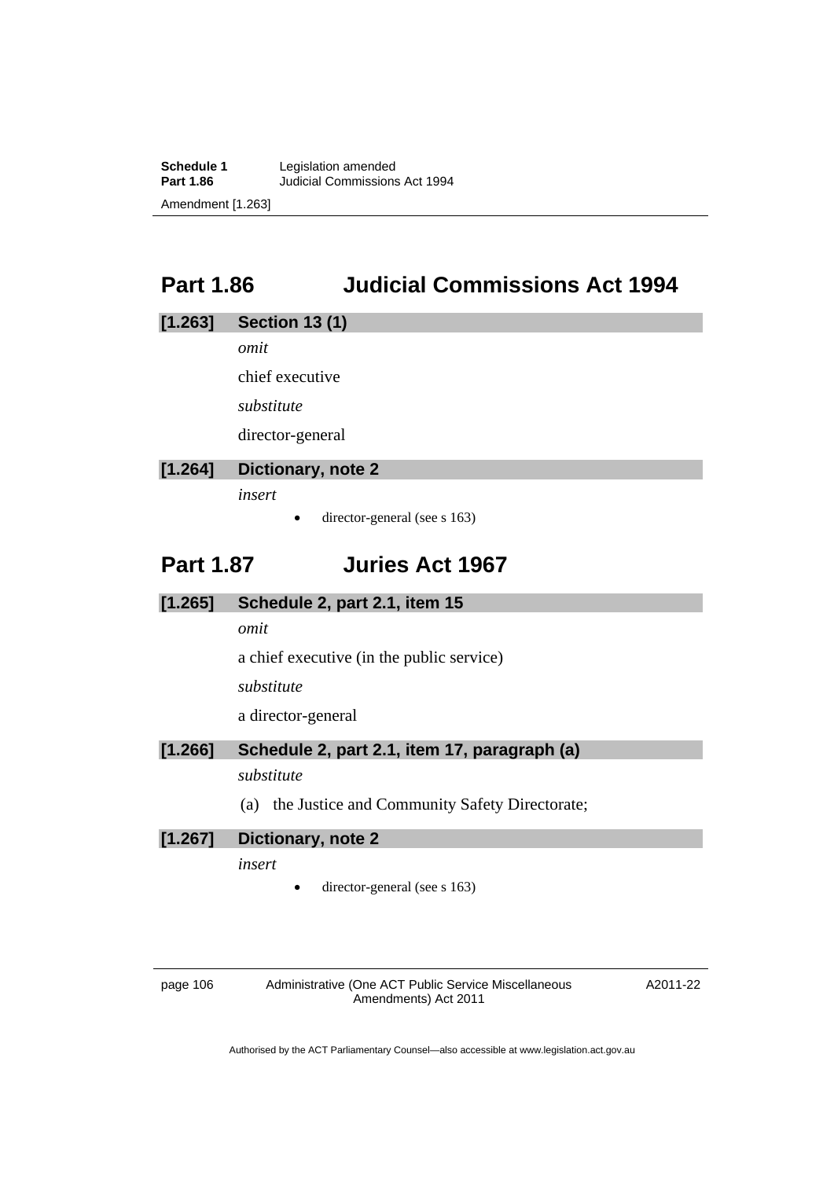## Part 1.86 Judicial Commissions Act 1994

### [1.263] Section 13 (1)

*omit*

chief executive

*substitute*

director-general

### [1.264] Dictionary, note 2

*insert*

- director-general (see s 163)

## Part 1.87 Juries Act 1967

### [1.265] Schedule 2, part 2.1, item 15

*omit*

a chief executive (in the public service)

*substitute*

a director-general

### [1.266] Schedule 2, part 2.1, item 17, paragraph (a)

*substitute*

(a) the Justice and Community Safety Directorate;

### [1.267] Dictionary, note 2

*insert*

- director-general (see s 163)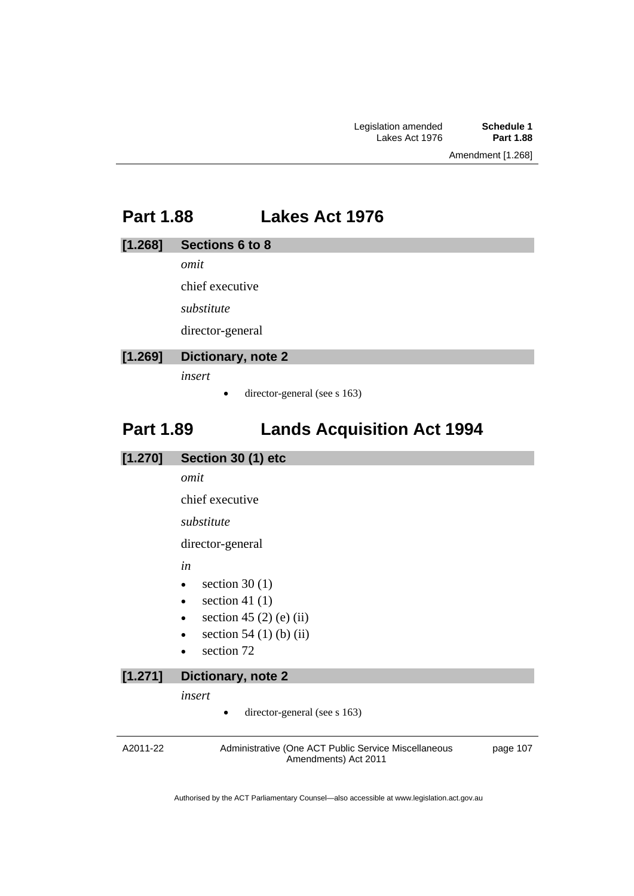## Part 1.88 Lakes Act 1976

### [1.268] Sections 6 to 8

*omit*

chief executive

*substitute*

director-general

### [1.269] Dictionary, note 2

*insert*

- director-general (see s 163)

## Part 1.89 Lands Acquisition Act 1994

### [1.270] Section 30 (1) etc

*omit*

chief executive

*substitute*

director-general

*in*

- section 30 (1)
- section 41 (1)
- section 45 (2) (e) (ii)
- section 54 (1) (b) (ii)
- section 72

### [1.271] Dictionary, note 2

*insert*

- director-general (see s 163)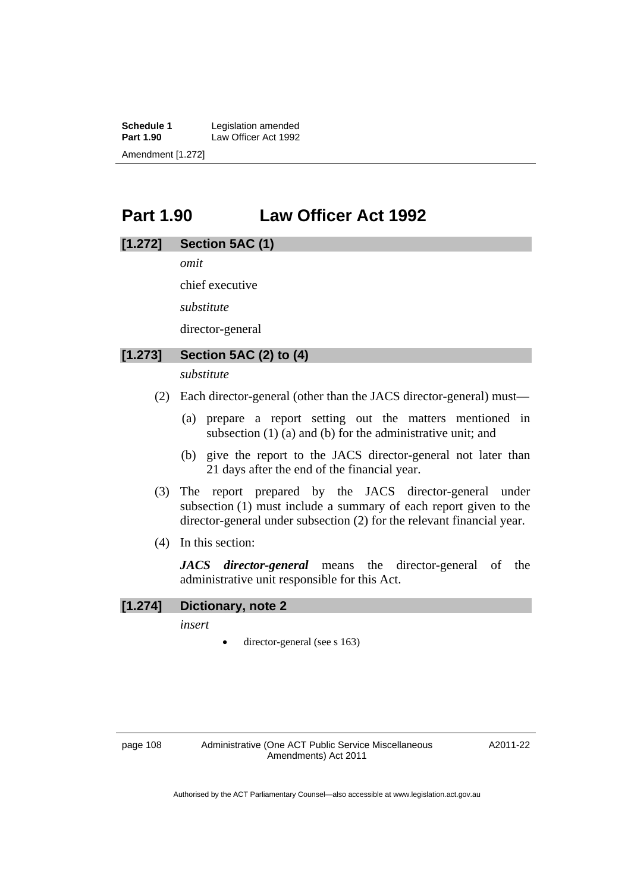# Part 1.90 Law Officer Act 1992

## [1.272] Section 5AC (1)

*omit*

chief executive

*substitute*

director-general

## [1.273] Section 5AC (2) to (4)

*substitute*

(2) Each director-general (other than the JACS director-general) must—

(a) prepare a report setting out the matters mentioned in subsection (1) (a) and (b) for the administrative unit; and

(b) give the report to the JACS director-general not later than 21 days after the end of the financial year.

(3) The report prepared by the JACS director-general under subsection (1) must include a summary of each report given to the director-general under subsection (2) for the relevant financial year.

(4) In this section:

***JACS director-general*** means the director-general of the administrative unit responsible for this Act.

## [1.274] Dictionary, note 2

*insert*

- director-general (see s 163)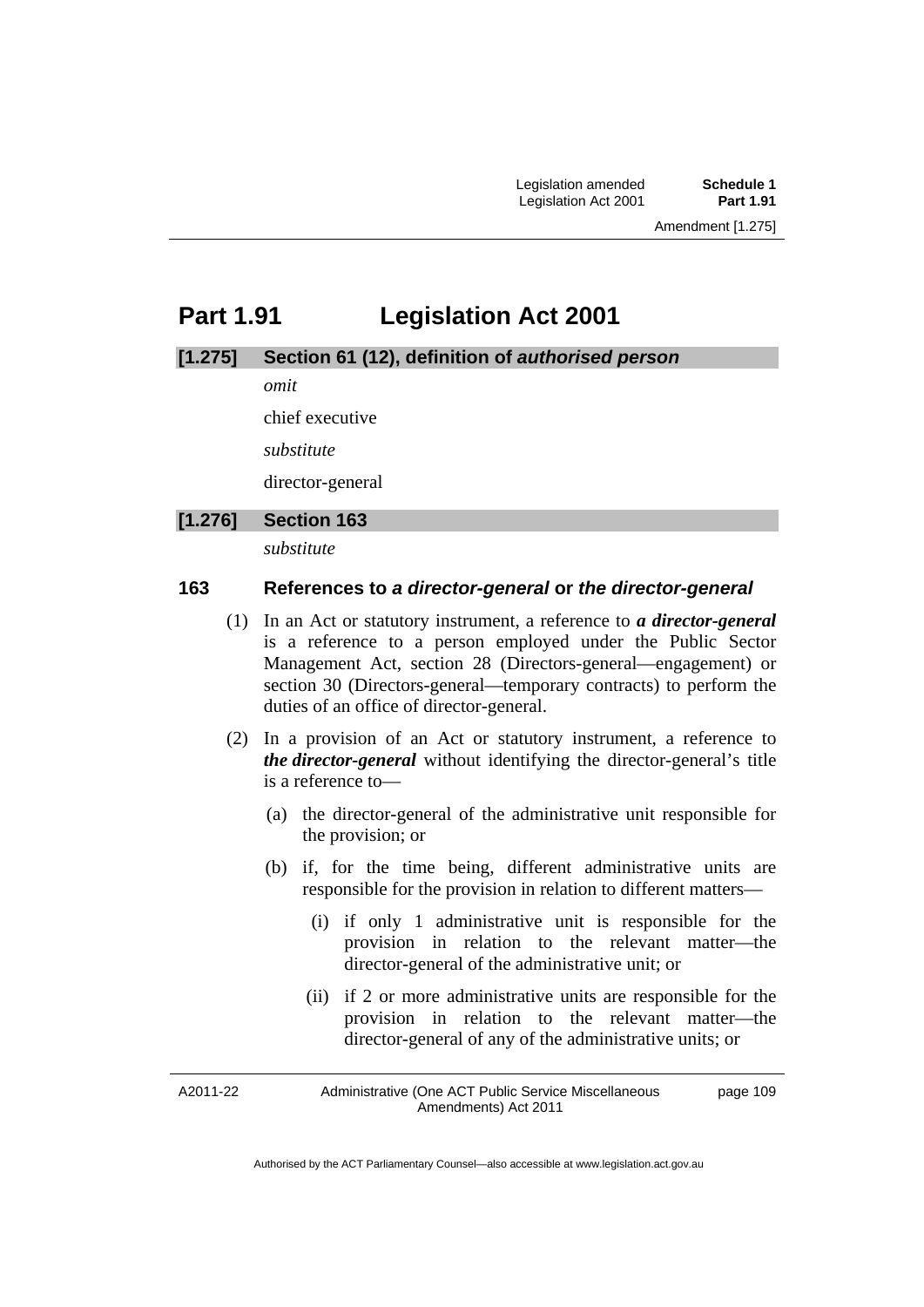# Part 1.91 Legislation Act 2001

## [1.275] Section 61 (12), definition of *authorised person*

*omit*

chief executive

*substitute*

director-general

## [1.276] Section 163

*substitute*

### 163 References to *a director-general* or *the director-general*

(1) In an Act or statutory instrument, a reference to ***a director-general*** is a reference to a person employed under the Public Sector Management Act, section 28 (Directors-general—engagement) or section 30 (Directors-general—temporary contracts) to perform the duties of an office of director-general.

(2) In a provision of an Act or statutory instrument, a reference to ***the director-general*** without identifying the director-general's title is a reference to—

(a) the director-general of the administrative unit responsible for the provision; or

(b) if, for the time being, different administrative units are responsible for the provision in relation to different matters—

(i) if only 1 administrative unit is responsible for the provision in relation to the relevant matter—the director-general of the administrative unit; or

(ii) if 2 or more administrative units are responsible for the provision in relation to the relevant matter—the director-general of any of the administrative units; or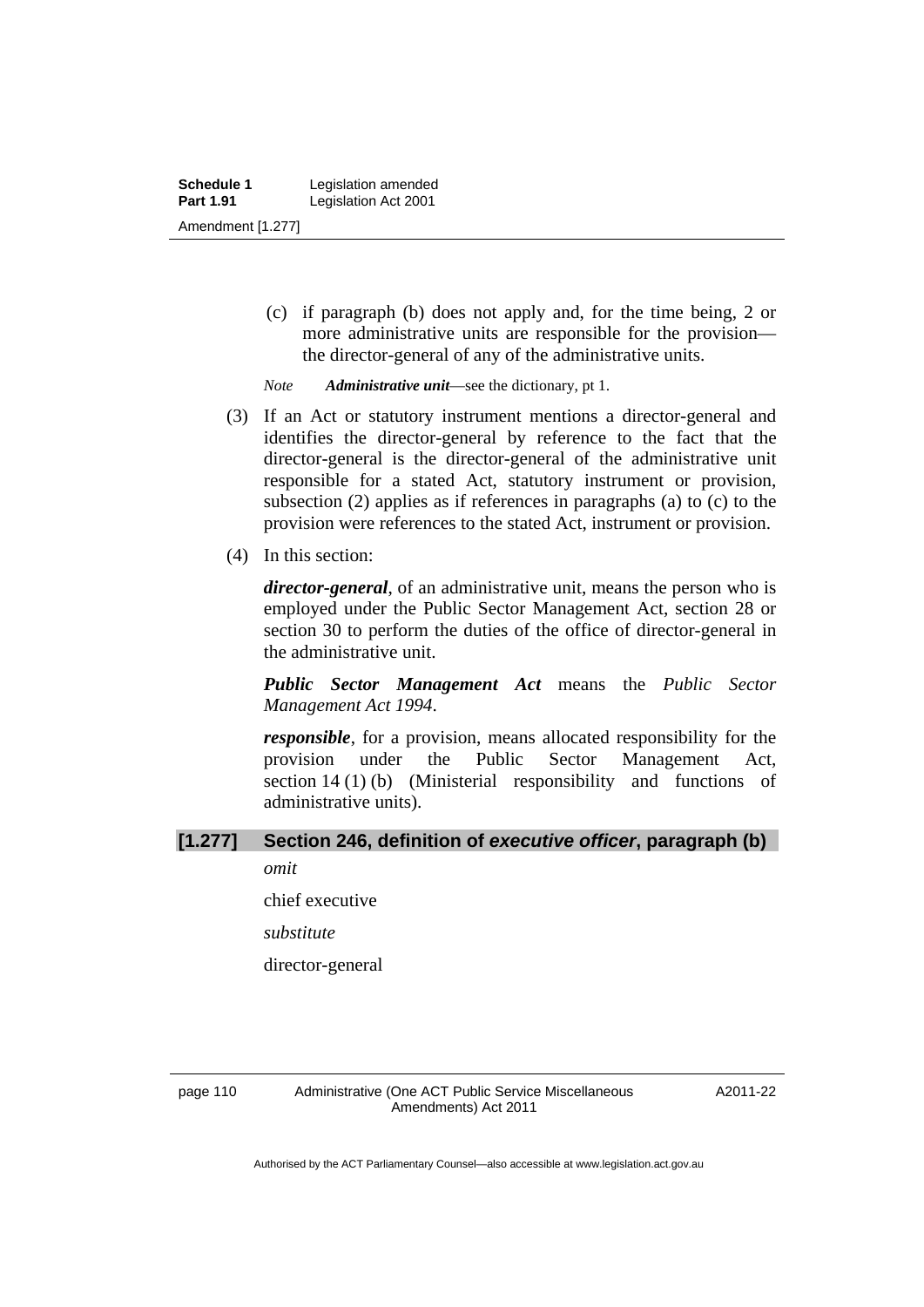(c) if paragraph (b) does not apply and, for the time being, 2 or more administrative units are responsible for the provision—the director-general of any of the administrative units.

*Note* ***Administrative unit***—see the dictionary, pt 1.

(3) If an Act or statutory instrument mentions a director-general and identifies the director-general by reference to the fact that the director-general is the director-general of the administrative unit responsible for a stated Act, statutory instrument or provision, subsection (2) applies as if references in paragraphs (a) to (c) to the provision were references to the stated Act, instrument or provision.

(4) In this section:

***director-general***, of an administrative unit, means the person who is employed under the Public Sector Management Act, section 28 or section 30 to perform the duties of the office of director-general in the administrative unit.

***Public Sector Management Act*** means the *Public Sector Management Act 1994*.

***responsible***, for a provision, means allocated responsibility for the provision under the Public Sector Management Act, section 14 (1) (b) (Ministerial responsibility and functions of administrative units).

### [1.277] Section 246, definition of *executive officer*, paragraph (b)

*omit*

chief executive

*substitute*

director-general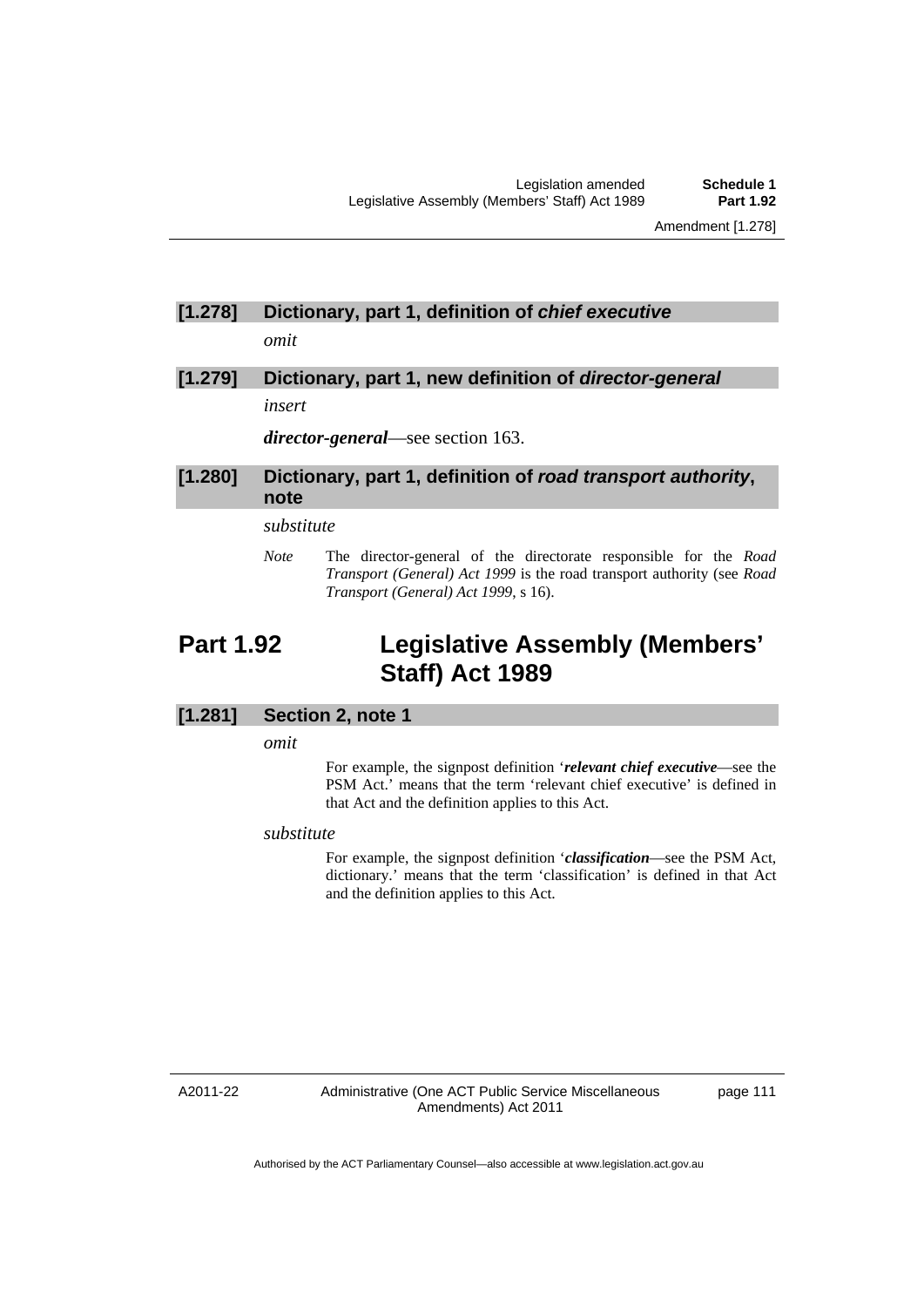### [1.278] Dictionary, part 1, definition of *chief executive*

*omit*

### [1.279] Dictionary, part 1, new definition of *director-general*

*insert*

***director-general***—see section 163.

### [1.280] Dictionary, part 1, definition of *road transport authority*, note

*substitute*

*Note* The director-general of the directorate responsible for the *Road Transport (General) Act 1999* is the road transport authority (see *Road Transport (General) Act 1999*, s 16).

## Part 1.92 Legislative Assembly (Members' Staff) Act 1989

### [1.281] Section 2, note 1

*omit*

For example, the signpost definition '***relevant chief executive***—see the PSM Act.' means that the term 'relevant chief executive' is defined in that Act and the definition applies to this Act.

*substitute*

For example, the signpost definition '***classification***—see the PSM Act, dictionary.' means that the term 'classification' is defined in that Act and the definition applies to this Act.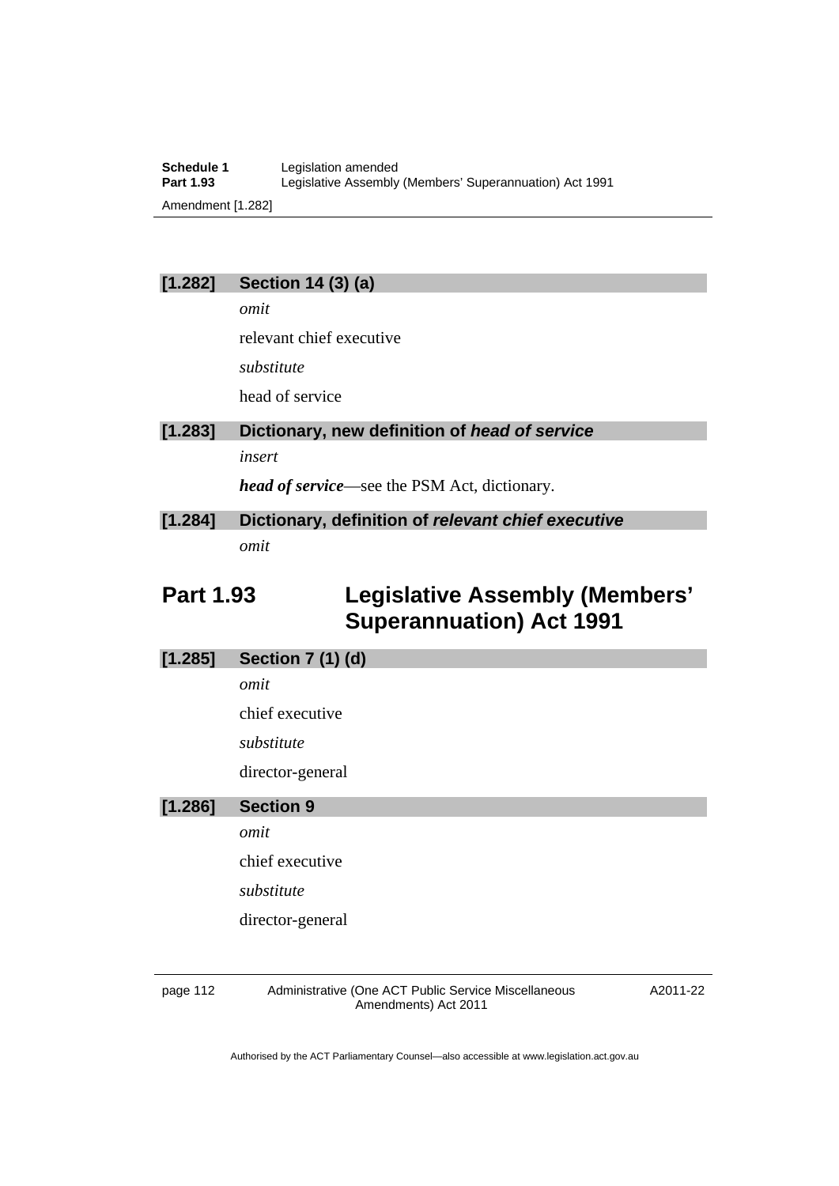**[1.282] Section 14 (3) (a)**

*omit*

relevant chief executive

*substitute*

head of service

**[1.283] Dictionary, new definition of *head of service***

*insert*

***head of service***—see the PSM Act, dictionary.

**[1.284] Dictionary, definition of *relevant chief executive***

*omit*

## Part 1.93 Legislative Assembly (Members' Superannuation) Act 1991

**[1.285] Section 7 (1) (d)**

*omit*

chief executive

*substitute*

director-general

**[1.286] Section 9**

*omit*

chief executive

*substitute*

director-general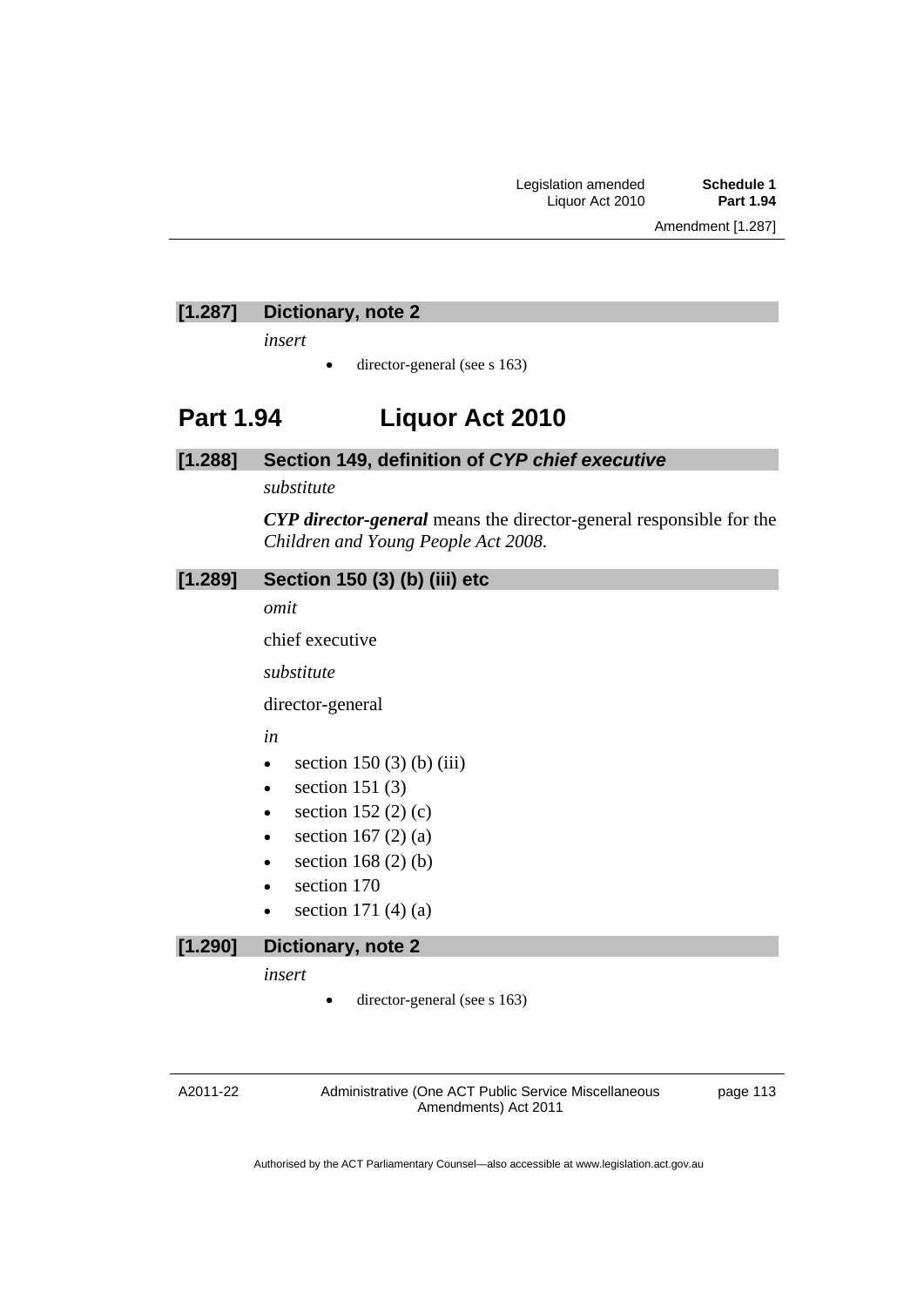### [1.287] Dictionary, note 2

*insert*

- director-general (see s 163)

## Part 1.94 Liquor Act 2010

### [1.288] Section 149, definition of *CYP chief executive*

*substitute*

***CYP director-general*** means the director-general responsible for the *Children and Young People Act 2008*.

### [1.289] Section 150 (3) (b) (iii) etc

*omit*

chief executive

*substitute*

director-general

*in*

- section 150 (3) (b) (iii)
- section 151 (3)
- section 152 (2) (c)
- section 167 (2) (a)
- section 168 (2) (b)
- section 170
- section 171 (4) (a)

### [1.290] Dictionary, note 2

*insert*

- director-general (see s 163)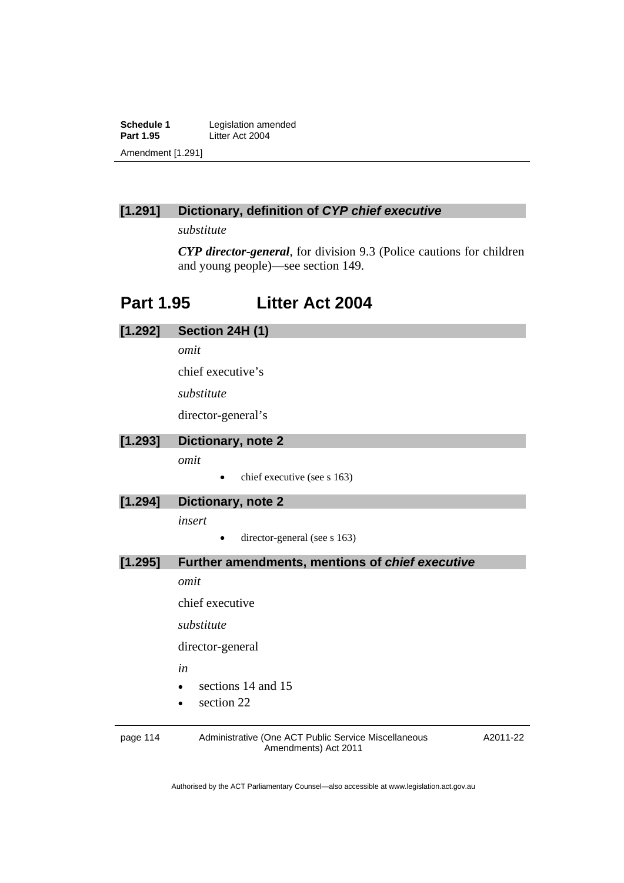### [1.291] Dictionary, definition of ***CYP chief executive***

*substitute*

***CYP director-general***, for division 9.3 (Police cautions for children and young people)—see section 149.

## Part 1.95 Litter Act 2004

### [1.292] Section 24H (1)

*omit*

chief executive's

*substitute*

director-general's

### [1.293] Dictionary, note 2

*omit*

- chief executive (see s 163)

### [1.294] Dictionary, note 2

*insert*

- director-general (see s 163)

### [1.295] Further amendments, mentions of ***chief executive***

*omit*

chief executive

*substitute*

director-general

*in*

- sections 14 and 15
- section 22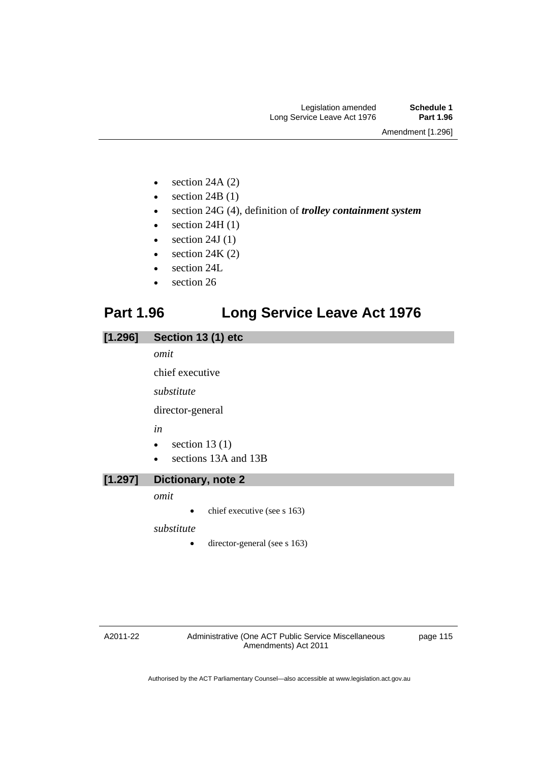- section 24A (2)
- section 24B (1)
- section 24G (4), definition of ***trolley containment system***
- section 24H (1)
- section 24J (1)
- section 24K (2)
- section 24L
- section 26

## Part 1.96 Long Service Leave Act 1976

### [1.296] Section 13 (1) etc

*omit*

chief executive

*substitute*

director-general

*in*

- section 13 (1)
- sections 13A and 13B

### [1.297] Dictionary, note 2

*omit*

- chief executive (see s 163)

*substitute*

- director-general (see s 163)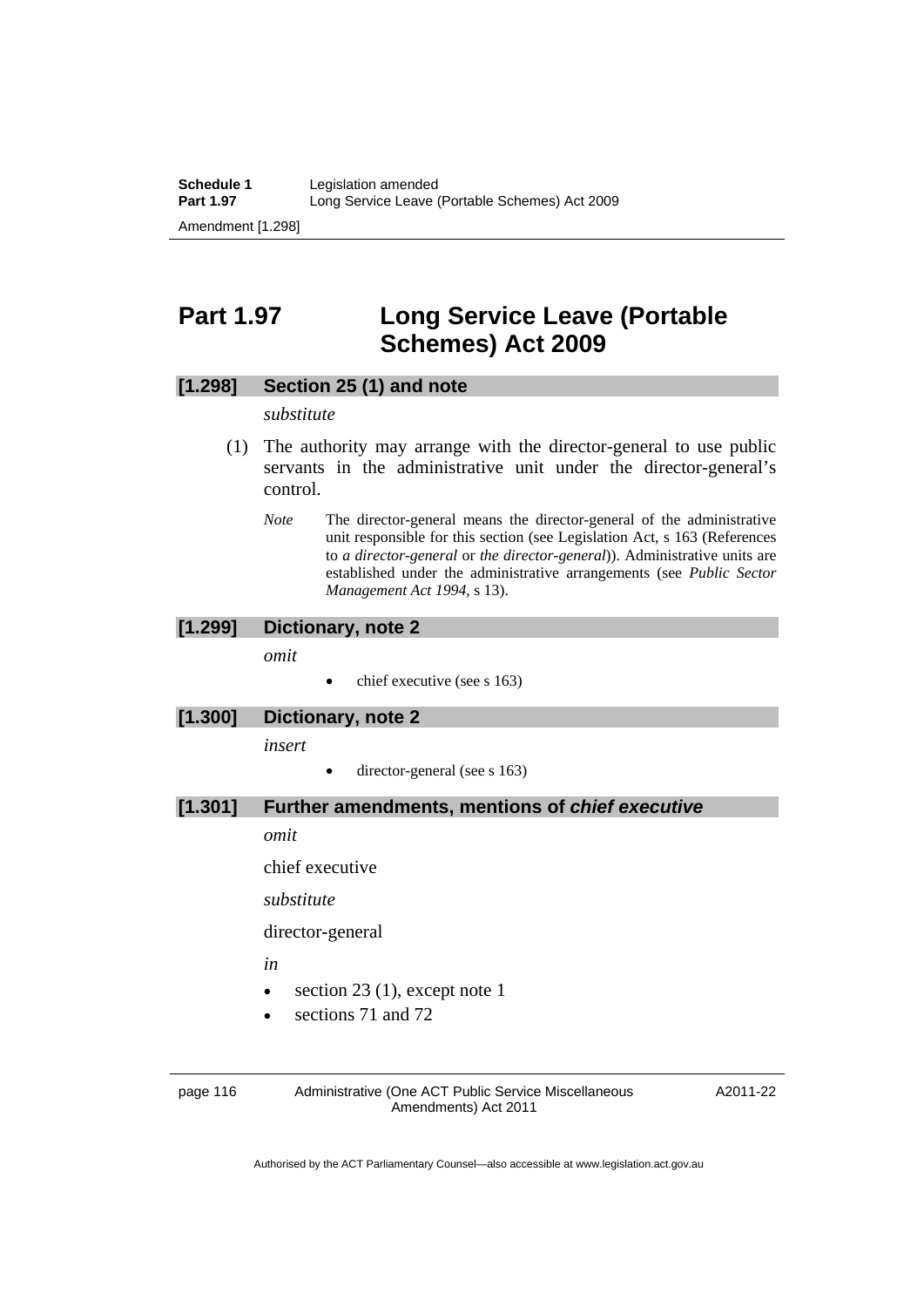# Part 1.97 Long Service Leave (Portable Schemes) Act 2009

## [1.298] Section 25 (1) and note

*substitute*

(1) The authority may arrange with the director-general to use public servants in the administrative unit under the director-general's control.

*Note* The director-general means the director-general of the administrative unit responsible for this section (see Legislation Act, s 163 (References to *a director-general* or *the director-general*)). Administrative units are established under the administrative arrangements (see *Public Sector Management Act 1994*, s 13).

## [1.299] Dictionary, note 2

*omit*

- chief executive (see s 163)

## [1.300] Dictionary, note 2

*insert*

- director-general (see s 163)

## [1.301] Further amendments, mentions of *chief executive*

*omit*

chief executive

*substitute*

director-general

*in*

- section 23 (1), except note 1
- sections 71 and 72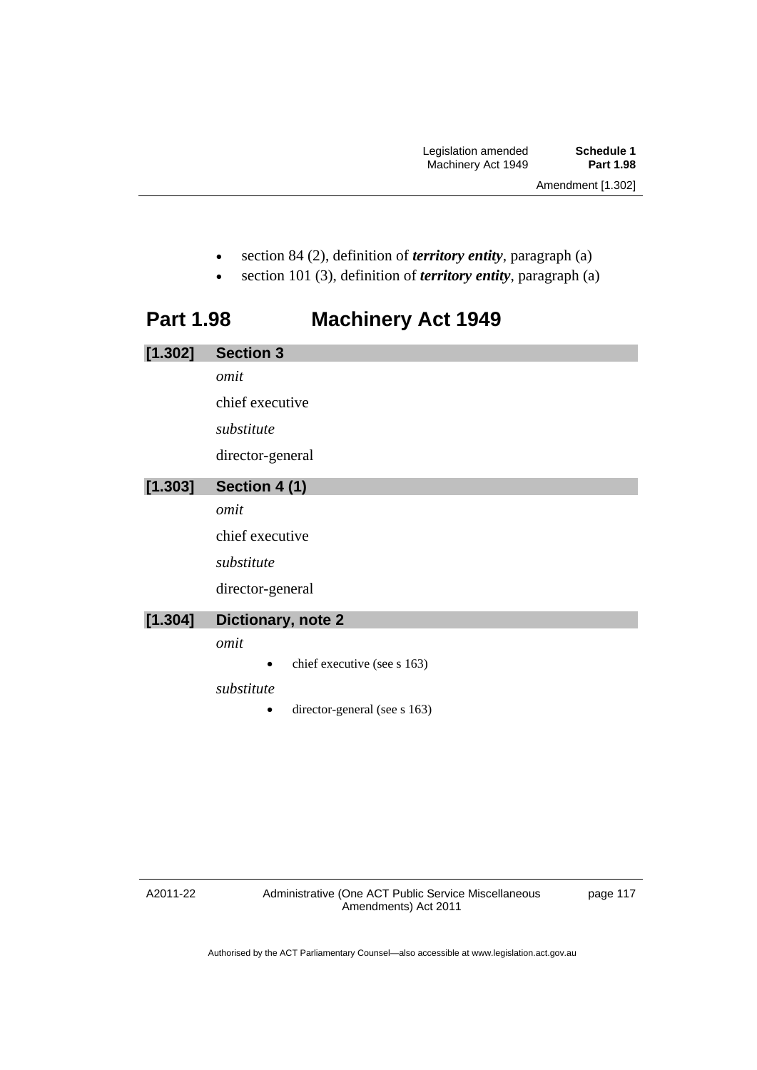- section 84 (2), definition of ***territory entity***, paragraph (a)
- section 101 (3), definition of ***territory entity***, paragraph (a)

## Part 1.98 Machinery Act 1949

### [1.302] Section 3

*omit*

chief executive

*substitute*

director-general

### [1.303] Section 4 (1)

*omit*

chief executive

*substitute*

director-general

### [1.304] Dictionary, note 2

*omit*

- chief executive (see s 163)

*substitute*

- director-general (see s 163)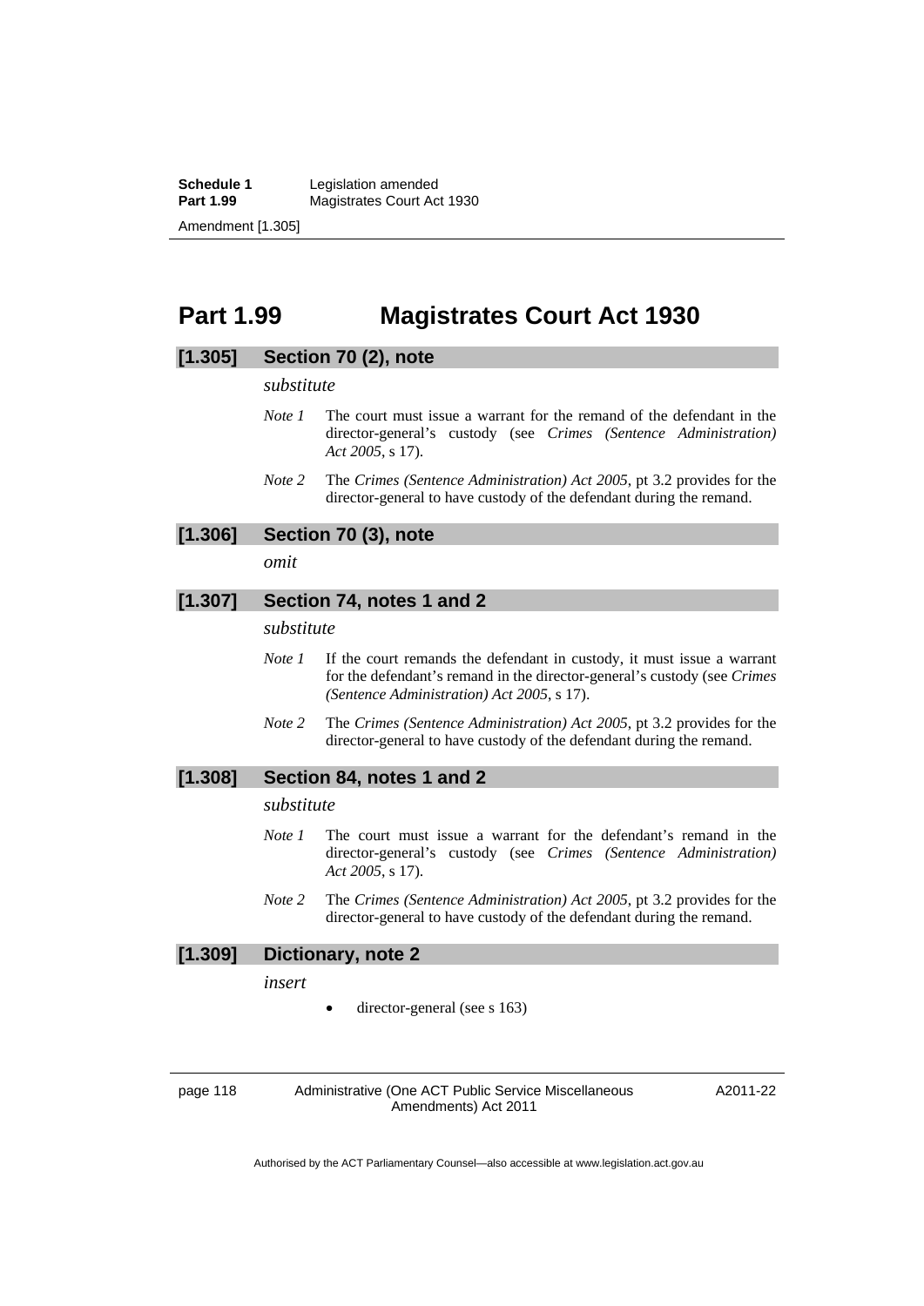# Part 1.99 Magistrates Court Act 1930

## [1.305] Section 70 (2), note

*substitute*

*Note 1* The court must issue a warrant for the remand of the defendant in the director-general's custody (see *Crimes (Sentence Administration) Act 2005*, s 17).

*Note 2* The *Crimes (Sentence Administration) Act 2005*, pt 3.2 provides for the director-general to have custody of the defendant during the remand.

## [1.306] Section 70 (3), note

*omit*

## [1.307] Section 74, notes 1 and 2

*substitute*

*Note 1* If the court remands the defendant in custody, it must issue a warrant for the defendant's remand in the director-general's custody (see *Crimes (Sentence Administration) Act 2005*, s 17).

*Note 2* The *Crimes (Sentence Administration) Act 2005*, pt 3.2 provides for the director-general to have custody of the defendant during the remand.

## [1.308] Section 84, notes 1 and 2

*substitute*

*Note 1* The court must issue a warrant for the defendant's remand in the director-general's custody (see *Crimes (Sentence Administration) Act 2005*, s 17).

*Note 2* The *Crimes (Sentence Administration) Act 2005*, pt 3.2 provides for the director-general to have custody of the defendant during the remand.

## [1.309] Dictionary, note 2

*insert*

- director-general (see s 163)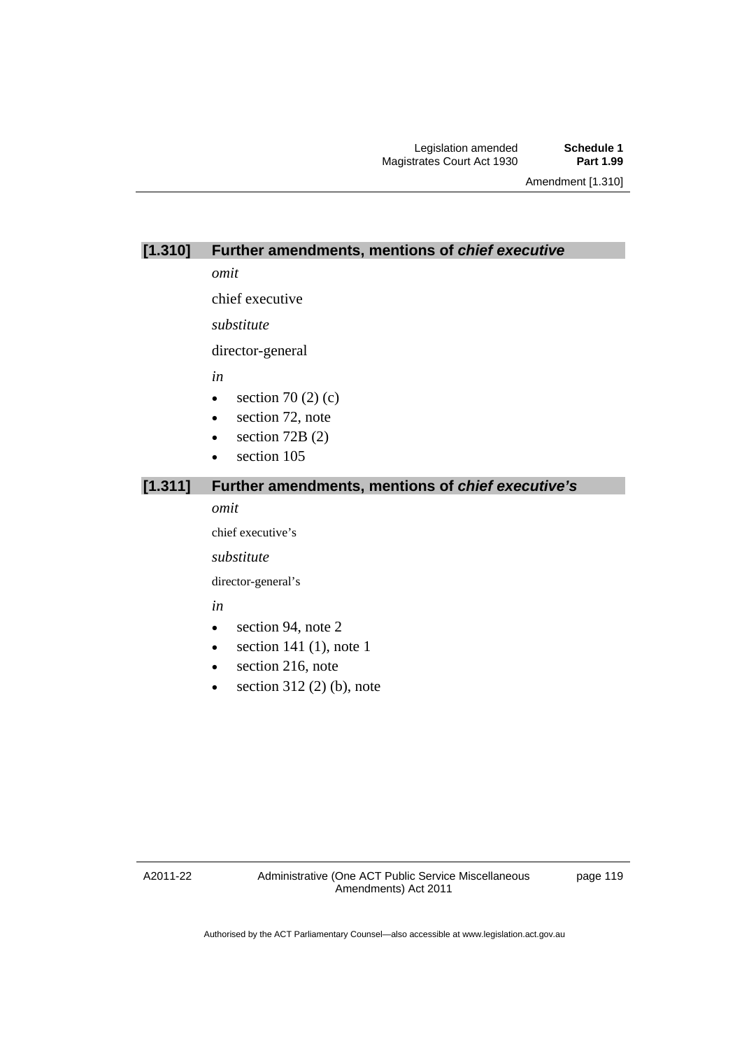### [1.310] Further amendments, mentions of *chief executive*

*omit*

chief executive

*substitute*

director-general

*in*

- section 70 (2) (c)
- section 72, note
- section 72B (2)
- section 105

### [1.311] Further amendments, mentions of *chief executive's*

*omit*

chief executive's

*substitute*

director-general's

*in*

- section 94, note 2
- section 141 (1), note 1
- section 216, note
- section 312 (2) (b), note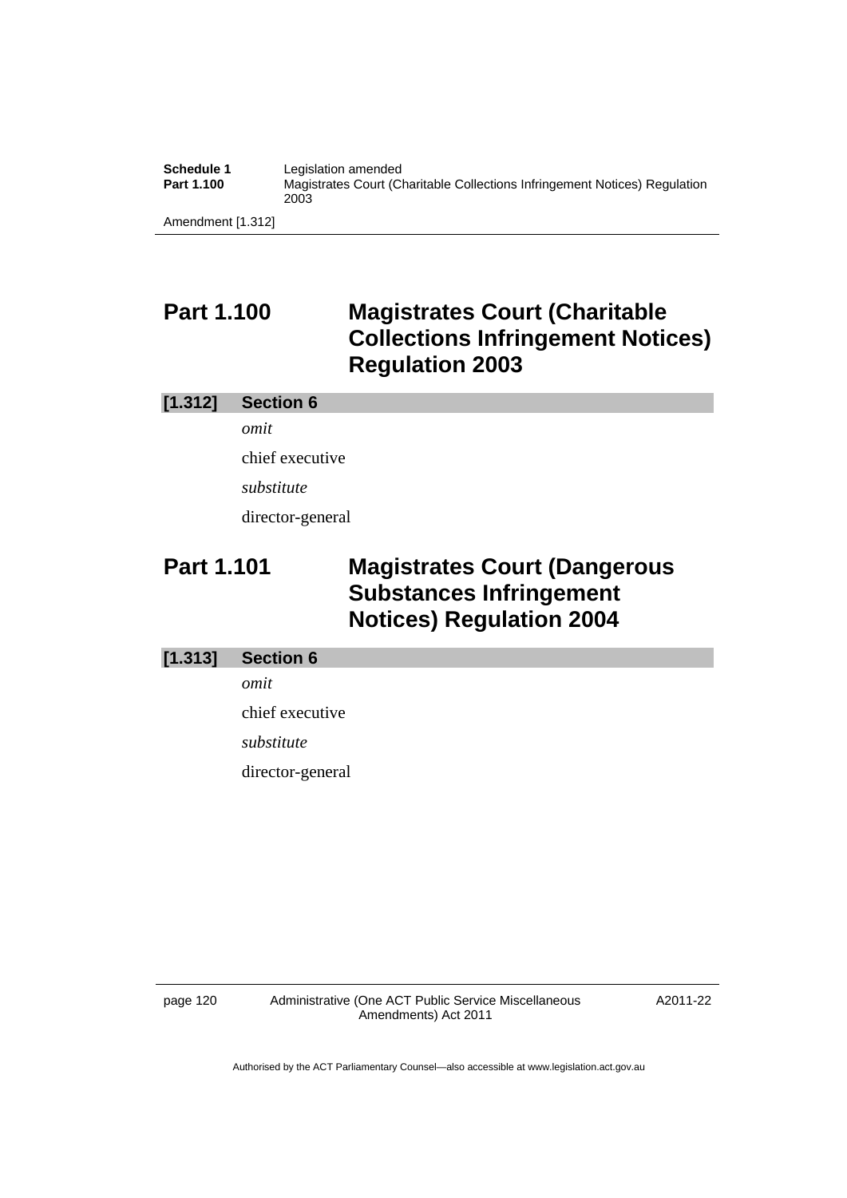# Part 1.100 Magistrates Court (Charitable Collections Infringement Notices) Regulation 2003

### [1.312] Section 6

*omit*

chief executive

*substitute*

director-general

# Part 1.101 Magistrates Court (Dangerous Substances Infringement Notices) Regulation 2004

### [1.313] Section 6

*omit*

chief executive

*substitute*

director-general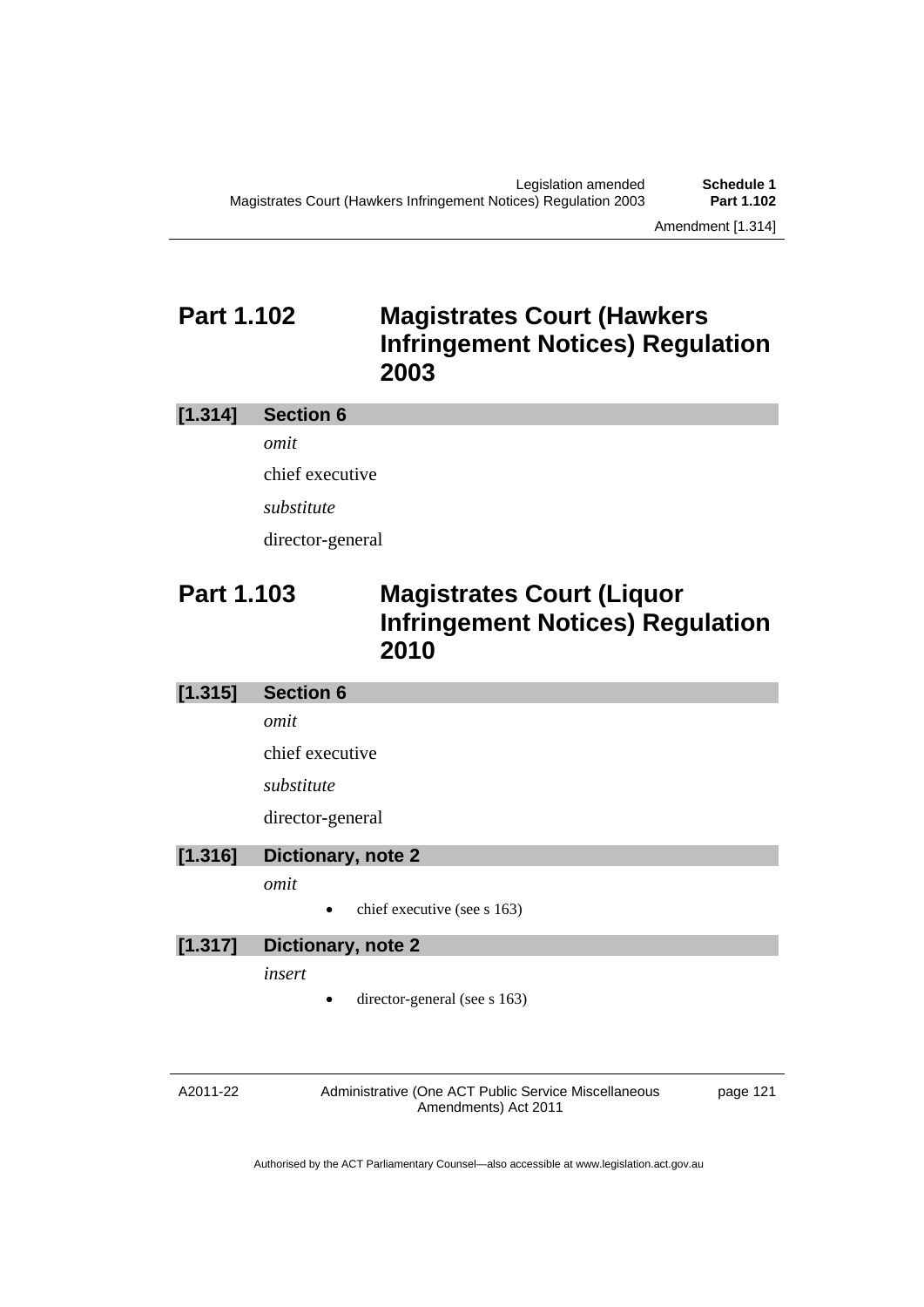## Part 1.102 Magistrates Court (Hawkers Infringement Notices) Regulation 2003

**[1.314] Section 6**

*omit*

chief executive

*substitute*

director-general

## Part 1.103 Magistrates Court (Liquor Infringement Notices) Regulation 2010

**[1.315] Section 6**

*omit*

chief executive

*substitute*

director-general

**[1.316] Dictionary, note 2**

*omit*

- chief executive (see s 163)

**[1.317] Dictionary, note 2**

*insert*

- director-general (see s 163)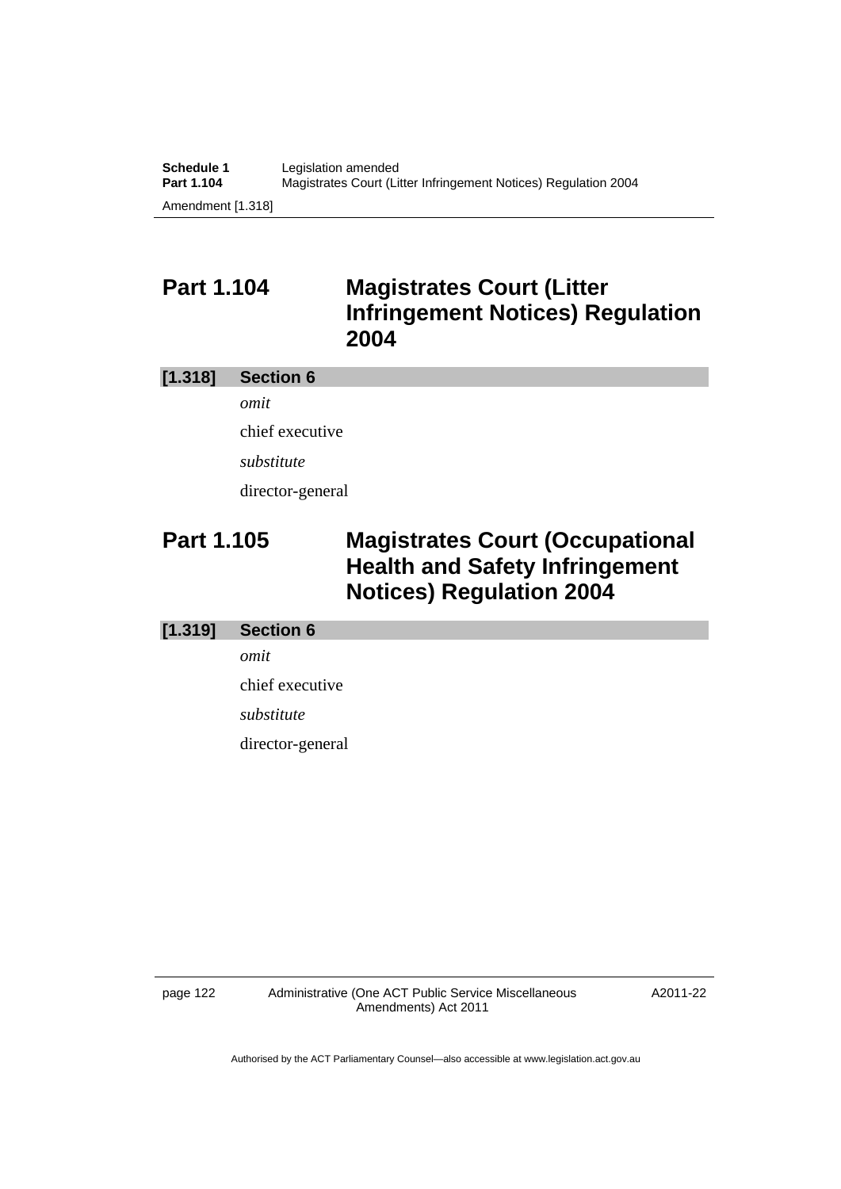## Part 1.104 Magistrates Court (Litter Infringement Notices) Regulation 2004

**[1.318] Section 6**

*omit*

chief executive

*substitute*

director-general

## Part 1.105 Magistrates Court (Occupational Health and Safety Infringement Notices) Regulation 2004

**[1.319] Section 6**

*omit*

chief executive

*substitute*

director-general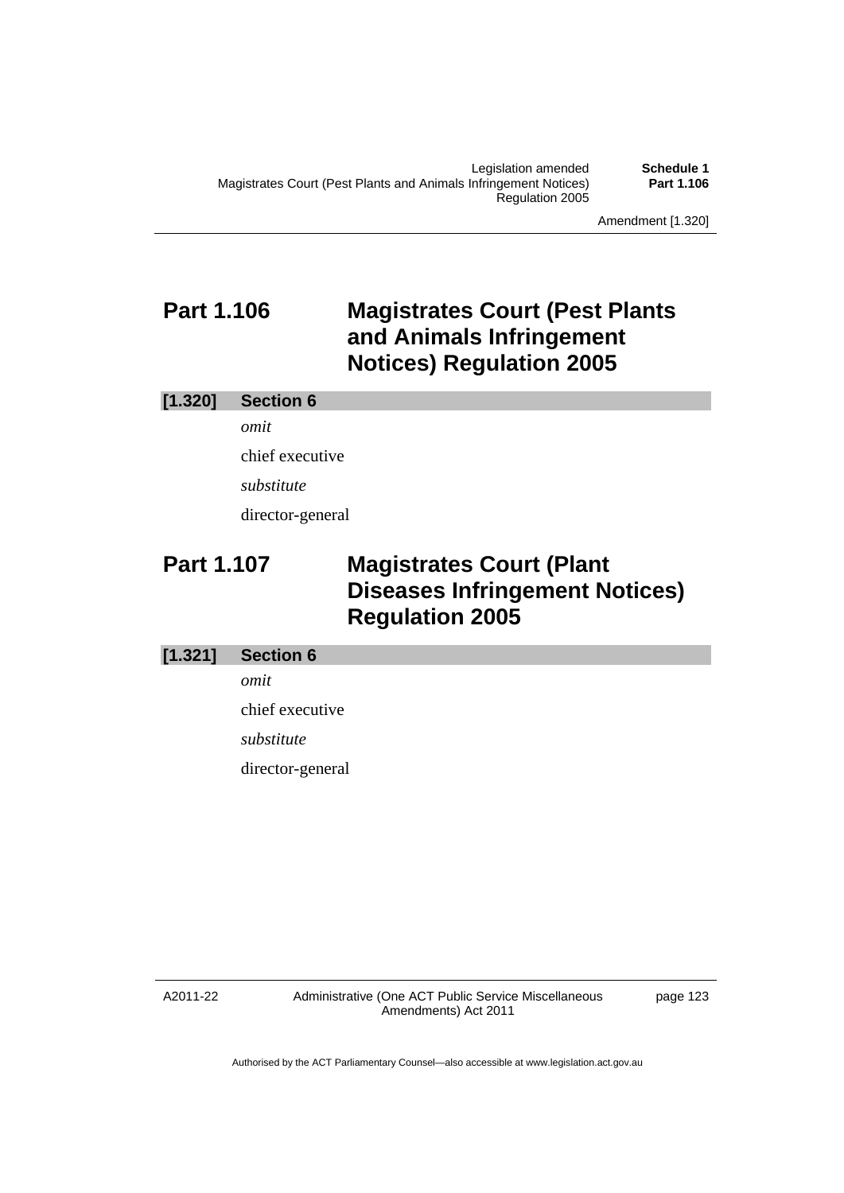## Part 1.106 Magistrates Court (Pest Plants and Animals Infringement Notices) Regulation 2005

### [1.320] Section 6

*omit*

chief executive

*substitute*

director-general

## Part 1.107 Magistrates Court (Plant Diseases Infringement Notices) Regulation 2005

### [1.321] Section 6

*omit*

chief executive

*substitute*

director-general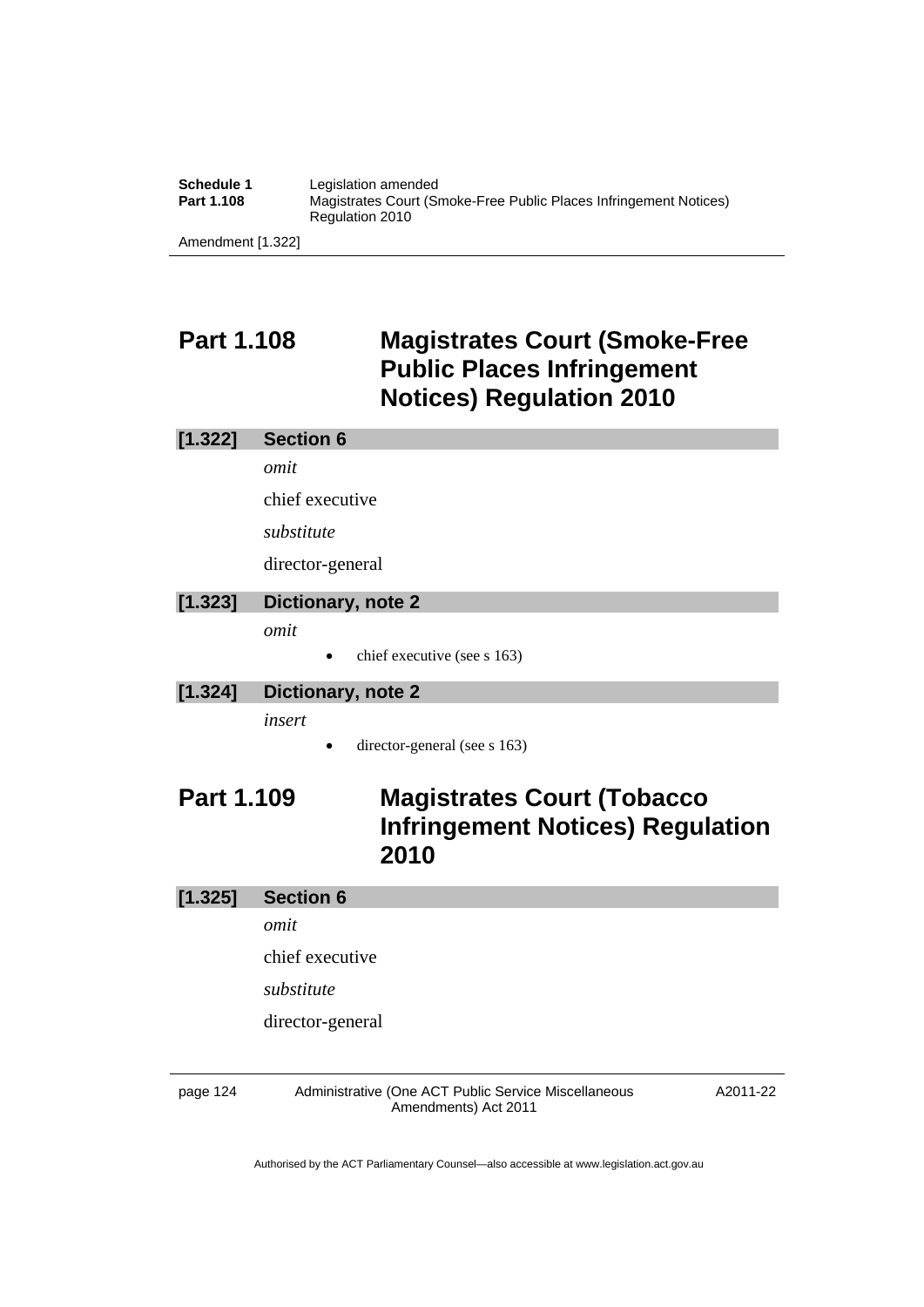# Part 1.108 Magistrates Court (Smoke-Free Public Places Infringement Notices) Regulation 2010

**[1.322] Section 6**

*omit*

chief executive

*substitute*

director-general

**[1.323] Dictionary, note 2**

*omit*

- chief executive (see s 163)

**[1.324] Dictionary, note 2**

*insert*

- director-general (see s 163)

# Part 1.109 Magistrates Court (Tobacco Infringement Notices) Regulation 2010

**[1.325] Section 6**

*omit*

chief executive

*substitute*

director-general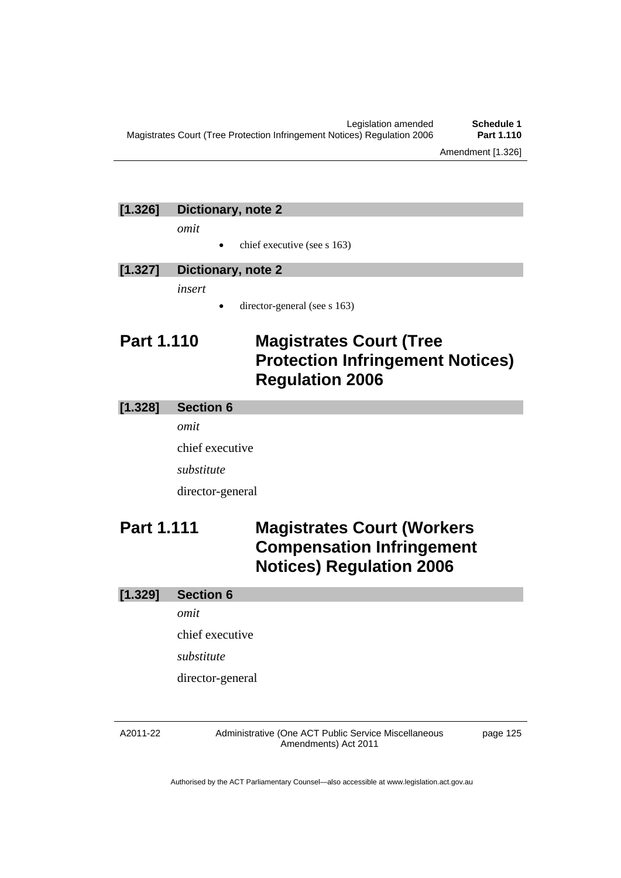### [1.326] Dictionary, note 2

*omit*

- chief executive (see s 163)

### [1.327] Dictionary, note 2

*insert*

- director-general (see s 163)

## Part 1.110 Magistrates Court (Tree Protection Infringement Notices) Regulation 2006

### [1.328] Section 6

*omit*

chief executive

*substitute*

director-general

## Part 1.111 Magistrates Court (Workers Compensation Infringement Notices) Regulation 2006

### [1.329] Section 6

*omit*

chief executive

*substitute*

director-general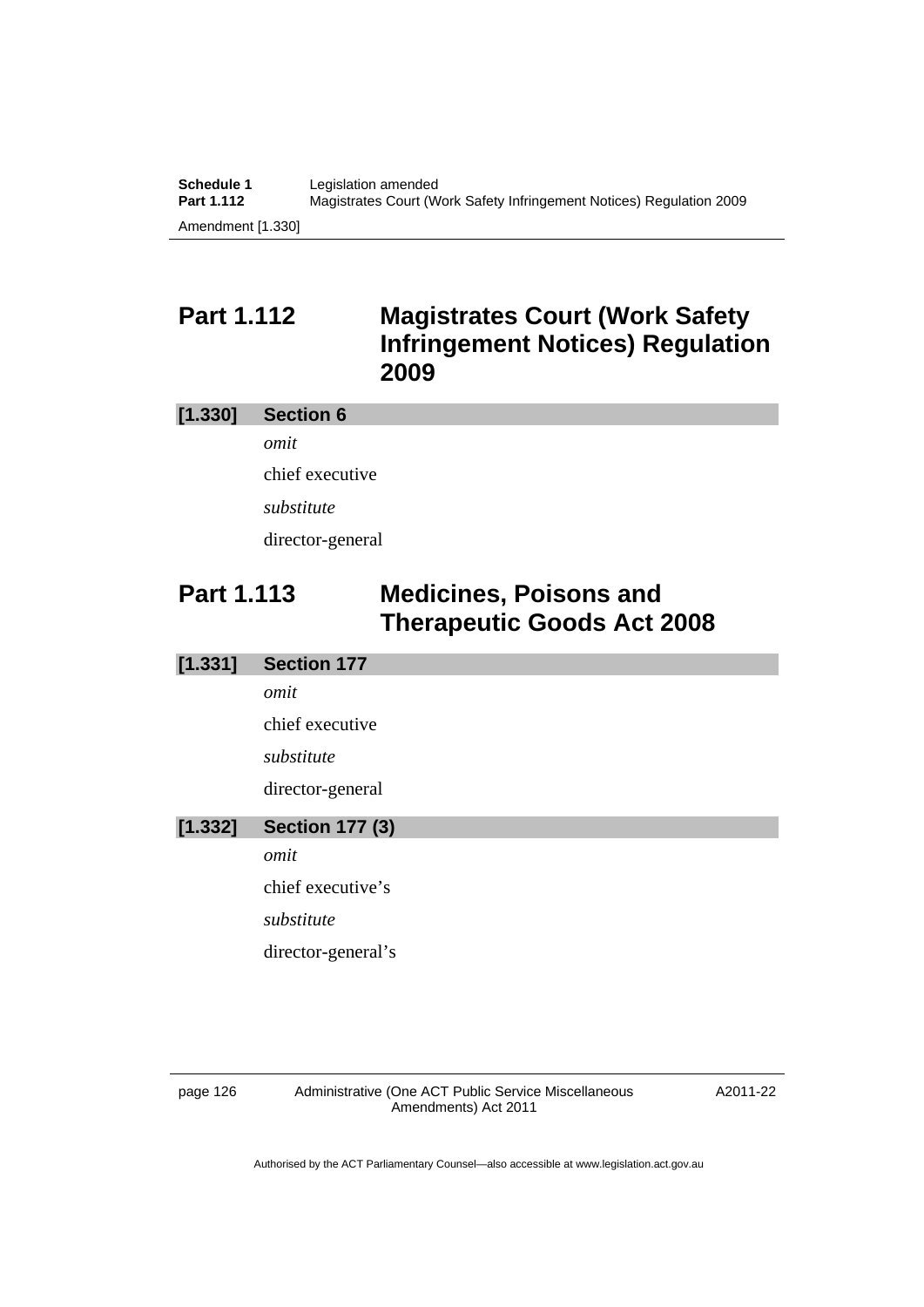## Part 1.112 Magistrates Court (Work Safety Infringement Notices) Regulation 2009

**[1.330] Section 6**

*omit*

chief executive

*substitute*

director-general

## Part 1.113 Medicines, Poisons and Therapeutic Goods Act 2008

**[1.331] Section 177**

*omit*

chief executive

*substitute*

director-general

**[1.332] Section 177 (3)**

*omit*

chief executive's

*substitute*

director-general's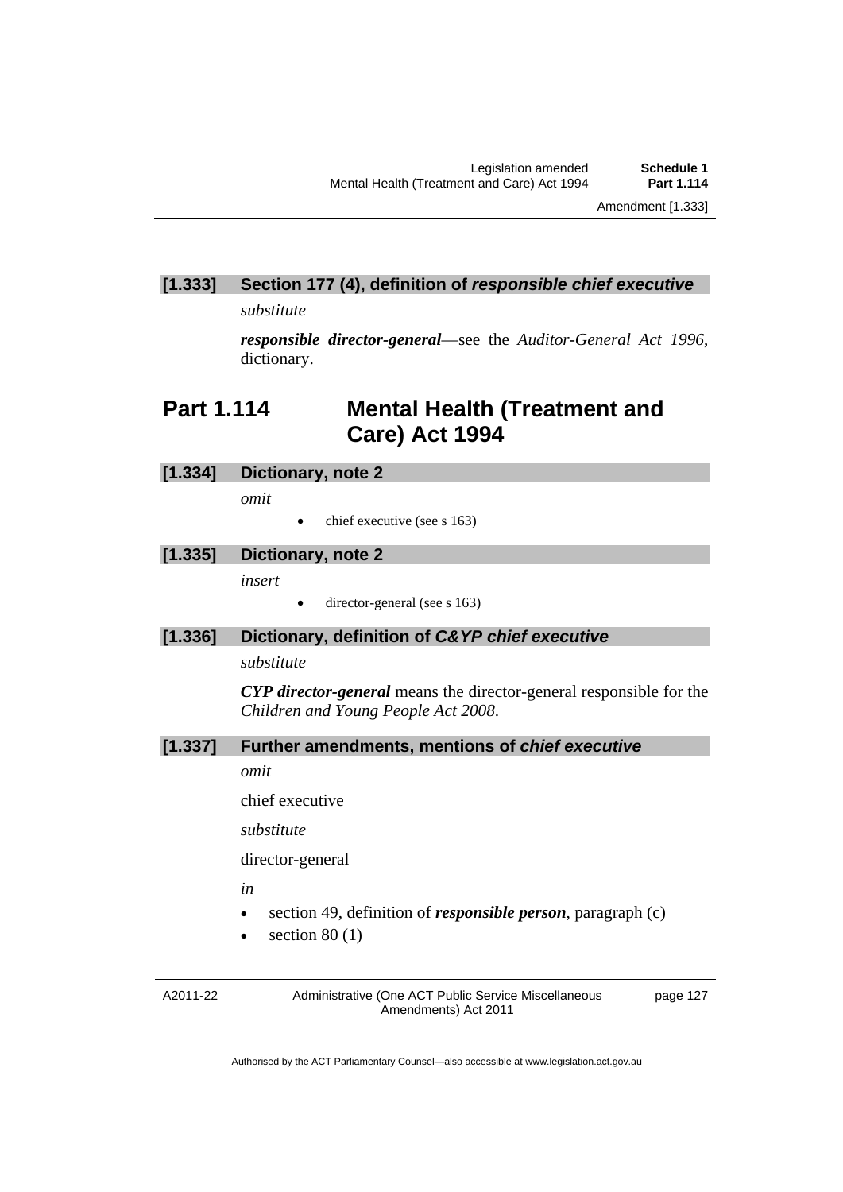### [1.333] Section 177 (4), definition of *responsible chief executive*

*substitute*

***responsible director-general***—see the *Auditor-General Act 1996*, dictionary.

## Part 1.114 Mental Health (Treatment and Care) Act 1994

### [1.334] Dictionary, note 2

*omit*

- chief executive (see s 163)

### [1.335] Dictionary, note 2

*insert*

- director-general (see s 163)

### [1.336] Dictionary, definition of *C&YP chief executive*

*substitute*

***CYP director-general*** means the director-general responsible for the *Children and Young People Act 2008*.

### [1.337] Further amendments, mentions of *chief executive*

*omit*

chief executive

*substitute*

director-general

*in*

- section 49, definition of ***responsible person***, paragraph (c)
- section 80 (1)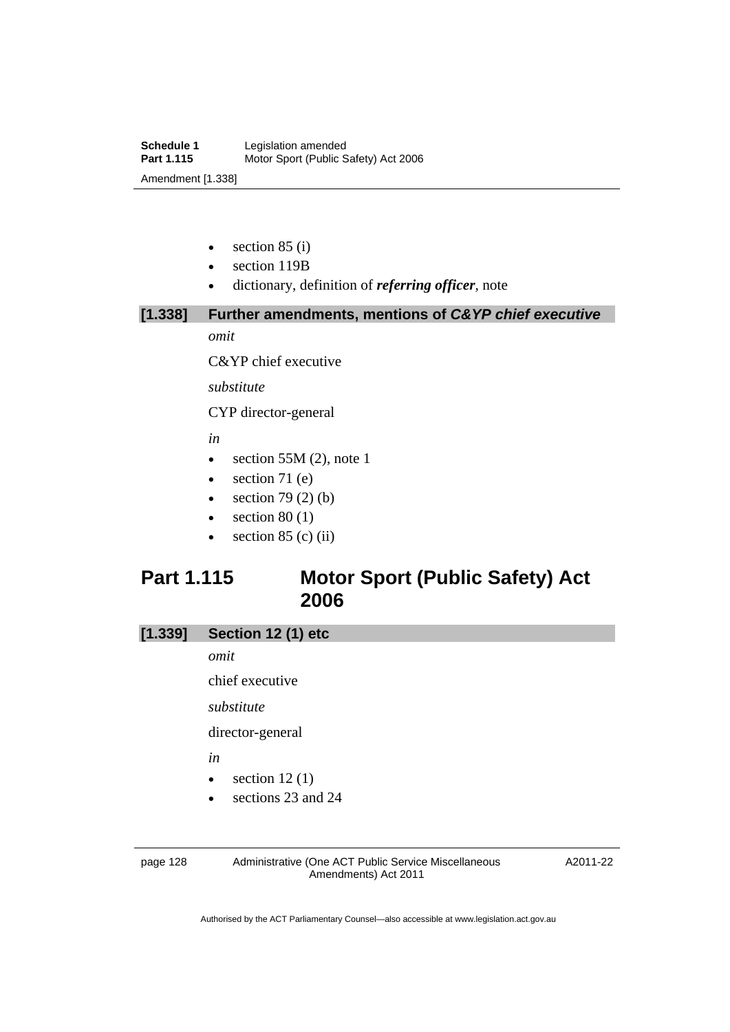- section 85 (i)
- section 119B
- dictionary, definition of ***referring officer***, note

### [1.338] Further amendments, mentions of *C&YP chief executive*

*omit*

C&YP chief executive

*substitute*

CYP director-general

*in*

- section 55M (2), note 1
- section 71 (e)
- section 79 (2) (b)
- section 80 (1)
- section 85 (c) (ii)

## Part 1.115 Motor Sport (Public Safety) Act 2006

### [1.339] Section 12 (1) etc

*omit*

chief executive

*substitute*

director-general

*in*

- section 12 (1)
- sections 23 and 24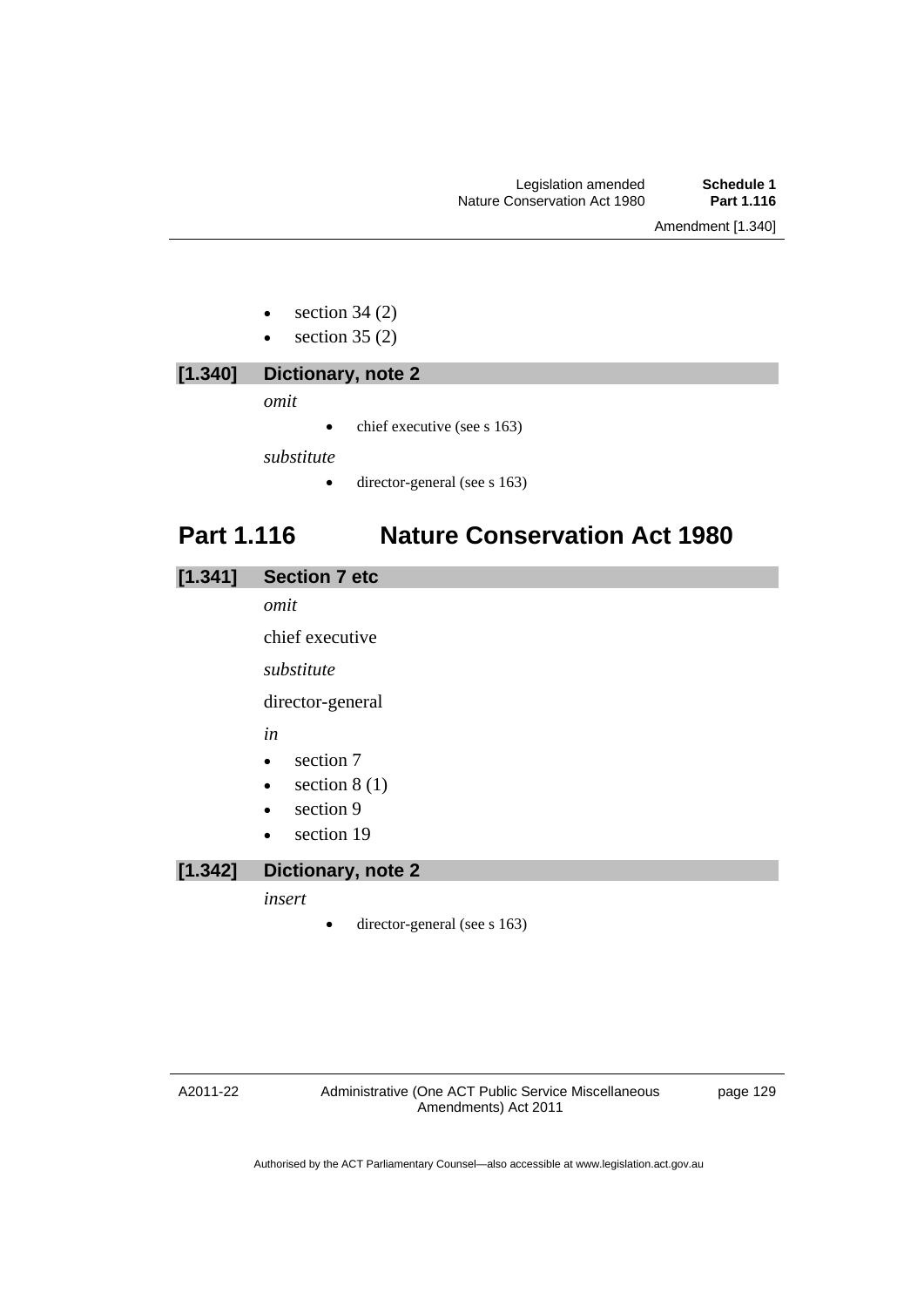- section 34 (2)
- section 35 (2)

### [1.340] Dictionary, note 2

*omit*

- chief executive (see s 163)

*substitute*

- director-general (see s 163)

## Part 1.116 Nature Conservation Act 1980

### [1.341] Section 7 etc

*omit*

chief executive

*substitute*

director-general

*in*

- section 7
- section 8 (1)
- section 9
- section 19

### [1.342] Dictionary, note 2

*insert*

- director-general (see s 163)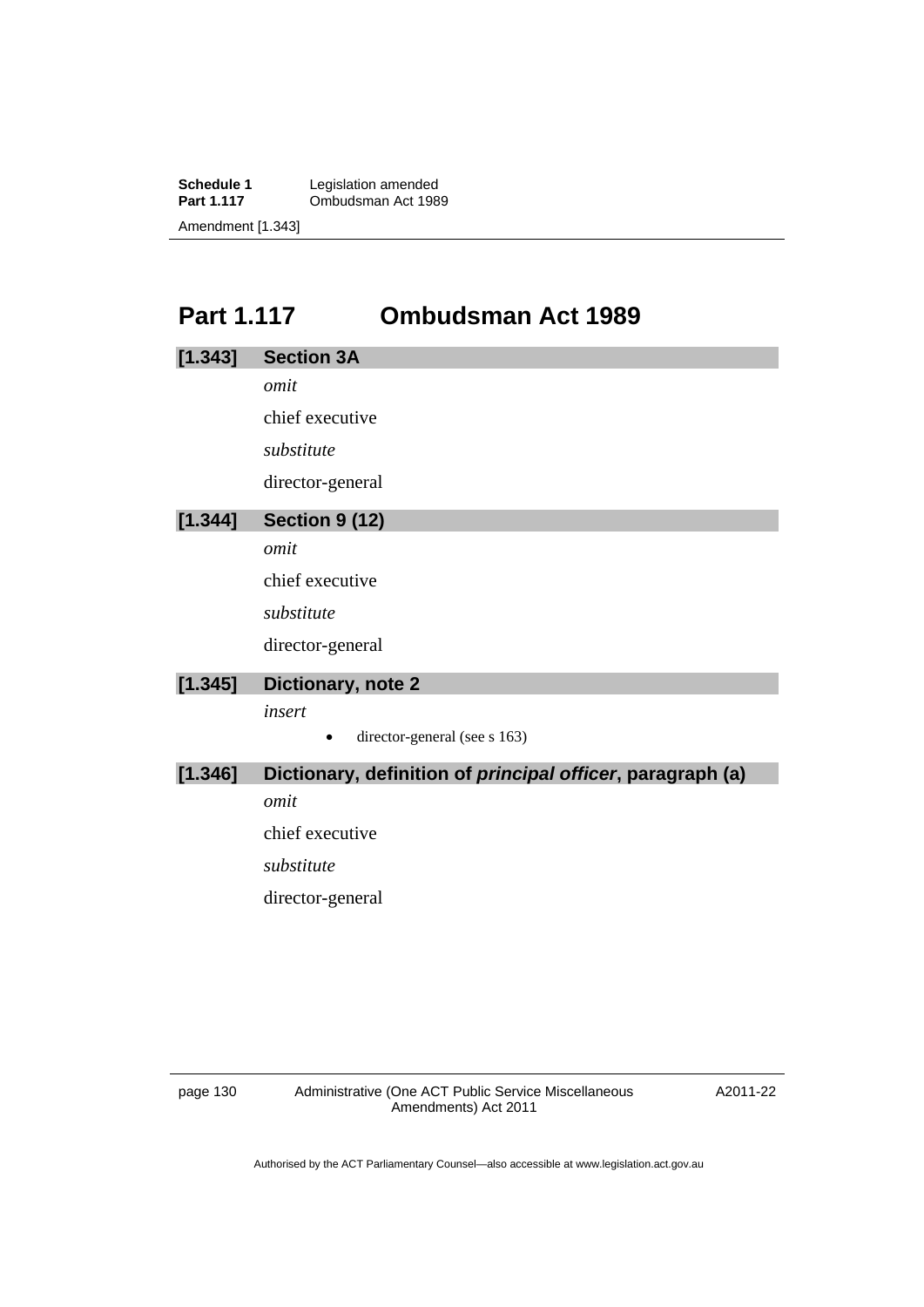# Part 1.117 Ombudsman Act 1989

## [1.343] Section 3A

*omit*

chief executive

*substitute*

director-general

## [1.344] Section 9 (12)

*omit*

chief executive

*substitute*

director-general

## [1.345] Dictionary, note 2

*insert*

- director-general (see s 163)

## [1.346] Dictionary, definition of *principal officer*, paragraph (a)

*omit*

chief executive

*substitute*

director-general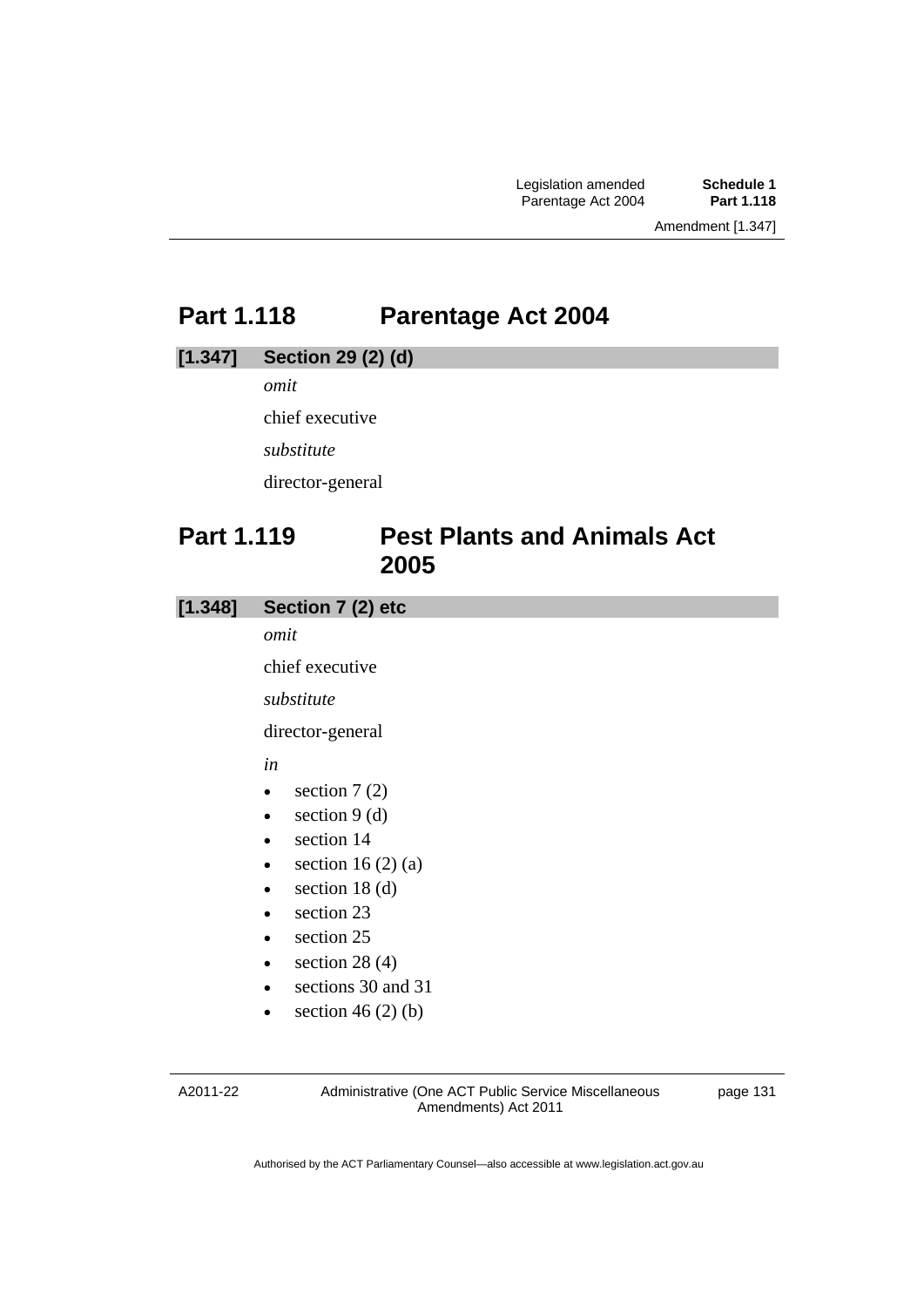## Part 1.118 Parentage Act 2004

### [1.347] Section 29 (2) (d)

*omit*

chief executive

*substitute*

director-general

## Part 1.119 Pest Plants and Animals Act 2005

### [1.348] Section 7 (2) etc

*omit*

chief executive

*substitute*

director-general

*in*

- section 7 (2)
- section 9 (d)
- section 14
- section 16 (2) (a)
- section 18 (d)
- section 23
- section 25
- section 28 (4)
- sections 30 and 31
- section 46 (2) (b)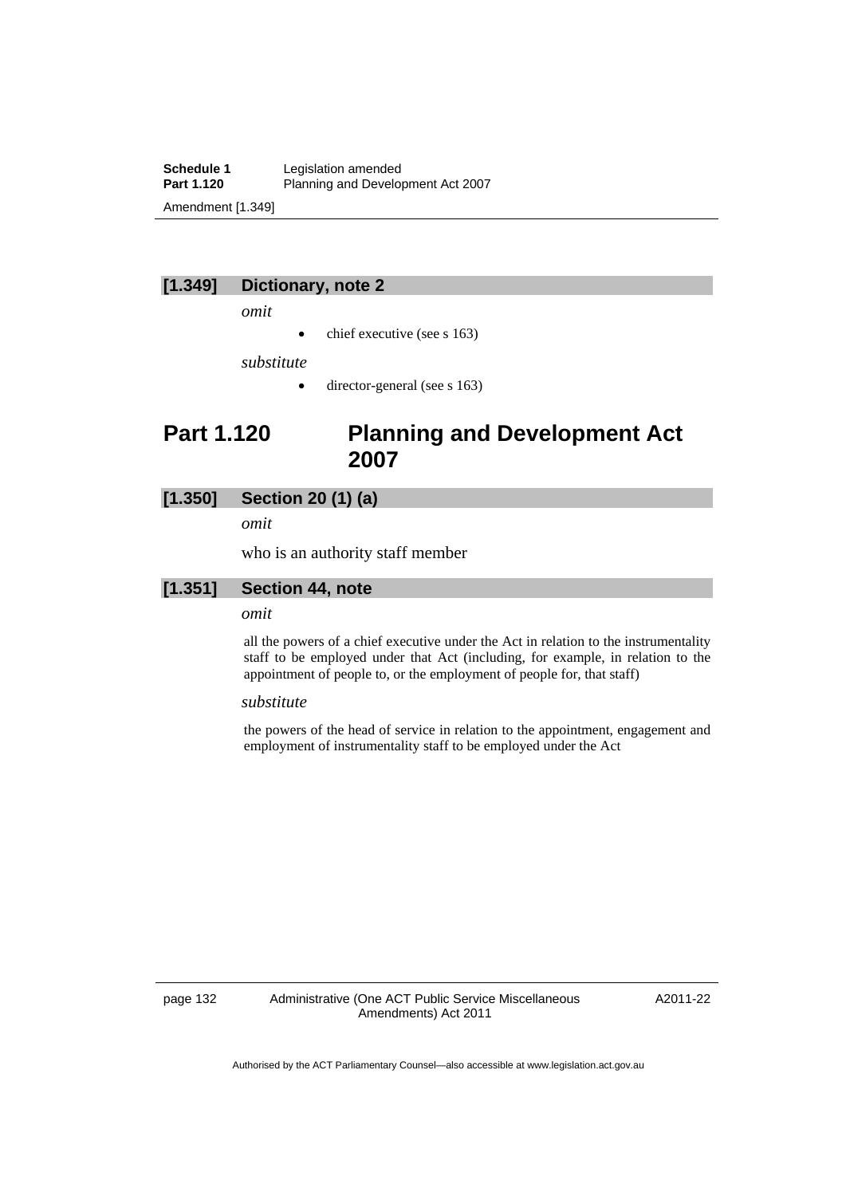### [1.349] Dictionary, note 2

*omit*

- chief executive (see s 163)

*substitute*

- director-general (see s 163)

# Part 1.120 Planning and Development Act 2007

### [1.350] Section 20 (1) (a)

*omit*

who is an authority staff member

### [1.351] Section 44, note

*omit*

all the powers of a chief executive under the Act in relation to the instrumentality staff to be employed under that Act (including, for example, in relation to the appointment of people to, or the employment of people for, that staff)

*substitute*

the powers of the head of service in relation to the appointment, engagement and employment of instrumentality staff to be employed under the Act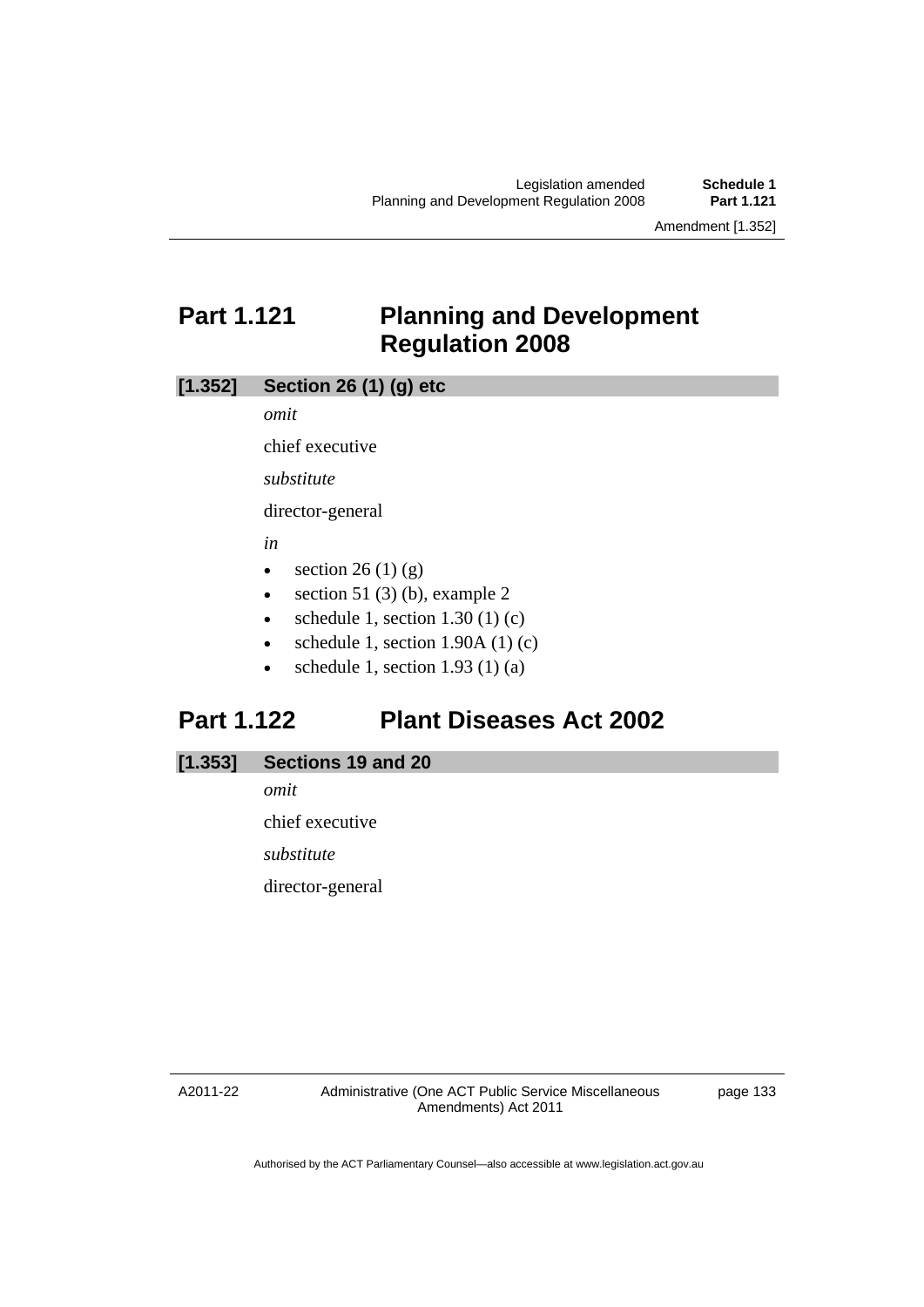## Part 1.121 Planning and Development Regulation 2008

### [1.352] Section 26 (1) (g) etc

*omit*

chief executive

*substitute*

director-general

*in*

- section 26 (1) (g)
- section 51 (3) (b), example 2
- schedule 1, section 1.30 (1) (c)
- schedule 1, section 1.90A (1) (c)
- schedule 1, section 1.93 (1) (a)

## Part 1.122 Plant Diseases Act 2002

### [1.353] Sections 19 and 20

*omit*

chief executive

*substitute*

director-general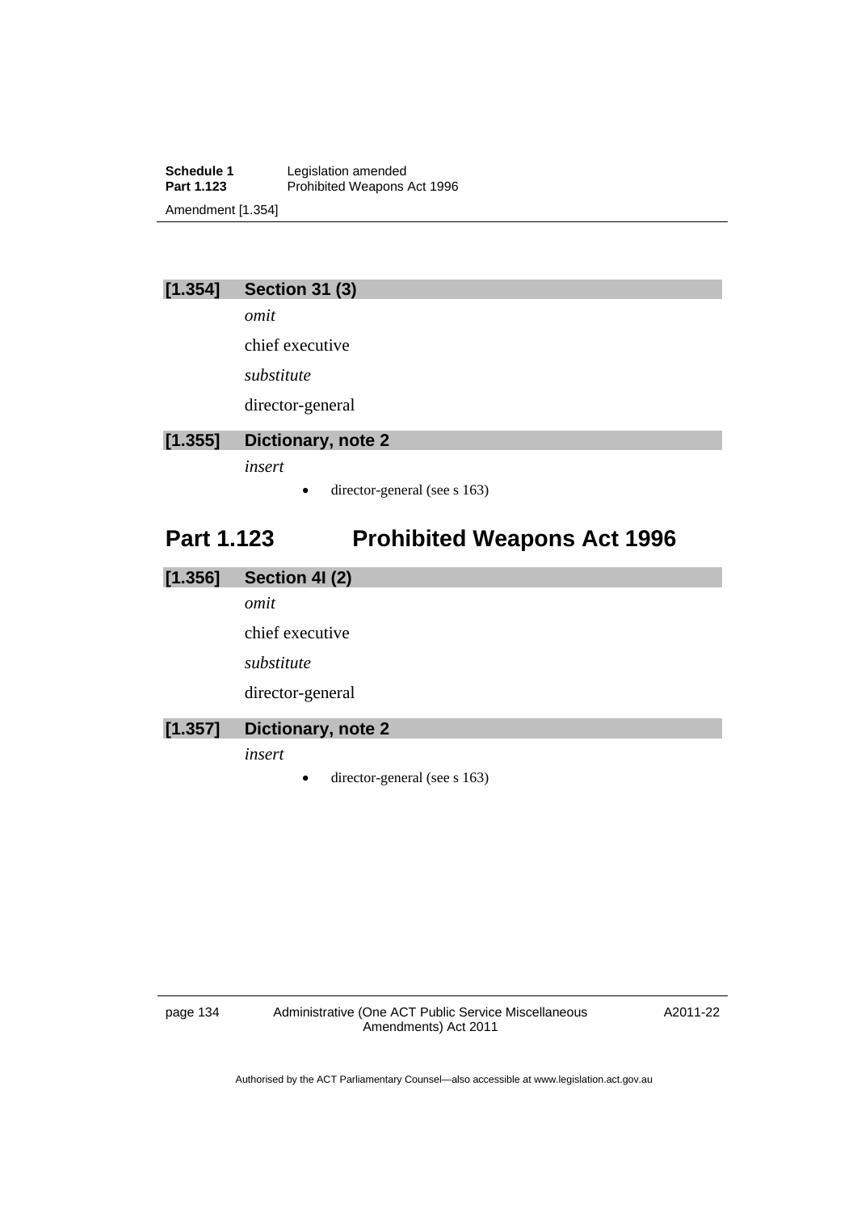### [1.354] Section 31 (3)

*omit*

chief executive

*substitute*

director-general

### [1.355] Dictionary, note 2

*insert*

- director-general (see s 163)

## Part 1.123 Prohibited Weapons Act 1996

### [1.356] Section 4I (2)

*omit*

chief executive

*substitute*

director-general

### [1.357] Dictionary, note 2

*insert*

- director-general (see s 163)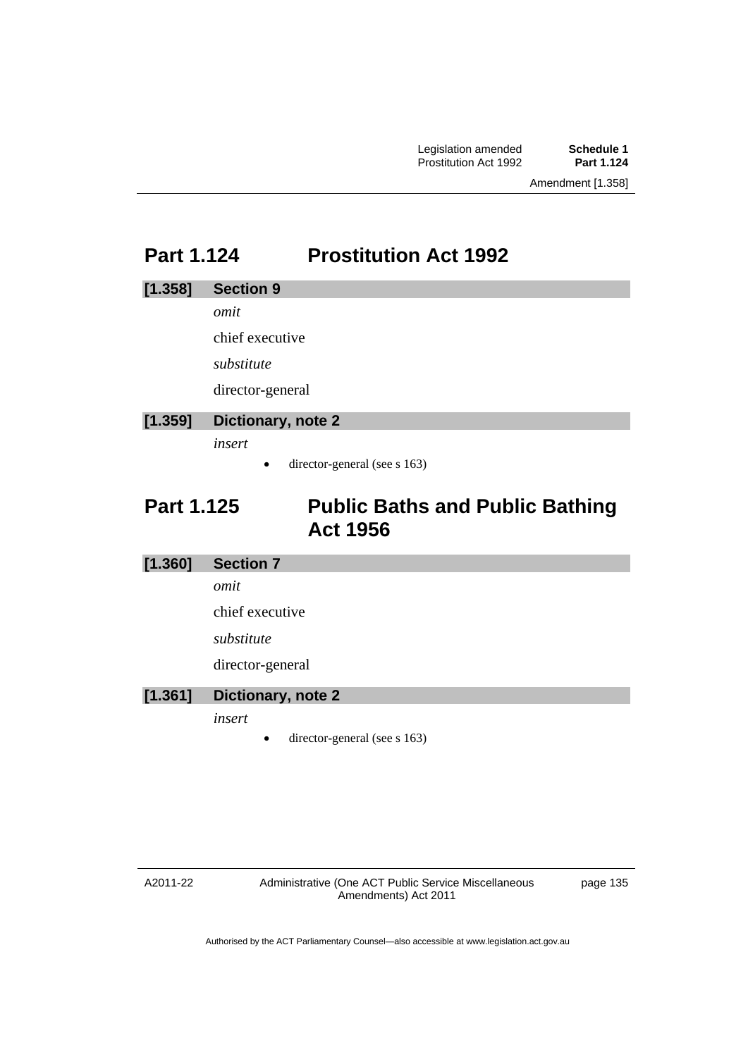## Part 1.124 Prostitution Act 1992

### [1.358] Section 9

*omit*

chief executive

*substitute*

director-general

### [1.359] Dictionary, note 2

*insert*

- director-general (see s 163)

## Part 1.125 Public Baths and Public Bathing Act 1956

### [1.360] Section 7

*omit*

chief executive

*substitute*

director-general

### [1.361] Dictionary, note 2

*insert*

- director-general (see s 163)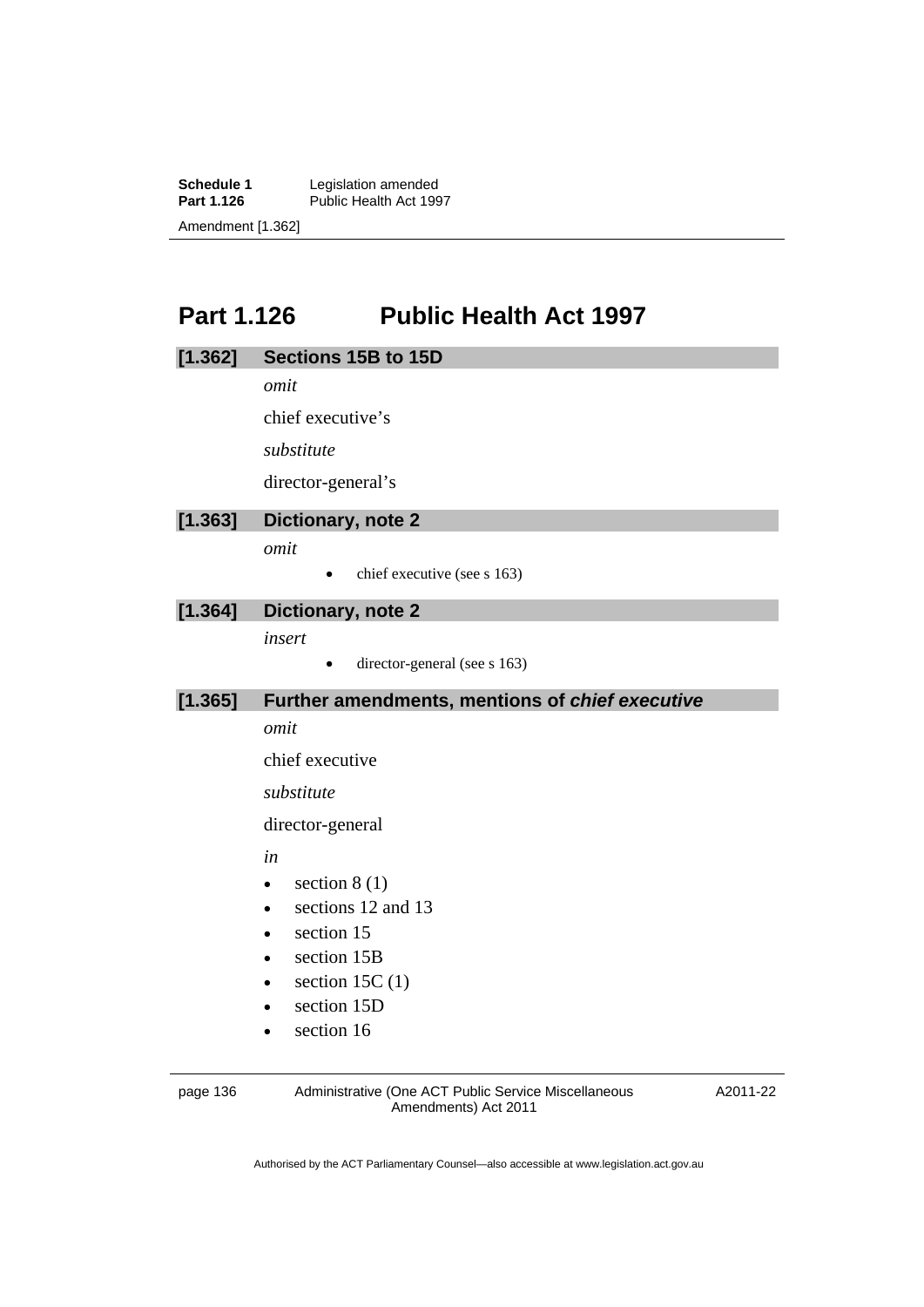# Part 1.126 Public Health Act 1997

## [1.362] Sections 15B to 15D

*omit*

chief executive's

*substitute*

director-general's

## [1.363] Dictionary, note 2

*omit*

- chief executive (see s 163)

## [1.364] Dictionary, note 2

*insert*

- director-general (see s 163)

## [1.365] Further amendments, mentions of *chief executive*

*omit*

chief executive

*substitute*

director-general

*in*

- section 8 (1)
- sections 12 and 13
- section 15
- section 15B
- section 15C (1)
- section 15D
- section 16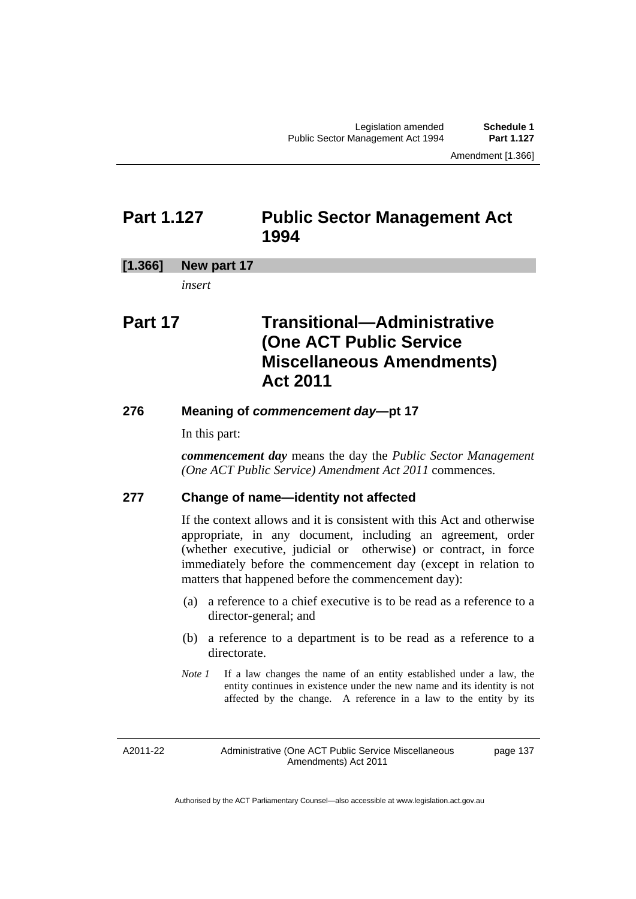## Part 1.127 Public Sector Management Act 1994

**[1.366] New part 17**

*insert*

## Part 17 Transitional—Administrative (One ACT Public Service Miscellaneous Amendments) Act 2011

### 276 Meaning of *commencement day*—pt 17

In this part:

***commencement day*** means the day the *Public Sector Management (One ACT Public Service) Amendment Act 2011* commences.

### 277 Change of name—identity not affected

If the context allows and it is consistent with this Act and otherwise appropriate, in any document, including an agreement, order (whether executive, judicial or otherwise) or contract, in force immediately before the commencement day (except in relation to matters that happened before the commencement day):

(a) a reference to a chief executive is to be read as a reference to a director-general; and

(b) a reference to a department is to be read as a reference to a directorate.

*Note 1* If a law changes the name of an entity established under a law, the entity continues in existence under the new name and its identity is not affected by the change. A reference in a law to the entity by its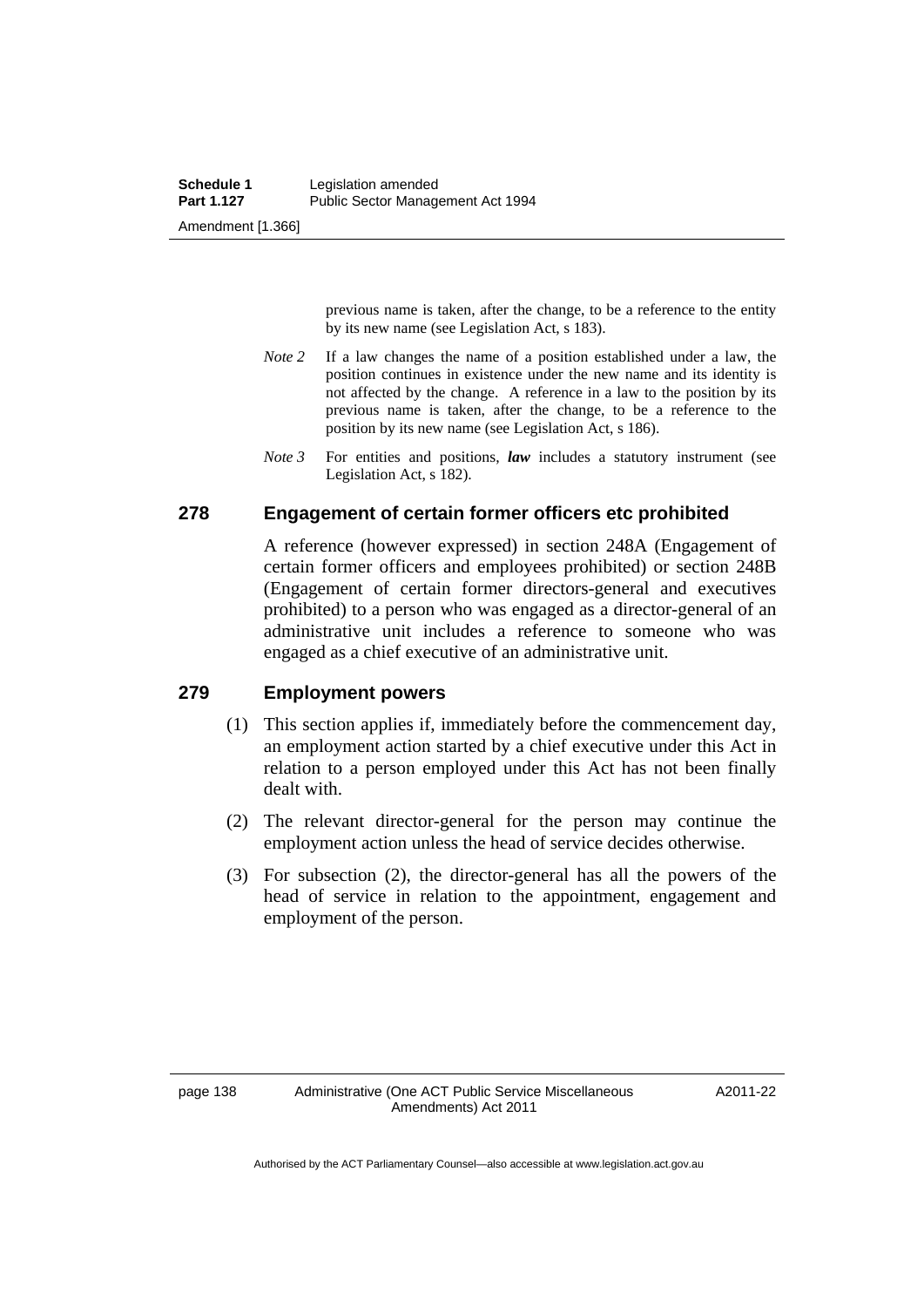previous name is taken, after the change, to be a reference to the entity by its new name (see Legislation Act, s 183).

*Note 2* If a law changes the name of a position established under a law, the position continues in existence under the new name and its identity is not affected by the change. A reference in a law to the position by its previous name is taken, after the change, to be a reference to the position by its new name (see Legislation Act, s 186).

*Note 3* For entities and positions, ***law*** includes a statutory instrument (see Legislation Act, s 182).

### 278 Engagement of certain former officers etc prohibited

A reference (however expressed) in section 248A (Engagement of certain former officers and employees prohibited) or section 248B (Engagement of certain former directors-general and executives prohibited) to a person who was engaged as a director-general of an administrative unit includes a reference to someone who was engaged as a chief executive of an administrative unit.

### 279 Employment powers

(1) This section applies if, immediately before the commencement day, an employment action started by a chief executive under this Act in relation to a person employed under this Act has not been finally dealt with.

(2) The relevant director-general for the person may continue the employment action unless the head of service decides otherwise.

(3) For subsection (2), the director-general has all the powers of the head of service in relation to the appointment, engagement and employment of the person.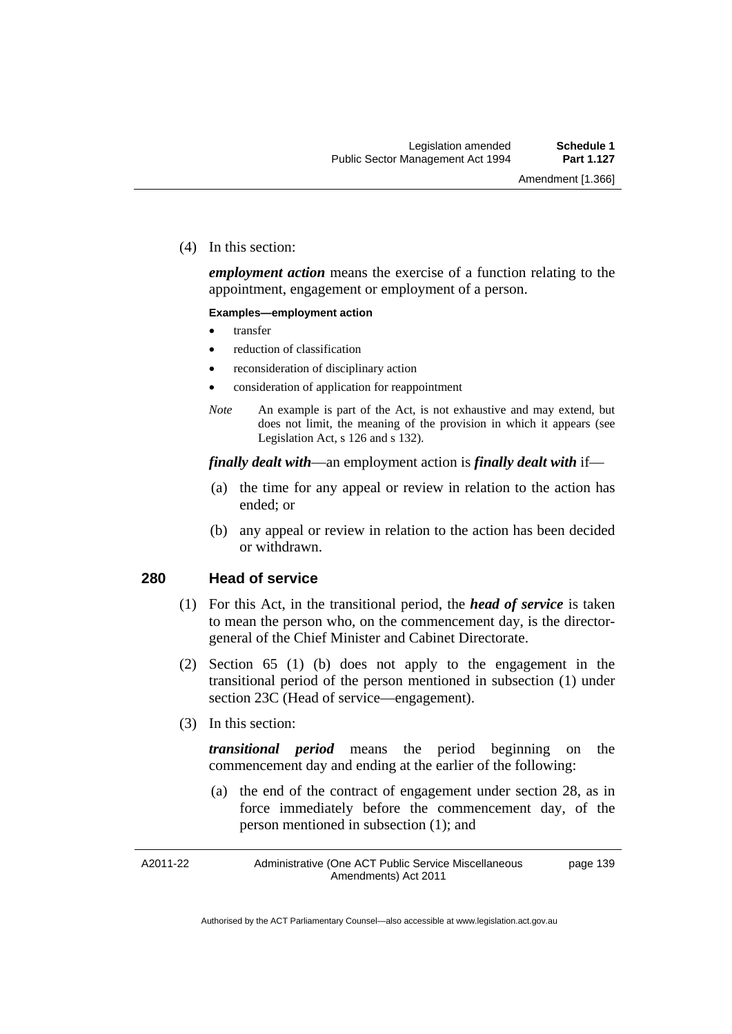(4) In this section:

***employment action*** means the exercise of a function relating to the appointment, engagement or employment of a person.

**Examples—employment action**

- transfer
- reduction of classification
- reconsideration of disciplinary action
- consideration of application for reappointment

*Note* An example is part of the Act, is not exhaustive and may extend, but does not limit, the meaning of the provision in which it appears (see Legislation Act, s 126 and s 132).

***finally dealt with***—an employment action is ***finally dealt with*** if—

(a) the time for any appeal or review in relation to the action has ended; or

(b) any appeal or review in relation to the action has been decided or withdrawn.

### 280 Head of service

(1) For this Act, in the transitional period, the ***head of service*** is taken to mean the person who, on the commencement day, is the director-general of the Chief Minister and Cabinet Directorate.

(2) Section 65 (1) (b) does not apply to the engagement in the transitional period of the person mentioned in subsection (1) under section 23C (Head of service—engagement).

(3) In this section:

***transitional period*** means the period beginning on the commencement day and ending at the earlier of the following:

(a) the end of the contract of engagement under section 28, as in force immediately before the commencement day, of the person mentioned in subsection (1); and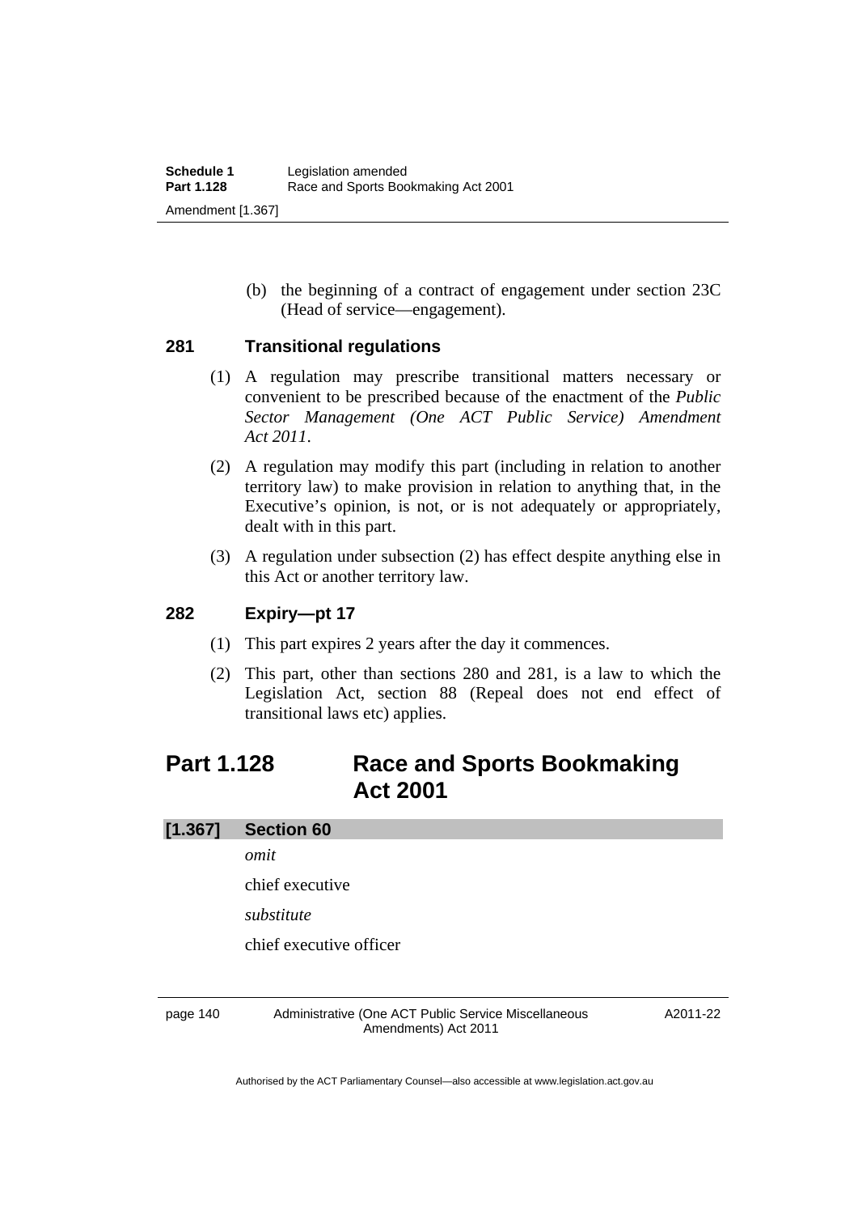(b) the beginning of a contract of engagement under section 23C (Head of service—engagement).

### 281 Transitional regulations

(1) A regulation may prescribe transitional matters necessary or convenient to be prescribed because of the enactment of the *Public Sector Management (One ACT Public Service) Amendment Act 2011*.

(2) A regulation may modify this part (including in relation to another territory law) to make provision in relation to anything that, in the Executive's opinion, is not, or is not adequately or appropriately, dealt with in this part.

(3) A regulation under subsection (2) has effect despite anything else in this Act or another territory law.

### 282 Expiry—pt 17

(1) This part expires 2 years after the day it commences.

(2) This part, other than sections 280 and 281, is a law to which the Legislation Act, section 88 (Repeal does not end effect of transitional laws etc) applies.

## Part 1.128 Race and Sports Bookmaking Act 2001

### [1.367] Section 60

*omit*

chief executive

*substitute*

chief executive officer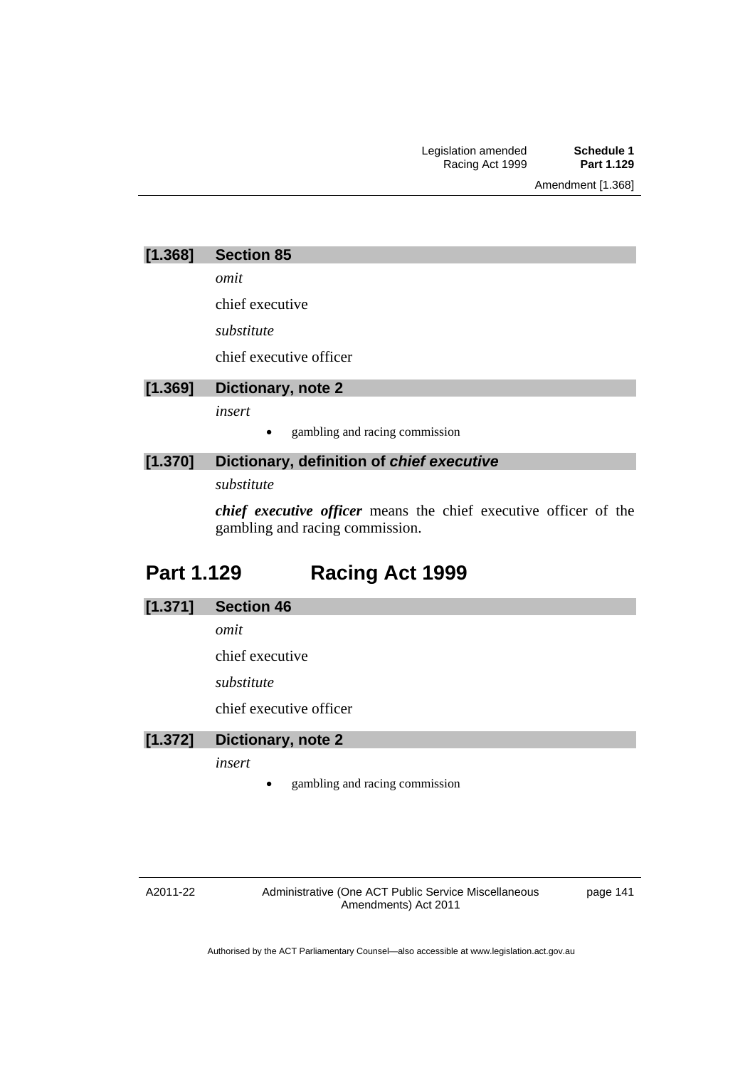### [1.368] Section 85

*omit*

chief executive

*substitute*

chief executive officer

### [1.369] Dictionary, note 2

*insert*

- gambling and racing commission

### [1.370] Dictionary, definition of *chief executive*

*substitute*

***chief executive officer*** means the chief executive officer of the gambling and racing commission.

## Part 1.129 Racing Act 1999

### [1.371] Section 46

*omit*

chief executive

*substitute*

chief executive officer

### [1.372] Dictionary, note 2

*insert*

- gambling and racing commission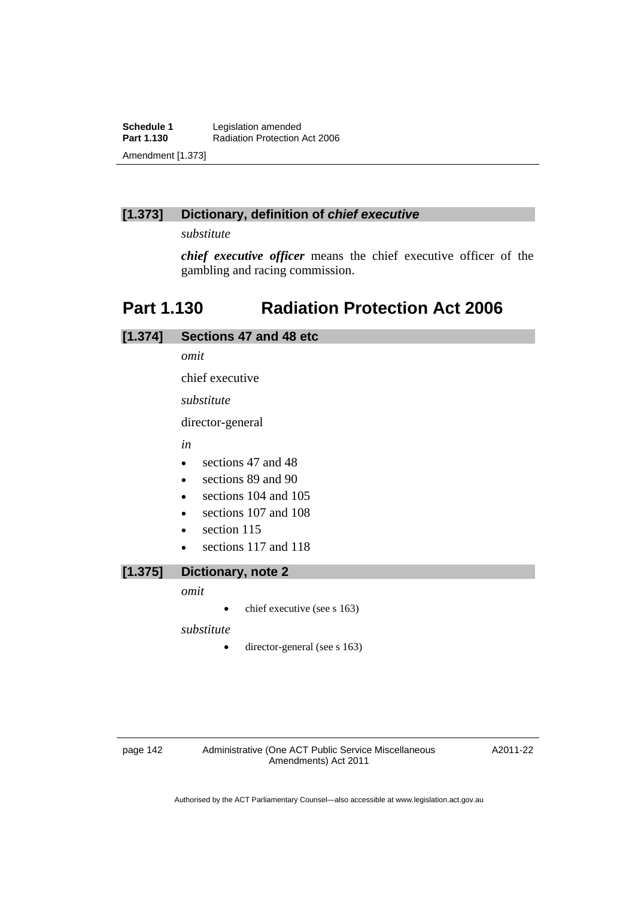### [1.373] Dictionary, definition of ***chief executive***

*substitute*

***chief executive officer*** means the chief executive officer of the gambling and racing commission.

## Part 1.130 Radiation Protection Act 2006

### [1.374] Sections 47 and 48 etc

*omit*

chief executive

*substitute*

director-general

*in*

- sections 47 and 48
- sections 89 and 90
- sections 104 and 105
- sections 107 and 108
- section 115
- sections 117 and 118

### [1.375] Dictionary, note 2

*omit*

- chief executive (see s 163)

*substitute*

- director-general (see s 163)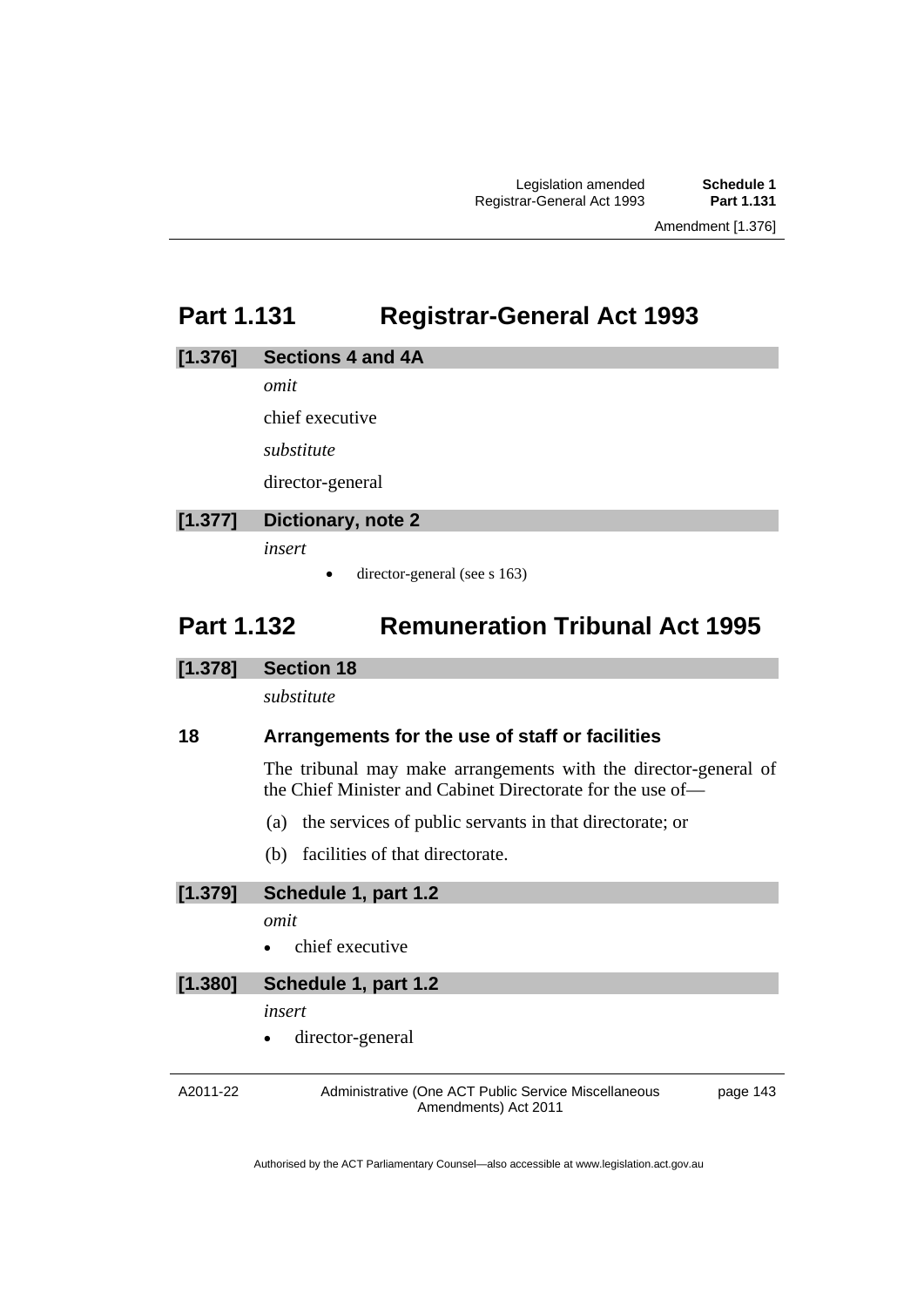# Part 1.131 Registrar-General Act 1993

## [1.376] Sections 4 and 4A

*omit*

chief executive

*substitute*

director-general

## [1.377] Dictionary, note 2

*insert*

- director-general (see s 163)

# Part 1.132 Remuneration Tribunal Act 1995

## [1.378] Section 18

*substitute*

### 18 Arrangements for the use of staff or facilities

The tribunal may make arrangements with the director-general of the Chief Minister and Cabinet Directorate for the use of—

(a) the services of public servants in that directorate; or

(b) facilities of that directorate.

## [1.379] Schedule 1, part 1.2

*omit*

- chief executive

## [1.380] Schedule 1, part 1.2

*insert*

- director-general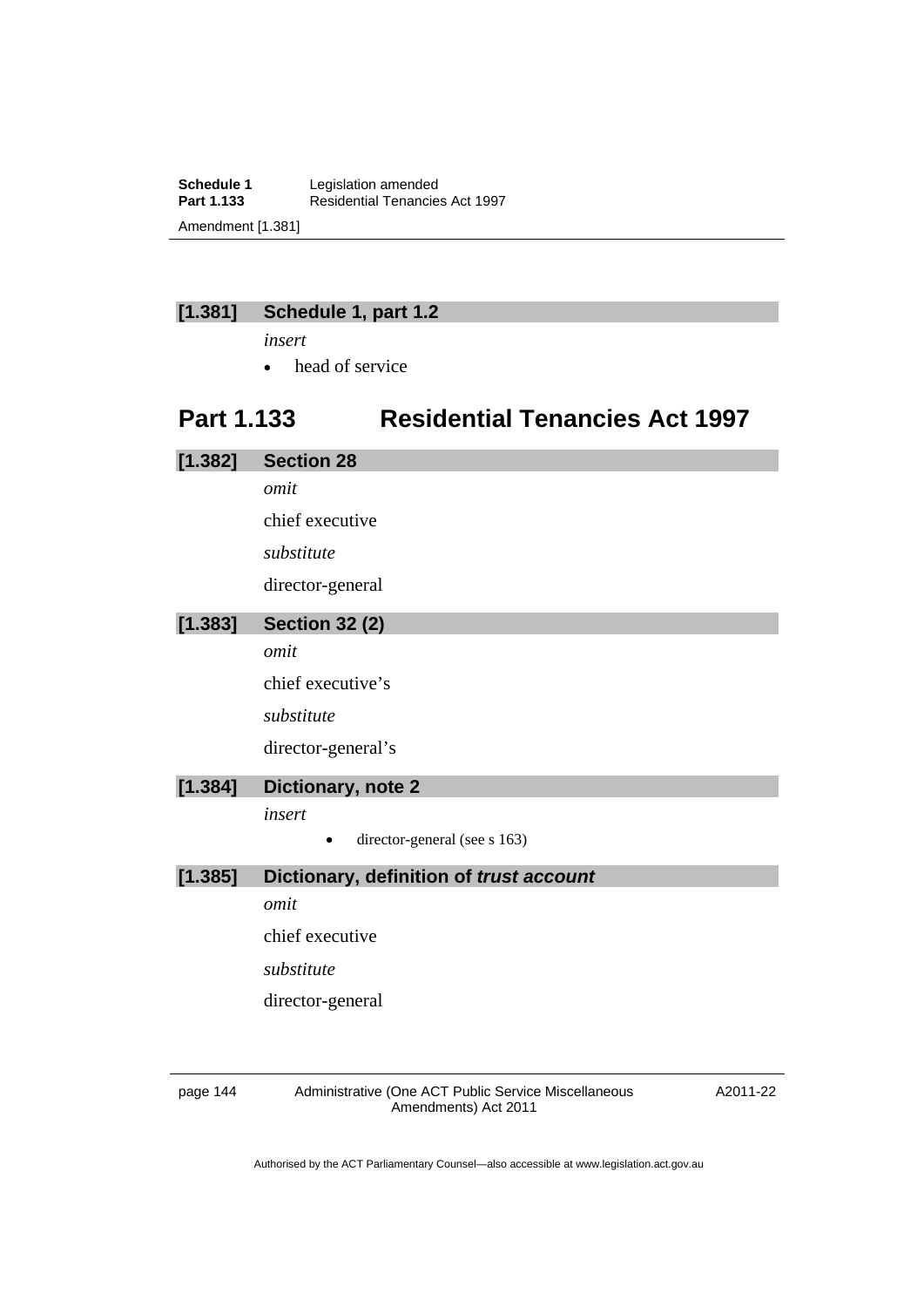## [1.381] Schedule 1, part 1.2

*insert*

- head of service

# Part 1.133 Residential Tenancies Act 1997

## [1.382] Section 28

*omit*

chief executive

*substitute*

director-general

## [1.383] Section 32 (2)

*omit*

chief executive's

*substitute*

director-general's

## [1.384] Dictionary, note 2

*insert*

- director-general (see s 163)

## [1.385] Dictionary, definition of *trust account*

*omit*

chief executive

*substitute*

director-general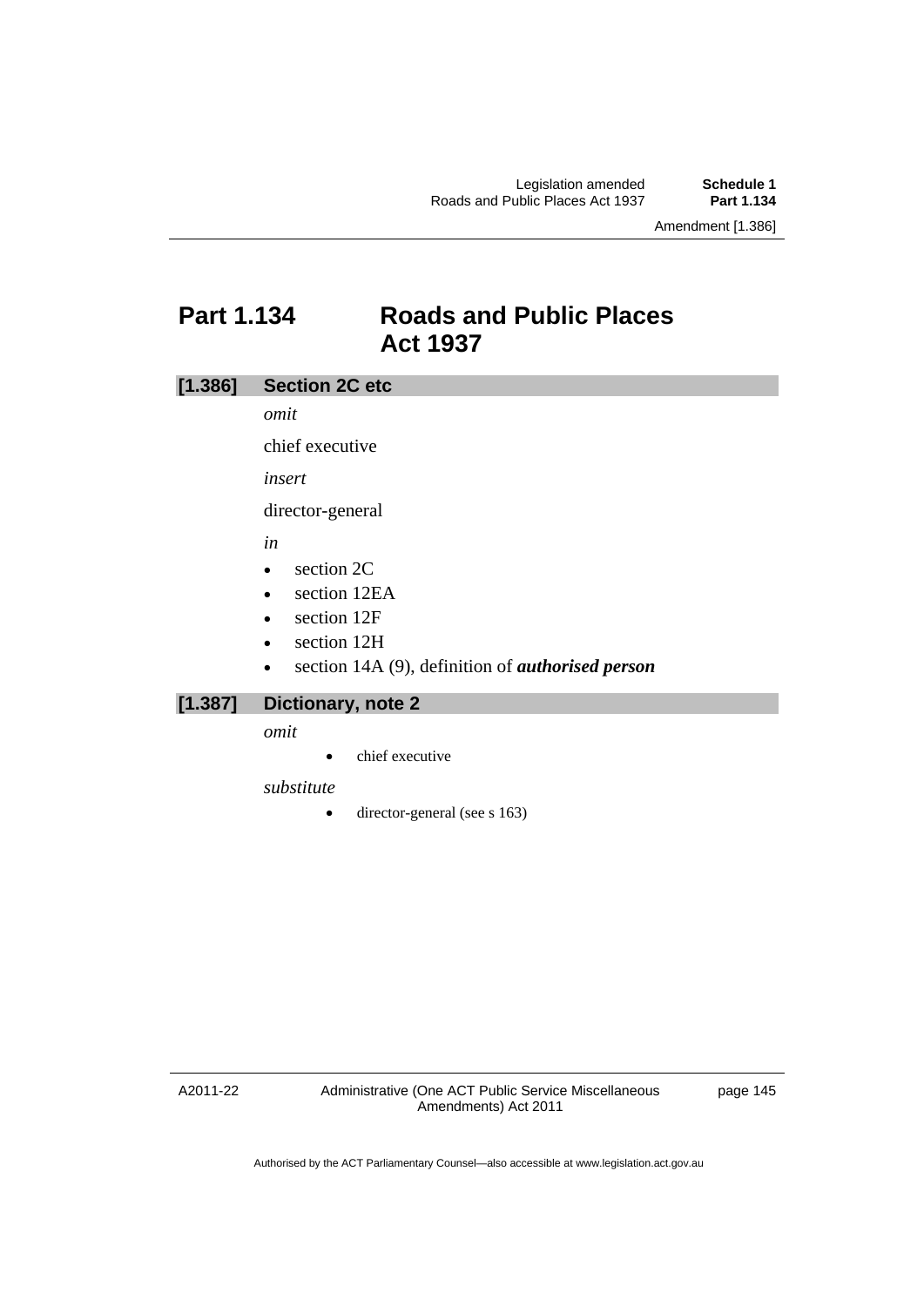# Part 1.134 Roads and Public Places Act 1937

## [1.386] Section 2C etc

*omit*

chief executive

*insert*

director-general

*in*

- section 2C
- section 12EA
- section 12F
- section 12H
- section 14A (9), definition of ***authorised person***

## [1.387] Dictionary, note 2

*omit*

- chief executive

*substitute*

- director-general (see s 163)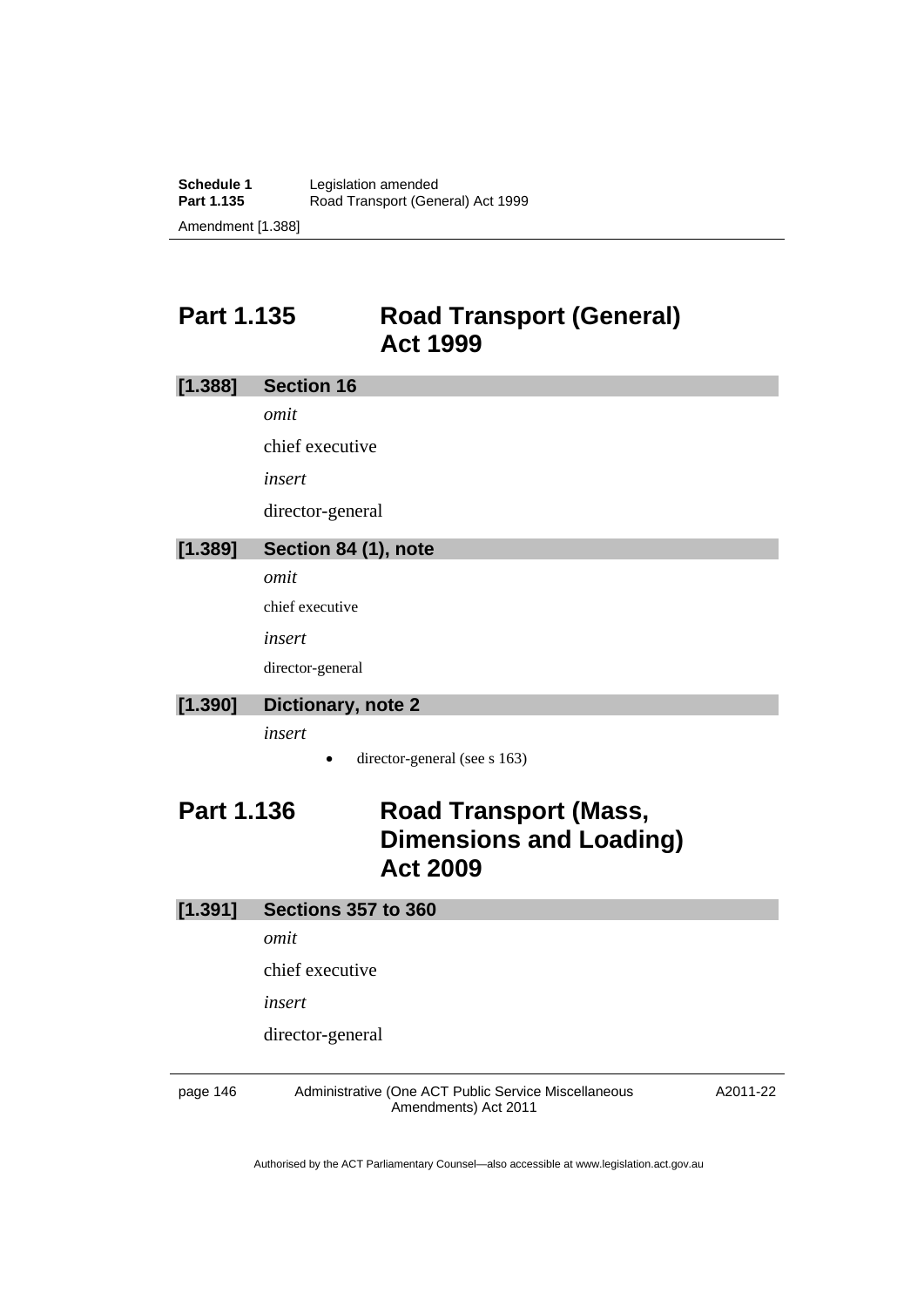## Part 1.135 Road Transport (General) Act 1999

### [1.388] Section 16

*omit*

chief executive

*insert*

director-general

### [1.389] Section 84 (1), note

*omit*

chief executive

*insert*

director-general

### [1.390] Dictionary, note 2

*insert*

- director-general (see s 163)

## Part 1.136 Road Transport (Mass, Dimensions and Loading) Act 2009

### [1.391] Sections 357 to 360

*omit*

chief executive

*insert*

director-general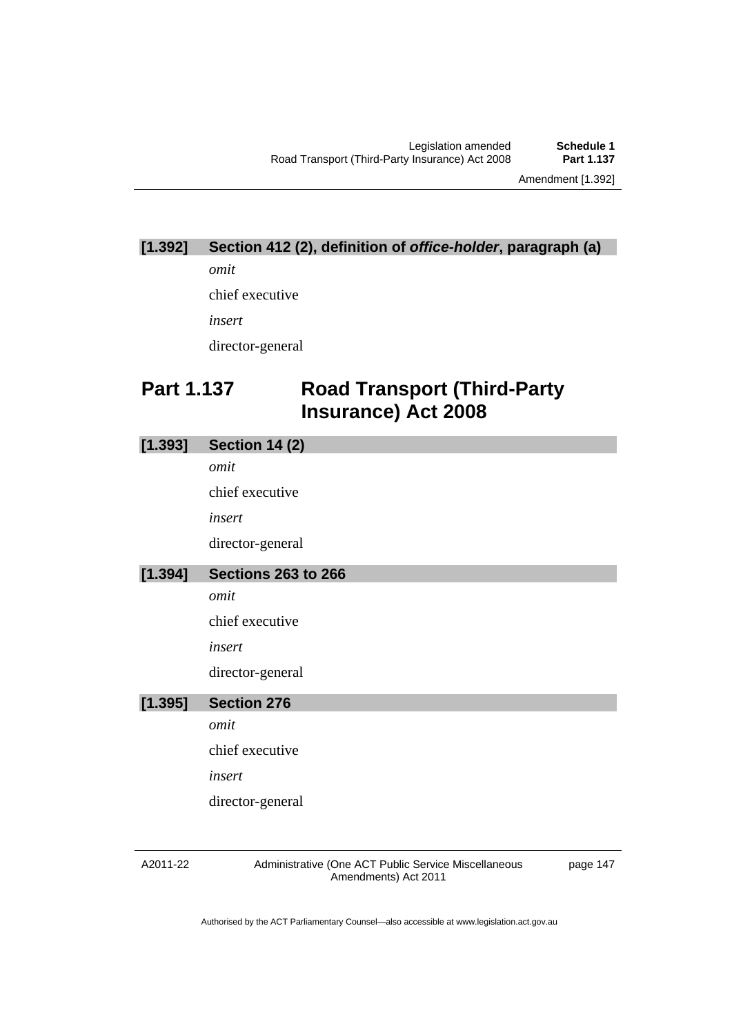### [1.392] Section 412 (2), definition of ***office-holder***, paragraph (a)

*omit*

chief executive

*insert*

director-general

## Part 1.137 Road Transport (Third-Party Insurance) Act 2008

### [1.393] Section 14 (2)

*omit*

chief executive

*insert*

director-general

### [1.394] Sections 263 to 266

*omit*

chief executive

*insert*

director-general

### [1.395] Section 276

*omit*

chief executive

*insert*

director-general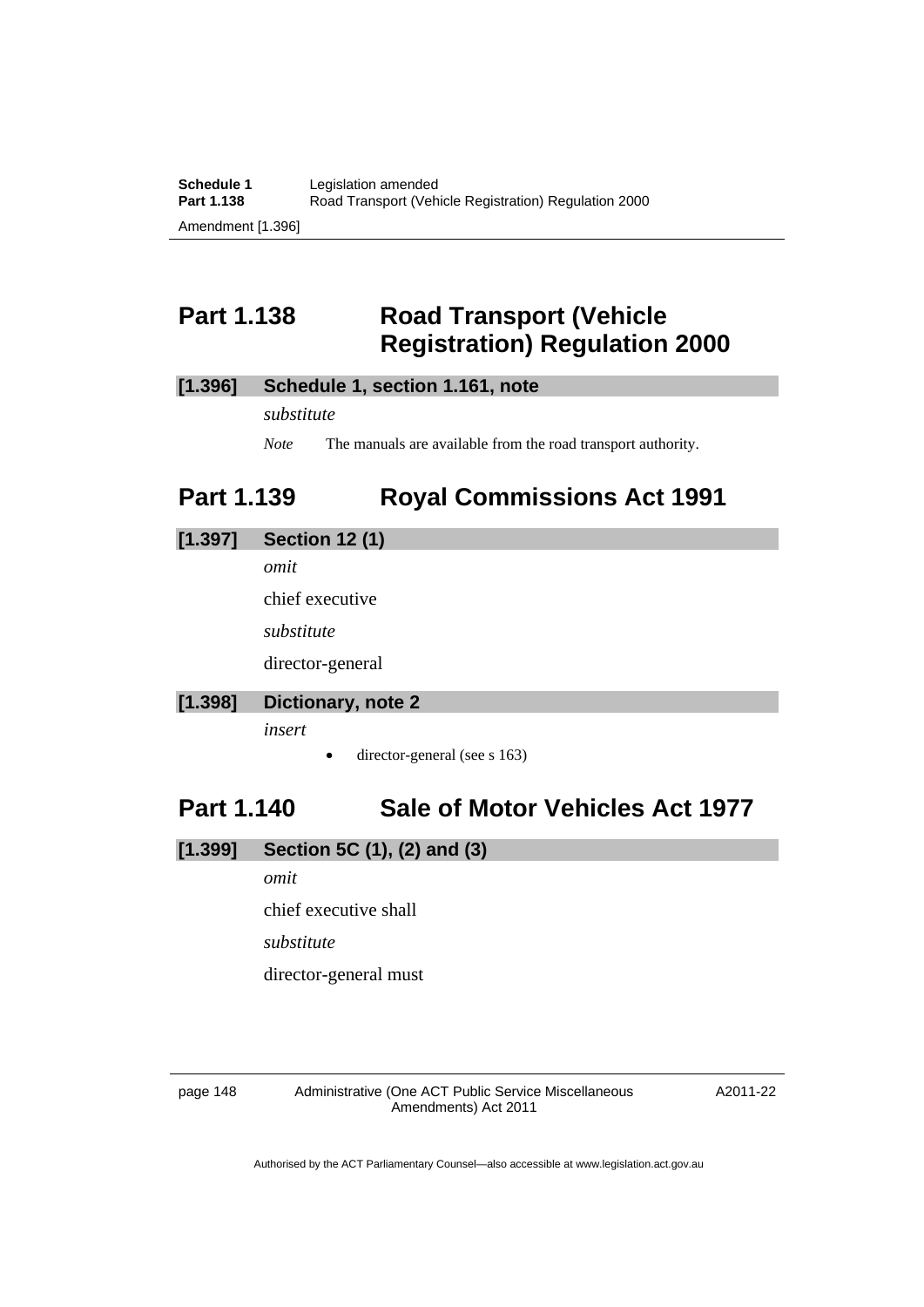## Part 1.138 Road Transport (Vehicle Registration) Regulation 2000

### [1.396] Schedule 1, section 1.161, note

*substitute*

*Note* The manuals are available from the road transport authority.

## Part 1.139 Royal Commissions Act 1991

### [1.397] Section 12 (1)

*omit*

chief executive

*substitute*

director-general

### [1.398] Dictionary, note 2

*insert*

- director-general (see s 163)

## Part 1.140 Sale of Motor Vehicles Act 1977

### [1.399] Section 5C (1), (2) and (3)

*omit*

chief executive shall

*substitute*

director-general must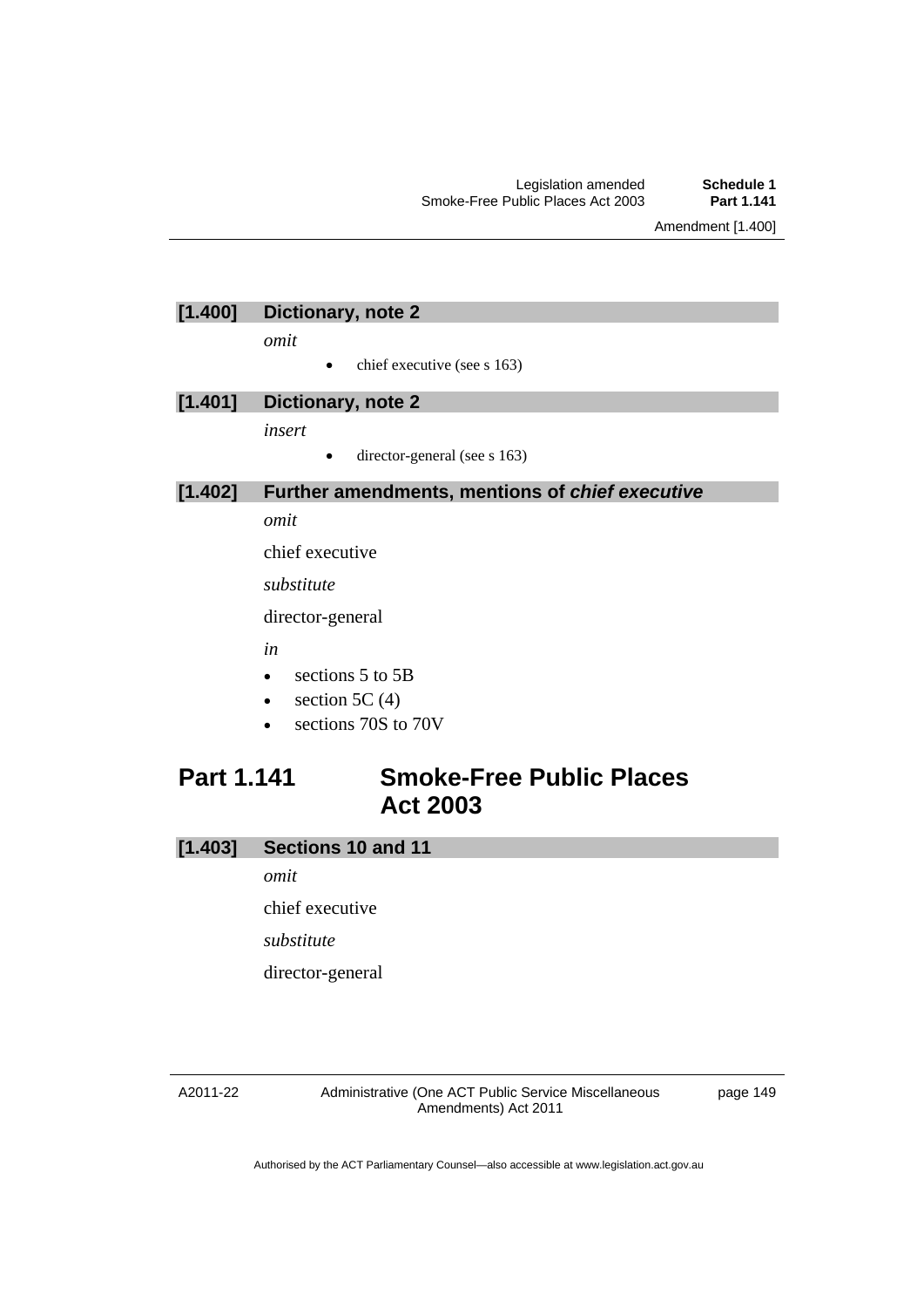### [1.400] Dictionary, note 2

*omit*

- chief executive (see s 163)

### [1.401] Dictionary, note 2

*insert*

- director-general (see s 163)

### [1.402] Further amendments, mentions of ***chief executive***

*omit*

chief executive

*substitute*

director-general

*in*

- sections 5 to 5B
- section 5C (4)
- sections 70S to 70V

## Part 1.141 Smoke-Free Public Places Act 2003

### [1.403] Sections 10 and 11

*omit*

chief executive

*substitute*

director-general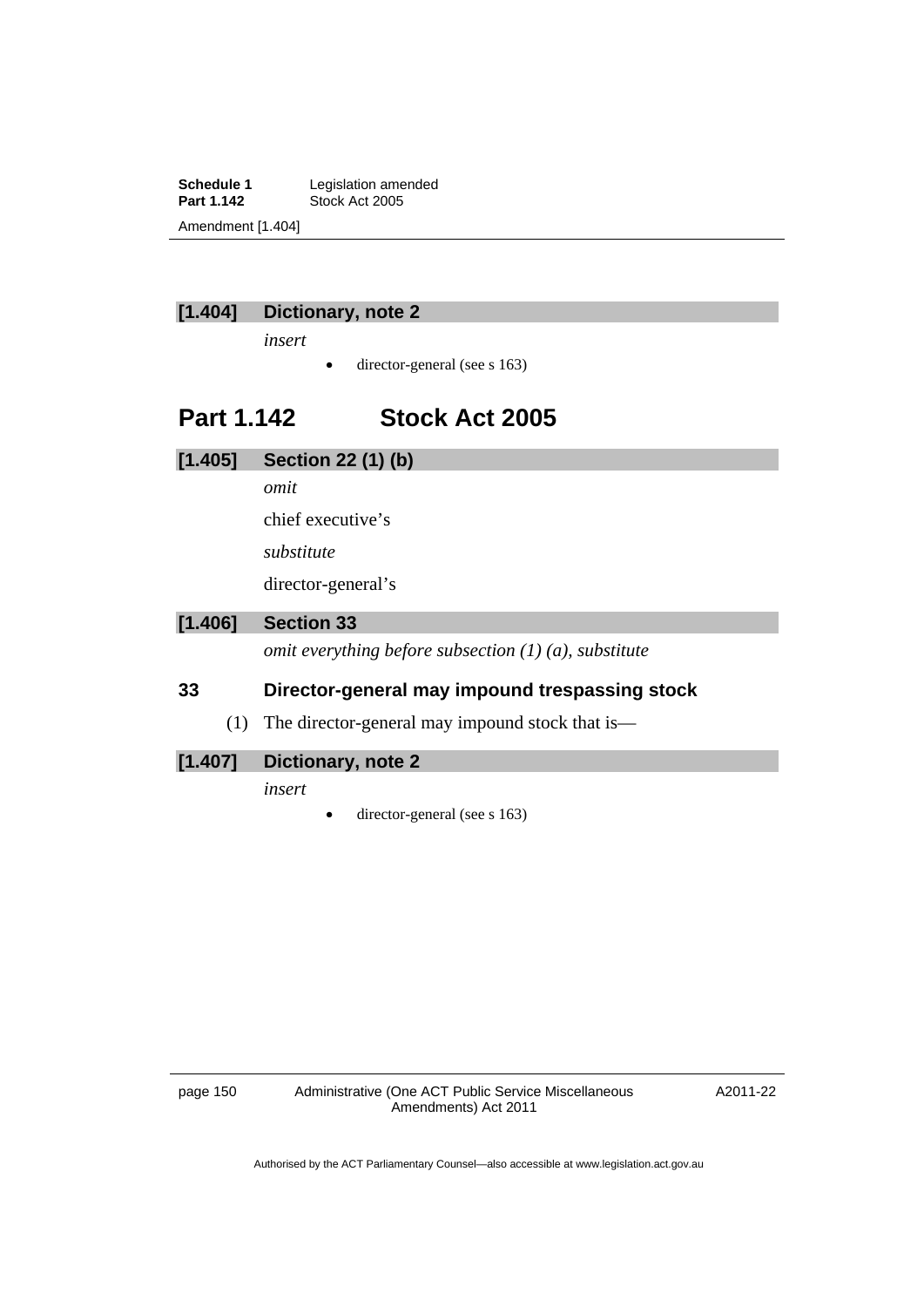### [1.404] Dictionary, note 2

*insert*

- director-general (see s 163)

## Part 1.142 Stock Act 2005

### [1.405] Section 22 (1) (b)

*omit*

chief executive's

*substitute*

director-general's

### [1.406] Section 33

*omit everything before subsection (1) (a), substitute*

**33 Director-general may impound trespassing stock**

(1) The director-general may impound stock that is—

### [1.407] Dictionary, note 2

*insert*

- director-general (see s 163)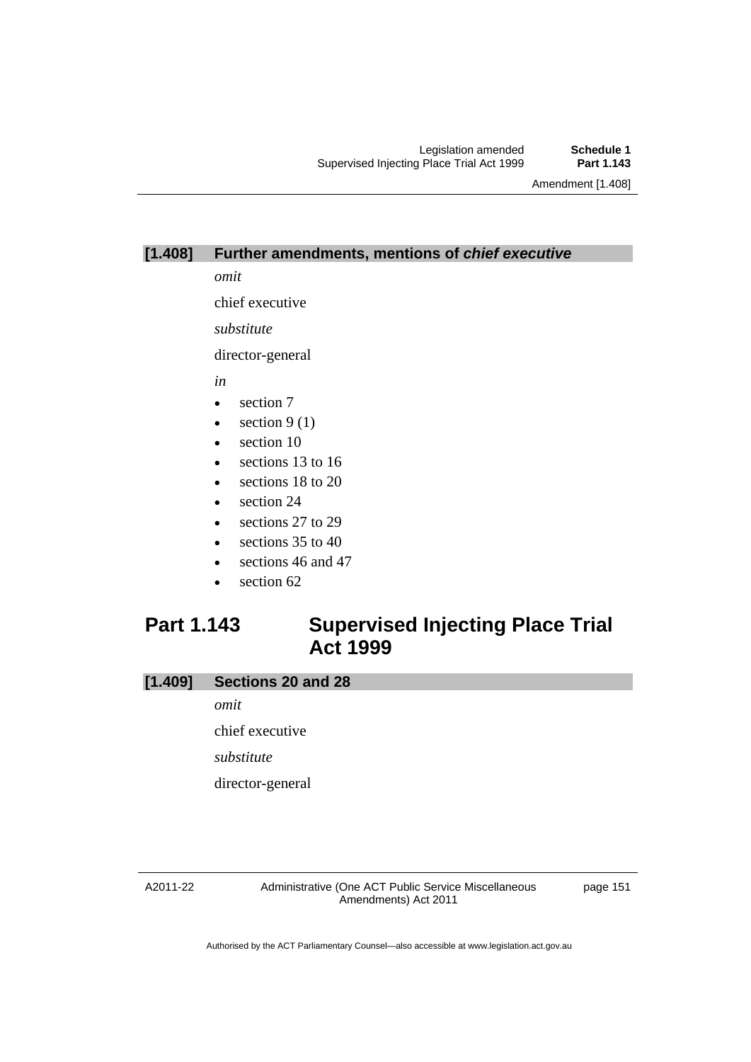### [1.408] Further amendments, mentions of ***chief executive***

*omit*

chief executive

*substitute*

director-general

*in*

- section 7
- section 9 (1)
- section 10
- sections 13 to 16
- sections 18 to 20
- section 24
- sections 27 to 29
- sections 35 to 40
- sections 46 and 47
- section 62

## Part 1.143 Supervised Injecting Place Trial Act 1999

### [1.409] Sections 20 and 28

*omit*

chief executive

*substitute*

director-general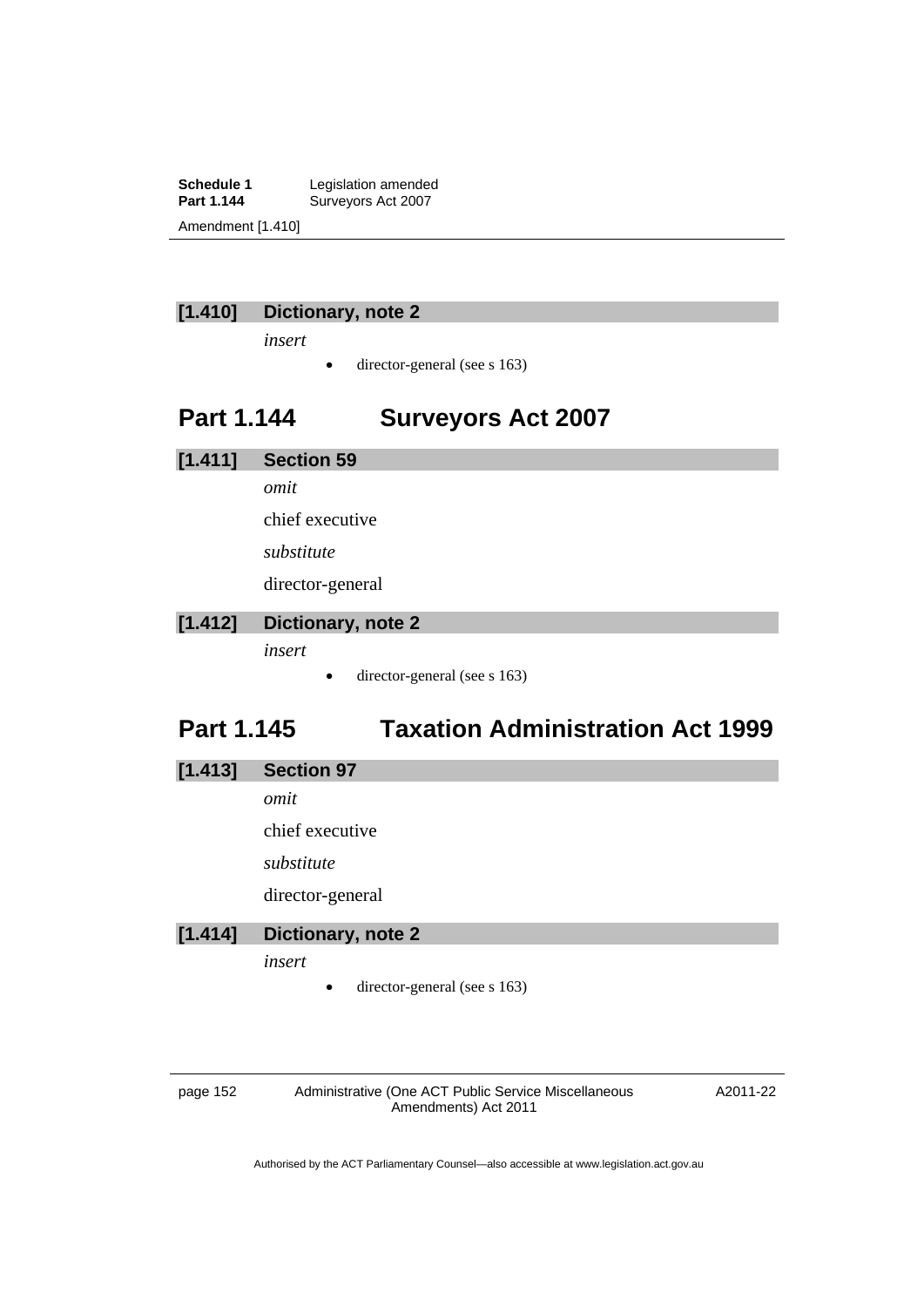### [1.410] Dictionary, note 2

*insert*

- director-general (see s 163)

## Part 1.144 Surveyors Act 2007

### [1.411] Section 59

*omit*

chief executive

*substitute*

director-general

### [1.412] Dictionary, note 2

*insert*

- director-general (see s 163)

## Part 1.145 Taxation Administration Act 1999

### [1.413] Section 97

*omit*

chief executive

*substitute*

director-general

### [1.414] Dictionary, note 2

*insert*

- director-general (see s 163)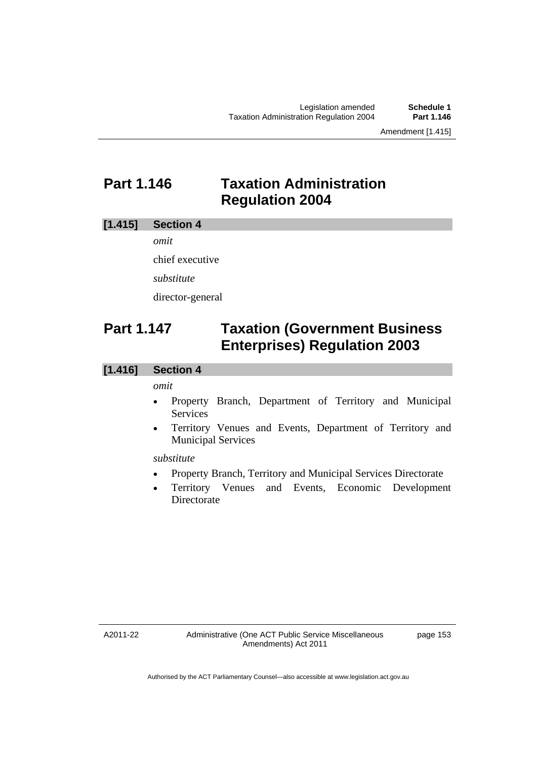## Part 1.146 Taxation Administration Regulation 2004

### [1.415] Section 4

*omit*

chief executive

*substitute*

director-general

## Part 1.147 Taxation (Government Business Enterprises) Regulation 2003

### [1.416] Section 4

*omit*

- Property Branch, Department of Territory and Municipal Services
- Territory Venues and Events, Department of Territory and Municipal Services

*substitute*

- Property Branch, Territory and Municipal Services Directorate
- Territory Venues and Events, Economic Development Directorate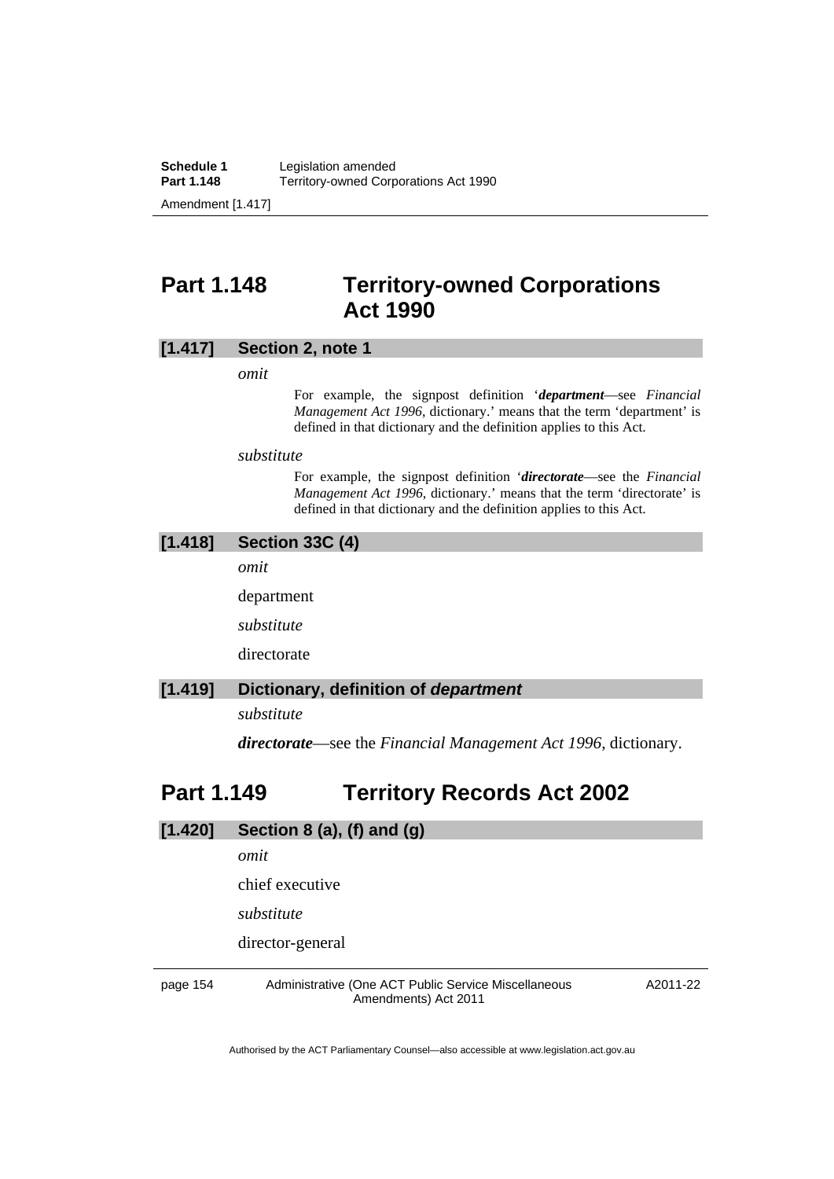## Part 1.148 Territory-owned Corporations Act 1990

### [1.417] Section 2, note 1

*omit*

For example, the signpost definition '***department***—see *Financial Management Act 1996*, dictionary.' means that the term 'department' is defined in that dictionary and the definition applies to this Act.

*substitute*

For example, the signpost definition '***directorate***—see the *Financial Management Act 1996*, dictionary.' means that the term 'directorate' is defined in that dictionary and the definition applies to this Act.

### [1.418] Section 33C (4)

*omit*

department

*substitute*

directorate

### [1.419] Dictionary, definition of *department*

*substitute*

***directorate***—see the *Financial Management Act 1996*, dictionary.

## Part 1.149 Territory Records Act 2002

### [1.420] Section 8 (a), (f) and (g)

*omit*

chief executive

*substitute*

director-general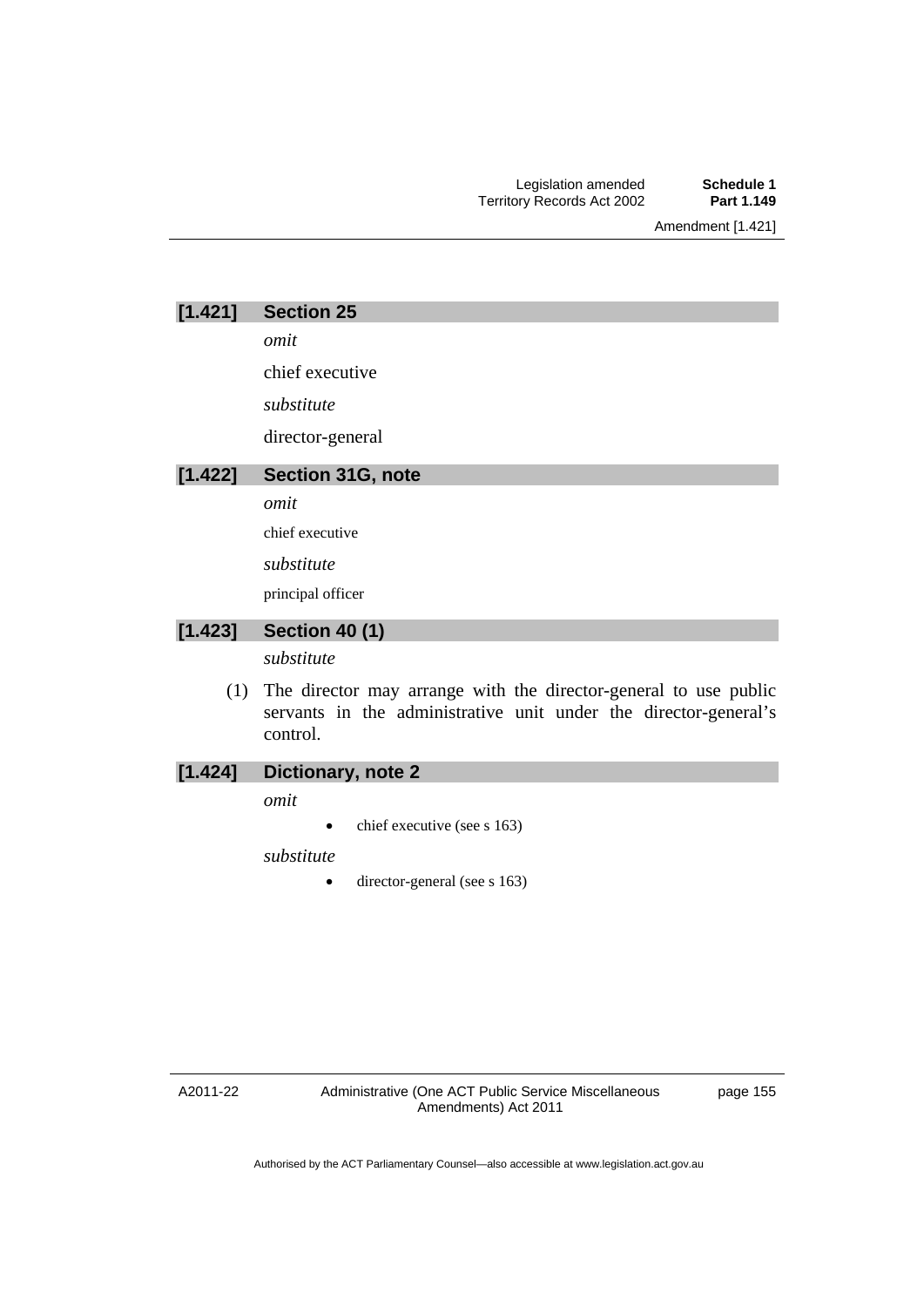### [1.421] Section 25

*omit*

chief executive

*substitute*

director-general

### [1.422] Section 31G, note

*omit*

chief executive

*substitute*

principal officer

### [1.423] Section 40 (1)

*substitute*

(1) The director may arrange with the director-general to use public servants in the administrative unit under the director-general's control.

### [1.424] Dictionary, note 2

*omit*

- chief executive (see s 163)

*substitute*

- director-general (see s 163)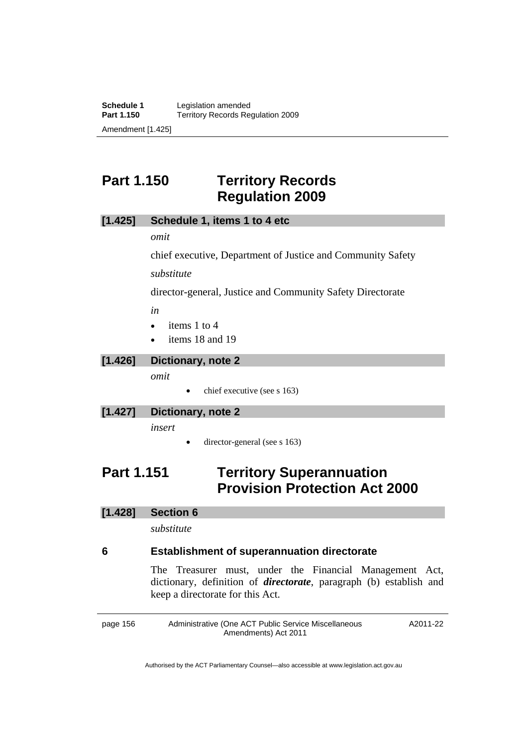## Part 1.150 Territory Records Regulation 2009

### [1.425] Schedule 1, items 1 to 4 etc

*omit*

chief executive, Department of Justice and Community Safety

*substitute*

director-general, Justice and Community Safety Directorate

*in*

- items 1 to 4
- items 18 and 19

### [1.426] Dictionary, note 2

*omit*

- chief executive (see s 163)

### [1.427] Dictionary, note 2

*insert*

- director-general (see s 163)

## Part 1.151 Territory Superannuation Provision Protection Act 2000

### [1.428] Section 6

*substitute*

### 6 Establishment of superannuation directorate

The Treasurer must, under the Financial Management Act, dictionary, definition of ***directorate***, paragraph (b) establish and keep a directorate for this Act.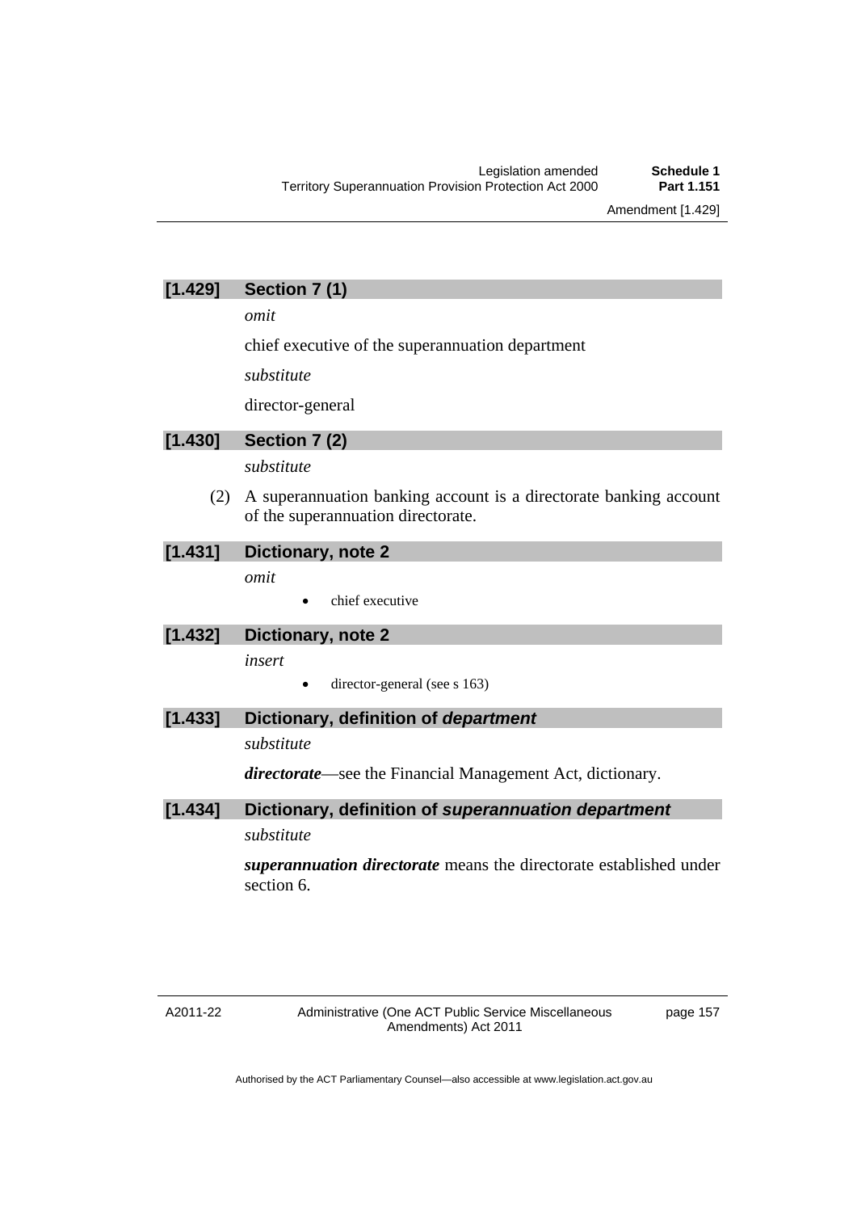### [1.429] Section 7 (1)

*omit*

chief executive of the superannuation department

*substitute*

director-general

### [1.430] Section 7 (2)

*substitute*

(2) A superannuation banking account is a directorate banking account of the superannuation directorate.

### [1.431] Dictionary, note 2

*omit*

- chief executive

### [1.432] Dictionary, note 2

*insert*

- director-general (see s 163)

### [1.433] Dictionary, definition of *department*

*substitute*

***directorate***—see the Financial Management Act, dictionary.

### [1.434] Dictionary, definition of *superannuation department*

*substitute*

***superannuation directorate*** means the directorate established under section 6.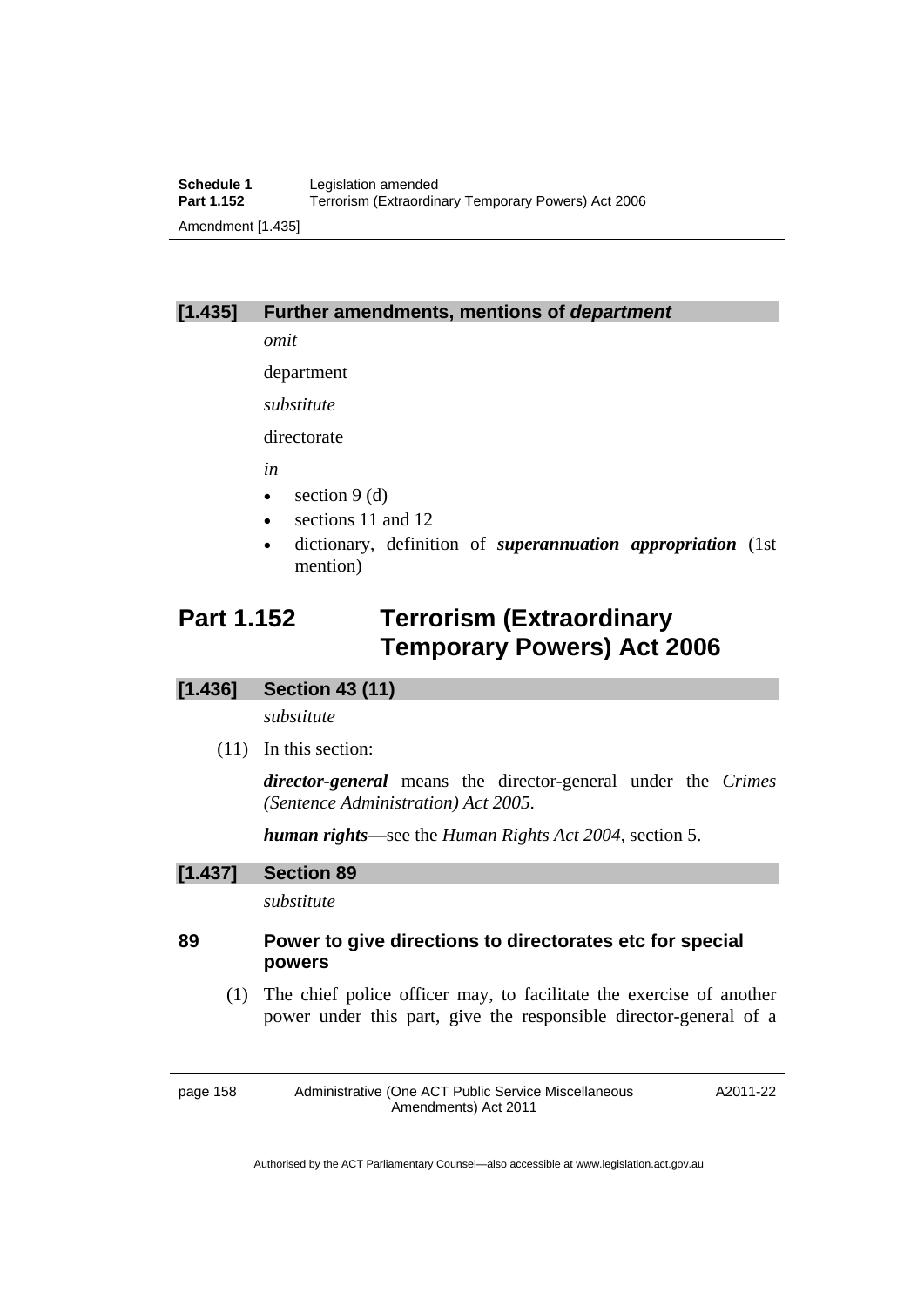### [1.435] Further amendments, mentions of *department*

*omit*

department

*substitute*

directorate

*in*

- section 9 (d)
- sections 11 and 12
- dictionary, definition of ***superannuation appropriation*** (1st mention)

## Part 1.152 Terrorism (Extraordinary Temporary Powers) Act 2006

### [1.436] Section 43 (11)

*substitute*

(11) In this section:

***director-general*** means the director-general under the *Crimes (Sentence Administration) Act 2005*.

***human rights***—see the *Human Rights Act 2004*, section 5.

### [1.437] Section 89

*substitute*

**89 Power to give directions to directorates etc for special powers**

(1) The chief police officer may, to facilitate the exercise of another power under this part, give the responsible director-general of a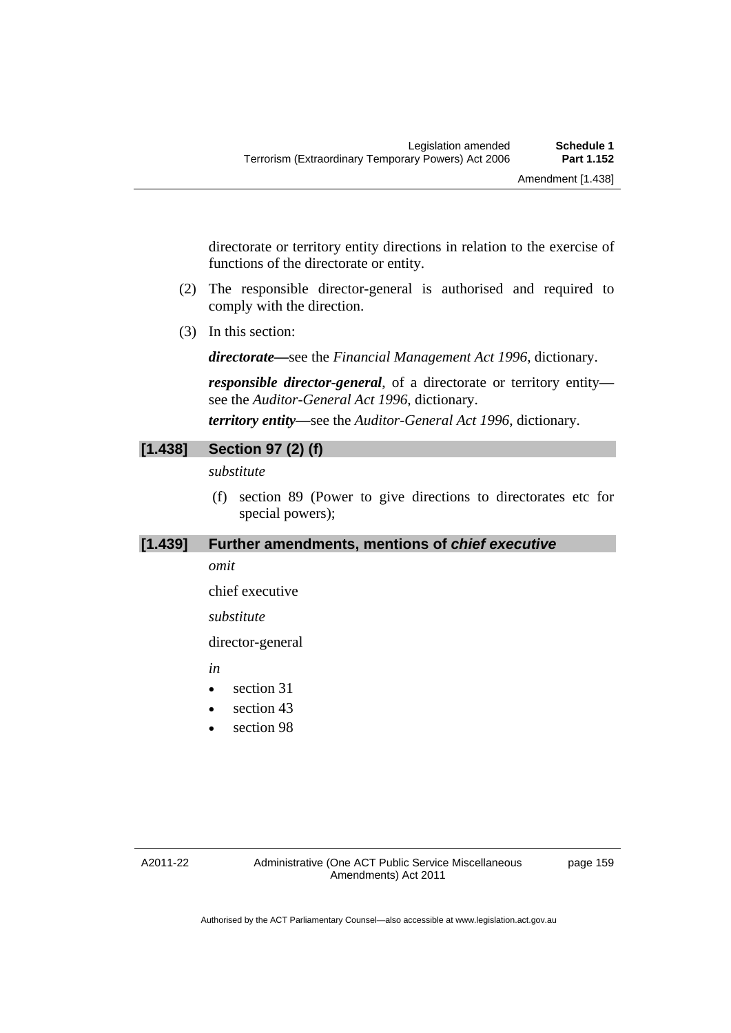directorate or territory entity directions in relation to the exercise of functions of the directorate or entity.

(2) The responsible director-general is authorised and required to comply with the direction.

(3) In this section:

***directorate***—see the *Financial Management Act 1996*, dictionary.

***responsible director-general***, of a directorate or territory entity—see the *Auditor-General Act 1996*, dictionary.

***territory entity***—see the *Auditor-General Act 1996*, dictionary.

### [1.438] Section 97 (2) (f)

*substitute*

(f) section 89 (Power to give directions to directorates etc for special powers);

### [1.439] Further amendments, mentions of *chief executive*

*omit*

chief executive

*substitute*

director-general

*in*

- section 31
- section 43
- section 98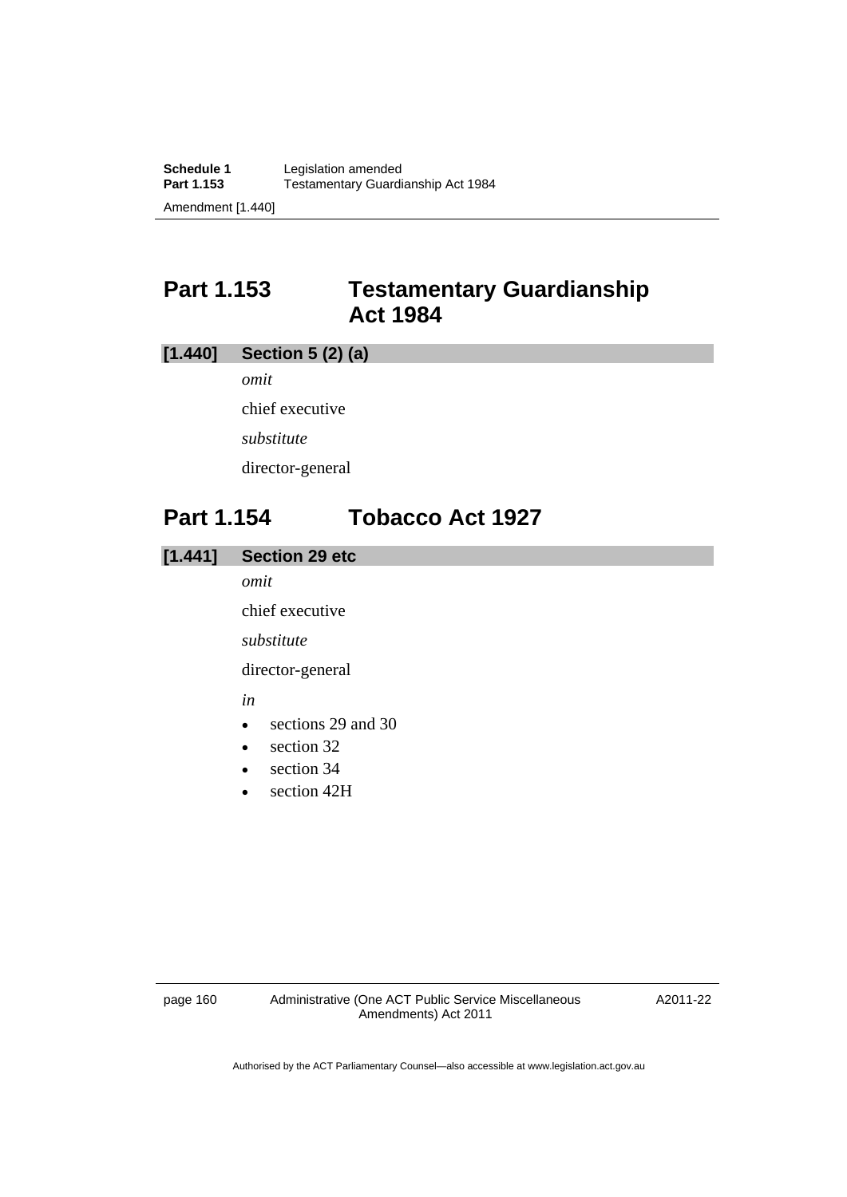## Part 1.153 Testamentary Guardianship Act 1984

### [1.440] Section 5 (2) (a)

*omit*

chief executive

*substitute*

director-general

## Part 1.154 Tobacco Act 1927

### [1.441] Section 29 etc

*omit*

chief executive

*substitute*

director-general

*in*

- sections 29 and 30
- section 32
- section 34
- section 42H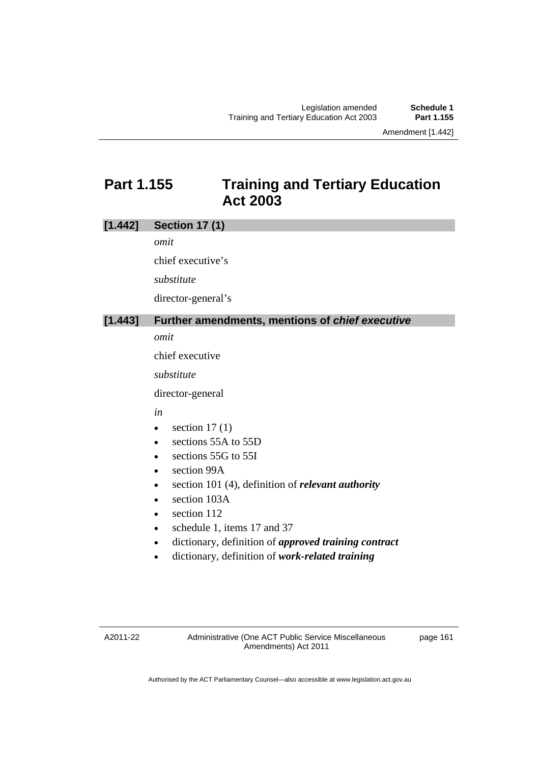# Part 1.155 Training and Tertiary Education Act 2003

## [1.442] Section 17 (1)

*omit*

chief executive's

*substitute*

director-general's

## [1.443] Further amendments, mentions of *chief executive*

*omit*

chief executive

*substitute*

director-general

*in*

- section 17 (1)
- sections 55A to 55D
- sections 55G to 55I
- section 99A
- section 101 (4), definition of ***relevant authority***
- section 103A
- section 112
- schedule 1, items 17 and 37
- dictionary, definition of ***approved training contract***
- dictionary, definition of ***work-related training***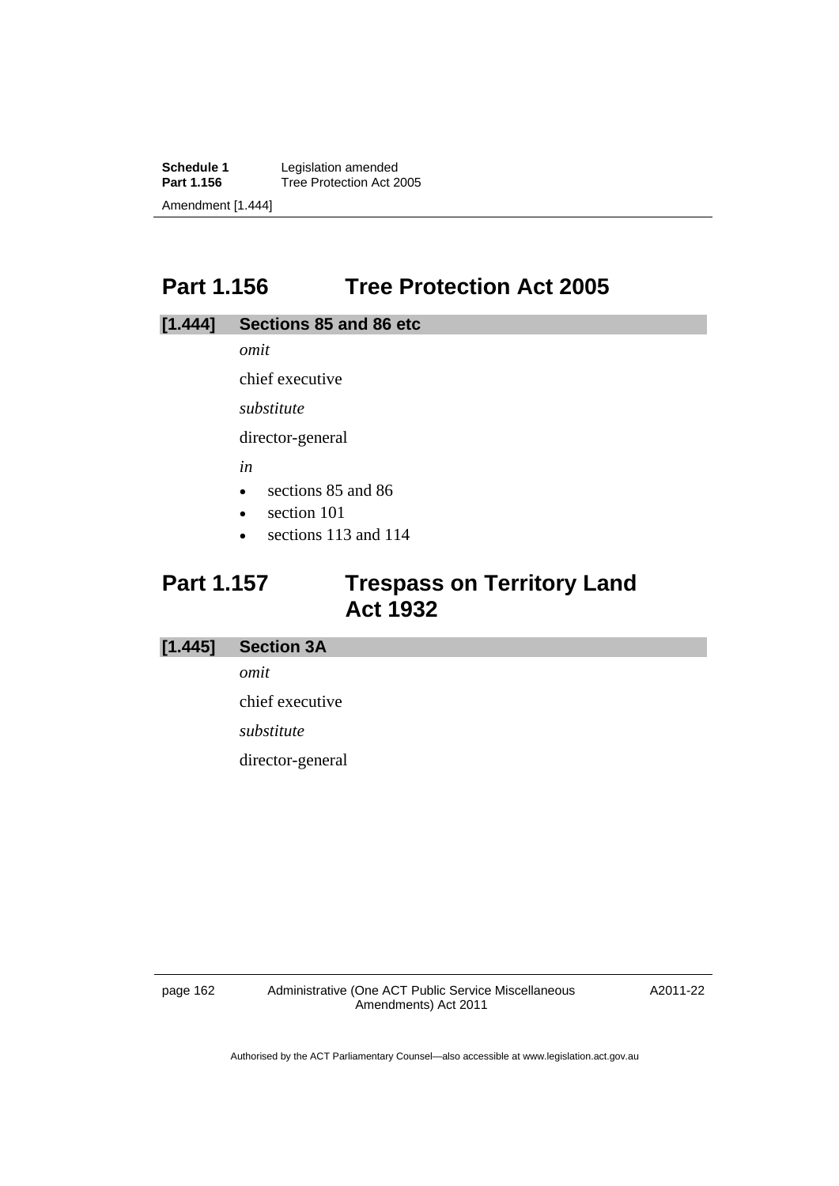## Part 1.156 Tree Protection Act 2005

### [1.444] Sections 85 and 86 etc

*omit*

chief executive

*substitute*

director-general

*in*

- sections 85 and 86
- section 101
- sections 113 and 114

## Part 1.157 Trespass on Territory Land Act 1932

### [1.445] Section 3A

*omit*

chief executive

*substitute*

director-general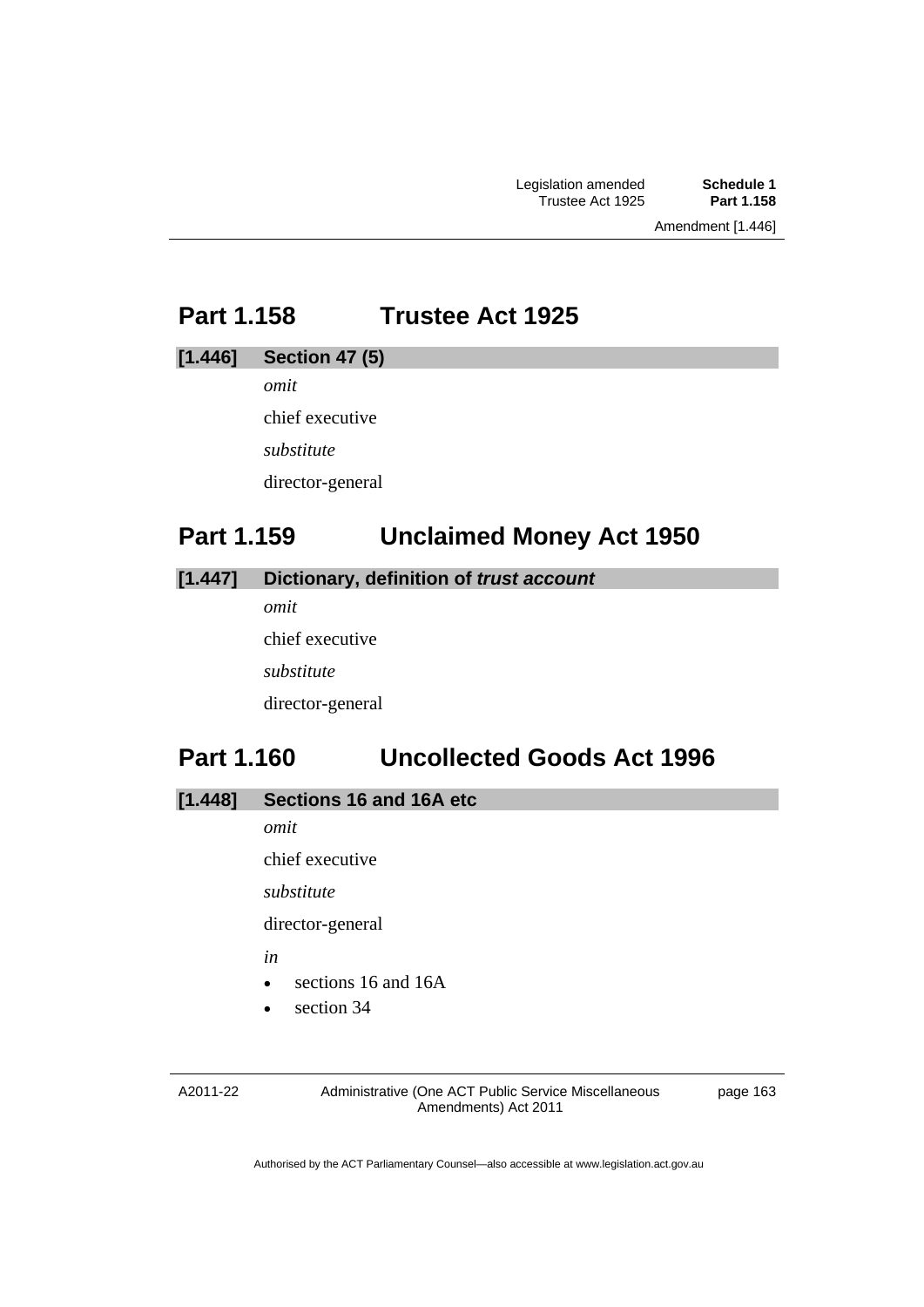## Part 1.158 Trustee Act 1925

### [1.446] Section 47 (5)

*omit*

chief executive

*substitute*

director-general

## Part 1.159 Unclaimed Money Act 1950

### [1.447] Dictionary, definition of ***trust account***

*omit*

chief executive

*substitute*

director-general

## Part 1.160 Uncollected Goods Act 1996

### [1.448] Sections 16 and 16A etc

*omit*

chief executive

*substitute*

director-general

*in*

- sections 16 and 16A
- section 34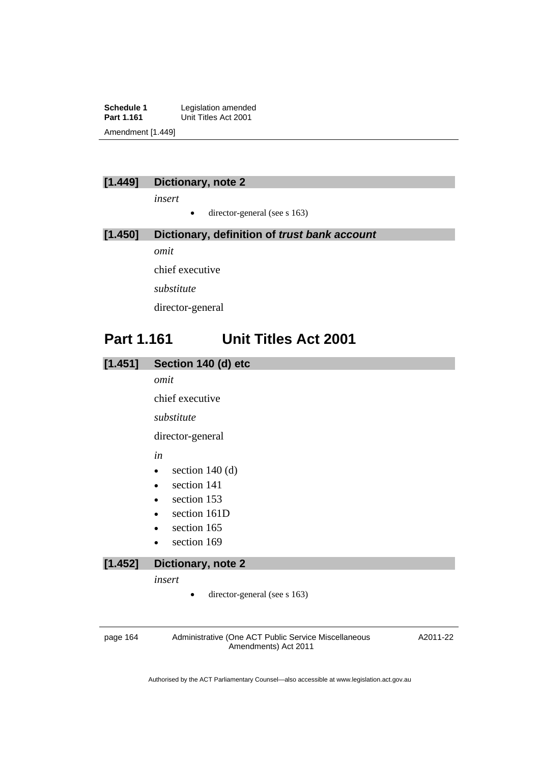### [1.449] Dictionary, note 2

*insert*

- director-general (see s 163)

### [1.450] Dictionary, definition of ***trust bank account***

*omit*

chief executive

*substitute*

director-general

## Part 1.161 Unit Titles Act 2001

### [1.451] Section 140 (d) etc

*omit*

chief executive

*substitute*

director-general

*in*

- section 140 (d)
- section 141
- section 153
- section 161D
- section 165
- section 169

### [1.452] Dictionary, note 2

*insert*

- director-general (see s 163)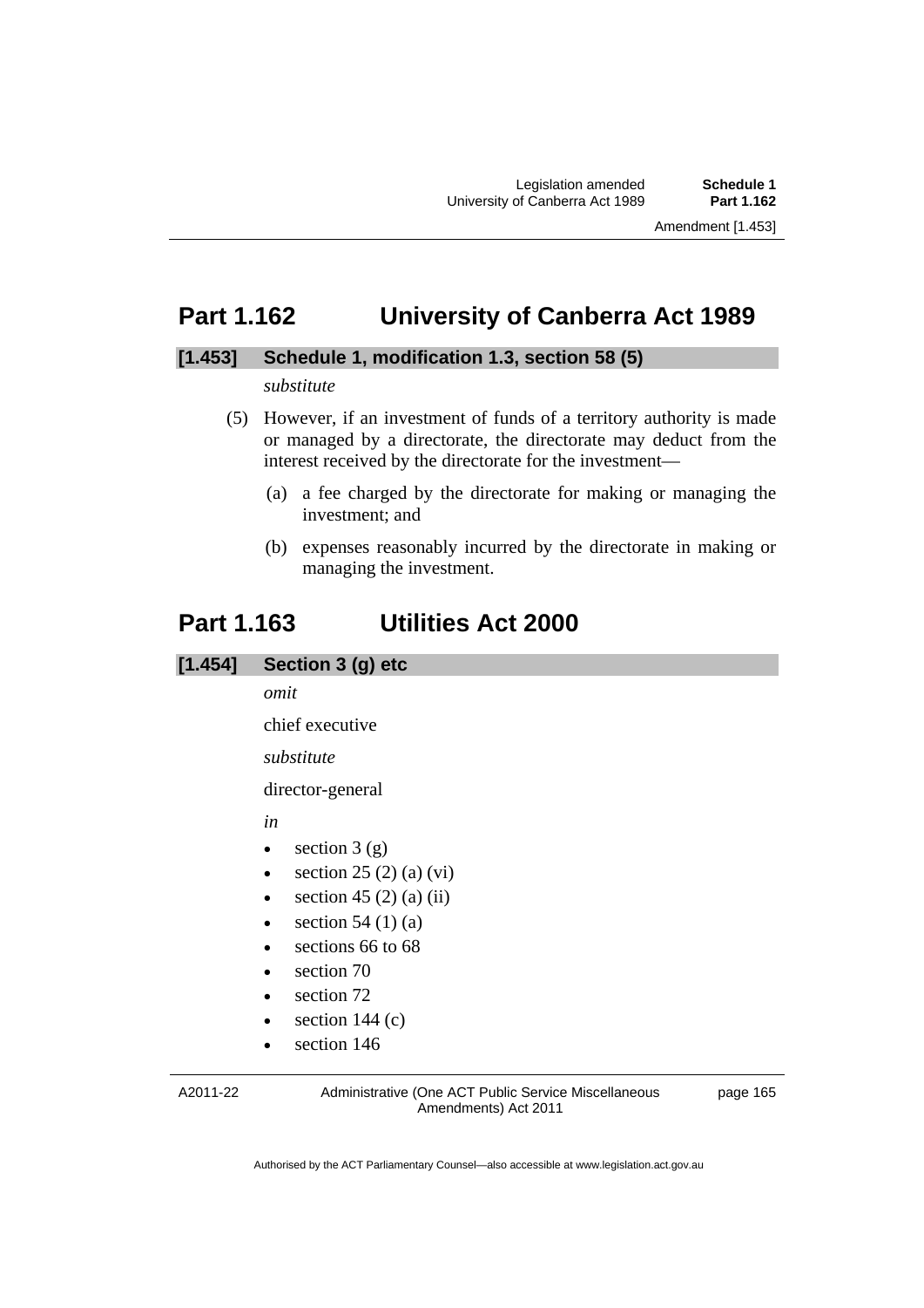# Part 1.162 University of Canberra Act 1989

### [1.453] Schedule 1, modification 1.3, section 58 (5)

*substitute*

(5) However, if an investment of funds of a territory authority is made or managed by a directorate, the directorate may deduct from the interest received by the directorate for the investment—

(a) a fee charged by the directorate for making or managing the investment; and

(b) expenses reasonably incurred by the directorate in making or managing the investment.

# Part 1.163 Utilities Act 2000

### [1.454] Section 3 (g) etc

*omit*

chief executive

*substitute*

director-general

*in*

- section 3 (g)
- section 25 (2) (a) (vi)
- section 45 (2) (a) (ii)
- section 54 (1) (a)
- sections 66 to 68
- section 70
- section 72
- section 144 (c)
- section 146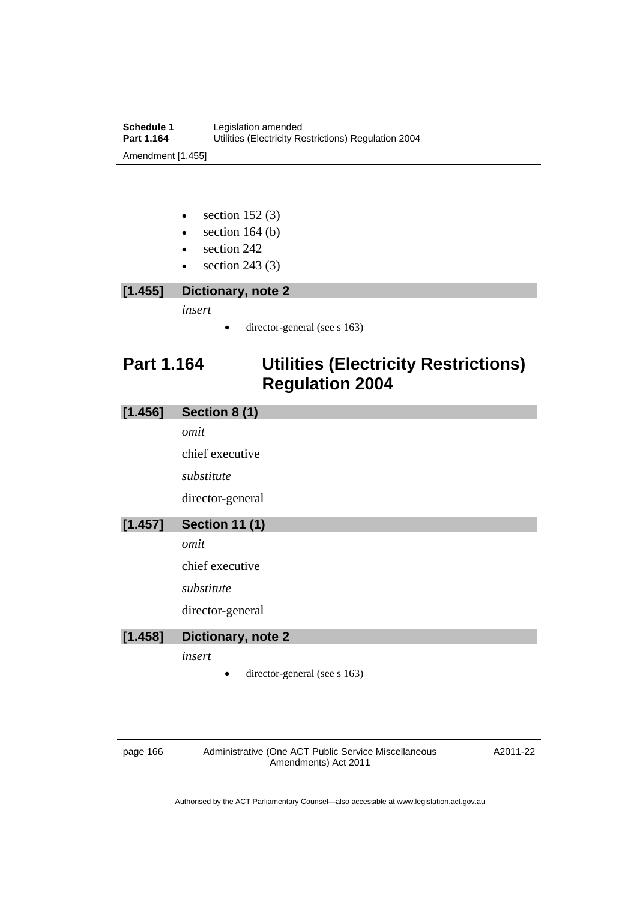- section 152 (3)
- section 164 (b)
- section 242
- section 243 (3)

### [1.455] Dictionary, note 2

*insert*

- director-general (see s 163)

## Part 1.164 Utilities (Electricity Restrictions) Regulation 2004

### [1.456] Section 8 (1)

*omit*

chief executive

*substitute*

director-general

### [1.457] Section 11 (1)

*omit*

chief executive

*substitute*

director-general

### [1.458] Dictionary, note 2

*insert*

- director-general (see s 163)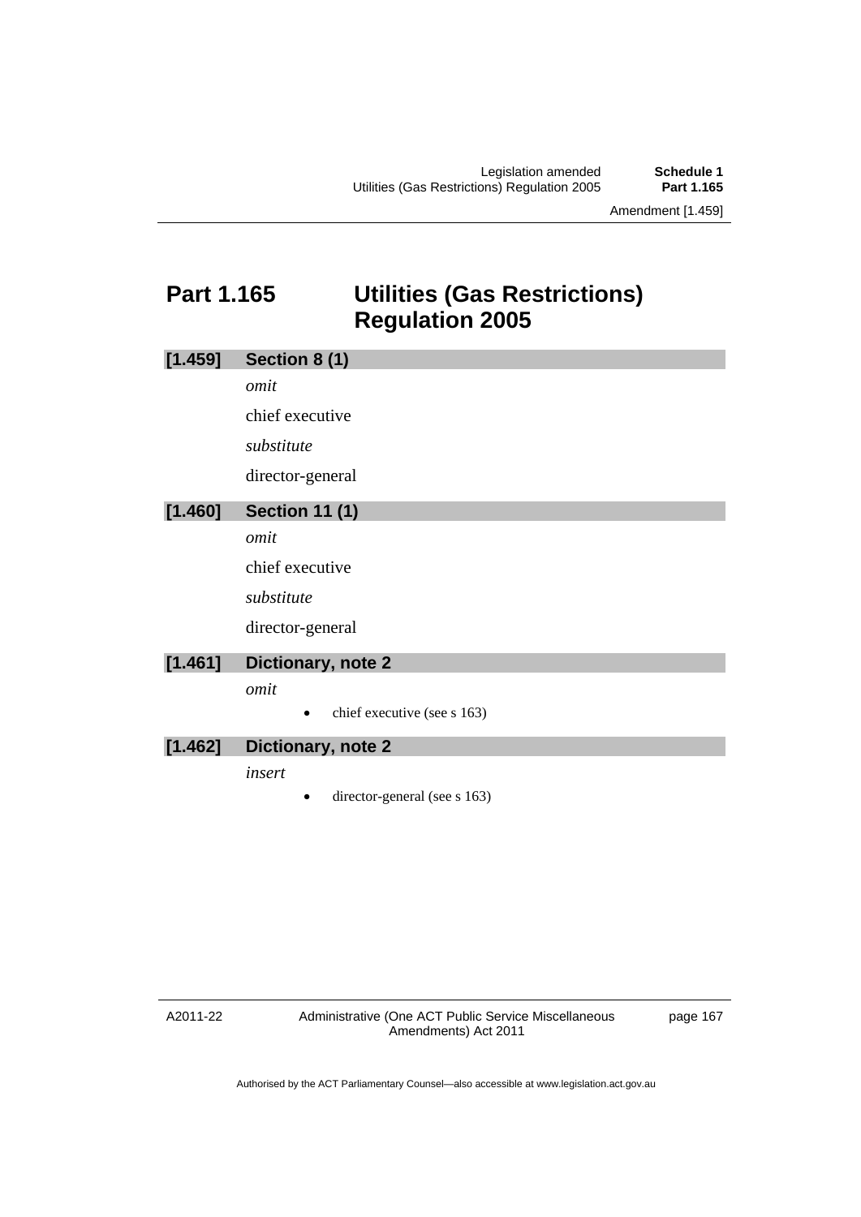## Part 1.165 Utilities (Gas Restrictions) Regulation 2005

### [1.459] Section 8 (1)

*omit*

chief executive

*substitute*

director-general

### [1.460] Section 11 (1)

*omit*

chief executive

*substitute*

director-general

### [1.461] Dictionary, note 2

*omit*

- chief executive (see s 163)

### [1.462] Dictionary, note 2

*insert*

- director-general (see s 163)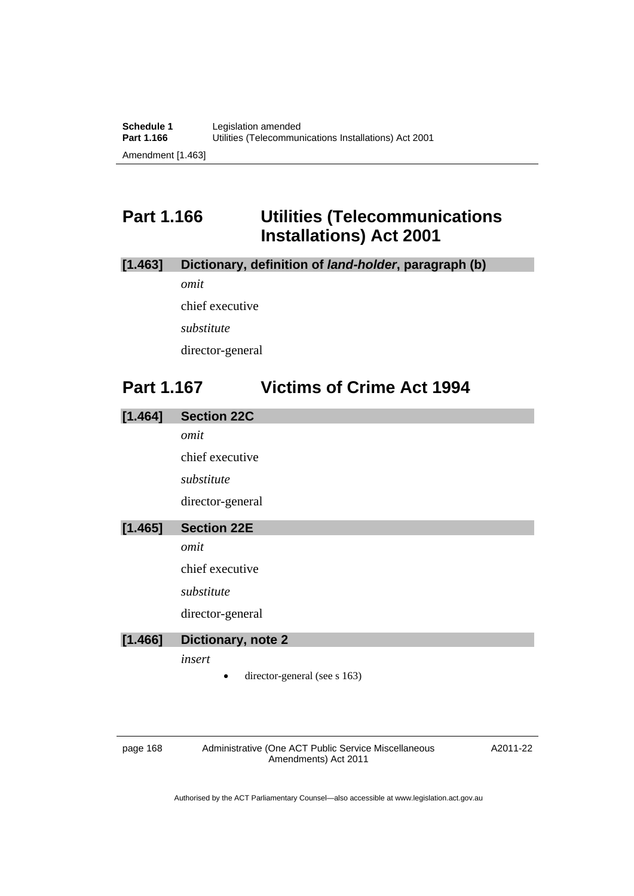# Part 1.166 Utilities (Telecommunications Installations) Act 2001

### [1.463] Dictionary, definition of ***land-holder***, paragraph (b)

*omit*

chief executive

*substitute*

director-general

# Part 1.167 Victims of Crime Act 1994

### [1.464] Section 22C

*omit*

chief executive

*substitute*

director-general

### [1.465] Section 22E

*omit*

chief executive

*substitute*

director-general

### [1.466] Dictionary, note 2

*insert*

- director-general (see s 163)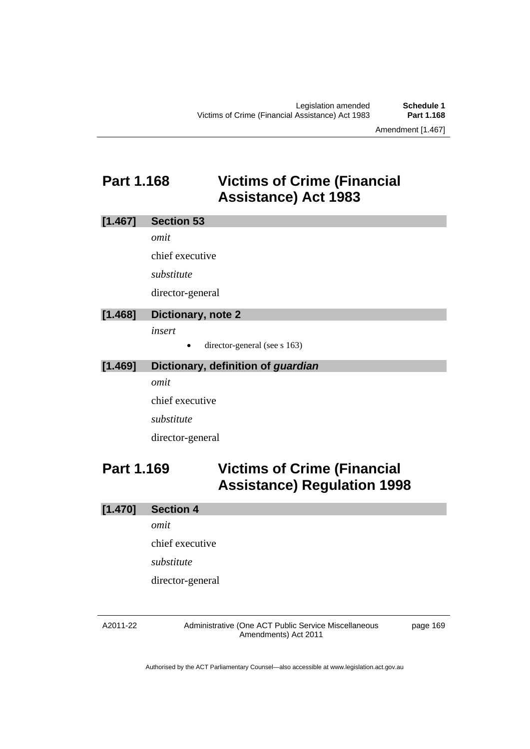## Part 1.168 Victims of Crime (Financial Assistance) Act 1983

### [1.467] Section 53

*omit*

chief executive

*substitute*

director-general

### [1.468] Dictionary, note 2

*insert*

- director-general (see s 163)

### [1.469] Dictionary, definition of ***guardian***

*omit*

chief executive

*substitute*

director-general

## Part 1.169 Victims of Crime (Financial Assistance) Regulation 1998

### [1.470] Section 4

*omit*

chief executive

*substitute*

director-general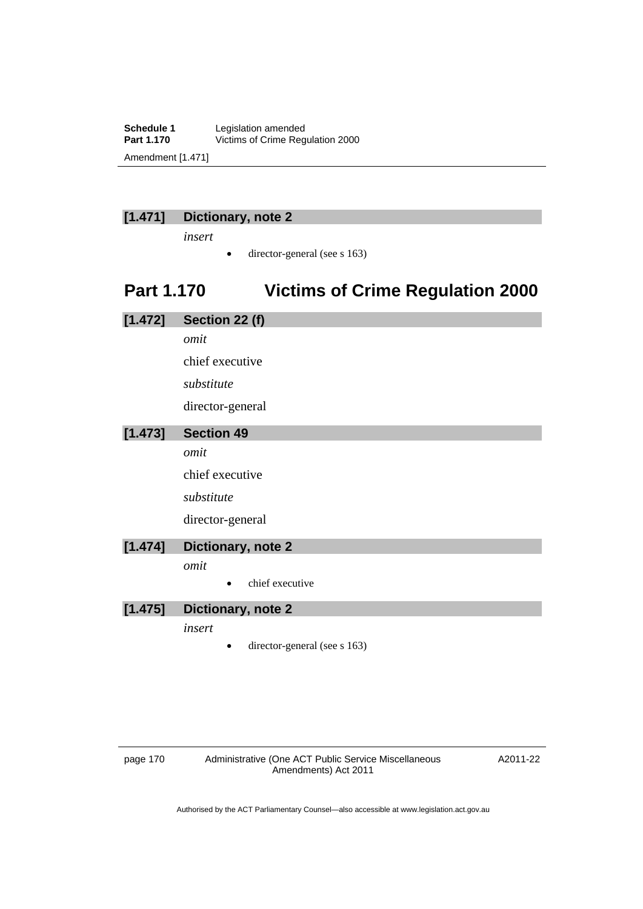**[1.471] Dictionary, note 2**

*insert*

- director-general (see s 163)

## Part 1.170 Victims of Crime Regulation 2000

**[1.472] Section 22 (f)**

*omit*

chief executive

*substitute*

director-general

**[1.473] Section 49**

*omit*

chief executive

*substitute*

director-general

**[1.474] Dictionary, note 2**

*omit*

- chief executive

**[1.475] Dictionary, note 2**

*insert*

- director-general (see s 163)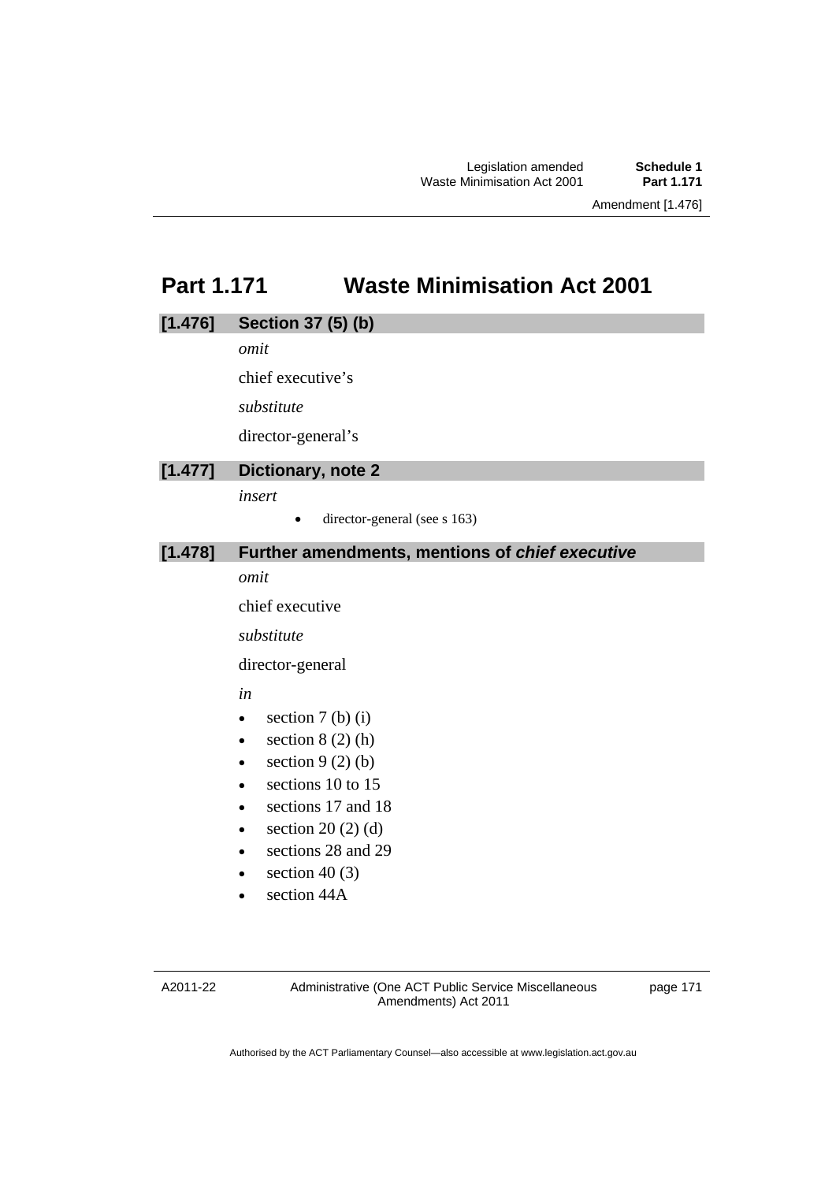## Part 1.171 Waste Minimisation Act 2001

### [1.476] Section 37 (5) (b)

*omit*

chief executive's

*substitute*

director-general's

### [1.477] Dictionary, note 2

*insert*

- director-general (see s 163)

### [1.478] Further amendments, mentions of ***chief executive***

*omit*

chief executive

*substitute*

director-general

*in*

- section 7 (b) (i)
- section 8 (2) (h)
- section 9 (2) (b)
- sections 10 to 15
- sections 17 and 18
- section 20 (2) (d)
- sections 28 and 29
- section 40 (3)
- section 44A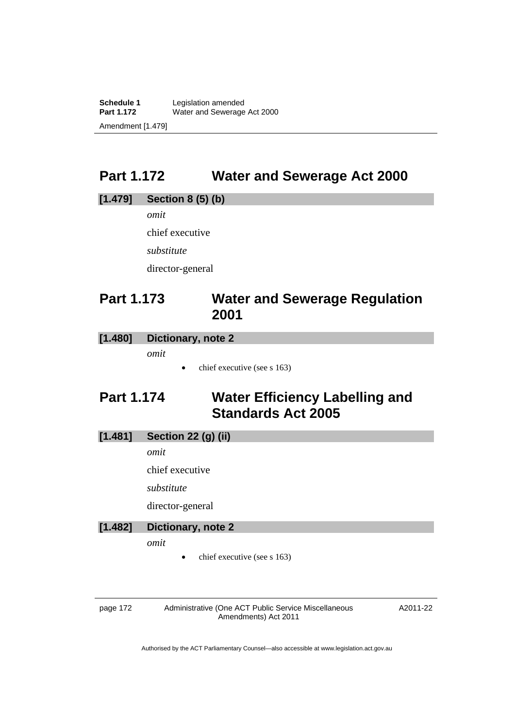## Part 1.172 Water and Sewerage Act 2000

### [1.479] Section 8 (5) (b)

*omit*

chief executive

*substitute*

director-general

## Part 1.173 Water and Sewerage Regulation 2001

### [1.480] Dictionary, note 2

*omit*

- chief executive (see s 163)

## Part 1.174 Water Efficiency Labelling and Standards Act 2005

### [1.481] Section 22 (g) (ii)

*omit*

chief executive

*substitute*

director-general

### [1.482] Dictionary, note 2

*omit*

- chief executive (see s 163)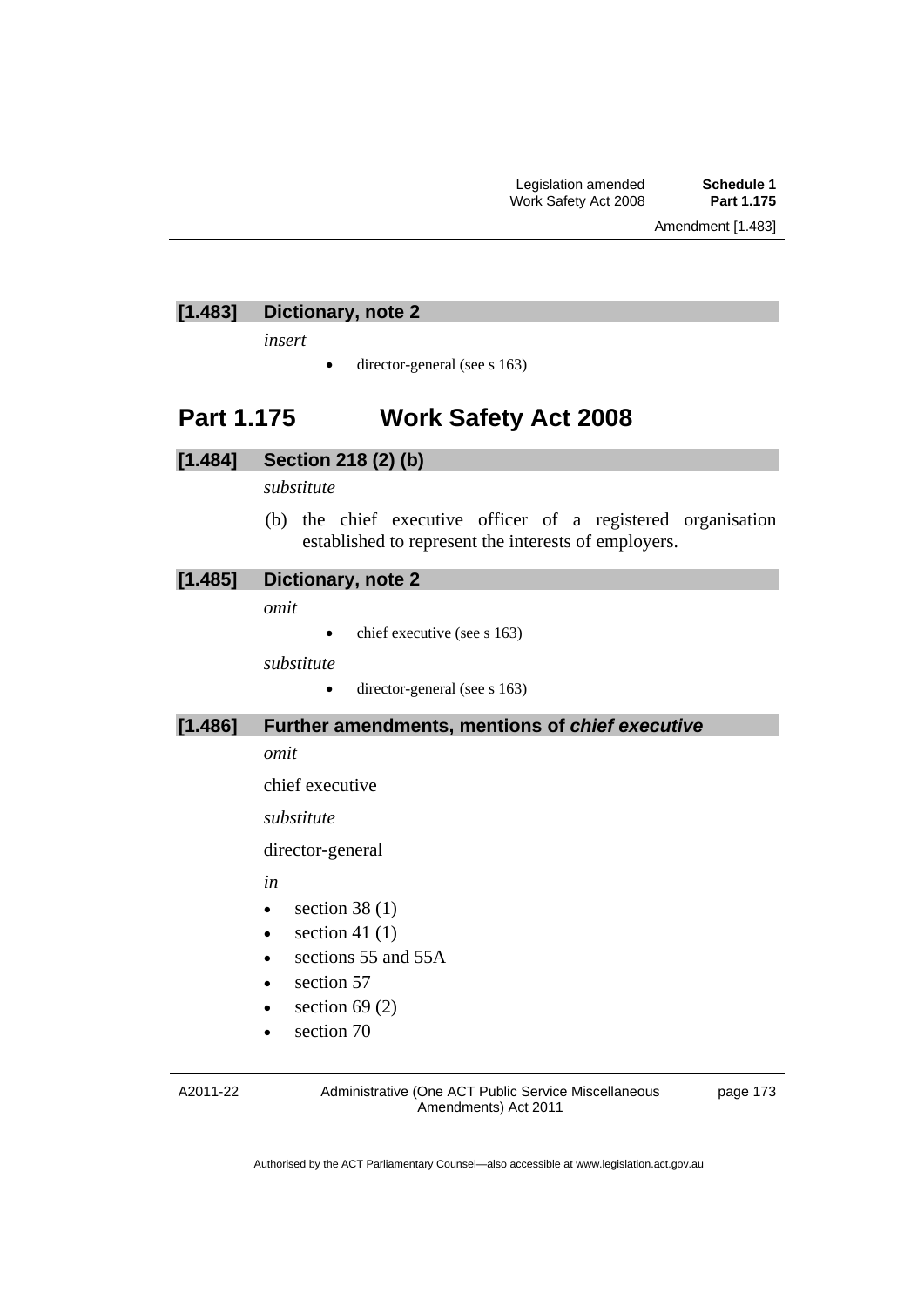**[1.483] Dictionary, note 2**

*insert*

- director-general (see s 163)

## Part 1.175 Work Safety Act 2008

**[1.484] Section 218 (2) (b)**

*substitute*

(b) the chief executive officer of a registered organisation established to represent the interests of employers.

**[1.485] Dictionary, note 2**

*omit*

- chief executive (see s 163)

*substitute*

- director-general (see s 163)

**[1.486] Further amendments, mentions of *chief executive***

*omit*

chief executive

*substitute*

director-general

*in*

- section 38 (1)
- section 41 (1)
- sections 55 and 55A
- section 57
- section 69 (2)
- section 70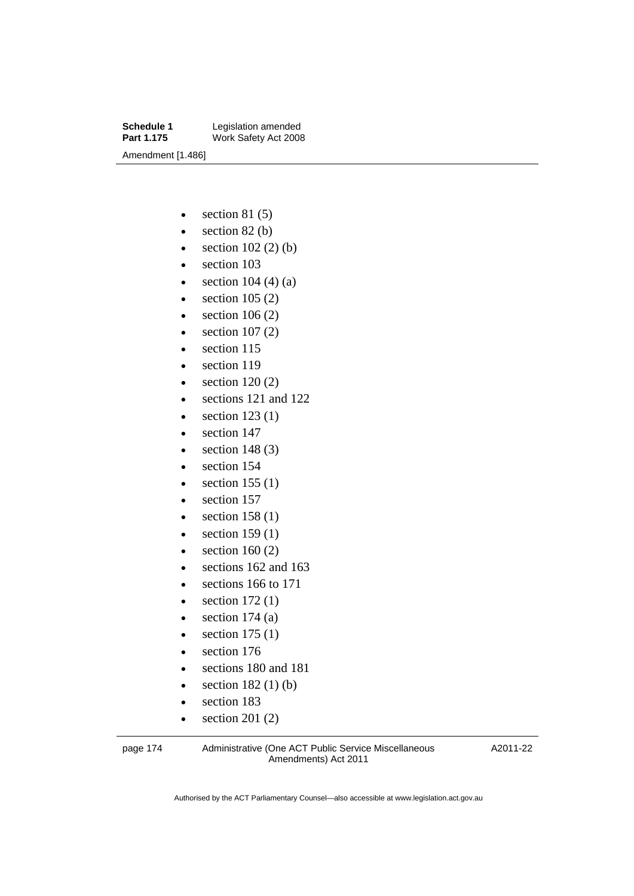- section 81 (5)
- section 82 (b)
- section 102 (2) (b)
- section 103
- section 104 (4) (a)
- section 105 (2)
- section 106 (2)
- section 107 (2)
- section 115
- section 119
- section 120 (2)
- sections 121 and 122
- section 123 (1)
- section 147
- section 148 (3)
- section 154
- section 155 (1)
- section 157
- section 158 (1)
- section 159 (1)
- section 160 (2)
- sections 162 and 163
- sections 166 to 171
- section 172 (1)
- section 174 (a)
- section 175 (1)
- section 176
- sections 180 and 181
- section 182 (1) (b)
- section 183
- section 201 (2)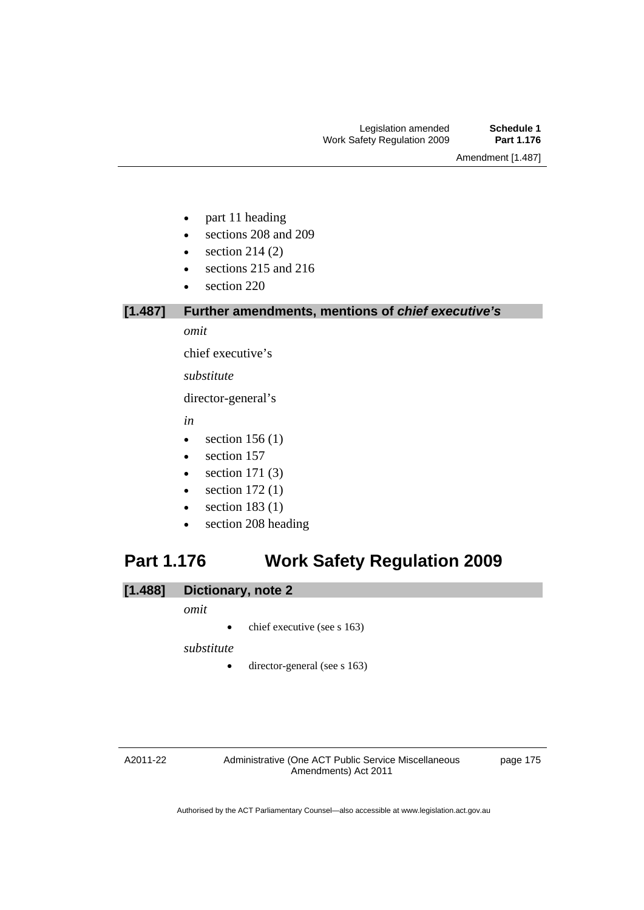- part 11 heading
- sections 208 and 209
- section 214 (2)
- sections 215 and 216
- section 220

### [1.487] Further amendments, mentions of ***chief executive's***

*omit*

chief executive's

*substitute*

director-general's

*in*

- section 156 (1)
- section 157
- section 171 (3)
- section 172 (1)
- section 183 (1)
- section 208 heading

## Part 1.176 Work Safety Regulation 2009

### [1.488] Dictionary, note 2

*omit*

- chief executive (see s 163)

*substitute*

- director-general (see s 163)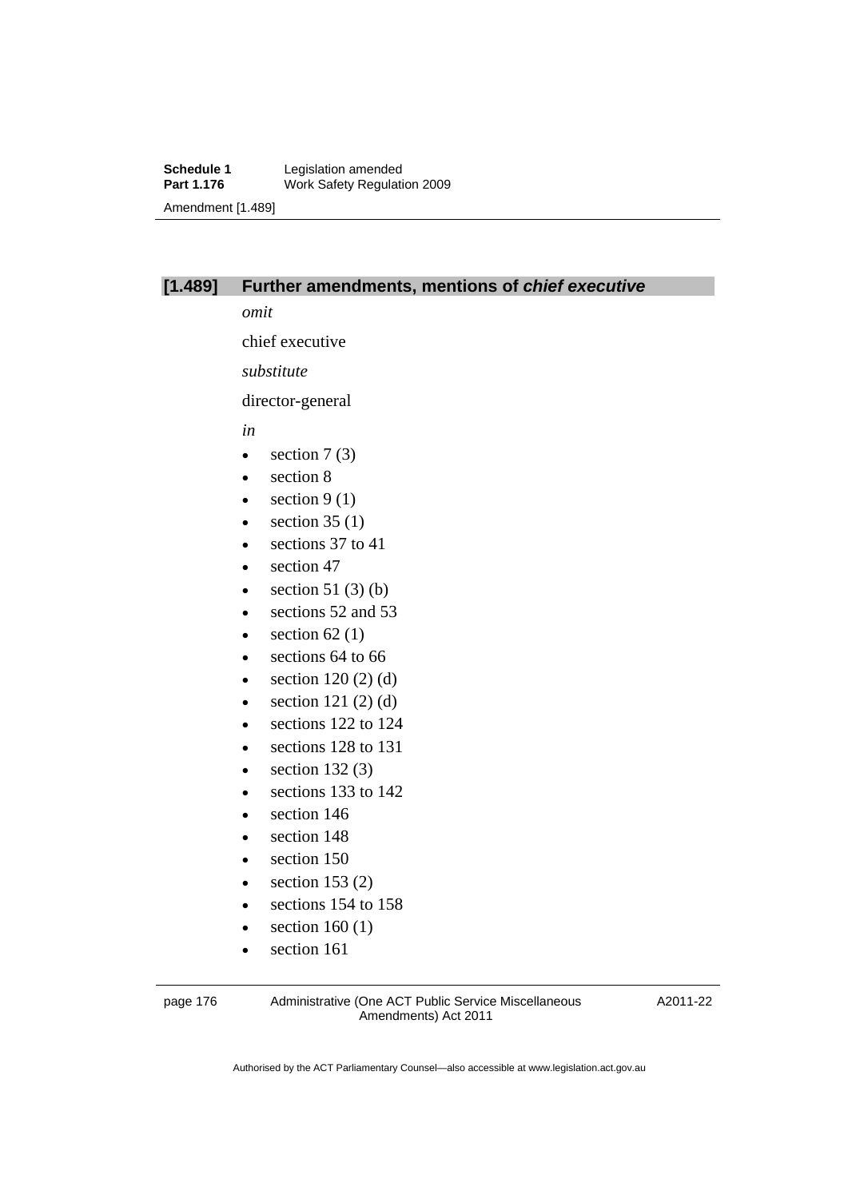## [1.489] Further amendments, mentions of ***chief executive***

*omit*

chief executive

*substitute*

director-general

*in*

- section 7 (3)
- section 8
- section 9 (1)
- section 35 (1)
- sections 37 to 41
- section 47
- section 51 (3) (b)
- sections 52 and 53
- section 62 (1)
- sections 64 to 66
- section 120 (2) (d)
- section 121 (2) (d)
- sections 122 to 124
- sections 128 to 131
- section 132 (3)
- sections 133 to 142
- section 146
- section 148
- section 150
- section 153 (2)
- sections 154 to 158
- section 160 (1)
- section 161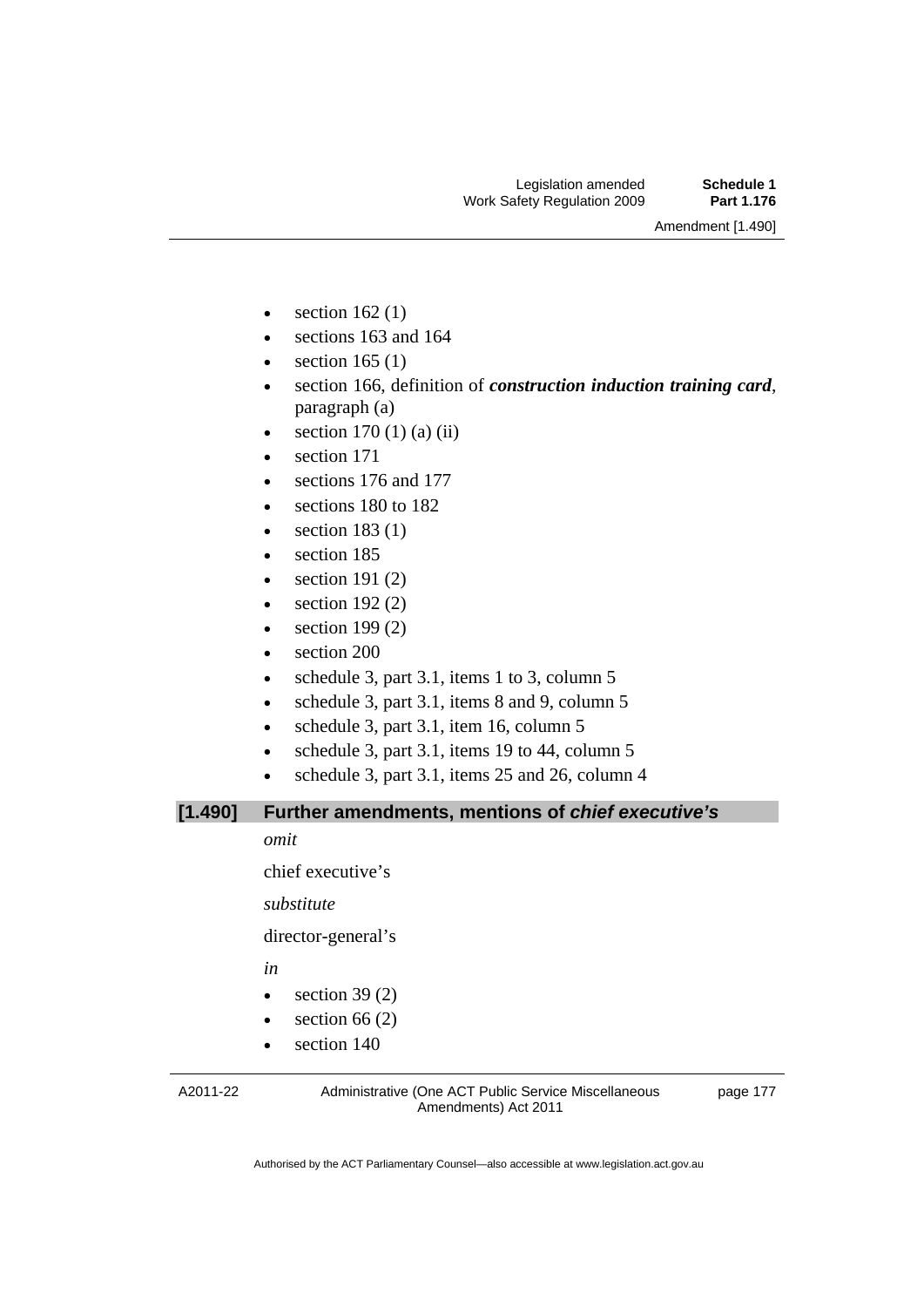- section 162 (1)
- sections 163 and 164
- section 165 (1)
- section 166, definition of ***construction induction training card***, paragraph (a)
- section 170 (1) (a) (ii)
- section 171
- sections 176 and 177
- sections 180 to 182
- section 183 (1)
- section 185
- section 191 (2)
- section 192 (2)
- section 199 (2)
- section 200
- schedule 3, part 3.1, items 1 to 3, column 5
- schedule 3, part 3.1, items 8 and 9, column 5
- schedule 3, part 3.1, item 16, column 5
- schedule 3, part 3.1, items 19 to 44, column 5
- schedule 3, part 3.1, items 25 and 26, column 4

## [1.490] Further amendments, mentions of *chief executive's*

*omit*

chief executive's

*substitute*

director-general's

*in*

- section 39 (2)
- section 66 (2)
- section 140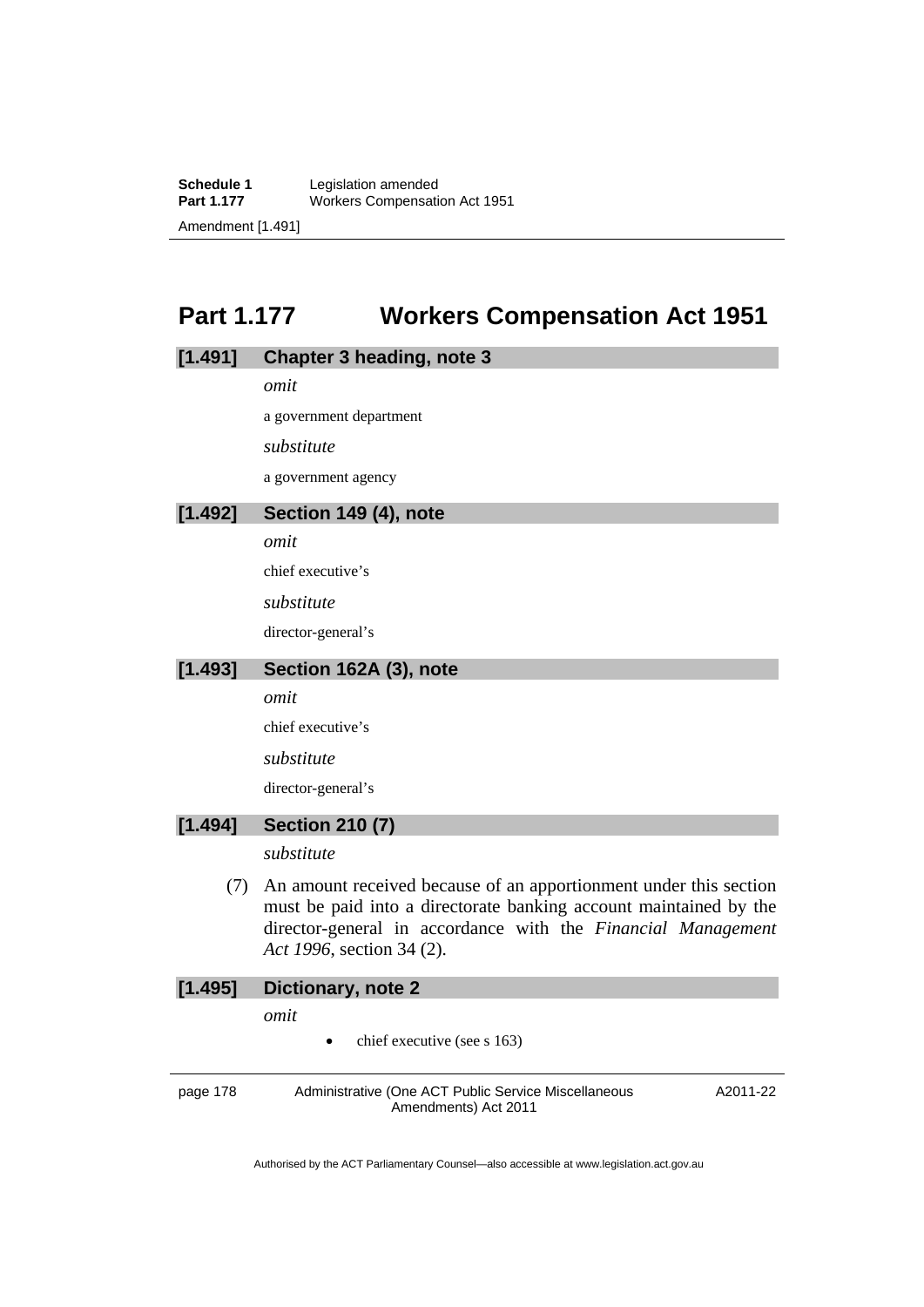## Part 1.177 Workers Compensation Act 1951

### [1.491] Chapter 3 heading, note 3

*omit*

a government department

*substitute*

a government agency

### [1.492] Section 149 (4), note

*omit*

chief executive's

*substitute*

director-general's

### [1.493] Section 162A (3), note

*omit*

chief executive's

*substitute*

director-general's

### [1.494] Section 210 (7)

*substitute*

(7) An amount received because of an apportionment under this section must be paid into a directorate banking account maintained by the director-general in accordance with the *Financial Management Act 1996*, section 34 (2).

### [1.495] Dictionary, note 2

*omit*

- chief executive (see s 163)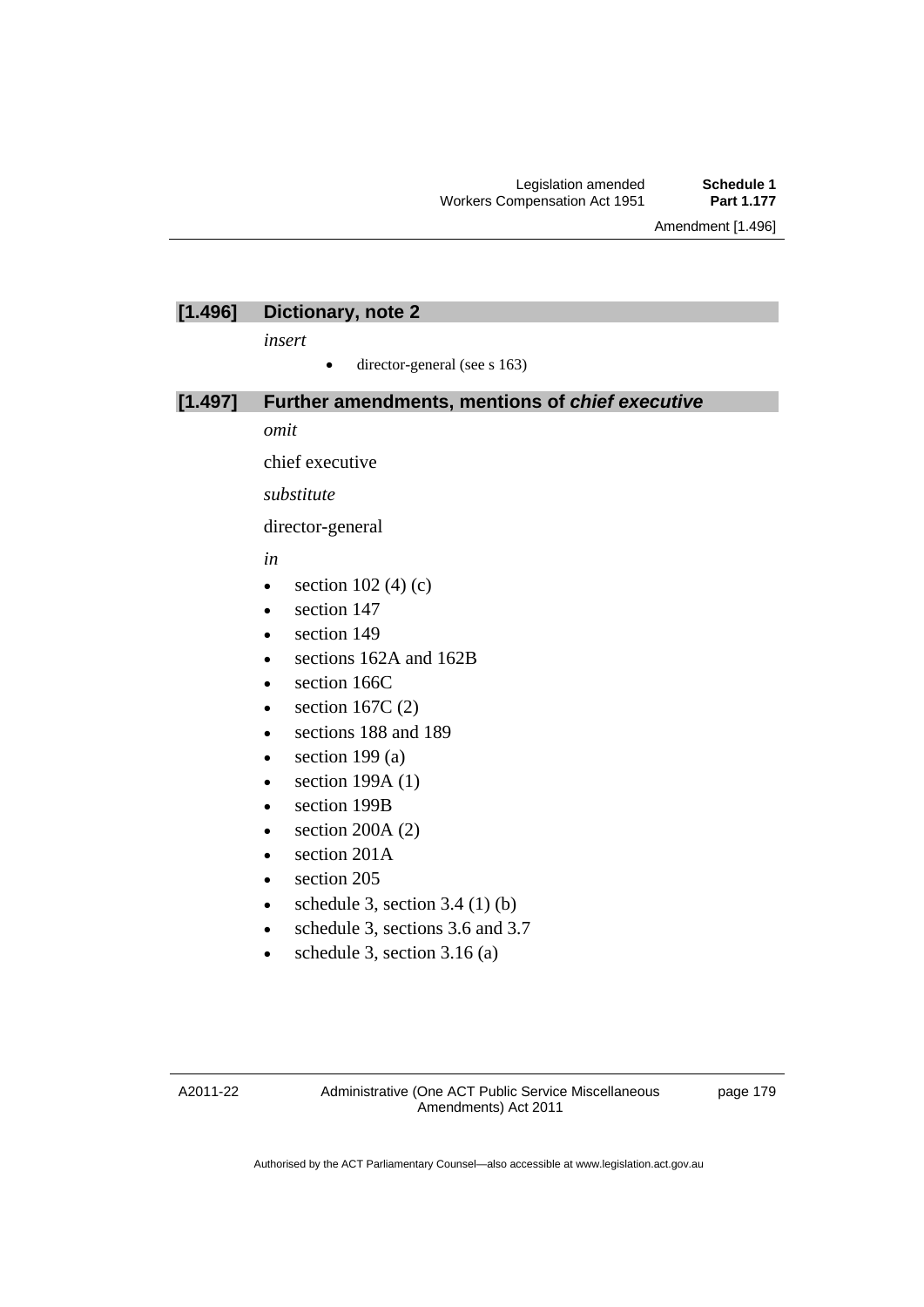## [1.496] Dictionary, note 2

*insert*

- director-general (see s 163)

## [1.497] Further amendments, mentions of ***chief executive***

*omit*

chief executive

*substitute*

director-general

*in*

- section 102 (4) (c)
- section 147
- section 149
- sections 162A and 162B
- section 166C
- section 167C (2)
- sections 188 and 189
- section 199 (a)
- section 199A (1)
- section 199B
- section 200A (2)
- section 201A
- section 205
- schedule 3, section 3.4 (1) (b)
- schedule 3, sections 3.6 and 3.7
- schedule 3, section 3.16 (a)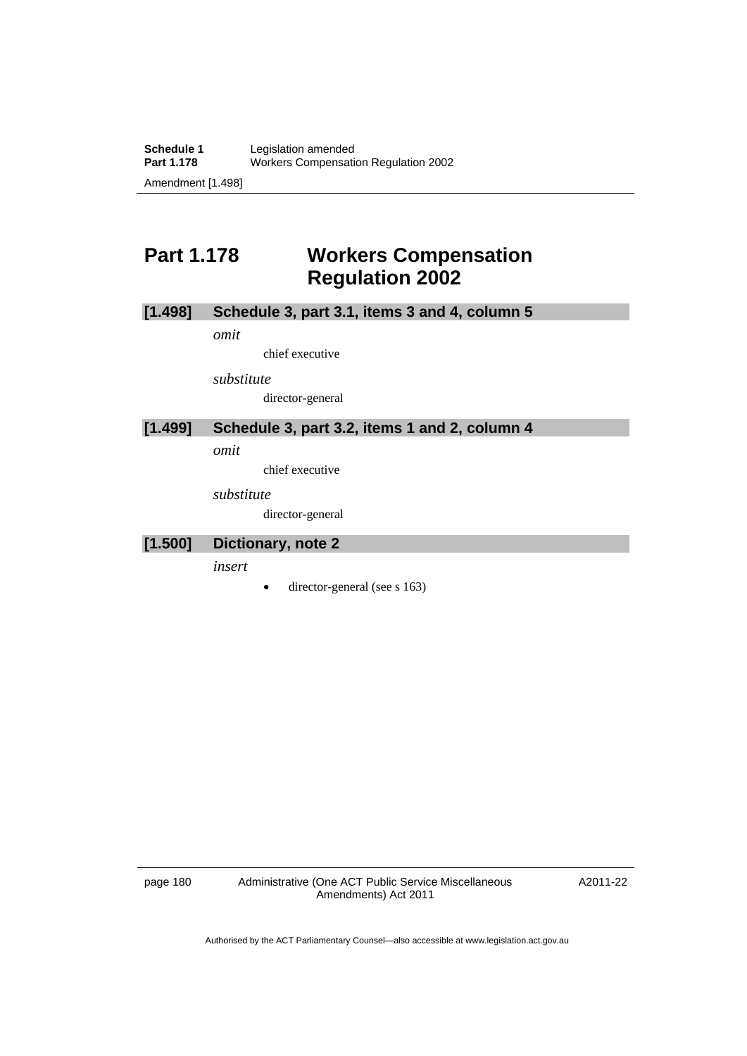# Part 1.178 Workers Compensation Regulation 2002

## [1.498] Schedule 3, part 3.1, items 3 and 4, column 5

*omit*

chief executive

*substitute*

director-general

## [1.499] Schedule 3, part 3.2, items 1 and 2, column 4

*omit*

chief executive

*substitute*

director-general

## [1.500] Dictionary, note 2

*insert*

- director-general (see s 163)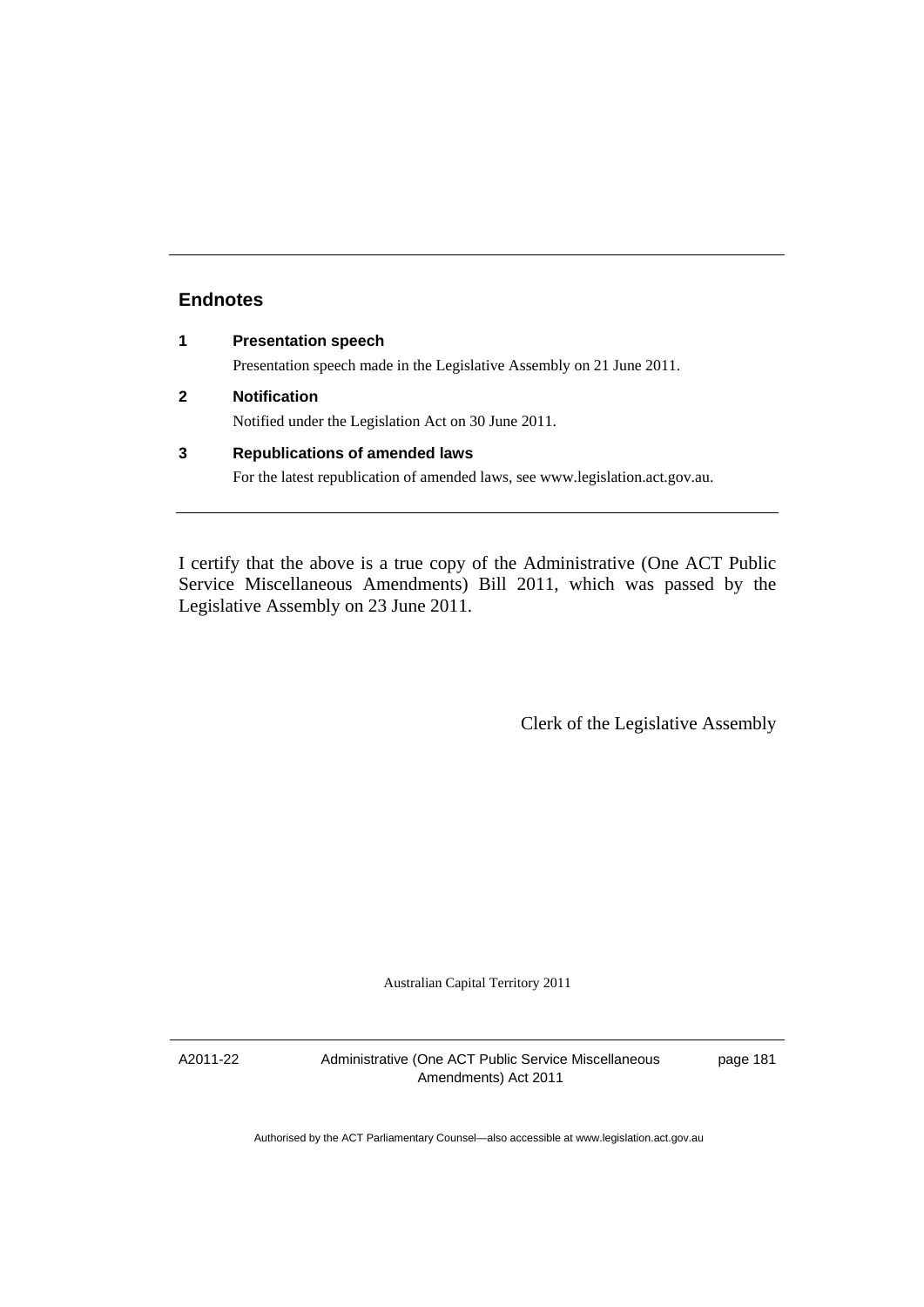## Endnotes

**1 Presentation speech**

Presentation speech made in the Legislative Assembly on 21 June 2011.

**2 Notification**

Notified under the Legislation Act on 30 June 2011.

**3 Republications of amended laws**

For the latest republication of amended laws, see www.legislation.act.gov.au.

I certify that the above is a true copy of the Administrative (One ACT Public Service Miscellaneous Amendments) Bill 2011, which was passed by the Legislative Assembly on 23 June 2011.

Clerk of the Legislative Assembly

Australian Capital Territory 2011